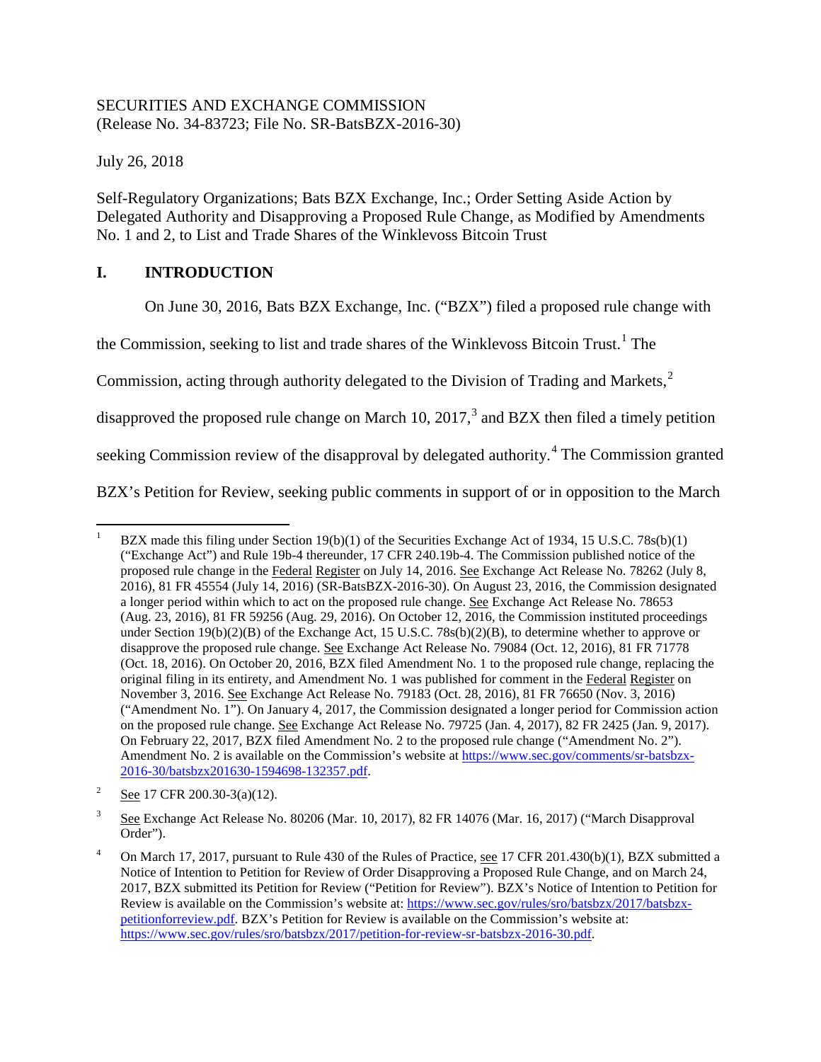SECURITIES AND EXCHANGE COMMISSION
(Release No. 34-83723; File No. SR-BatsBZX-2016-30)

July 26, 2018

Self-Regulatory Organizations; Bats BZX Exchange, Inc.; Order Setting Aside Action by Delegated Authority and Disapproving a Proposed Rule Change, as Modified by Amendments No. 1 and 2, to List and Trade Shares of the Winklevoss Bitcoin Trust

## I. INTRODUCTION

On June 30, 2016, Bats BZX Exchange, Inc. ("BZX") filed a proposed rule change with the Commission, seeking to list and trade shares of the Winklevoss Bitcoin Trust.[1] The Commission, acting through authority delegated to the Division of Trading and Markets,[2] disapproved the proposed rule change on March 10, 2017,[3] and BZX then filed a timely petition seeking Commission review of the disapproval by delegated authority.[4] The Commission granted BZX's Petition for Review, seeking public comments in support of or in opposition to the March

---

[1] BZX made this filing under Section 19(b)(1) of the Securities Exchange Act of 1934, 15 U.S.C. 78s(b)(1) ("Exchange Act") and Rule 19b-4 thereunder, 17 CFR 240.19b-4. The Commission published notice of the proposed rule change in the Federal Register on July 14, 2016. See Exchange Act Release No. 78262 (July 8, 2016), 81 FR 45554 (July 14, 2016) (SR-BatsBZX-2016-30). On August 23, 2016, the Commission designated a longer period within which to act on the proposed rule change. See Exchange Act Release No. 78653 (Aug. 23, 2016), 81 FR 59256 (Aug. 29, 2016). On October 12, 2016, the Commission instituted proceedings under Section 19(b)(2)(B) of the Exchange Act, 15 U.S.C. 78s(b)(2)(B), to determine whether to approve or disapprove the proposed rule change. See Exchange Act Release No. 79084 (Oct. 12, 2016), 81 FR 71778 (Oct. 18, 2016). On October 20, 2016, BZX filed Amendment No. 1 to the proposed rule change, replacing the original filing in its entirety, and Amendment No. 1 was published for comment in the Federal Register on November 3, 2016. See Exchange Act Release No. 79183 (Oct. 28, 2016), 81 FR 76650 (Nov. 3, 2016) ("Amendment No. 1"). On January 4, 2017, the Commission designated a longer period for Commission action on the proposed rule change. See Exchange Act Release No. 79725 (Jan. 4, 2017), 82 FR 2425 (Jan. 9, 2017). On February 22, 2017, BZX filed Amendment No. 2 to the proposed rule change ("Amendment No. 2"). Amendment No. 2 is available on the Commission's website at https://www.sec.gov/comments/sr-batsbzx-2016-30/batsbzx201630-1594698-132357.pdf.

[2] See 17 CFR 200.30-3(a)(12).

[3] See Exchange Act Release No. 80206 (Mar. 10, 2017), 82 FR 14076 (Mar. 16, 2017) ("March Disapproval Order").

[4] On March 17, 2017, pursuant to Rule 430 of the Rules of Practice, see 17 CFR 201.430(b)(1), BZX submitted a Notice of Intention to Petition for Review of Order Disapproving a Proposed Rule Change, and on March 24, 2017, BZX submitted its Petition for Review ("Petition for Review"). BZX's Notice of Intention to Petition for Review is available on the Commission's website at: https://www.sec.gov/rules/sro/batsbzx/2017/batsbzx-petitionforreview.pdf. BZX's Petition for Review is available on the Commission's website at: https://www.sec.gov/rules/sro/batsbzx/2017/petition-for-review-sr-batsbzx-2016-30.pdf.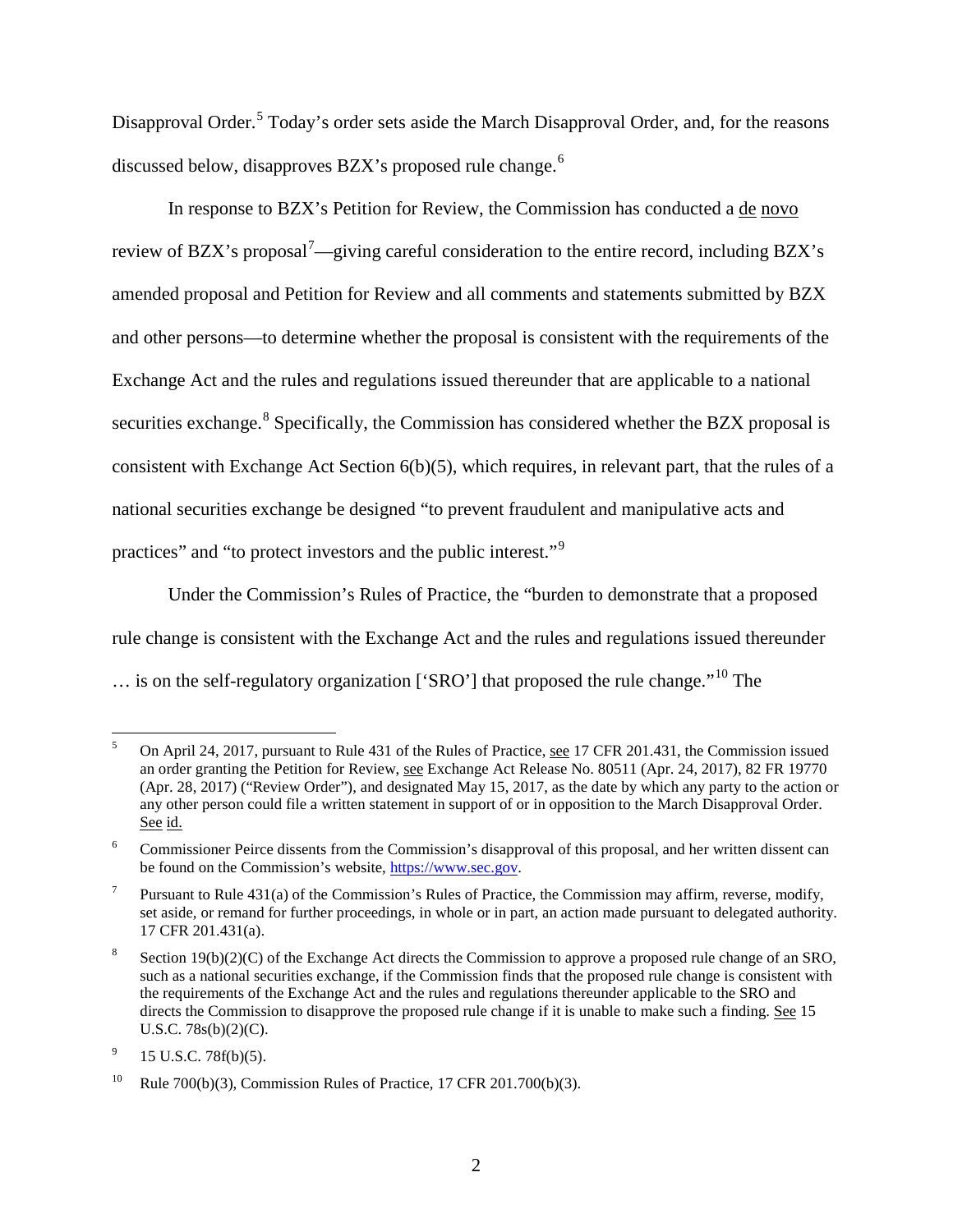Disapproval Order.[5] Today's order sets aside the March Disapproval Order, and, for the reasons discussed below, disapproves BZX's proposed rule change.[6]

In response to BZX's Petition for Review, the Commission has conducted a de novo review of BZX's proposal[7]—giving careful consideration to the entire record, including BZX's amended proposal and Petition for Review and all comments and statements submitted by BZX and other persons—to determine whether the proposal is consistent with the requirements of the Exchange Act and the rules and regulations issued thereunder that are applicable to a national securities exchange.[8] Specifically, the Commission has considered whether the BZX proposal is consistent with Exchange Act Section 6(b)(5), which requires, in relevant part, that the rules of a national securities exchange be designed "to prevent fraudulent and manipulative acts and practices" and "to protect investors and the public interest."[9]

Under the Commission's Rules of Practice, the "burden to demonstrate that a proposed rule change is consistent with the Exchange Act and the rules and regulations issued thereunder … is on the self-regulatory organization ['SRO'] that proposed the rule change."[10] The

---

[5] On April 24, 2017, pursuant to Rule 431 of the Rules of Practice, see 17 CFR 201.431, the Commission issued an order granting the Petition for Review, see Exchange Act Release No. 80511 (Apr. 24, 2017), 82 FR 19770 (Apr. 28, 2017) ("Review Order"), and designated May 15, 2017, as the date by which any party to the action or any other person could file a written statement in support of or in opposition to the March Disapproval Order. See id.

[6] Commissioner Peirce dissents from the Commission's disapproval of this proposal, and her written dissent can be found on the Commission's website, https://www.sec.gov.

[7] Pursuant to Rule 431(a) of the Commission's Rules of Practice, the Commission may affirm, reverse, modify, set aside, or remand for further proceedings, in whole or in part, an action made pursuant to delegated authority. 17 CFR 201.431(a).

[8] Section 19(b)(2)(C) of the Exchange Act directs the Commission to approve a proposed rule change of an SRO, such as a national securities exchange, if the Commission finds that the proposed rule change is consistent with the requirements of the Exchange Act and the rules and regulations thereunder applicable to the SRO and directs the Commission to disapprove the proposed rule change if it is unable to make such a finding. See 15 U.S.C. 78s(b)(2)(C).

[9] 15 U.S.C. 78f(b)(5).

[10] Rule 700(b)(3), Commission Rules of Practice, 17 CFR 201.700(b)(3).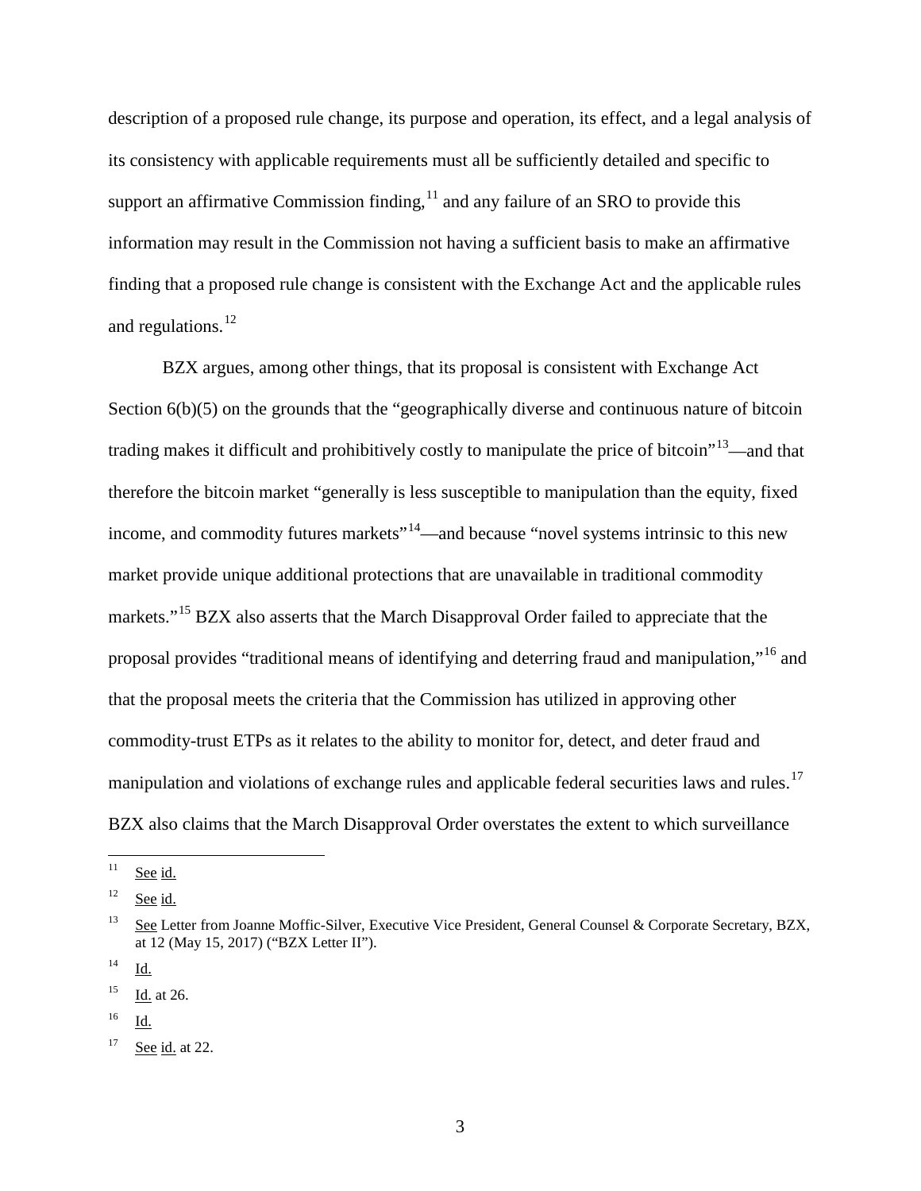description of a proposed rule change, its purpose and operation, its effect, and a legal analysis of its consistency with applicable requirements must all be sufficiently detailed and specific to support an affirmative Commission finding,[11] and any failure of an SRO to provide this information may result in the Commission not having a sufficient basis to make an affirmative finding that a proposed rule change is consistent with the Exchange Act and the applicable rules and regulations.[12]

BZX argues, among other things, that its proposal is consistent with Exchange Act Section 6(b)(5) on the grounds that the "geographically diverse and continuous nature of bitcoin trading makes it difficult and prohibitively costly to manipulate the price of bitcoin"[13]—and that therefore the bitcoin market "generally is less susceptible to manipulation than the equity, fixed income, and commodity futures markets"[14]—and because "novel systems intrinsic to this new market provide unique additional protections that are unavailable in traditional commodity markets."[15] BZX also asserts that the March Disapproval Order failed to appreciate that the proposal provides "traditional means of identifying and deterring fraud and manipulation,"[16] and that the proposal meets the criteria that the Commission has utilized in approving other commodity-trust ETPs as it relates to the ability to monitor for, detect, and deter fraud and manipulation and violations of exchange rules and applicable federal securities laws and rules.[17] BZX also claims that the March Disapproval Order overstates the extent to which surveillance

---

[11] See id.

[12] See id.

[13] See Letter from Joanne Moffic-Silver, Executive Vice President, General Counsel & Corporate Secretary, BZX, at 12 (May 15, 2017) ("BZX Letter II").

[14] Id.

[15] Id. at 26.

[16] Id.

[17] See id. at 22.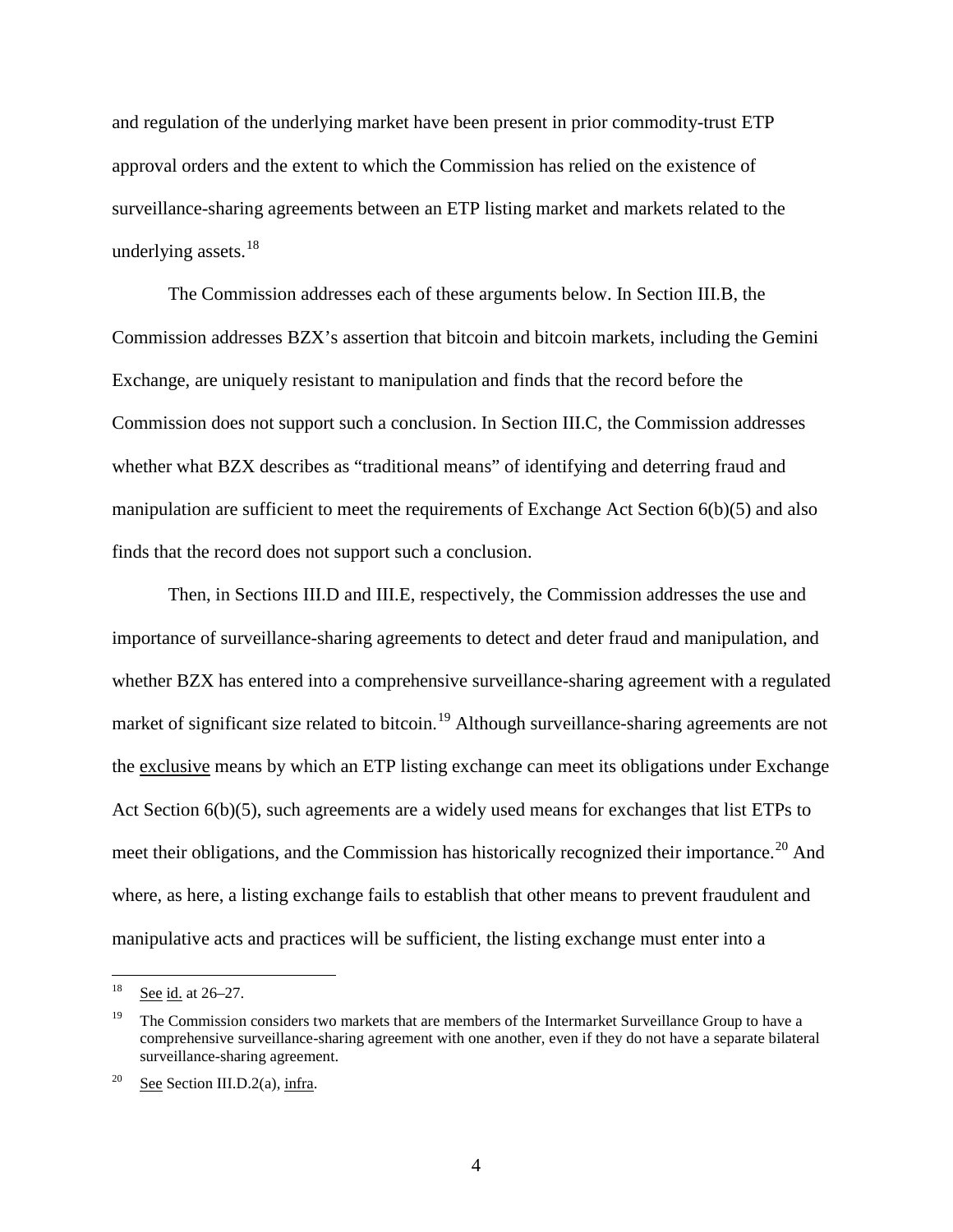and regulation of the underlying market have been present in prior commodity-trust ETP approval orders and the extent to which the Commission has relied on the existence of surveillance-sharing agreements between an ETP listing market and markets related to the underlying assets.[18]

The Commission addresses each of these arguments below. In Section III.B, the Commission addresses BZX's assertion that bitcoin and bitcoin markets, including the Gemini Exchange, are uniquely resistant to manipulation and finds that the record before the Commission does not support such a conclusion. In Section III.C, the Commission addresses whether what BZX describes as "traditional means" of identifying and deterring fraud and manipulation are sufficient to meet the requirements of Exchange Act Section 6(b)(5) and also finds that the record does not support such a conclusion.

Then, in Sections III.D and III.E, respectively, the Commission addresses the use and importance of surveillance-sharing agreements to detect and deter fraud and manipulation, and whether BZX has entered into a comprehensive surveillance-sharing agreement with a regulated market of significant size related to bitcoin.[19] Although surveillance-sharing agreements are not the exclusive means by which an ETP listing exchange can meet its obligations under Exchange Act Section 6(b)(5), such agreements are a widely used means for exchanges that list ETPs to meet their obligations, and the Commission has historically recognized their importance.[20] And where, as here, a listing exchange fails to establish that other means to prevent fraudulent and manipulative acts and practices will be sufficient, the listing exchange must enter into a

---

[18] See id. at 26–27.

[19] The Commission considers two markets that are members of the Intermarket Surveillance Group to have a comprehensive surveillance-sharing agreement with one another, even if they do not have a separate bilateral surveillance-sharing agreement.

[20] See Section III.D.2(a), infra.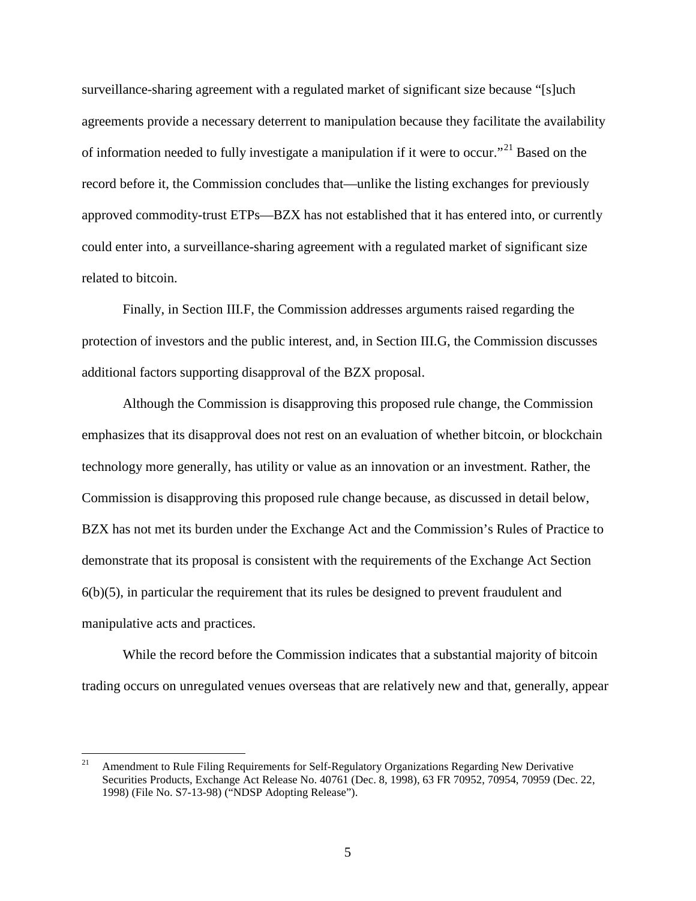surveillance-sharing agreement with a regulated market of significant size because "[s]uch agreements provide a necessary deterrent to manipulation because they facilitate the availability of information needed to fully investigate a manipulation if it were to occur."[21] Based on the record before it, the Commission concludes that—unlike the listing exchanges for previously approved commodity-trust ETPs—BZX has not established that it has entered into, or currently could enter into, a surveillance-sharing agreement with a regulated market of significant size related to bitcoin.

Finally, in Section III.F, the Commission addresses arguments raised regarding the protection of investors and the public interest, and, in Section III.G, the Commission discusses additional factors supporting disapproval of the BZX proposal.

Although the Commission is disapproving this proposed rule change, the Commission emphasizes that its disapproval does not rest on an evaluation of whether bitcoin, or blockchain technology more generally, has utility or value as an innovation or an investment. Rather, the Commission is disapproving this proposed rule change because, as discussed in detail below, BZX has not met its burden under the Exchange Act and the Commission's Rules of Practice to demonstrate that its proposal is consistent with the requirements of the Exchange Act Section 6(b)(5), in particular the requirement that its rules be designed to prevent fraudulent and manipulative acts and practices.

While the record before the Commission indicates that a substantial majority of bitcoin trading occurs on unregulated venues overseas that are relatively new and that, generally, appear

---

[21] Amendment to Rule Filing Requirements for Self-Regulatory Organizations Regarding New Derivative Securities Products, Exchange Act Release No. 40761 (Dec. 8, 1998), 63 FR 70952, 70954, 70959 (Dec. 22, 1998) (File No. S7-13-98) ("NDSP Adopting Release").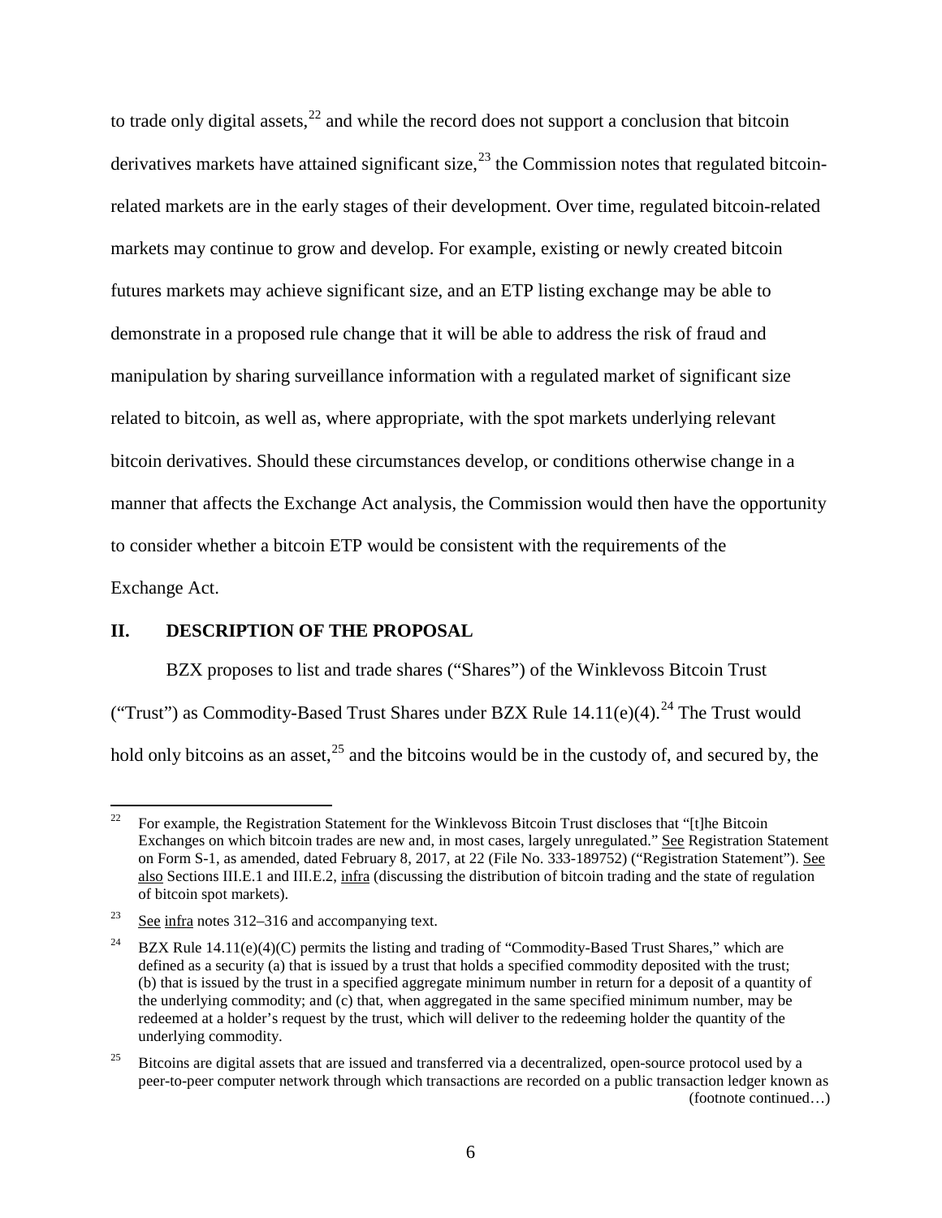to trade only digital assets,[22] and while the record does not support a conclusion that bitcoin derivatives markets have attained significant size,[23] the Commission notes that regulated bitcoin-related markets are in the early stages of their development. Over time, regulated bitcoin-related markets may continue to grow and develop. For example, existing or newly created bitcoin futures markets may achieve significant size, and an ETP listing exchange may be able to demonstrate in a proposed rule change that it will be able to address the risk of fraud and manipulation by sharing surveillance information with a regulated market of significant size related to bitcoin, as well as, where appropriate, with the spot markets underlying relevant bitcoin derivatives. Should these circumstances develop, or conditions otherwise change in a manner that affects the Exchange Act analysis, the Commission would then have the opportunity to consider whether a bitcoin ETP would be consistent with the requirements of the Exchange Act.

## II. DESCRIPTION OF THE PROPOSAL

BZX proposes to list and trade shares ("Shares") of the Winklevoss Bitcoin Trust ("Trust") as Commodity-Based Trust Shares under BZX Rule 14.11(e)(4).[24] The Trust would hold only bitcoins as an asset,[25] and the bitcoins would be in the custody of, and secured by, the

---

[22] For example, the Registration Statement for the Winklevoss Bitcoin Trust discloses that "[t]he Bitcoin Exchanges on which bitcoin trades are new and, in most cases, largely unregulated." See Registration Statement on Form S-1, as amended, dated February 8, 2017, at 22 (File No. 333-189752) ("Registration Statement"). See also Sections III.E.1 and III.E.2, infra (discussing the distribution of bitcoin trading and the state of regulation of bitcoin spot markets).

[23] See infra notes 312–316 and accompanying text.

[24] BZX Rule 14.11(e)(4)(C) permits the listing and trading of "Commodity-Based Trust Shares," which are defined as a security (a) that is issued by a trust that holds a specified commodity deposited with the trust; (b) that is issued by the trust in a specified aggregate minimum number in return for a deposit of a quantity of the underlying commodity; and (c) that, when aggregated in the same specified minimum number, may be redeemed at a holder's request by the trust, which will deliver to the redeeming holder the quantity of the underlying commodity.

[25] Bitcoins are digital assets that are issued and transferred via a decentralized, open-source protocol used by a peer-to-peer computer network through which transactions are recorded on a public transaction ledger known as (footnote continued…)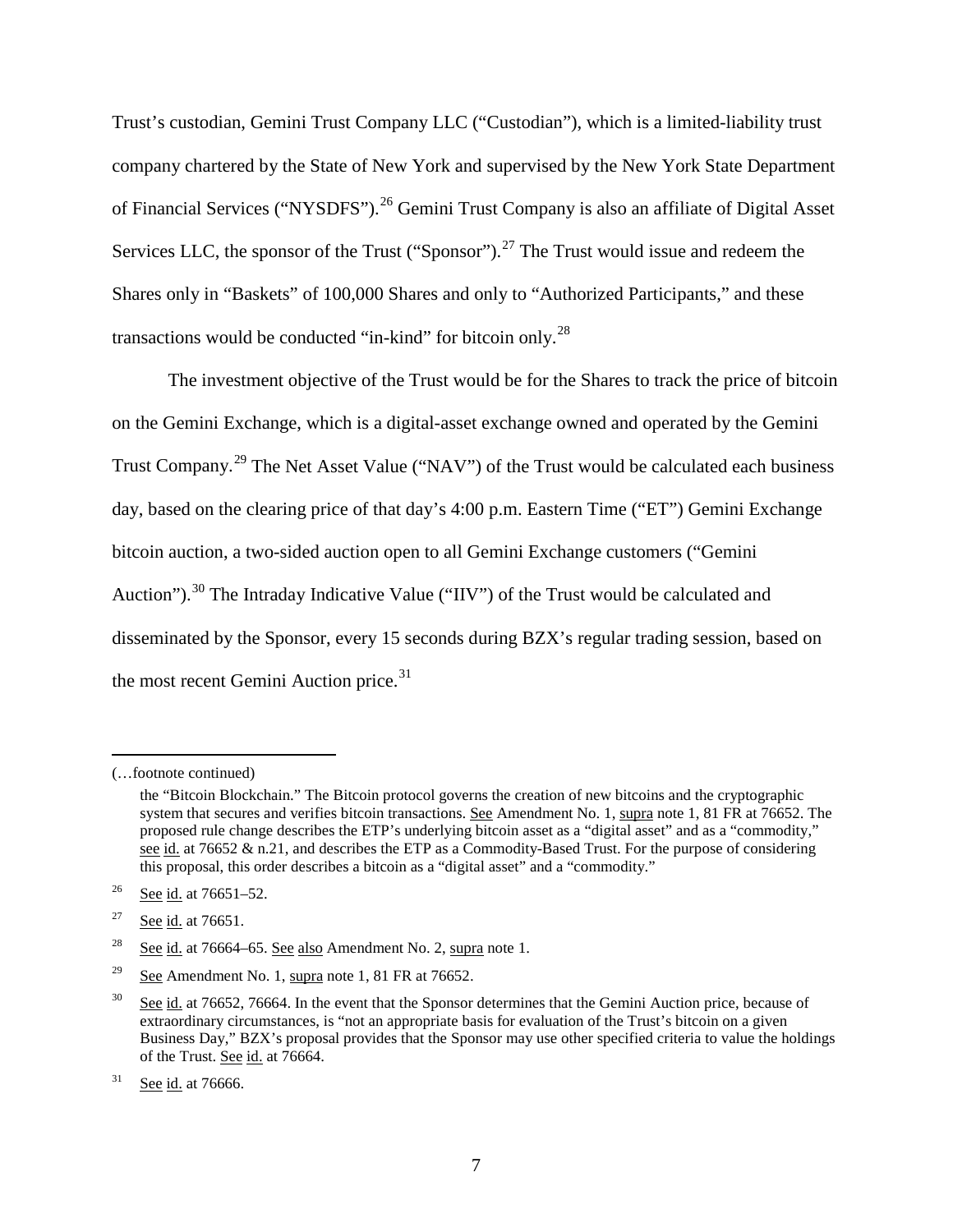Trust's custodian, Gemini Trust Company LLC ("Custodian"), which is a limited-liability trust company chartered by the State of New York and supervised by the New York State Department of Financial Services ("NYSDFS").[26] Gemini Trust Company is also an affiliate of Digital Asset Services LLC, the sponsor of the Trust ("Sponsor").[27] The Trust would issue and redeem the Shares only in "Baskets" of 100,000 Shares and only to "Authorized Participants," and these transactions would be conducted "in-kind" for bitcoin only.[28]

The investment objective of the Trust would be for the Shares to track the price of bitcoin on the Gemini Exchange, which is a digital-asset exchange owned and operated by the Gemini Trust Company.[29] The Net Asset Value ("NAV") of the Trust would be calculated each business day, based on the clearing price of that day's 4:00 p.m. Eastern Time ("ET") Gemini Exchange bitcoin auction, a two-sided auction open to all Gemini Exchange customers ("Gemini Auction").[30] The Intraday Indicative Value ("IIV") of the Trust would be calculated and disseminated by the Sponsor, every 15 seconds during BZX's regular trading session, based on the most recent Gemini Auction price.[31]

---

(…footnote continued)

the "Bitcoin Blockchain." The Bitcoin protocol governs the creation of new bitcoins and the cryptographic system that secures and verifies bitcoin transactions. See Amendment No. 1, supra note 1, 81 FR at 76652. The proposed rule change describes the ETP's underlying bitcoin asset as a "digital asset" and as a "commodity," see id. at 76652 & n.21, and describes the ETP as a Commodity-Based Trust. For the purpose of considering this proposal, this order describes a bitcoin as a "digital asset" and a "commodity."

[26] See id. at 76651–52.

[27] See id. at 76651.

[28] See id. at 76664–65. See also Amendment No. 2, supra note 1.

[29] See Amendment No. 1, supra note 1, 81 FR at 76652.

[30] See id. at 76652, 76664. In the event that the Sponsor determines that the Gemini Auction price, because of extraordinary circumstances, is "not an appropriate basis for evaluation of the Trust's bitcoin on a given Business Day," BZX's proposal provides that the Sponsor may use other specified criteria to value the holdings of the Trust. See id. at 76664.

[31] See id. at 76666.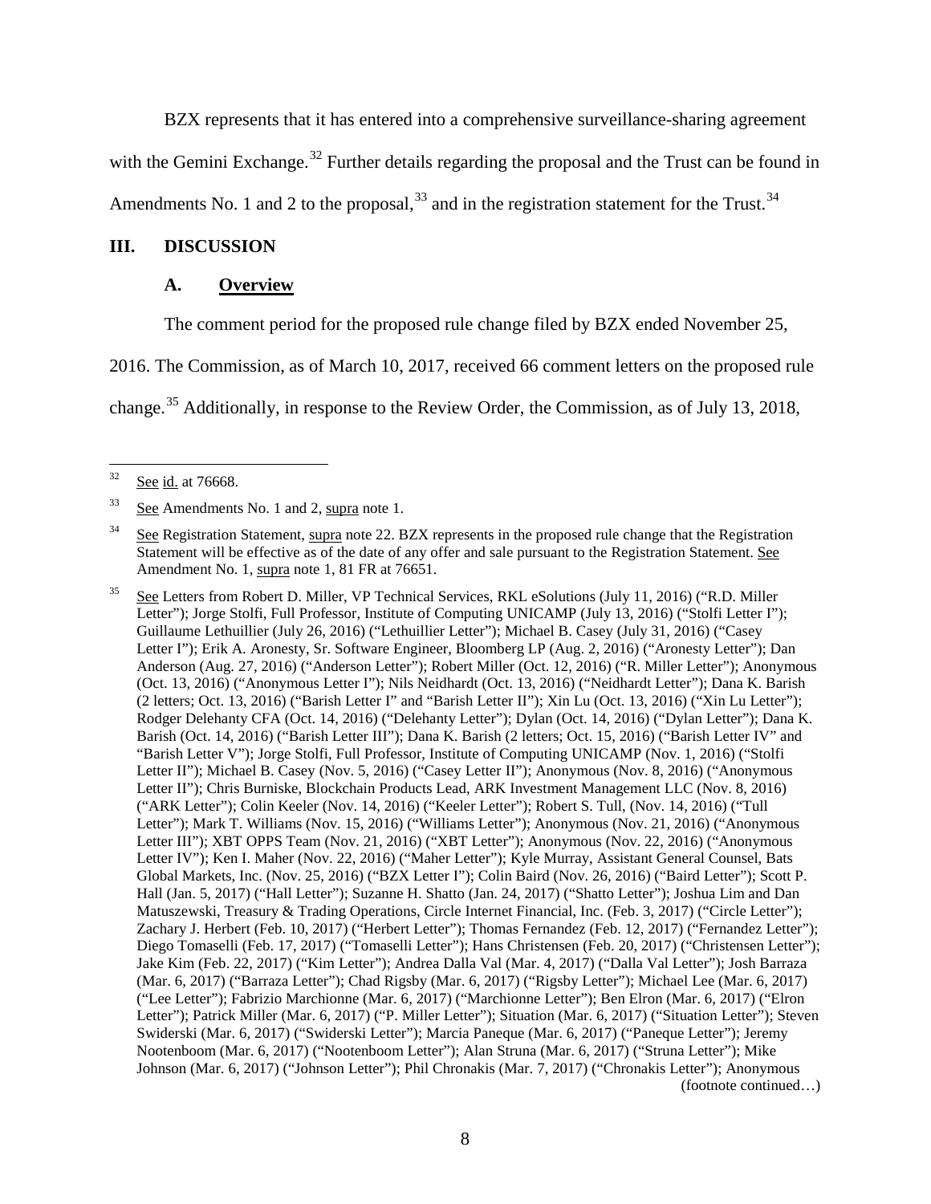BZX represents that it has entered into a comprehensive surveillance-sharing agreement with the Gemini Exchange.[32] Further details regarding the proposal and the Trust can be found in Amendments No. 1 and 2 to the proposal,[33] and in the registration statement for the Trust.[34]

## III. DISCUSSION

### A. Overview

The comment period for the proposed rule change filed by BZX ended November 25, 2016. The Commission, as of March 10, 2017, received 66 comment letters on the proposed rule change.[35] Additionally, in response to the Review Order, the Commission, as of July 13, 2018,

---

[32] See id. at 76668.

[33] See Amendments No. 1 and 2, supra note 1.

[34] See Registration Statement, supra note 22. BZX represents in the proposed rule change that the Registration Statement will be effective as of the date of any offer and sale pursuant to the Registration Statement. See Amendment No. 1, supra note 1, 81 FR at 76651.

[35] See Letters from Robert D. Miller, VP Technical Services, RKL eSolutions (July 11, 2016) ("R.D. Miller Letter"); Jorge Stolfi, Full Professor, Institute of Computing UNICAMP (July 13, 2016) ("Stolfi Letter I"); Guillaume Lethuillier (July 26, 2016) ("Lethuillier Letter"); Michael B. Casey (July 31, 2016) ("Casey Letter I"); Erik A. Aronesty, Sr. Software Engineer, Bloomberg LP (Aug. 2, 2016) ("Aronesty Letter"); Dan Anderson (Aug. 27, 2016) ("Anderson Letter"); Robert Miller (Oct. 12, 2016) ("R. Miller Letter"); Anonymous (Oct. 13, 2016) ("Anonymous Letter I"); Nils Neidhardt (Oct. 13, 2016) ("Neidhardt Letter"); Dana K. Barish (2 letters; Oct. 13, 2016) ("Barish Letter I" and "Barish Letter II"); Xin Lu (Oct. 13, 2016) ("Xin Lu Letter"); Rodger Delehanty CFA (Oct. 14, 2016) ("Delehanty Letter"); Dylan (Oct. 14, 2016) ("Dylan Letter"); Dana K. Barish (Oct. 14, 2016) ("Barish Letter III"); Dana K. Barish (2 letters; Oct. 15, 2016) ("Barish Letter IV" and "Barish Letter V"); Jorge Stolfi, Full Professor, Institute of Computing UNICAMP (Nov. 1, 2016) ("Stolfi Letter II"); Michael B. Casey (Nov. 5, 2016) ("Casey Letter II"); Anonymous (Nov. 8, 2016) ("Anonymous Letter II"); Chris Burniske, Blockchain Products Lead, ARK Investment Management LLC (Nov. 8, 2016) ("ARK Letter"); Colin Keeler (Nov. 14, 2016) ("Keeler Letter"); Robert S. Tull, (Nov. 14, 2016) ("Tull Letter"); Mark T. Williams (Nov. 15, 2016) ("Williams Letter"); Anonymous (Nov. 21, 2016) ("Anonymous Letter III"); XBT OPPS Team (Nov. 21, 2016) ("XBT Letter"); Anonymous (Nov. 22, 2016) ("Anonymous Letter IV"); Ken I. Maher (Nov. 22, 2016) ("Maher Letter"); Kyle Murray, Assistant General Counsel, Bats Global Markets, Inc. (Nov. 25, 2016) ("BZX Letter I"); Colin Baird (Nov. 26, 2016) ("Baird Letter"); Scott P. Hall (Jan. 5, 2017) ("Hall Letter"); Suzanne H. Shatto (Jan. 24, 2017) ("Shatto Letter"); Joshua Lim and Dan Matuszewski, Treasury & Trading Operations, Circle Internet Financial, Inc. (Feb. 3, 2017) ("Circle Letter"); Zachary J. Herbert (Feb. 10, 2017) ("Herbert Letter"); Thomas Fernandez (Feb. 12, 2017) ("Fernandez Letter"); Diego Tomaselli (Feb. 17, 2017) ("Tomaselli Letter"); Hans Christensen (Feb. 20, 2017) ("Christensen Letter"); Jake Kim (Feb. 22, 2017) ("Kim Letter"); Andrea Dalla Val (Mar. 4, 2017) ("Dalla Val Letter"); Josh Barraza (Mar. 6, 2017) ("Barraza Letter"); Chad Rigsby (Mar. 6, 2017) ("Rigsby Letter"); Michael Lee (Mar. 6, 2017) ("Lee Letter"); Fabrizio Marchionne (Mar. 6, 2017) ("Marchionne Letter"); Ben Elron (Mar. 6, 2017) ("Elron Letter"); Patrick Miller (Mar. 6, 2017) ("P. Miller Letter"); Situation (Mar. 6, 2017) ("Situation Letter"); Steven Swiderski (Mar. 6, 2017) ("Swiderski Letter"); Marcia Paneque (Mar. 6, 2017) ("Paneque Letter"); Jeremy Nootenboom (Mar. 6, 2017) ("Nootenboom Letter"); Alan Struna (Mar. 6, 2017) ("Struna Letter"); Mike Johnson (Mar. 6, 2017) ("Johnson Letter"); Phil Chronakis (Mar. 7, 2017) ("Chronakis Letter"); Anonymous (footnote continued…)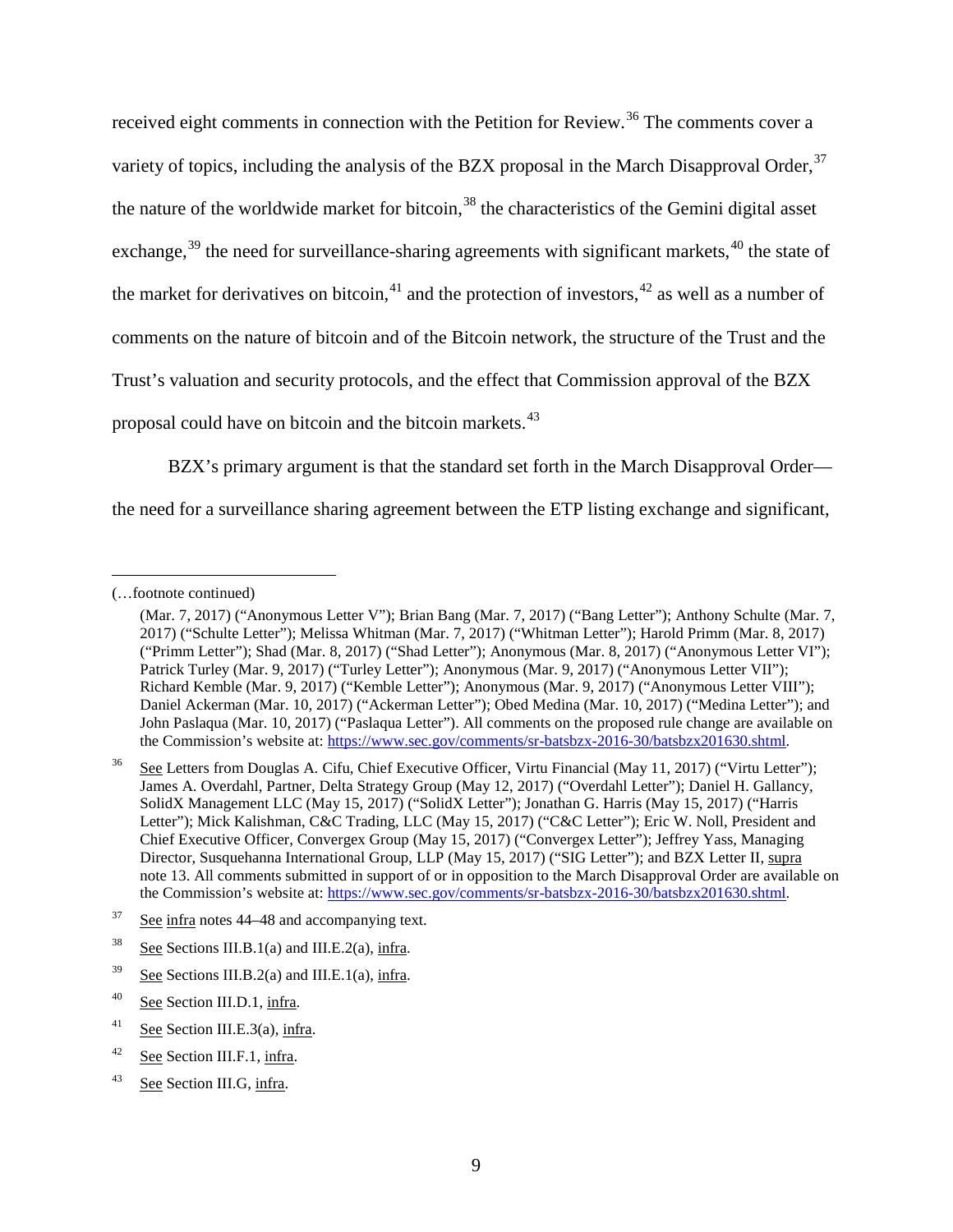received eight comments in connection with the Petition for Review.[36] The comments cover a variety of topics, including the analysis of the BZX proposal in the March Disapproval Order,[37] the nature of the worldwide market for bitcoin,[38] the characteristics of the Gemini digital asset exchange,[39] the need for surveillance-sharing agreements with significant markets,[40] the state of the market for derivatives on bitcoin,[41] and the protection of investors,[42] as well as a number of comments on the nature of bitcoin and of the Bitcoin network, the structure of the Trust and the Trust's valuation and security protocols, and the effect that Commission approval of the BZX proposal could have on bitcoin and the bitcoin markets.[43]

BZX's primary argument is that the standard set forth in the March Disapproval Order—the need for a surveillance sharing agreement between the ETP listing exchange and significant,

---

(…footnote continued)

(Mar. 7, 2017) ("Anonymous Letter V"); Brian Bang (Mar. 7, 2017) ("Bang Letter"); Anthony Schulte (Mar. 7, 2017) ("Schulte Letter"); Melissa Whitman (Mar. 7, 2017) ("Whitman Letter"); Harold Primm (Mar. 8, 2017) ("Primm Letter"); Shad (Mar. 8, 2017) ("Shad Letter"); Anonymous (Mar. 8, 2017) ("Anonymous Letter VI"); Patrick Turley (Mar. 9, 2017) ("Turley Letter"); Anonymous (Mar. 9, 2017) ("Anonymous Letter VII"); Richard Kemble (Mar. 9, 2017) ("Kemble Letter"); Anonymous (Mar. 9, 2017) ("Anonymous Letter VIII"); Daniel Ackerman (Mar. 10, 2017) ("Ackerman Letter"); Obed Medina (Mar. 10, 2017) ("Medina Letter"); and John Paslaqua (Mar. 10, 2017) ("Paslaqua Letter"). All comments on the proposed rule change are available on the Commission's website at: https://www.sec.gov/comments/sr-batsbzx-2016-30/batsbzx201630.shtml.

[36] See Letters from Douglas A. Cifu, Chief Executive Officer, Virtu Financial (May 11, 2017) ("Virtu Letter"); James A. Overdahl, Partner, Delta Strategy Group (May 12, 2017) ("Overdahl Letter"); Daniel H. Gallancy, SolidX Management LLC (May 15, 2017) ("SolidX Letter"); Jonathan G. Harris (May 15, 2017) ("Harris Letter"); Mick Kalishman, C&C Trading, LLC (May 15, 2017) ("C&C Letter"); Eric W. Noll, President and Chief Executive Officer, Convergex Group (May 15, 2017) ("Convergex Letter"); Jeffrey Yass, Managing Director, Susquehanna International Group, LLP (May 15, 2017) ("SIG Letter"); and BZX Letter II, supra note 13. All comments submitted in support of or in opposition to the March Disapproval Order are available on the Commission's website at: https://www.sec.gov/comments/sr-batsbzx-2016-30/batsbzx201630.shtml.

[37] See infra notes 44–48 and accompanying text.

[38] See Sections III.B.1(a) and III.E.2(a), infra.

[39] See Sections III.B.2(a) and III.E.1(a), infra.

[40] See Section III.D.1, infra.

[41] See Section III.E.3(a), infra.

[42] See Section III.F.1, infra.

[43] See Section III.G, infra.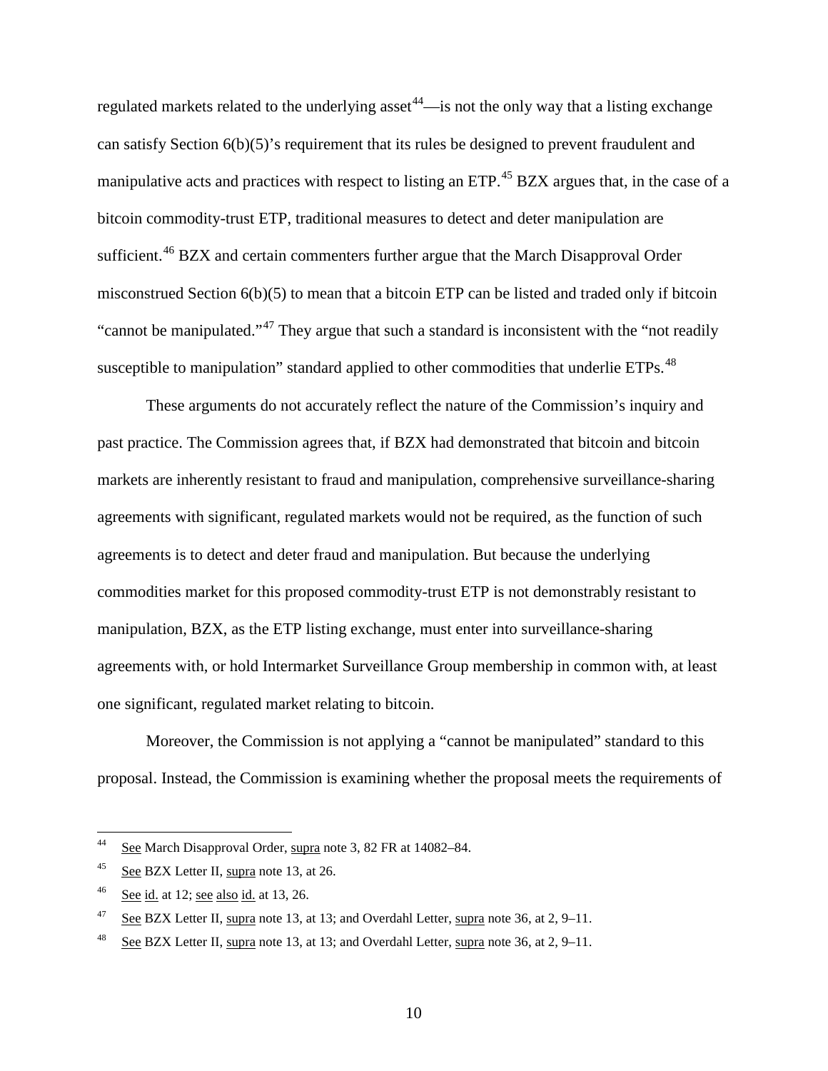regulated markets related to the underlying asset[44]—is not the only way that a listing exchange can satisfy Section 6(b)(5)'s requirement that its rules be designed to prevent fraudulent and manipulative acts and practices with respect to listing an ETP.[45] BZX argues that, in the case of a bitcoin commodity-trust ETP, traditional measures to detect and deter manipulation are sufficient.[46] BZX and certain commenters further argue that the March Disapproval Order misconstrued Section 6(b)(5) to mean that a bitcoin ETP can be listed and traded only if bitcoin "cannot be manipulated."[47] They argue that such a standard is inconsistent with the "not readily susceptible to manipulation" standard applied to other commodities that underlie ETPs.[48]

These arguments do not accurately reflect the nature of the Commission's inquiry and past practice. The Commission agrees that, if BZX had demonstrated that bitcoin and bitcoin markets are inherently resistant to fraud and manipulation, comprehensive surveillance-sharing agreements with significant, regulated markets would not be required, as the function of such agreements is to detect and deter fraud and manipulation. But because the underlying commodities market for this proposed commodity-trust ETP is not demonstrably resistant to manipulation, BZX, as the ETP listing exchange, must enter into surveillance-sharing agreements with, or hold Intermarket Surveillance Group membership in common with, at least one significant, regulated market relating to bitcoin.

Moreover, the Commission is not applying a "cannot be manipulated" standard to this proposal. Instead, the Commission is examining whether the proposal meets the requirements of

---

[44] See March Disapproval Order, supra note 3, 82 FR at 14082–84.

[45] See BZX Letter II, supra note 13, at 26.

[46] See id. at 12; see also id. at 13, 26.

[47] See BZX Letter II, supra note 13, at 13; and Overdahl Letter, supra note 36, at 2, 9–11.

[48] See BZX Letter II, supra note 13, at 13; and Overdahl Letter, supra note 36, at 2, 9–11.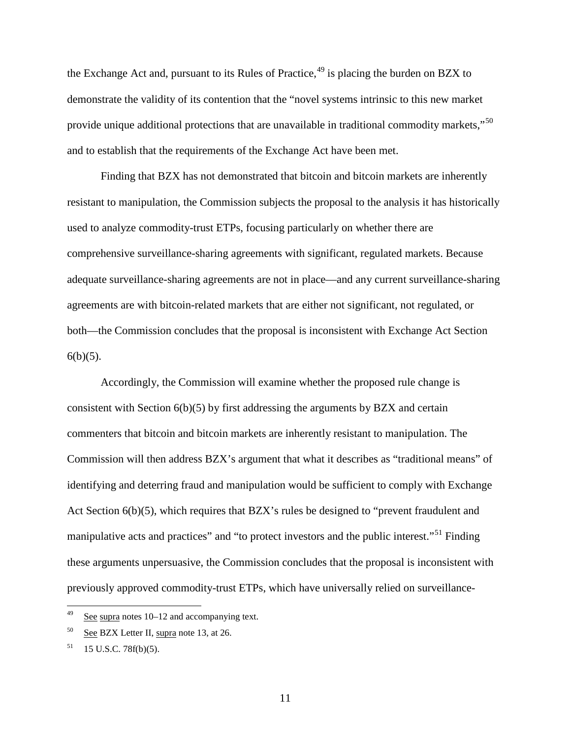the Exchange Act and, pursuant to its Rules of Practice,[49] is placing the burden on BZX to demonstrate the validity of its contention that the "novel systems intrinsic to this new market provide unique additional protections that are unavailable in traditional commodity markets,"[50] and to establish that the requirements of the Exchange Act have been met.

Finding that BZX has not demonstrated that bitcoin and bitcoin markets are inherently resistant to manipulation, the Commission subjects the proposal to the analysis it has historically used to analyze commodity-trust ETPs, focusing particularly on whether there are comprehensive surveillance-sharing agreements with significant, regulated markets. Because adequate surveillance-sharing agreements are not in place—and any current surveillance-sharing agreements are with bitcoin-related markets that are either not significant, not regulated, or both—the Commission concludes that the proposal is inconsistent with Exchange Act Section 6(b)(5).

Accordingly, the Commission will examine whether the proposed rule change is consistent with Section 6(b)(5) by first addressing the arguments by BZX and certain commenters that bitcoin and bitcoin markets are inherently resistant to manipulation. The Commission will then address BZX's argument that what it describes as "traditional means" of identifying and deterring fraud and manipulation would be sufficient to comply with Exchange Act Section 6(b)(5), which requires that BZX's rules be designed to "prevent fraudulent and manipulative acts and practices" and "to protect investors and the public interest."[51] Finding these arguments unpersuasive, the Commission concludes that the proposal is inconsistent with previously approved commodity-trust ETPs, which have universally relied on surveillance-

---

[49] See supra notes 10–12 and accompanying text.

[50] See BZX Letter II, supra note 13, at 26.

[51] 15 U.S.C. 78f(b)(5).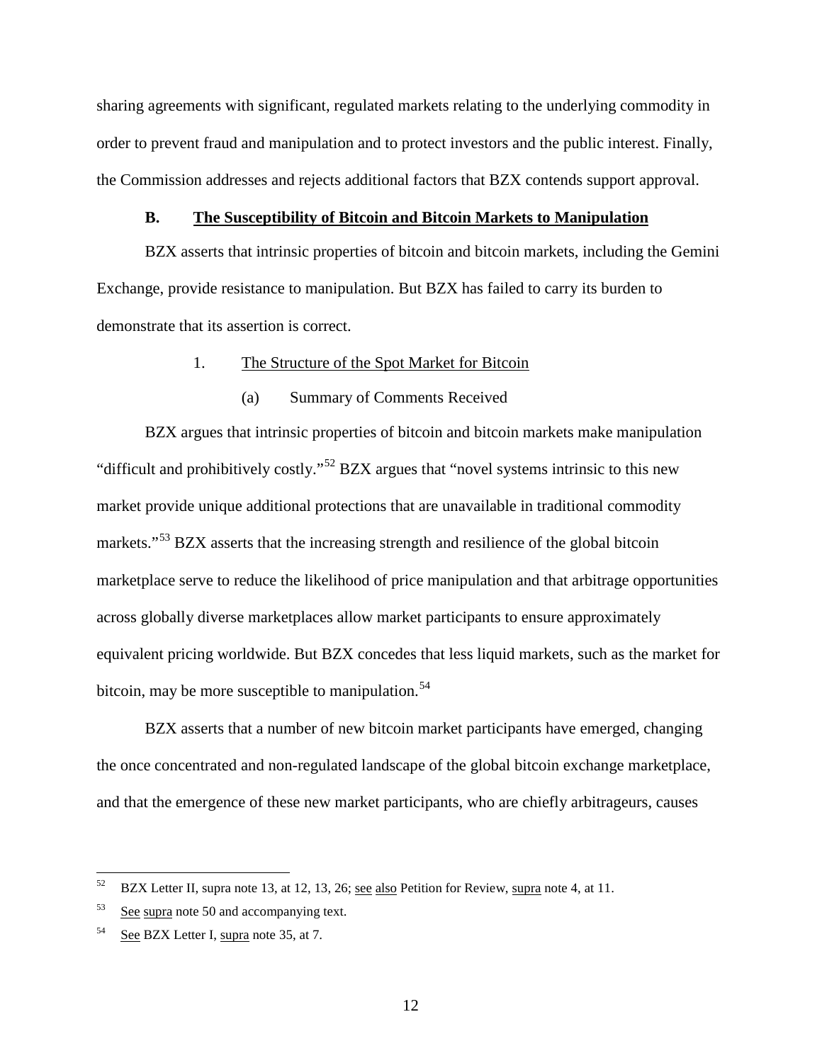sharing agreements with significant, regulated markets relating to the underlying commodity in order to prevent fraud and manipulation and to protect investors and the public interest. Finally, the Commission addresses and rejects additional factors that BZX contends support approval.

### B. The Susceptibility of Bitcoin and Bitcoin Markets to Manipulation

BZX asserts that intrinsic properties of bitcoin and bitcoin markets, including the Gemini Exchange, provide resistance to manipulation. But BZX has failed to carry its burden to demonstrate that its assertion is correct.

#### 1. The Structure of the Spot Market for Bitcoin

##### (a) Summary of Comments Received

BZX argues that intrinsic properties of bitcoin and bitcoin markets make manipulation "difficult and prohibitively costly."[52] BZX argues that "novel systems intrinsic to this new market provide unique additional protections that are unavailable in traditional commodity markets."[53] BZX asserts that the increasing strength and resilience of the global bitcoin marketplace serve to reduce the likelihood of price manipulation and that arbitrage opportunities across globally diverse marketplaces allow market participants to ensure approximately equivalent pricing worldwide. But BZX concedes that less liquid markets, such as the market for bitcoin, may be more susceptible to manipulation.[54]

BZX asserts that a number of new bitcoin market participants have emerged, changing the once concentrated and non-regulated landscape of the global bitcoin exchange marketplace, and that the emergence of these new market participants, who are chiefly arbitrageurs, causes

---

[52] BZX Letter II, supra note 13, at 12, 13, 26; see also Petition for Review, supra note 4, at 11.

[53] See supra note 50 and accompanying text.

[54] See BZX Letter I, supra note 35, at 7.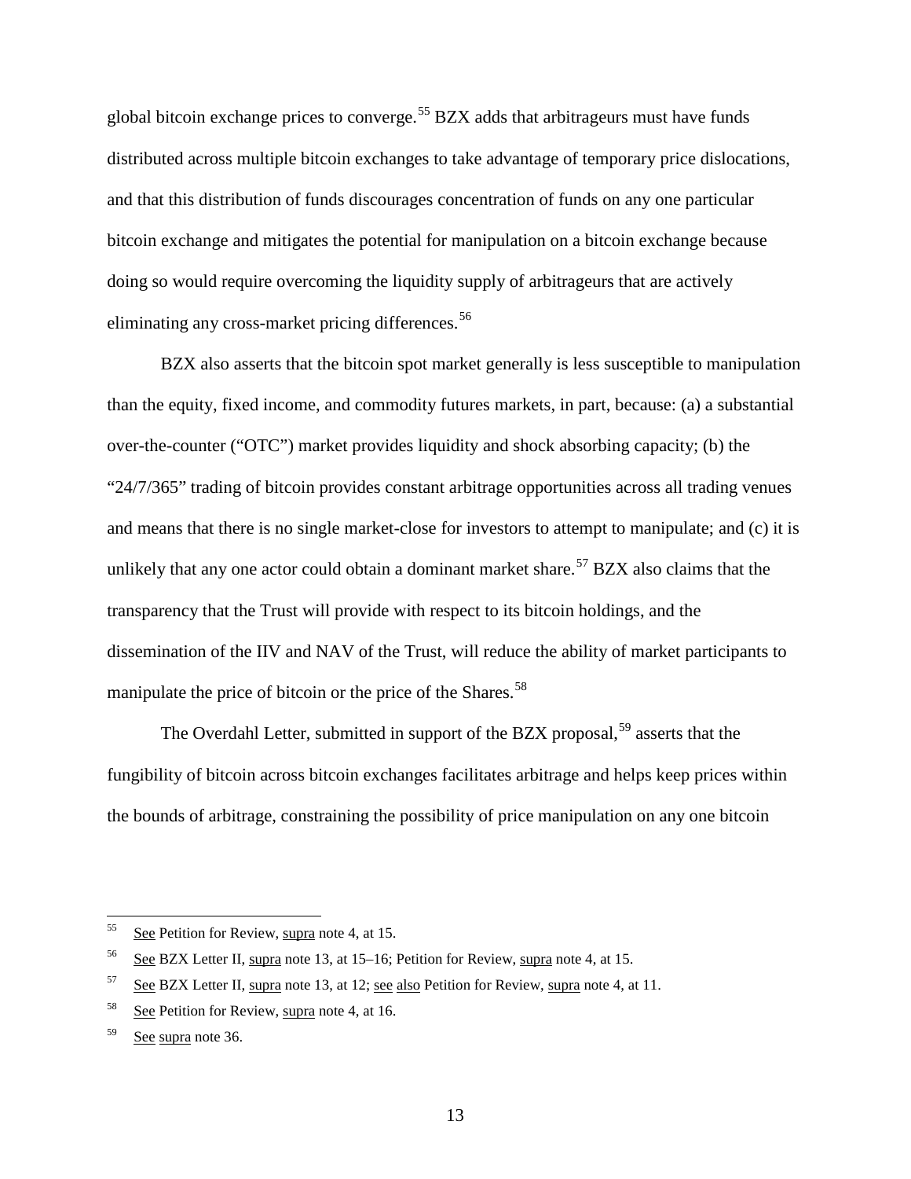global bitcoin exchange prices to converge.[55] BZX adds that arbitrageurs must have funds distributed across multiple bitcoin exchanges to take advantage of temporary price dislocations, and that this distribution of funds discourages concentration of funds on any one particular bitcoin exchange and mitigates the potential for manipulation on a bitcoin exchange because doing so would require overcoming the liquidity supply of arbitrageurs that are actively eliminating any cross-market pricing differences.[56]

BZX also asserts that the bitcoin spot market generally is less susceptible to manipulation than the equity, fixed income, and commodity futures markets, in part, because: (a) a substantial over-the-counter ("OTC") market provides liquidity and shock absorbing capacity; (b) the "24/7/365" trading of bitcoin provides constant arbitrage opportunities across all trading venues and means that there is no single market-close for investors to attempt to manipulate; and (c) it is unlikely that any one actor could obtain a dominant market share.[57] BZX also claims that the transparency that the Trust will provide with respect to its bitcoin holdings, and the dissemination of the IIV and NAV of the Trust, will reduce the ability of market participants to manipulate the price of bitcoin or the price of the Shares.[58]

The Overdahl Letter, submitted in support of the BZX proposal,[59] asserts that the fungibility of bitcoin across bitcoin exchanges facilitates arbitrage and helps keep prices within the bounds of arbitrage, constraining the possibility of price manipulation on any one bitcoin

---

[55] See Petition for Review, supra note 4, at 15.

[56] See BZX Letter II, supra note 13, at 15–16; Petition for Review, supra note 4, at 15.

[57] See BZX Letter II, supra note 13, at 12; see also Petition for Review, supra note 4, at 11.

[58] See Petition for Review, supra note 4, at 16.

[59] See supra note 36.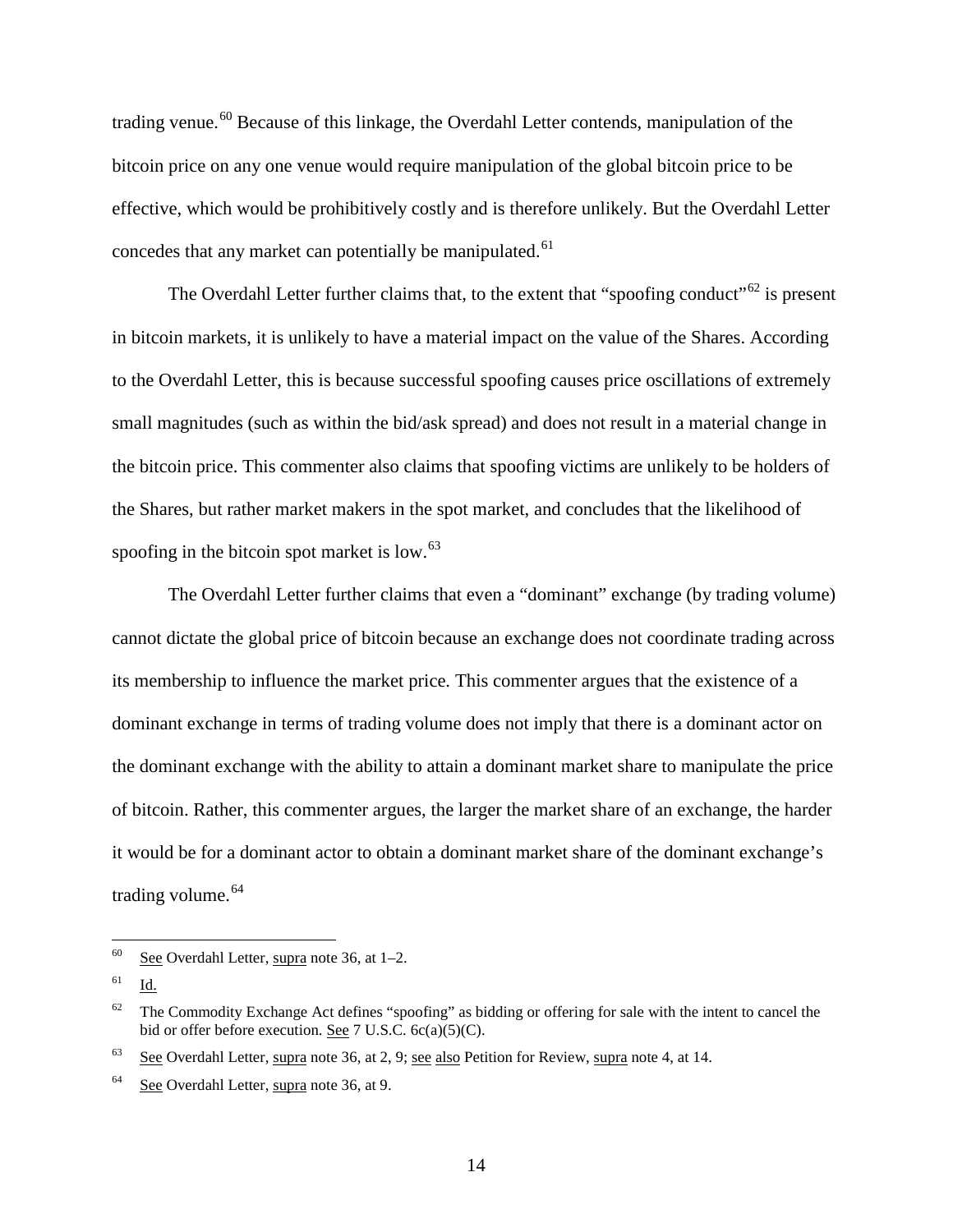trading venue.[60] Because of this linkage, the Overdahl Letter contends, manipulation of the bitcoin price on any one venue would require manipulation of the global bitcoin price to be effective, which would be prohibitively costly and is therefore unlikely. But the Overdahl Letter concedes that any market can potentially be manipulated.[61]

The Overdahl Letter further claims that, to the extent that "spoofing conduct"[62] is present in bitcoin markets, it is unlikely to have a material impact on the value of the Shares. According to the Overdahl Letter, this is because successful spoofing causes price oscillations of extremely small magnitudes (such as within the bid/ask spread) and does not result in a material change in the bitcoin price. This commenter also claims that spoofing victims are unlikely to be holders of the Shares, but rather market makers in the spot market, and concludes that the likelihood of spoofing in the bitcoin spot market is low.[63]

The Overdahl Letter further claims that even a "dominant" exchange (by trading volume) cannot dictate the global price of bitcoin because an exchange does not coordinate trading across its membership to influence the market price. This commenter argues that the existence of a dominant exchange in terms of trading volume does not imply that there is a dominant actor on the dominant exchange with the ability to attain a dominant market share to manipulate the price of bitcoin. Rather, this commenter argues, the larger the market share of an exchange, the harder it would be for a dominant actor to obtain a dominant market share of the dominant exchange's trading volume.[64]

---

[60] See Overdahl Letter, supra note 36, at 1–2.

[61] Id.

[62] The Commodity Exchange Act defines "spoofing" as bidding or offering for sale with the intent to cancel the bid or offer before execution. See 7 U.S.C. 6c(a)(5)(C).

[63] See Overdahl Letter, supra note 36, at 2, 9; see also Petition for Review, supra note 4, at 14.

[64] See Overdahl Letter, supra note 36, at 9.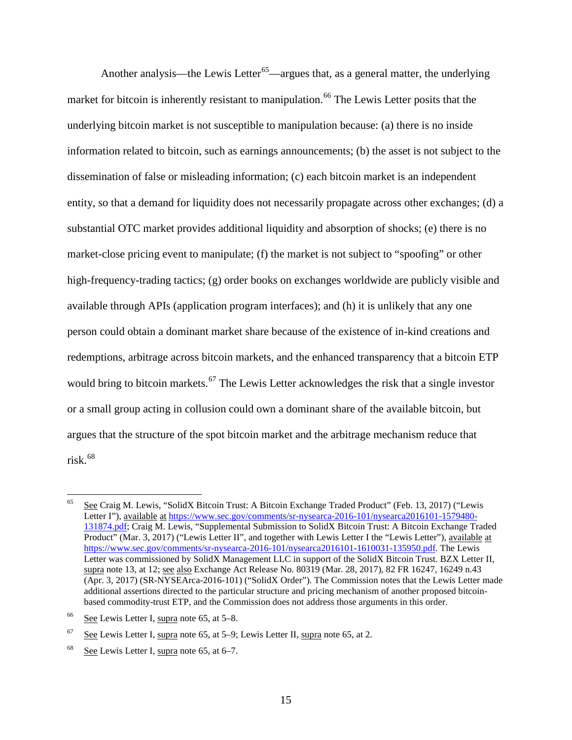Another analysis—the Lewis Letter[65]—argues that, as a general matter, the underlying market for bitcoin is inherently resistant to manipulation.[66] The Lewis Letter posits that the underlying bitcoin market is not susceptible to manipulation because: (a) there is no inside information related to bitcoin, such as earnings announcements; (b) the asset is not subject to the dissemination of false or misleading information; (c) each bitcoin market is an independent entity, so that a demand for liquidity does not necessarily propagate across other exchanges; (d) a substantial OTC market provides additional liquidity and absorption of shocks; (e) there is no market-close pricing event to manipulate; (f) the market is not subject to "spoofing" or other high-frequency-trading tactics; (g) order books on exchanges worldwide are publicly visible and available through APIs (application program interfaces); and (h) it is unlikely that any one person could obtain a dominant market share because of the existence of in-kind creations and redemptions, arbitrage across bitcoin markets, and the enhanced transparency that a bitcoin ETP would bring to bitcoin markets.[67] The Lewis Letter acknowledges the risk that a single investor or a small group acting in collusion could own a dominant share of the available bitcoin, but argues that the structure of the spot bitcoin market and the arbitrage mechanism reduce that risk.[68]

---

[65] See Craig M. Lewis, "SolidX Bitcoin Trust: A Bitcoin Exchange Traded Product" (Feb. 13, 2017) ("Lewis Letter I"), available at https://www.sec.gov/comments/sr-nysearca-2016-101/nysearca2016101-1579480-131874.pdf; Craig M. Lewis, "Supplemental Submission to SolidX Bitcoin Trust: A Bitcoin Exchange Traded Product" (Mar. 3, 2017) ("Lewis Letter II", and together with Lewis Letter I the "Lewis Letter"), available at https://www.sec.gov/comments/sr-nysearca-2016-101/nysearca2016101-1610031-135950.pdf. The Lewis Letter was commissioned by SolidX Management LLC in support of the SolidX Bitcoin Trust. BZX Letter II, supra note 13, at 12; see also Exchange Act Release No. 80319 (Mar. 28, 2017), 82 FR 16247, 16249 n.43 (Apr. 3, 2017) (SR-NYSEArca-2016-101) ("SolidX Order"). The Commission notes that the Lewis Letter made additional assertions directed to the particular structure and pricing mechanism of another proposed bitcoin-based commodity-trust ETP, and the Commission does not address those arguments in this order.

[66] See Lewis Letter I, supra note 65, at 5–8.

[67] See Lewis Letter I, supra note 65, at 5–9; Lewis Letter II, supra note 65, at 2.

[68] See Lewis Letter I, supra note 65, at 6–7.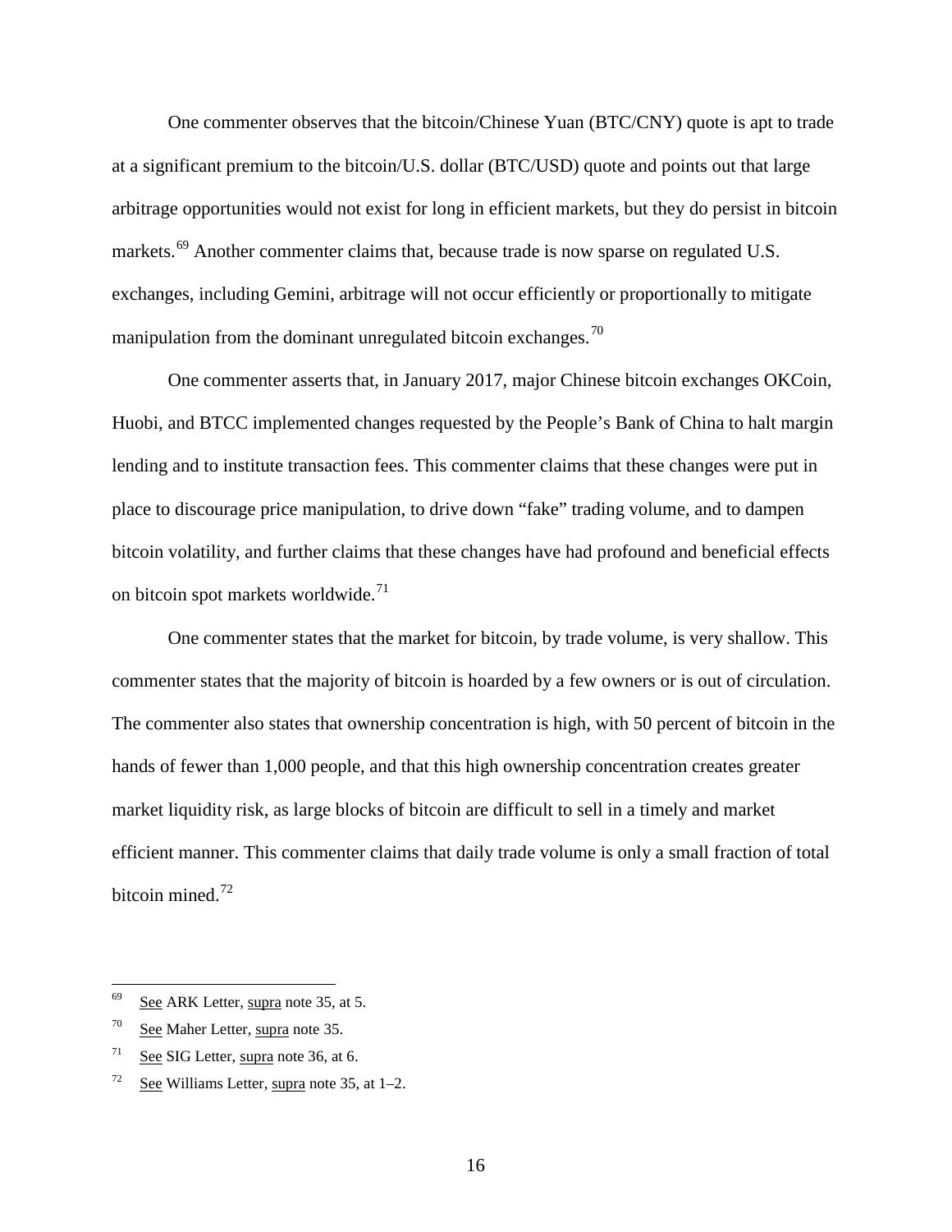One commenter observes that the bitcoin/Chinese Yuan (BTC/CNY) quote is apt to trade at a significant premium to the bitcoin/U.S. dollar (BTC/USD) quote and points out that large arbitrage opportunities would not exist for long in efficient markets, but they do persist in bitcoin markets.[69] Another commenter claims that, because trade is now sparse on regulated U.S. exchanges, including Gemini, arbitrage will not occur efficiently or proportionally to mitigate manipulation from the dominant unregulated bitcoin exchanges.[70]

One commenter asserts that, in January 2017, major Chinese bitcoin exchanges OKCoin, Huobi, and BTCC implemented changes requested by the People's Bank of China to halt margin lending and to institute transaction fees. This commenter claims that these changes were put in place to discourage price manipulation, to drive down "fake" trading volume, and to dampen bitcoin volatility, and further claims that these changes have had profound and beneficial effects on bitcoin spot markets worldwide.[71]

One commenter states that the market for bitcoin, by trade volume, is very shallow. This commenter states that the majority of bitcoin is hoarded by a few owners or is out of circulation. The commenter also states that ownership concentration is high, with 50 percent of bitcoin in the hands of fewer than 1,000 people, and that this high ownership concentration creates greater market liquidity risk, as large blocks of bitcoin are difficult to sell in a timely and market efficient manner. This commenter claims that daily trade volume is only a small fraction of total bitcoin mined.[72]

---

[69] See ARK Letter, supra note 35, at 5.

[70] See Maher Letter, supra note 35.

[71] See SIG Letter, supra note 36, at 6.

[72] See Williams Letter, supra note 35, at 1–2.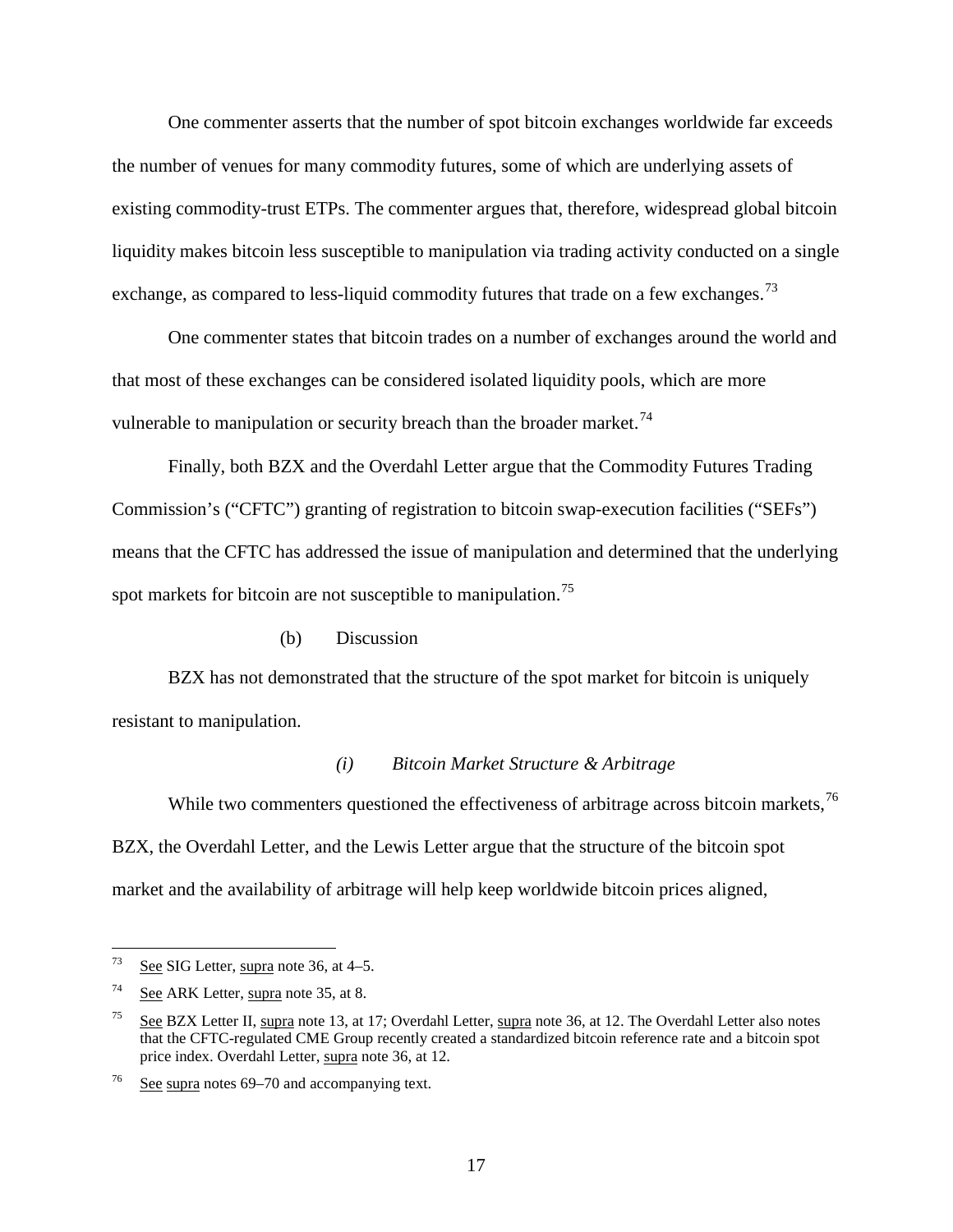One commenter asserts that the number of spot bitcoin exchanges worldwide far exceeds the number of venues for many commodity futures, some of which are underlying assets of existing commodity-trust ETPs. The commenter argues that, therefore, widespread global bitcoin liquidity makes bitcoin less susceptible to manipulation via trading activity conducted on a single exchange, as compared to less-liquid commodity futures that trade on a few exchanges.[73]

One commenter states that bitcoin trades on a number of exchanges around the world and that most of these exchanges can be considered isolated liquidity pools, which are more vulnerable to manipulation or security breach than the broader market.[74]

Finally, both BZX and the Overdahl Letter argue that the Commodity Futures Trading Commission's ("CFTC") granting of registration to bitcoin swap-execution facilities ("SEFs") means that the CFTC has addressed the issue of manipulation and determined that the underlying spot markets for bitcoin are not susceptible to manipulation.[75]

(b) Discussion

BZX has not demonstrated that the structure of the spot market for bitcoin is uniquely resistant to manipulation.

*(i) Bitcoin Market Structure & Arbitrage*

While two commenters questioned the effectiveness of arbitrage across bitcoin markets,[76] BZX, the Overdahl Letter, and the Lewis Letter argue that the structure of the bitcoin spot market and the availability of arbitrage will help keep worldwide bitcoin prices aligned,

---

[73] See SIG Letter, supra note 36, at 4–5.

[74] See ARK Letter, supra note 35, at 8.

[75] See BZX Letter II, supra note 13, at 17; Overdahl Letter, supra note 36, at 12. The Overdahl Letter also notes that the CFTC-regulated CME Group recently created a standardized bitcoin reference rate and a bitcoin spot price index. Overdahl Letter, supra note 36, at 12.

[76] See supra notes 69–70 and accompanying text.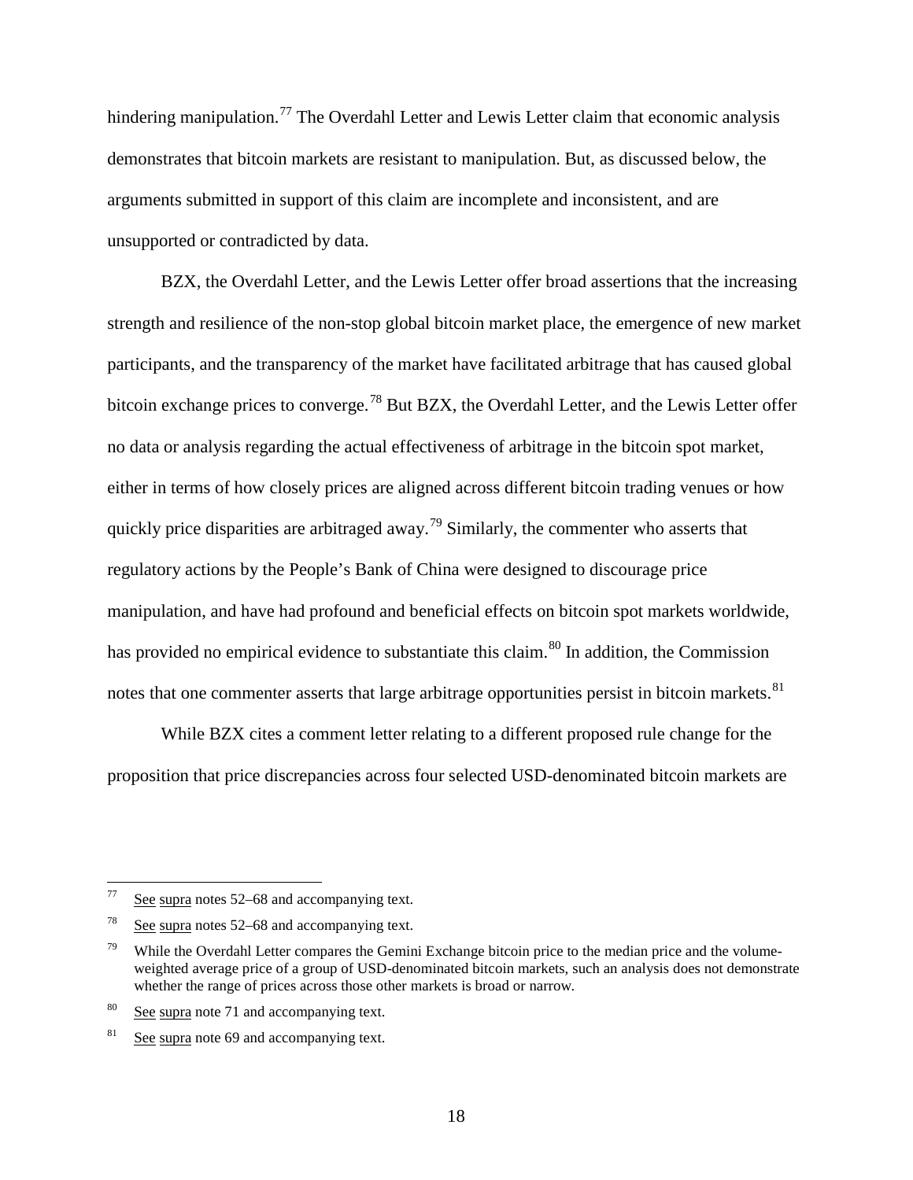hindering manipulation.[77] The Overdahl Letter and Lewis Letter claim that economic analysis demonstrates that bitcoin markets are resistant to manipulation. But, as discussed below, the arguments submitted in support of this claim are incomplete and inconsistent, and are unsupported or contradicted by data.

BZX, the Overdahl Letter, and the Lewis Letter offer broad assertions that the increasing strength and resilience of the non-stop global bitcoin market place, the emergence of new market participants, and the transparency of the market have facilitated arbitrage that has caused global bitcoin exchange prices to converge.[78] But BZX, the Overdahl Letter, and the Lewis Letter offer no data or analysis regarding the actual effectiveness of arbitrage in the bitcoin spot market, either in terms of how closely prices are aligned across different bitcoin trading venues or how quickly price disparities are arbitraged away.[79] Similarly, the commenter who asserts that regulatory actions by the People's Bank of China were designed to discourage price manipulation, and have had profound and beneficial effects on bitcoin spot markets worldwide, has provided no empirical evidence to substantiate this claim.[80] In addition, the Commission notes that one commenter asserts that large arbitrage opportunities persist in bitcoin markets.[81]

While BZX cites a comment letter relating to a different proposed rule change for the proposition that price discrepancies across four selected USD-denominated bitcoin markets are

---

[77] See supra notes 52–68 and accompanying text.

[78] See supra notes 52–68 and accompanying text.

[79] While the Overdahl Letter compares the Gemini Exchange bitcoin price to the median price and the volume-weighted average price of a group of USD-denominated bitcoin markets, such an analysis does not demonstrate whether the range of prices across those other markets is broad or narrow.

[80] See supra note 71 and accompanying text.

[81] See supra note 69 and accompanying text.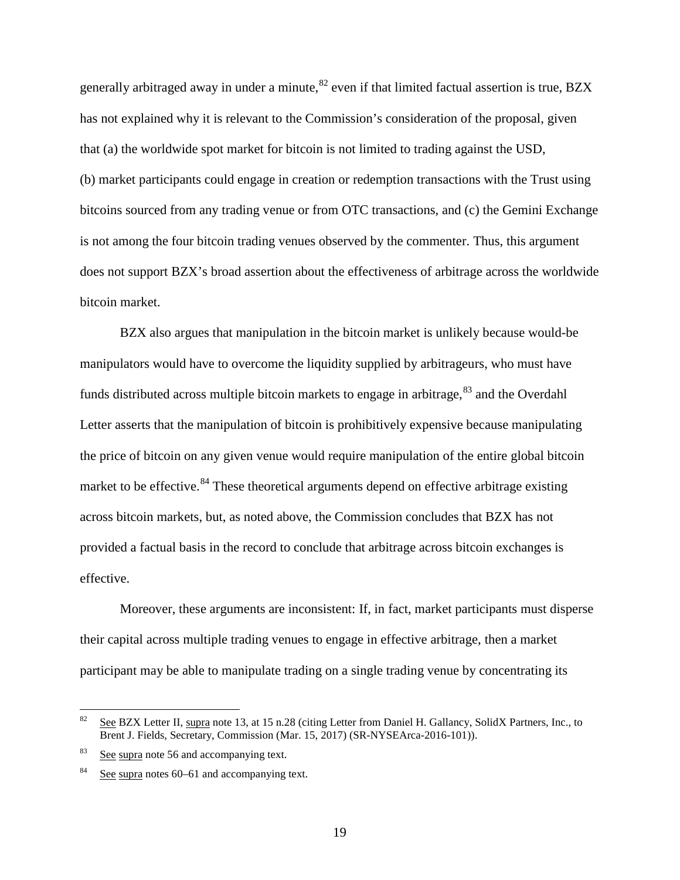generally arbitraged away in under a minute,[82] even if that limited factual assertion is true, BZX has not explained why it is relevant to the Commission's consideration of the proposal, given that (a) the worldwide spot market for bitcoin is not limited to trading against the USD, (b) market participants could engage in creation or redemption transactions with the Trust using bitcoins sourced from any trading venue or from OTC transactions, and (c) the Gemini Exchange is not among the four bitcoin trading venues observed by the commenter. Thus, this argument does not support BZX's broad assertion about the effectiveness of arbitrage across the worldwide bitcoin market.

BZX also argues that manipulation in the bitcoin market is unlikely because would-be manipulators would have to overcome the liquidity supplied by arbitrageurs, who must have funds distributed across multiple bitcoin markets to engage in arbitrage,[83] and the Overdahl Letter asserts that the manipulation of bitcoin is prohibitively expensive because manipulating the price of bitcoin on any given venue would require manipulation of the entire global bitcoin market to be effective.[84] These theoretical arguments depend on effective arbitrage existing across bitcoin markets, but, as noted above, the Commission concludes that BZX has not provided a factual basis in the record to conclude that arbitrage across bitcoin exchanges is effective.

Moreover, these arguments are inconsistent: If, in fact, market participants must disperse their capital across multiple trading venues to engage in effective arbitrage, then a market participant may be able to manipulate trading on a single trading venue by concentrating its

---

[82] See BZX Letter II, supra note 13, at 15 n.28 (citing Letter from Daniel H. Gallancy, SolidX Partners, Inc., to Brent J. Fields, Secretary, Commission (Mar. 15, 2017) (SR-NYSEArca-2016-101)).

[83] See supra note 56 and accompanying text.

[84] See supra notes 60–61 and accompanying text.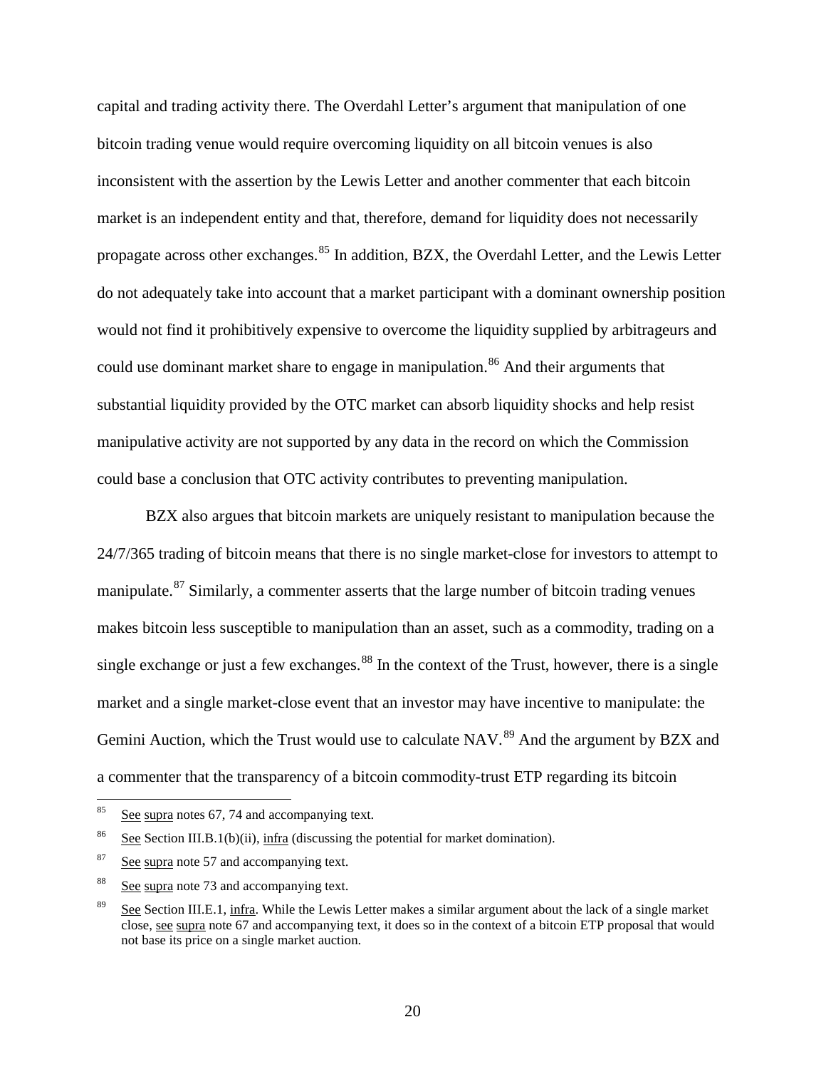capital and trading activity there. The Overdahl Letter's argument that manipulation of one bitcoin trading venue would require overcoming liquidity on all bitcoin venues is also inconsistent with the assertion by the Lewis Letter and another commenter that each bitcoin market is an independent entity and that, therefore, demand for liquidity does not necessarily propagate across other exchanges.[85] In addition, BZX, the Overdahl Letter, and the Lewis Letter do not adequately take into account that a market participant with a dominant ownership position would not find it prohibitively expensive to overcome the liquidity supplied by arbitrageurs and could use dominant market share to engage in manipulation.[86] And their arguments that substantial liquidity provided by the OTC market can absorb liquidity shocks and help resist manipulative activity are not supported by any data in the record on which the Commission could base a conclusion that OTC activity contributes to preventing manipulation.

BZX also argues that bitcoin markets are uniquely resistant to manipulation because the 24/7/365 trading of bitcoin means that there is no single market-close for investors to attempt to manipulate.[87] Similarly, a commenter asserts that the large number of bitcoin trading venues makes bitcoin less susceptible to manipulation than an asset, such as a commodity, trading on a single exchange or just a few exchanges.[88] In the context of the Trust, however, there is a single market and a single market-close event that an investor may have incentive to manipulate: the Gemini Auction, which the Trust would use to calculate NAV.[89] And the argument by BZX and a commenter that the transparency of a bitcoin commodity-trust ETP regarding its bitcoin

---

[85] See supra notes 67, 74 and accompanying text.

[86] See Section III.B.1(b)(ii), infra (discussing the potential for market domination).

[87] See supra note 57 and accompanying text.

[88] See supra note 73 and accompanying text.

[89] See Section III.E.1, infra. While the Lewis Letter makes a similar argument about the lack of a single market close, see supra note 67 and accompanying text, it does so in the context of a bitcoin ETP proposal that would not base its price on a single market auction.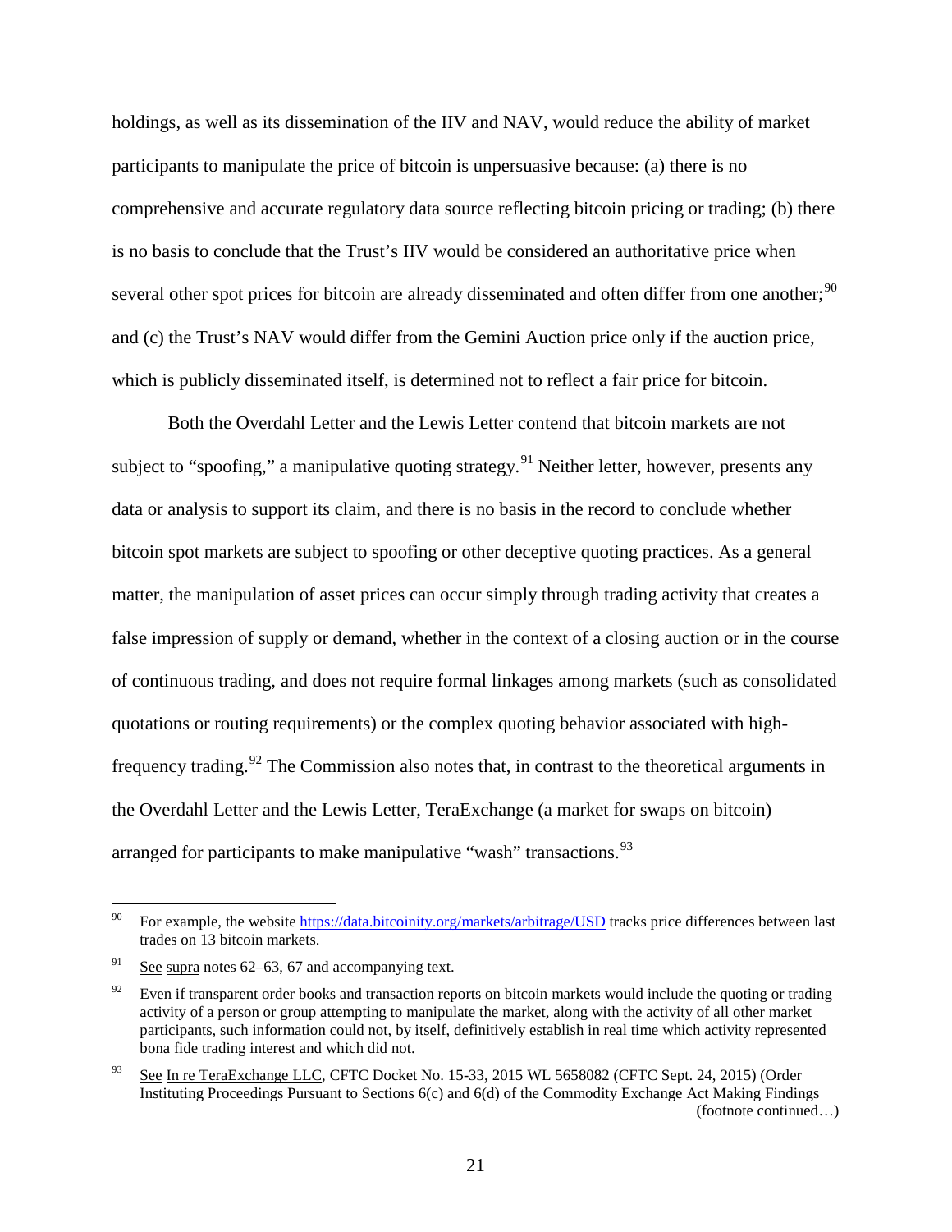holdings, as well as its dissemination of the IIV and NAV, would reduce the ability of market participants to manipulate the price of bitcoin is unpersuasive because: (a) there is no comprehensive and accurate regulatory data source reflecting bitcoin pricing or trading; (b) there is no basis to conclude that the Trust's IIV would be considered an authoritative price when several other spot prices for bitcoin are already disseminated and often differ from one another;[90] and (c) the Trust's NAV would differ from the Gemini Auction price only if the auction price, which is publicly disseminated itself, is determined not to reflect a fair price for bitcoin.

Both the Overdahl Letter and the Lewis Letter contend that bitcoin markets are not subject to "spoofing," a manipulative quoting strategy.[91] Neither letter, however, presents any data or analysis to support its claim, and there is no basis in the record to conclude whether bitcoin spot markets are subject to spoofing or other deceptive quoting practices. As a general matter, the manipulation of asset prices can occur simply through trading activity that creates a false impression of supply or demand, whether in the context of a closing auction or in the course of continuous trading, and does not require formal linkages among markets (such as consolidated quotations or routing requirements) or the complex quoting behavior associated with high-frequency trading.[92] The Commission also notes that, in contrast to the theoretical arguments in the Overdahl Letter and the Lewis Letter, TeraExchange (a market for swaps on bitcoin) arranged for participants to make manipulative "wash" transactions.[93]

---

[90] For example, the website https://data.bitcoinity.org/markets/arbitrage/USD tracks price differences between last trades on 13 bitcoin markets.

[91] See supra notes 62–63, 67 and accompanying text.

[92] Even if transparent order books and transaction reports on bitcoin markets would include the quoting or trading activity of a person or group attempting to manipulate the market, along with the activity of all other market participants, such information could not, by itself, definitively establish in real time which activity represented bona fide trading interest and which did not.

[93] See In re TeraExchange LLC, CFTC Docket No. 15-33, 2015 WL 5658082 (CFTC Sept. 24, 2015) (Order Instituting Proceedings Pursuant to Sections 6(c) and 6(d) of the Commodity Exchange Act Making Findings (footnote continued…)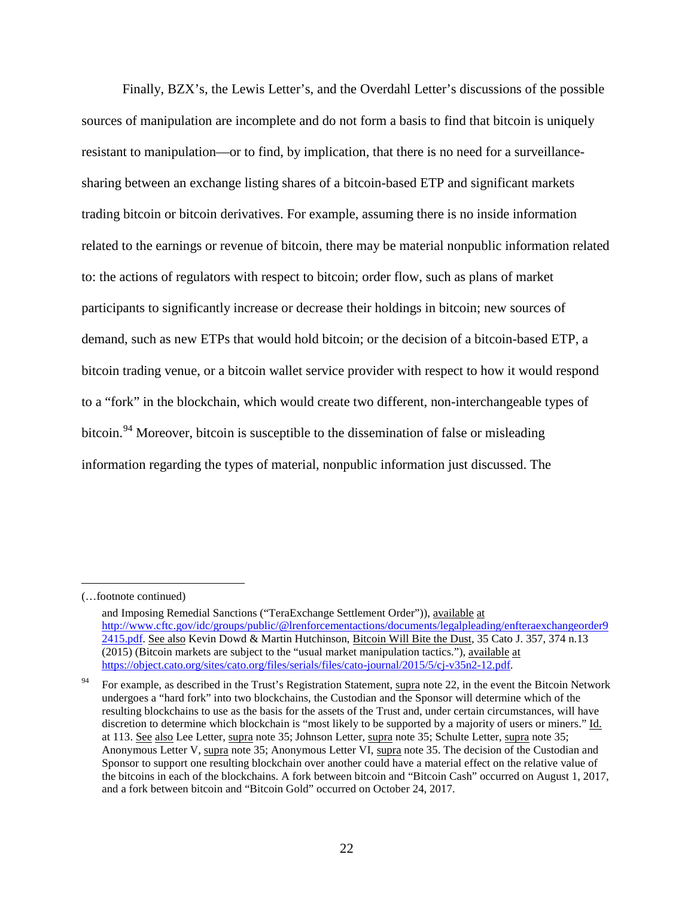Finally, BZX's, the Lewis Letter's, and the Overdahl Letter's discussions of the possible sources of manipulation are incomplete and do not form a basis to find that bitcoin is uniquely resistant to manipulation—or to find, by implication, that there is no need for a surveillance-sharing between an exchange listing shares of a bitcoin-based ETP and significant markets trading bitcoin or bitcoin derivatives. For example, assuming there is no inside information related to the earnings or revenue of bitcoin, there may be material nonpublic information related to: the actions of regulators with respect to bitcoin; order flow, such as plans of market participants to significantly increase or decrease their holdings in bitcoin; new sources of demand, such as new ETPs that would hold bitcoin; or the decision of a bitcoin-based ETP, a bitcoin trading venue, or a bitcoin wallet service provider with respect to how it would respond to a "fork" in the blockchain, which would create two different, non-interchangeable types of bitcoin.[94] Moreover, bitcoin is susceptible to the dissemination of false or misleading information regarding the types of material, nonpublic information just discussed. The

---

(…footnote continued)

and Imposing Remedial Sanctions ("TeraExchange Settlement Order")), available at http://www.cftc.gov/idc/groups/public/@lrenforcementactions/documents/legalpleading/enfteraexchangeorder92415.pdf. See also Kevin Dowd & Martin Hutchinson, Bitcoin Will Bite the Dust, 35 Cato J. 357, 374 n.13 (2015) (Bitcoin markets are subject to the "usual market manipulation tactics."), available at https://object.cato.org/sites/cato.org/files/serials/files/cato-journal/2015/5/cj-v35n2-12.pdf.

[94] For example, as described in the Trust's Registration Statement, supra note 22, in the event the Bitcoin Network undergoes a "hard fork" into two blockchains, the Custodian and the Sponsor will determine which of the resulting blockchains to use as the basis for the assets of the Trust and, under certain circumstances, will have discretion to determine which blockchain is "most likely to be supported by a majority of users or miners." Id. at 113. See also Lee Letter, supra note 35; Johnson Letter, supra note 35; Schulte Letter, supra note 35; Anonymous Letter V, supra note 35; Anonymous Letter VI, supra note 35. The decision of the Custodian and Sponsor to support one resulting blockchain over another could have a material effect on the relative value of the bitcoins in each of the blockchains. A fork between bitcoin and "Bitcoin Cash" occurred on August 1, 2017, and a fork between bitcoin and "Bitcoin Gold" occurred on October 24, 2017.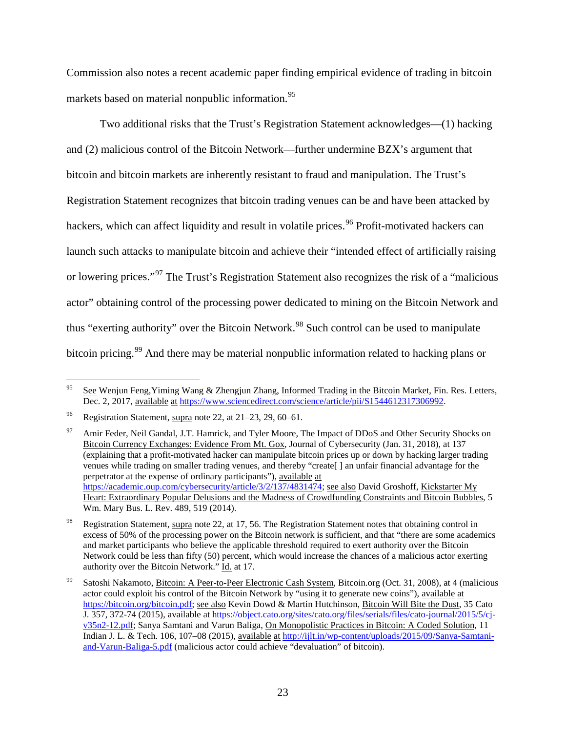Commission also notes a recent academic paper finding empirical evidence of trading in bitcoin markets based on material nonpublic information.[95]

Two additional risks that the Trust's Registration Statement acknowledges—(1) hacking and (2) malicious control of the Bitcoin Network—further undermine BZX's argument that bitcoin and bitcoin markets are inherently resistant to fraud and manipulation. The Trust's Registration Statement recognizes that bitcoin trading venues can be and have been attacked by hackers, which can affect liquidity and result in volatile prices.[96] Profit-motivated hackers can launch such attacks to manipulate bitcoin and achieve their "intended effect of artificially raising or lowering prices."[97] The Trust's Registration Statement also recognizes the risk of a "malicious actor" obtaining control of the processing power dedicated to mining on the Bitcoin Network and thus "exerting authority" over the Bitcoin Network.[98] Such control can be used to manipulate bitcoin pricing.[99] And there may be material nonpublic information related to hacking plans or

---

[95] See Wenjun Feng,Yiming Wang & Zhengjun Zhang, Informed Trading in the Bitcoin Market, Fin. Res. Letters, Dec. 2, 2017, available at https://www.sciencedirect.com/science/article/pii/S1544612317306992.

[96] Registration Statement, supra note 22, at 21–23, 29, 60–61.

[97] Amir Feder, Neil Gandal, J.T. Hamrick, and Tyler Moore, The Impact of DDoS and Other Security Shocks on Bitcoin Currency Exchanges: Evidence From Mt. Gox, Journal of Cybersecurity (Jan. 31, 2018), at 137 (explaining that a profit-motivated hacker can manipulate bitcoin prices up or down by hacking larger trading venues while trading on smaller trading venues, and thereby "create[ ] an unfair financial advantage for the perpetrator at the expense of ordinary participants"), available at https://academic.oup.com/cybersecurity/article/3/2/137/4831474; see also David Groshoff, Kickstarter My Heart: Extraordinary Popular Delusions and the Madness of Crowdfunding Constraints and Bitcoin Bubbles, 5 Wm. Mary Bus. L. Rev. 489, 519 (2014).

[98] Registration Statement, supra note 22, at 17, 56. The Registration Statement notes that obtaining control in excess of 50% of the processing power on the Bitcoin network is sufficient, and that "there are some academics and market participants who believe the applicable threshold required to exert authority over the Bitcoin Network could be less than fifty (50) percent, which would increase the chances of a malicious actor exerting authority over the Bitcoin Network." Id. at 17.

[99] Satoshi Nakamoto, Bitcoin: A Peer-to-Peer Electronic Cash System, Bitcoin.org (Oct. 31, 2008), at 4 (malicious actor could exploit his control of the Bitcoin Network by "using it to generate new coins"), available at https://bitcoin.org/bitcoin.pdf; see also Kevin Dowd & Martin Hutchinson, Bitcoin Will Bite the Dust, 35 Cato J. 357, 372-74 (2015), available at https://object.cato.org/sites/cato.org/files/serials/files/cato-journal/2015/5/cj-v35n2-12.pdf; Sanya Samtani and Varun Baliga, On Monopolistic Practices in Bitcoin: A Coded Solution, 11 Indian J. L. & Tech. 106, 107–08 (2015), available at http://ijlt.in/wp-content/uploads/2015/09/Sanya-Samtani-and-Varun-Baliga-5.pdf (malicious actor could achieve "devaluation" of bitcoin).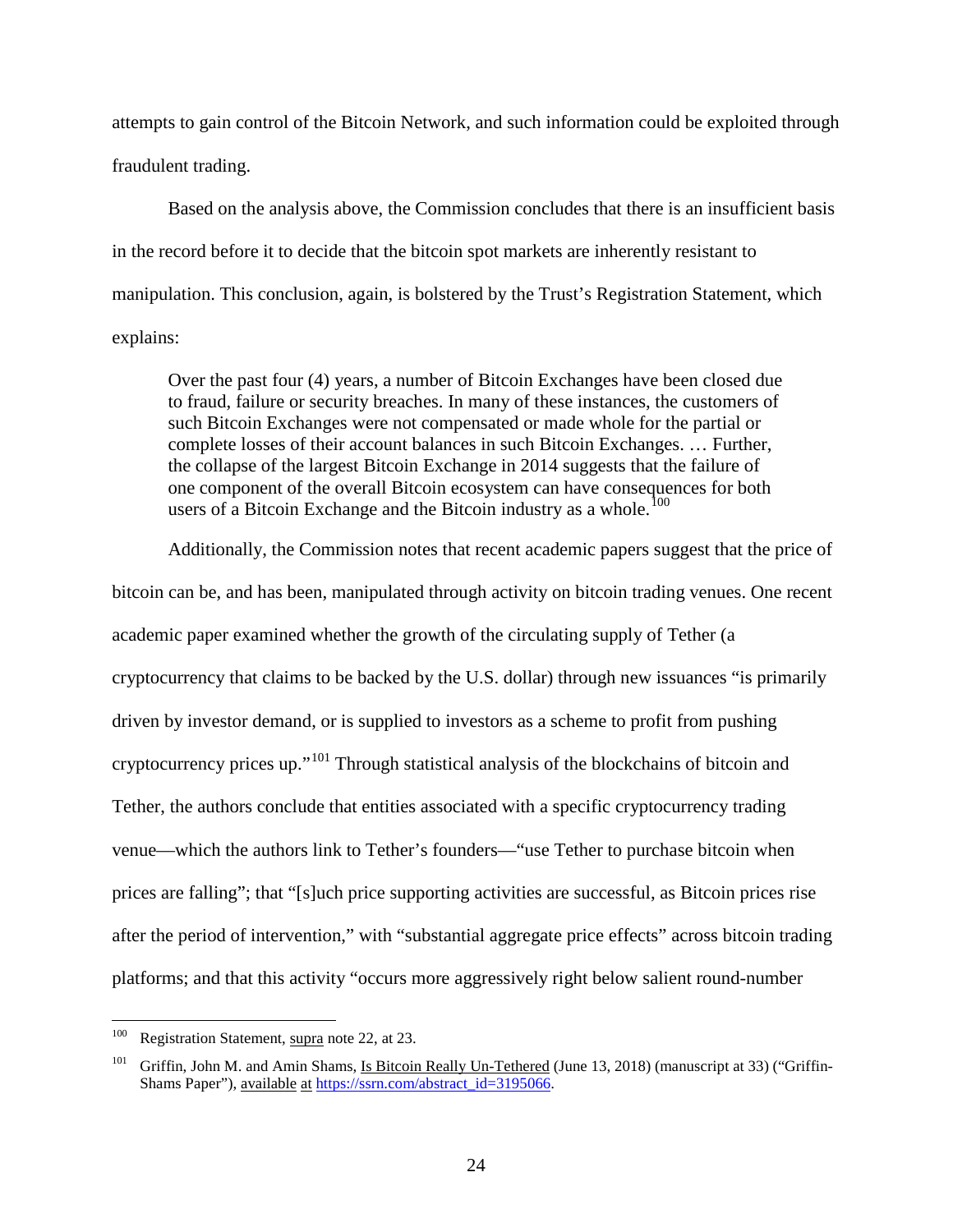attempts to gain control of the Bitcoin Network, and such information could be exploited through fraudulent trading.

Based on the analysis above, the Commission concludes that there is an insufficient basis in the record before it to decide that the bitcoin spot markets are inherently resistant to manipulation. This conclusion, again, is bolstered by the Trust's Registration Statement, which explains:

> Over the past four (4) years, a number of Bitcoin Exchanges have been closed due to fraud, failure or security breaches. In many of these instances, the customers of such Bitcoin Exchanges were not compensated or made whole for the partial or complete losses of their account balances in such Bitcoin Exchanges. … Further, the collapse of the largest Bitcoin Exchange in 2014 suggests that the failure of one component of the overall Bitcoin ecosystem can have consequences for both users of a Bitcoin Exchange and the Bitcoin industry as a whole.[100]

Additionally, the Commission notes that recent academic papers suggest that the price of bitcoin can be, and has been, manipulated through activity on bitcoin trading venues. One recent academic paper examined whether the growth of the circulating supply of Tether (a cryptocurrency that claims to be backed by the U.S. dollar) through new issuances "is primarily driven by investor demand, or is supplied to investors as a scheme to profit from pushing cryptocurrency prices up."[101] Through statistical analysis of the blockchains of bitcoin and Tether, the authors conclude that entities associated with a specific cryptocurrency trading venue—which the authors link to Tether's founders—"use Tether to purchase bitcoin when prices are falling"; that "[s]uch price supporting activities are successful, as Bitcoin prices rise after the period of intervention," with "substantial aggregate price effects" across bitcoin trading platforms; and that this activity "occurs more aggressively right below salient round-number

---

[100] Registration Statement, supra note 22, at 23.

[101] Griffin, John M. and Amin Shams, Is Bitcoin Really Un-Tethered (June 13, 2018) (manuscript at 33) ("Griffin-Shams Paper"), available at https://ssrn.com/abstract_id=3195066.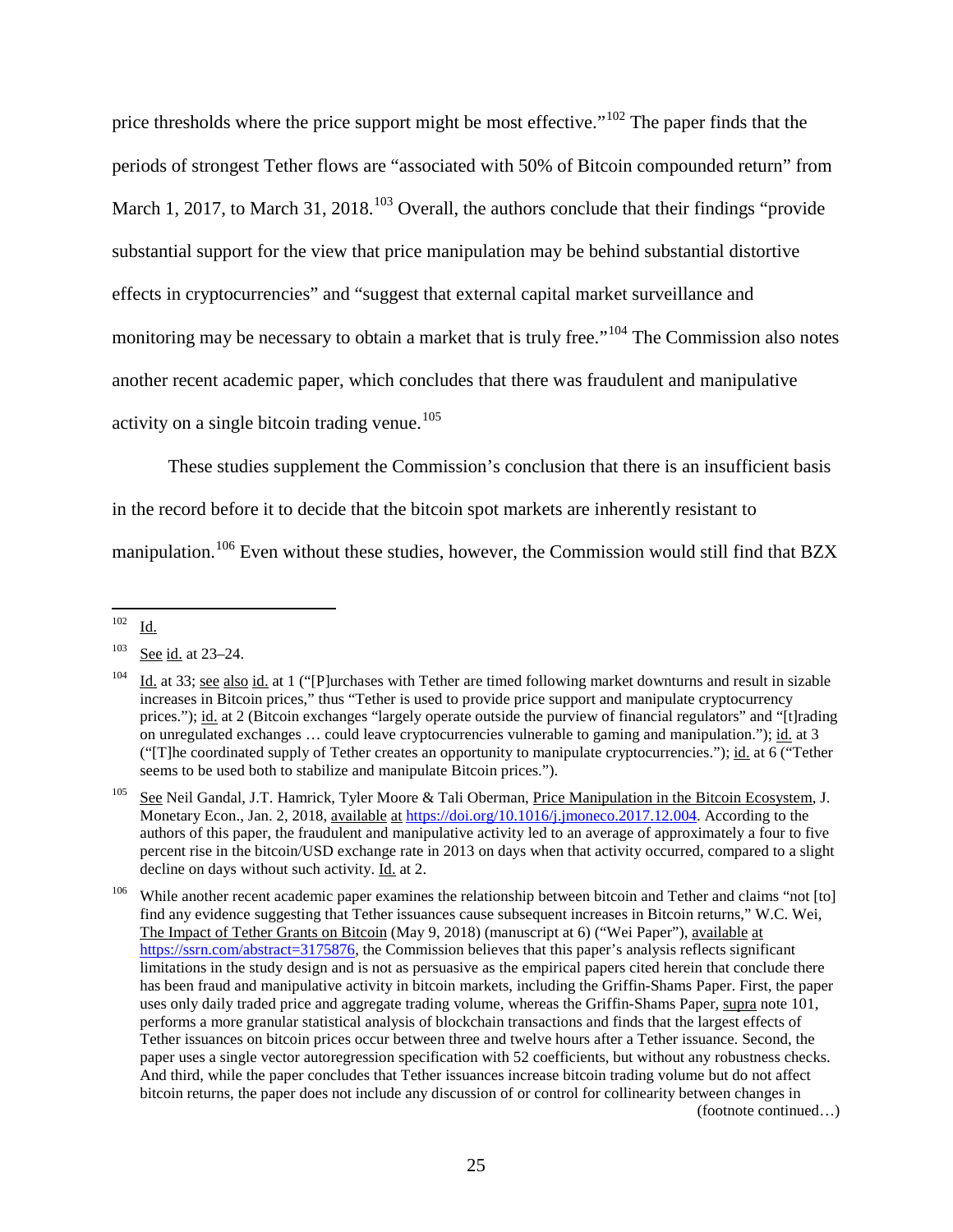price thresholds where the price support might be most effective."[102] The paper finds that the periods of strongest Tether flows are "associated with 50% of Bitcoin compounded return" from March 1, 2017, to March 31, 2018.[103] Overall, the authors conclude that their findings "provide substantial support for the view that price manipulation may be behind substantial distortive effects in cryptocurrencies" and "suggest that external capital market surveillance and monitoring may be necessary to obtain a market that is truly free."[104] The Commission also notes another recent academic paper, which concludes that there was fraudulent and manipulative activity on a single bitcoin trading venue.[105]

These studies supplement the Commission's conclusion that there is an insufficient basis in the record before it to decide that the bitcoin spot markets are inherently resistant to manipulation.[106] Even without these studies, however, the Commission would still find that BZX

---

[102] Id.

[103] See id. at 23–24.

[104] Id. at 33; see also id. at 1 ("[P]urchases with Tether are timed following market downturns and result in sizable increases in Bitcoin prices," thus "Tether is used to provide price support and manipulate cryptocurrency prices."); id. at 2 (Bitcoin exchanges "largely operate outside the purview of financial regulators" and "[t]rading on unregulated exchanges … could leave cryptocurrencies vulnerable to gaming and manipulation."); id. at 3 ("[T]he coordinated supply of Tether creates an opportunity to manipulate cryptocurrencies."); id. at 6 ("Tether seems to be used both to stabilize and manipulate Bitcoin prices.").

[105] See Neil Gandal, J.T. Hamrick, Tyler Moore & Tali Oberman, Price Manipulation in the Bitcoin Ecosystem, J. Monetary Econ., Jan. 2, 2018, available at https://doi.org/10.1016/j.jmoneco.2017.12.004. According to the authors of this paper, the fraudulent and manipulative activity led to an average of approximately a four to five percent rise in the bitcoin/USD exchange rate in 2013 on days when that activity occurred, compared to a slight decline on days without such activity. Id. at 2.

[106] While another recent academic paper examines the relationship between bitcoin and Tether and claims "not [to] find any evidence suggesting that Tether issuances cause subsequent increases in Bitcoin returns," W.C. Wei, The Impact of Tether Grants on Bitcoin (May 9, 2018) (manuscript at 6) ("Wei Paper"), available at https://ssrn.com/abstract=3175876, the Commission believes that this paper's analysis reflects significant limitations in the study design and is not as persuasive as the empirical papers cited herein that conclude there has been fraud and manipulative activity in bitcoin markets, including the Griffin-Shams Paper. First, the paper uses only daily traded price and aggregate trading volume, whereas the Griffin-Shams Paper, supra note 101, performs a more granular statistical analysis of blockchain transactions and finds that the largest effects of Tether issuances on bitcoin prices occur between three and twelve hours after a Tether issuance. Second, the paper uses a single vector autoregression specification with 52 coefficients, but without any robustness checks. And third, while the paper concludes that Tether issuances increase bitcoin trading volume but do not affect bitcoin returns, the paper does not include any discussion of or control for collinearity between changes in

(footnote continued…)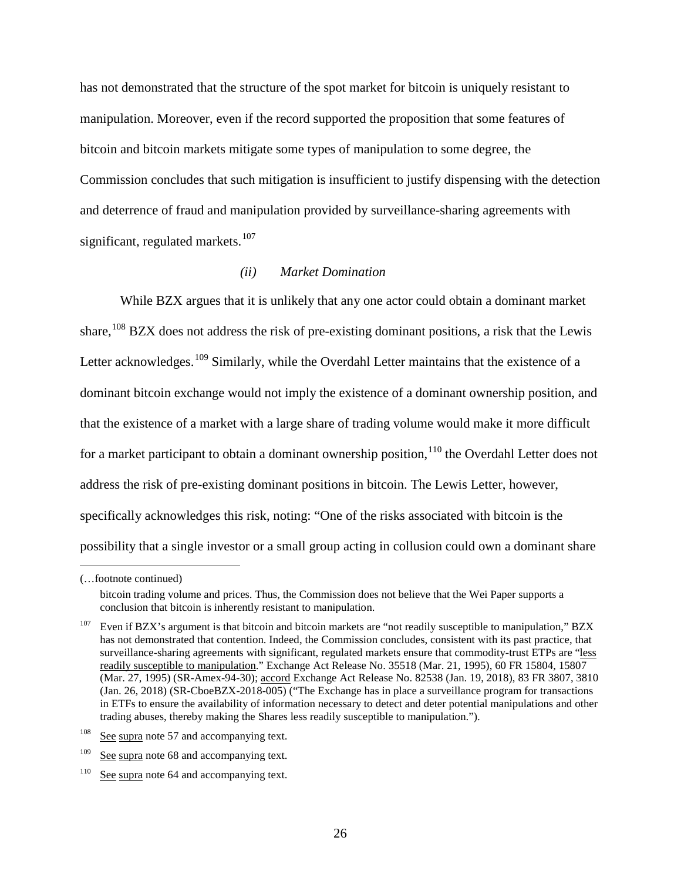has not demonstrated that the structure of the spot market for bitcoin is uniquely resistant to manipulation. Moreover, even if the record supported the proposition that some features of bitcoin and bitcoin markets mitigate some types of manipulation to some degree, the Commission concludes that such mitigation is insufficient to justify dispensing with the detection and deterrence of fraud and manipulation provided by surveillance-sharing agreements with significant, regulated markets.[107]

*(ii) Market Domination*

While BZX argues that it is unlikely that any one actor could obtain a dominant market share,[108] BZX does not address the risk of pre-existing dominant positions, a risk that the Lewis Letter acknowledges.[109] Similarly, while the Overdahl Letter maintains that the existence of a dominant bitcoin exchange would not imply the existence of a dominant ownership position, and that the existence of a market with a large share of trading volume would make it more difficult for a market participant to obtain a dominant ownership position,[110] the Overdahl Letter does not address the risk of pre-existing dominant positions in bitcoin. The Lewis Letter, however, specifically acknowledges this risk, noting: "One of the risks associated with bitcoin is the possibility that a single investor or a small group acting in collusion could own a dominant share

---

(…footnote continued)

bitcoin trading volume and prices. Thus, the Commission does not believe that the Wei Paper supports a conclusion that bitcoin is inherently resistant to manipulation.

[107] Even if BZX's argument is that bitcoin and bitcoin markets are "not readily susceptible to manipulation," BZX has not demonstrated that contention. Indeed, the Commission concludes, consistent with its past practice, that surveillance-sharing agreements with significant, regulated markets ensure that commodity-trust ETPs are "less readily susceptible to manipulation." Exchange Act Release No. 35518 (Mar. 21, 1995), 60 FR 15804, 15807 (Mar. 27, 1995) (SR-Amex-94-30); accord Exchange Act Release No. 82538 (Jan. 19, 2018), 83 FR 3807, 3810 (Jan. 26, 2018) (SR-CboeBZX-2018-005) ("The Exchange has in place a surveillance program for transactions in ETFs to ensure the availability of information necessary to detect and deter potential manipulations and other trading abuses, thereby making the Shares less readily susceptible to manipulation.").

[108] See supra note 57 and accompanying text.

[109] See supra note 68 and accompanying text.

[110] See supra note 64 and accompanying text.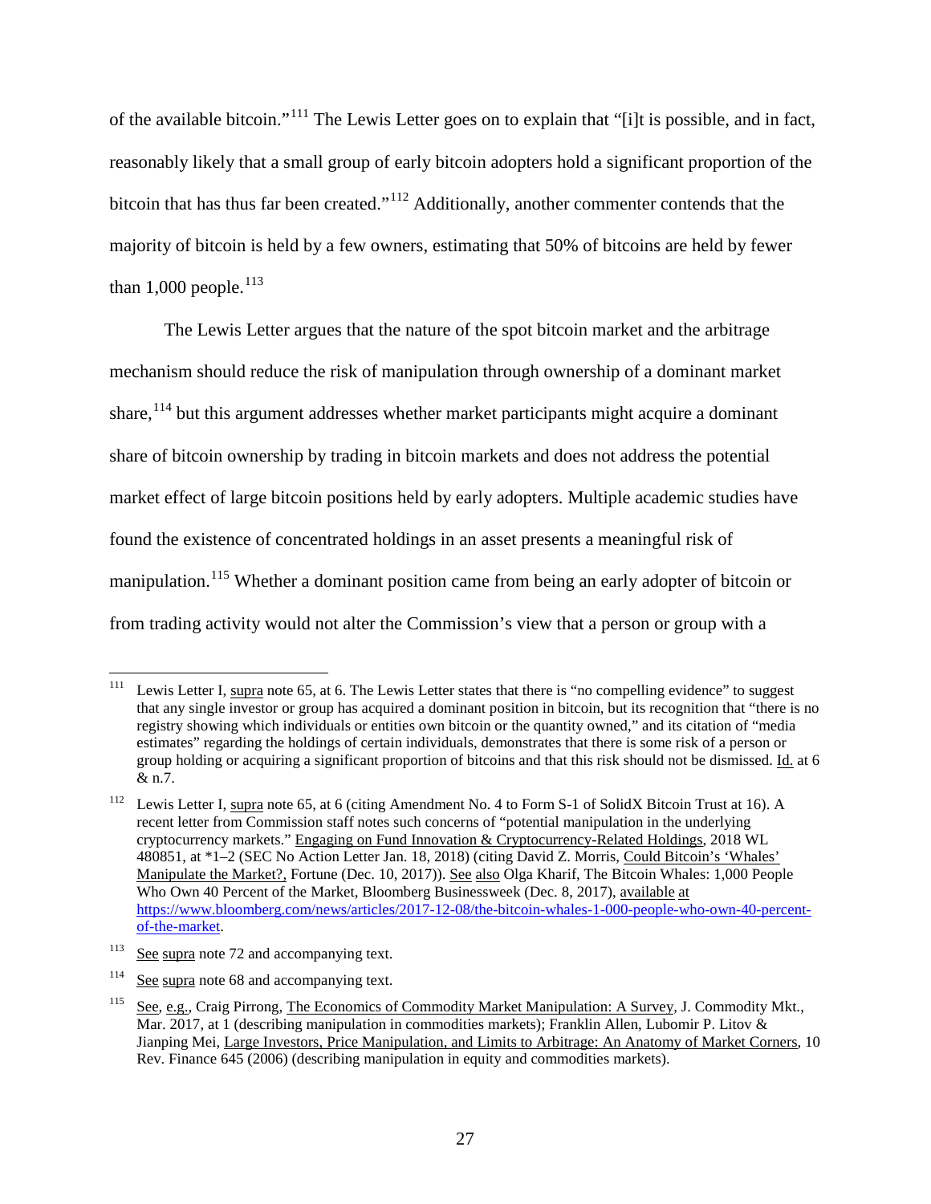of the available bitcoin."[111] The Lewis Letter goes on to explain that "[i]t is possible, and in fact, reasonably likely that a small group of early bitcoin adopters hold a significant proportion of the bitcoin that has thus far been created."[112] Additionally, another commenter contends that the majority of bitcoin is held by a few owners, estimating that 50% of bitcoins are held by fewer than 1,000 people.[113]

The Lewis Letter argues that the nature of the spot bitcoin market and the arbitrage mechanism should reduce the risk of manipulation through ownership of a dominant market share,[114] but this argument addresses whether market participants might acquire a dominant share of bitcoin ownership by trading in bitcoin markets and does not address the potential market effect of large bitcoin positions held by early adopters. Multiple academic studies have found the existence of concentrated holdings in an asset presents a meaningful risk of manipulation.[115] Whether a dominant position came from being an early adopter of bitcoin or from trading activity would not alter the Commission's view that a person or group with a

---

[111] Lewis Letter I, supra note 65, at 6. The Lewis Letter states that there is "no compelling evidence" to suggest that any single investor or group has acquired a dominant position in bitcoin, but its recognition that "there is no registry showing which individuals or entities own bitcoin or the quantity owned," and its citation of "media estimates" regarding the holdings of certain individuals, demonstrates that there is some risk of a person or group holding or acquiring a significant proportion of bitcoins and that this risk should not be dismissed. Id. at 6 & n.7.

[112] Lewis Letter I, supra note 65, at 6 (citing Amendment No. 4 to Form S-1 of SolidX Bitcoin Trust at 16). A recent letter from Commission staff notes such concerns of "potential manipulation in the underlying cryptocurrency markets." Engaging on Fund Innovation & Cryptocurrency-Related Holdings, 2018 WL 480851, at *1–2 (SEC No Action Letter Jan. 18, 2018) (citing David Z. Morris, Could Bitcoin's 'Whales' Manipulate the Market?, Fortune (Dec. 10, 2017)). See also Olga Kharif, The Bitcoin Whales: 1,000 People Who Own 40 Percent of the Market, Bloomberg Businessweek (Dec. 8, 2017), available at https://www.bloomberg.com/news/articles/2017-12-08/the-bitcoin-whales-1-000-people-who-own-40-percent-of-the-market.

[113] See supra note 72 and accompanying text.

[114] See supra note 68 and accompanying text.

[115] See, e.g., Craig Pirrong, The Economics of Commodity Market Manipulation: A Survey, J. Commodity Mkt., Mar. 2017, at 1 (describing manipulation in commodities markets); Franklin Allen, Lubomir P. Litov & Jianping Mei, Large Investors, Price Manipulation, and Limits to Arbitrage: An Anatomy of Market Corners, 10 Rev. Finance 645 (2006) (describing manipulation in equity and commodities markets).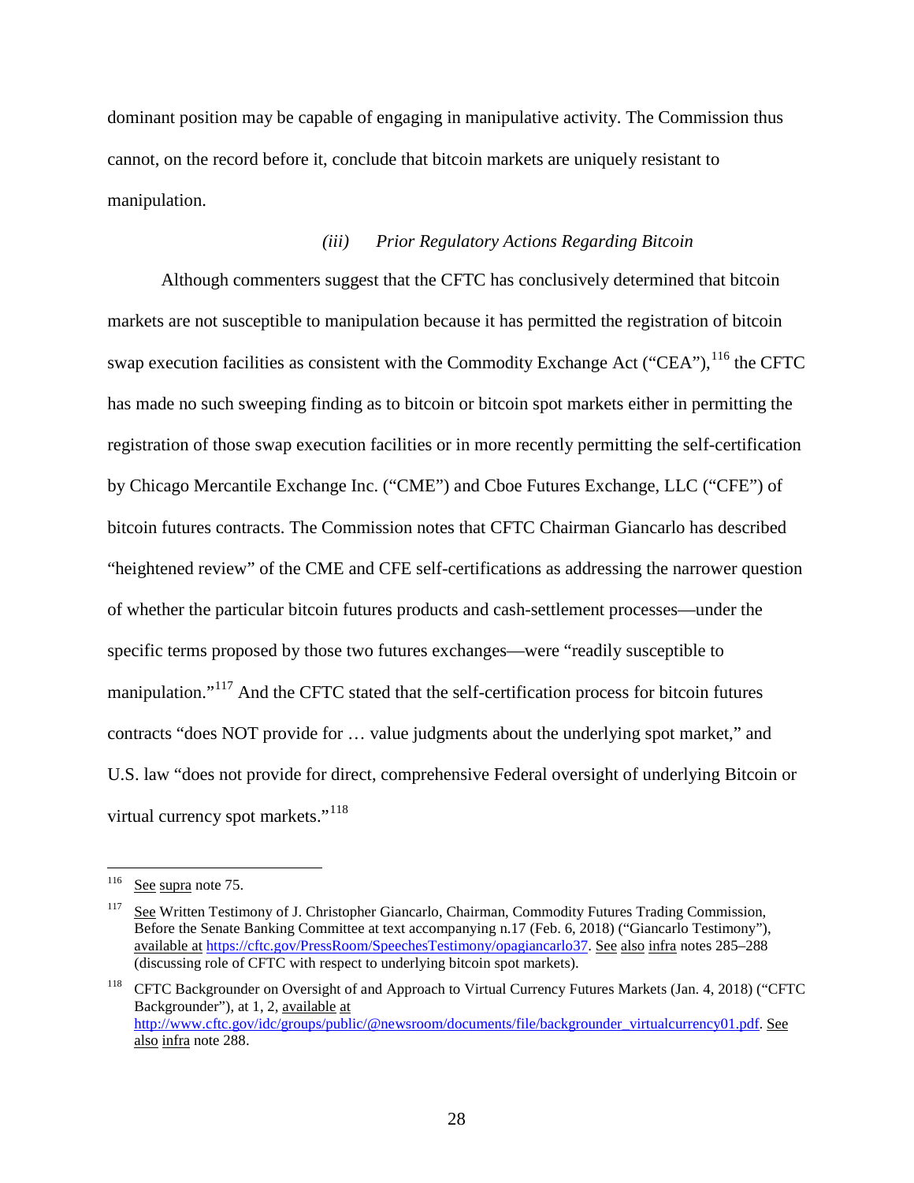dominant position may be capable of engaging in manipulative activity. The Commission thus cannot, on the record before it, conclude that bitcoin markets are uniquely resistant to manipulation.

*(iii) Prior Regulatory Actions Regarding Bitcoin*

Although commenters suggest that the CFTC has conclusively determined that bitcoin markets are not susceptible to manipulation because it has permitted the registration of bitcoin swap execution facilities as consistent with the Commodity Exchange Act ("CEA"),[116] the CFTC has made no such sweeping finding as to bitcoin or bitcoin spot markets either in permitting the registration of those swap execution facilities or in more recently permitting the self-certification by Chicago Mercantile Exchange Inc. ("CME") and Cboe Futures Exchange, LLC ("CFE") of bitcoin futures contracts. The Commission notes that CFTC Chairman Giancarlo has described "heightened review" of the CME and CFE self-certifications as addressing the narrower question of whether the particular bitcoin futures products and cash-settlement processes—under the specific terms proposed by those two futures exchanges—were "readily susceptible to manipulation."[117] And the CFTC stated that the self-certification process for bitcoin futures contracts "does NOT provide for … value judgments about the underlying spot market," and U.S. law "does not provide for direct, comprehensive Federal oversight of underlying Bitcoin or virtual currency spot markets."[118]

---

[116] See supra note 75.

[117] See Written Testimony of J. Christopher Giancarlo, Chairman, Commodity Futures Trading Commission, Before the Senate Banking Committee at text accompanying n.17 (Feb. 6, 2018) ("Giancarlo Testimony"), available at https://cftc.gov/PressRoom/SpeechesTestimony/opagiancarlo37. See also infra notes 285–288 (discussing role of CFTC with respect to underlying bitcoin spot markets).

[118] CFTC Backgrounder on Oversight of and Approach to Virtual Currency Futures Markets (Jan. 4, 2018) ("CFTC Backgrounder"), at 1, 2, available at http://www.cftc.gov/idc/groups/public/@newsroom/documents/file/backgrounder_virtualcurrency01.pdf. See also infra note 288.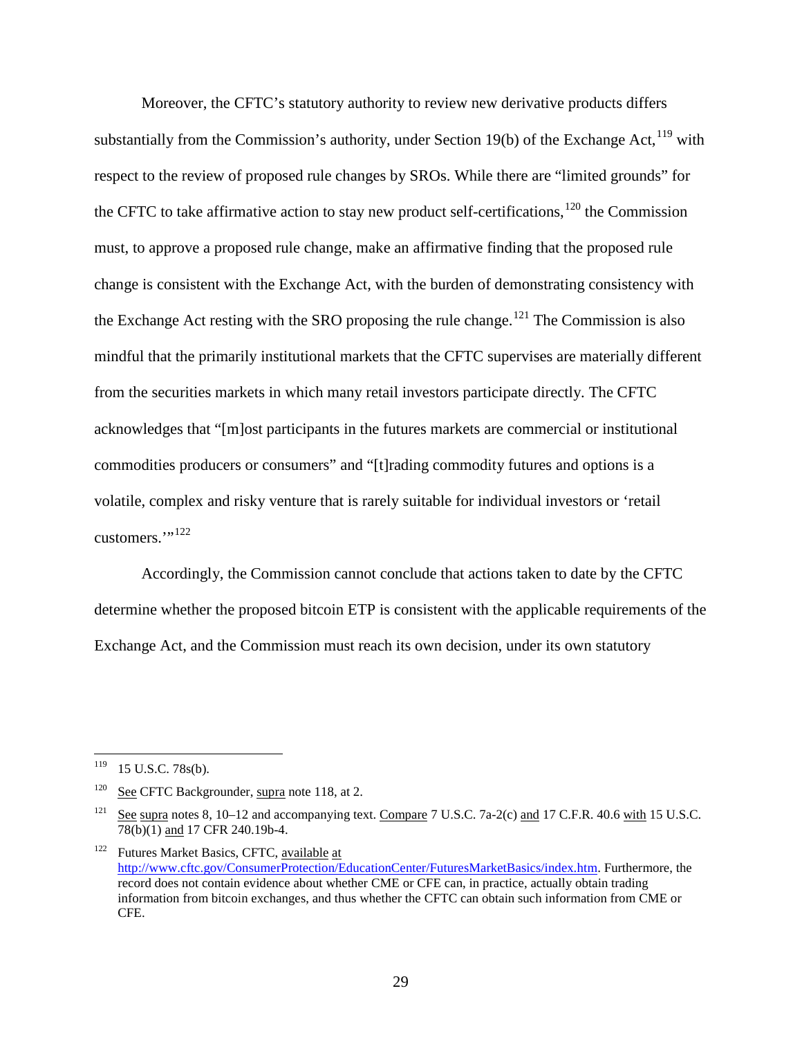Moreover, the CFTC's statutory authority to review new derivative products differs substantially from the Commission's authority, under Section 19(b) of the Exchange Act,[119] with respect to the review of proposed rule changes by SROs. While there are "limited grounds" for the CFTC to take affirmative action to stay new product self-certifications,[120] the Commission must, to approve a proposed rule change, make an affirmative finding that the proposed rule change is consistent with the Exchange Act, with the burden of demonstrating consistency with the Exchange Act resting with the SRO proposing the rule change.[121] The Commission is also mindful that the primarily institutional markets that the CFTC supervises are materially different from the securities markets in which many retail investors participate directly. The CFTC acknowledges that "[m]ost participants in the futures markets are commercial or institutional commodities producers or consumers" and "[t]rading commodity futures and options is a volatile, complex and risky venture that is rarely suitable for individual investors or 'retail customers.'"[122]

Accordingly, the Commission cannot conclude that actions taken to date by the CFTC determine whether the proposed bitcoin ETP is consistent with the applicable requirements of the Exchange Act, and the Commission must reach its own decision, under its own statutory

---

[119] 15 U.S.C. 78s(b).

[120] See CFTC Backgrounder, supra note 118, at 2.

[121] See supra notes 8, 10–12 and accompanying text. Compare 7 U.S.C. 7a-2(c) and 17 C.F.R. 40.6 with 15 U.S.C. 78(b)(1) and 17 CFR 240.19b-4.

[122] Futures Market Basics, CFTC, available at http://www.cftc.gov/ConsumerProtection/EducationCenter/FuturesMarketBasics/index.htm. Furthermore, the record does not contain evidence about whether CME or CFE can, in practice, actually obtain trading information from bitcoin exchanges, and thus whether the CFTC can obtain such information from CME or CFE.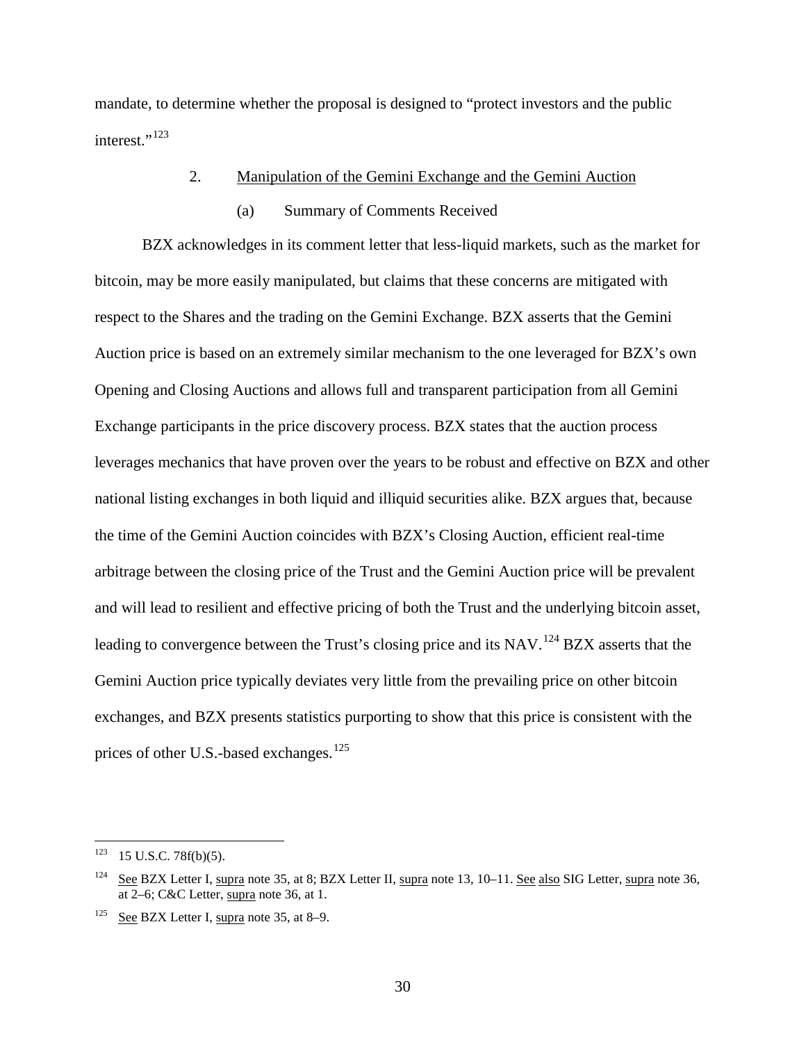mandate, to determine whether the proposal is designed to "protect investors and the public interest."[123]

### 2. Manipulation of the Gemini Exchange and the Gemini Auction

#### (a) Summary of Comments Received

BZX acknowledges in its comment letter that less-liquid markets, such as the market for bitcoin, may be more easily manipulated, but claims that these concerns are mitigated with respect to the Shares and the trading on the Gemini Exchange. BZX asserts that the Gemini Auction price is based on an extremely similar mechanism to the one leveraged for BZX's own Opening and Closing Auctions and allows full and transparent participation from all Gemini Exchange participants in the price discovery process. BZX states that the auction process leverages mechanics that have proven over the years to be robust and effective on BZX and other national listing exchanges in both liquid and illiquid securities alike. BZX argues that, because the time of the Gemini Auction coincides with BZX's Closing Auction, efficient real-time arbitrage between the closing price of the Trust and the Gemini Auction price will be prevalent and will lead to resilient and effective pricing of both the Trust and the underlying bitcoin asset, leading to convergence between the Trust's closing price and its NAV.[124] BZX asserts that the Gemini Auction price typically deviates very little from the prevailing price on other bitcoin exchanges, and BZX presents statistics purporting to show that this price is consistent with the prices of other U.S.-based exchanges.[125]

---

[123] 15 U.S.C. 78f(b)(5).

[124] See BZX Letter I, supra note 35, at 8; BZX Letter II, supra note 13, 10–11. See also SIG Letter, supra note 36, at 2–6; C&C Letter, supra note 36, at 1.

[125] See BZX Letter I, supra note 35, at 8–9.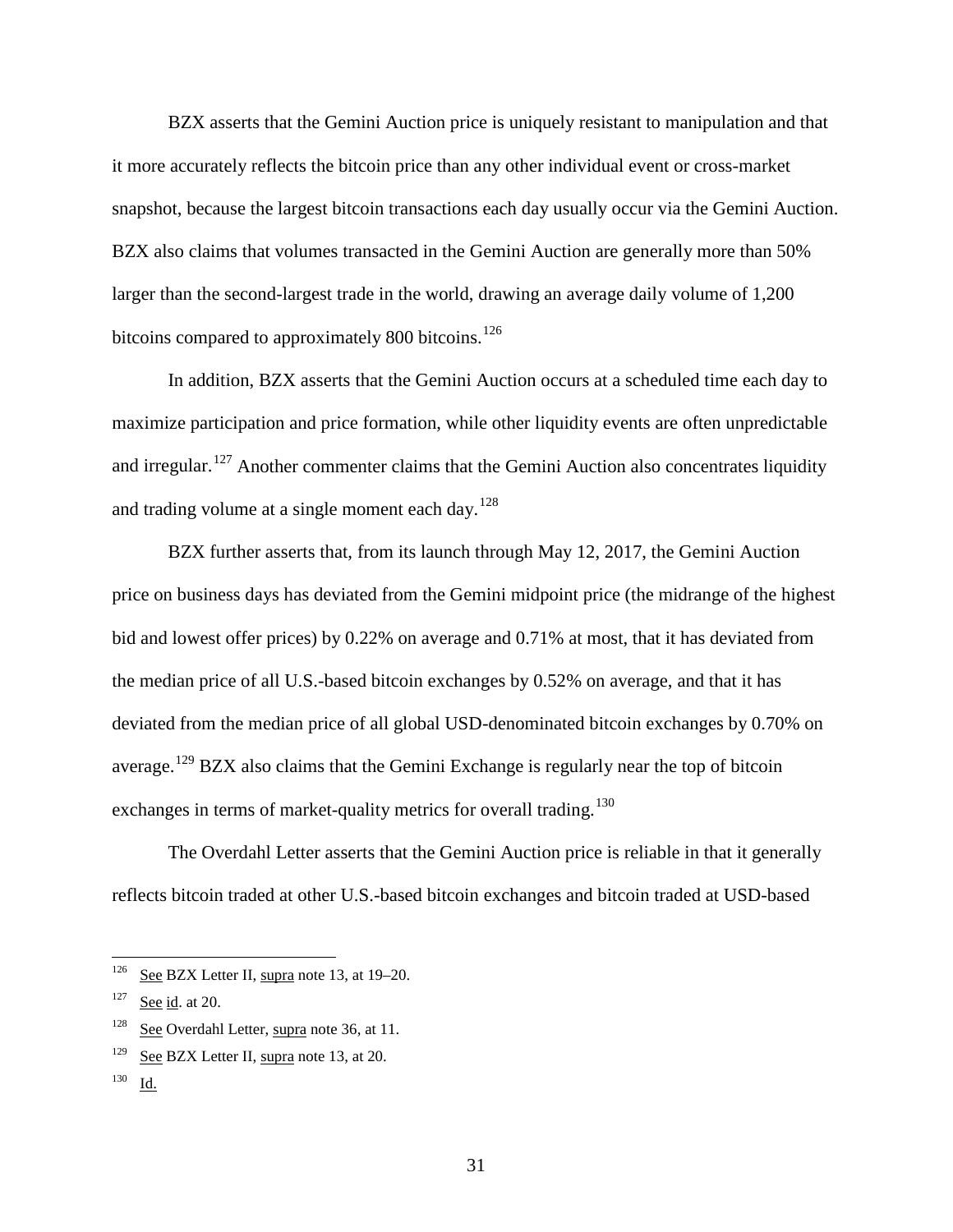BZX asserts that the Gemini Auction price is uniquely resistant to manipulation and that it more accurately reflects the bitcoin price than any other individual event or cross-market snapshot, because the largest bitcoin transactions each day usually occur via the Gemini Auction. BZX also claims that volumes transacted in the Gemini Auction are generally more than 50% larger than the second-largest trade in the world, drawing an average daily volume of 1,200 bitcoins compared to approximately 800 bitcoins.[126]

In addition, BZX asserts that the Gemini Auction occurs at a scheduled time each day to maximize participation and price formation, while other liquidity events are often unpredictable and irregular.[127] Another commenter claims that the Gemini Auction also concentrates liquidity and trading volume at a single moment each day.[128]

BZX further asserts that, from its launch through May 12, 2017, the Gemini Auction price on business days has deviated from the Gemini midpoint price (the midrange of the highest bid and lowest offer prices) by 0.22% on average and 0.71% at most, that it has deviated from the median price of all U.S.-based bitcoin exchanges by 0.52% on average, and that it has deviated from the median price of all global USD-denominated bitcoin exchanges by 0.70% on average.[129] BZX also claims that the Gemini Exchange is regularly near the top of bitcoin exchanges in terms of market-quality metrics for overall trading.[130]

The Overdahl Letter asserts that the Gemini Auction price is reliable in that it generally reflects bitcoin traded at other U.S.-based bitcoin exchanges and bitcoin traded at USD-based

---

[126] See BZX Letter II, supra note 13, at 19–20.

[127] See id. at 20.

[128] See Overdahl Letter, supra note 36, at 11.

[129] See BZX Letter II, supra note 13, at 20.

[130] Id.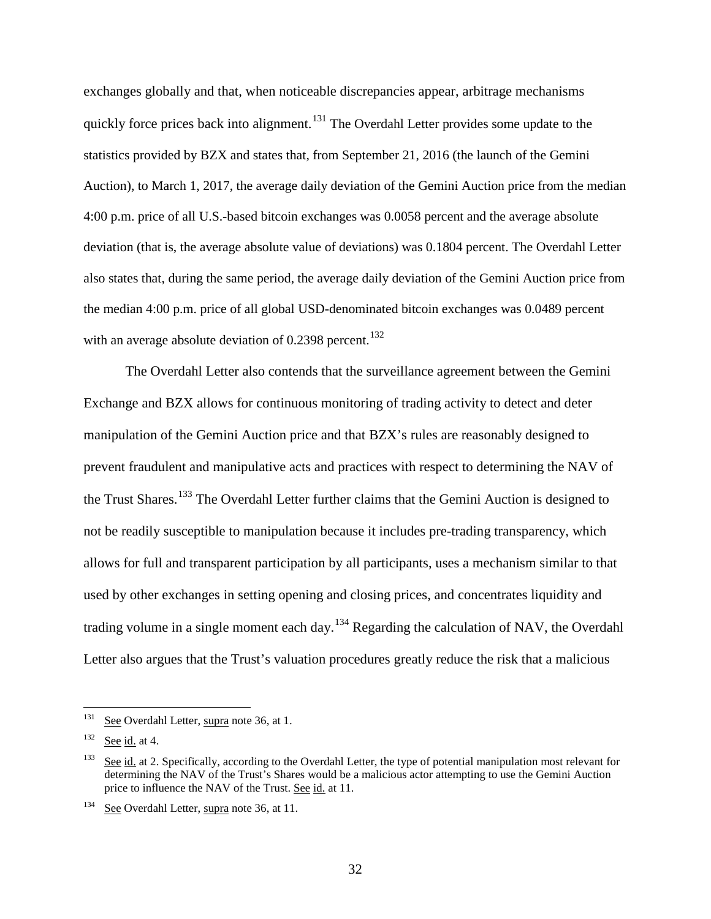exchanges globally and that, when noticeable discrepancies appear, arbitrage mechanisms quickly force prices back into alignment.[131] The Overdahl Letter provides some update to the statistics provided by BZX and states that, from September 21, 2016 (the launch of the Gemini Auction), to March 1, 2017, the average daily deviation of the Gemini Auction price from the median 4:00 p.m. price of all U.S.-based bitcoin exchanges was 0.0058 percent and the average absolute deviation (that is, the average absolute value of deviations) was 0.1804 percent. The Overdahl Letter also states that, during the same period, the average daily deviation of the Gemini Auction price from the median 4:00 p.m. price of all global USD-denominated bitcoin exchanges was 0.0489 percent with an average absolute deviation of 0.2398 percent.[132]

The Overdahl Letter also contends that the surveillance agreement between the Gemini Exchange and BZX allows for continuous monitoring of trading activity to detect and deter manipulation of the Gemini Auction price and that BZX's rules are reasonably designed to prevent fraudulent and manipulative acts and practices with respect to determining the NAV of the Trust Shares.[133] The Overdahl Letter further claims that the Gemini Auction is designed to not be readily susceptible to manipulation because it includes pre-trading transparency, which allows for full and transparent participation by all participants, uses a mechanism similar to that used by other exchanges in setting opening and closing prices, and concentrates liquidity and trading volume in a single moment each day.[134] Regarding the calculation of NAV, the Overdahl Letter also argues that the Trust's valuation procedures greatly reduce the risk that a malicious

---

[131] See Overdahl Letter, supra note 36, at 1.

[132] See id. at 4.

[133] See id. at 2. Specifically, according to the Overdahl Letter, the type of potential manipulation most relevant for determining the NAV of the Trust's Shares would be a malicious actor attempting to use the Gemini Auction price to influence the NAV of the Trust. See id. at 11.

[134] See Overdahl Letter, supra note 36, at 11.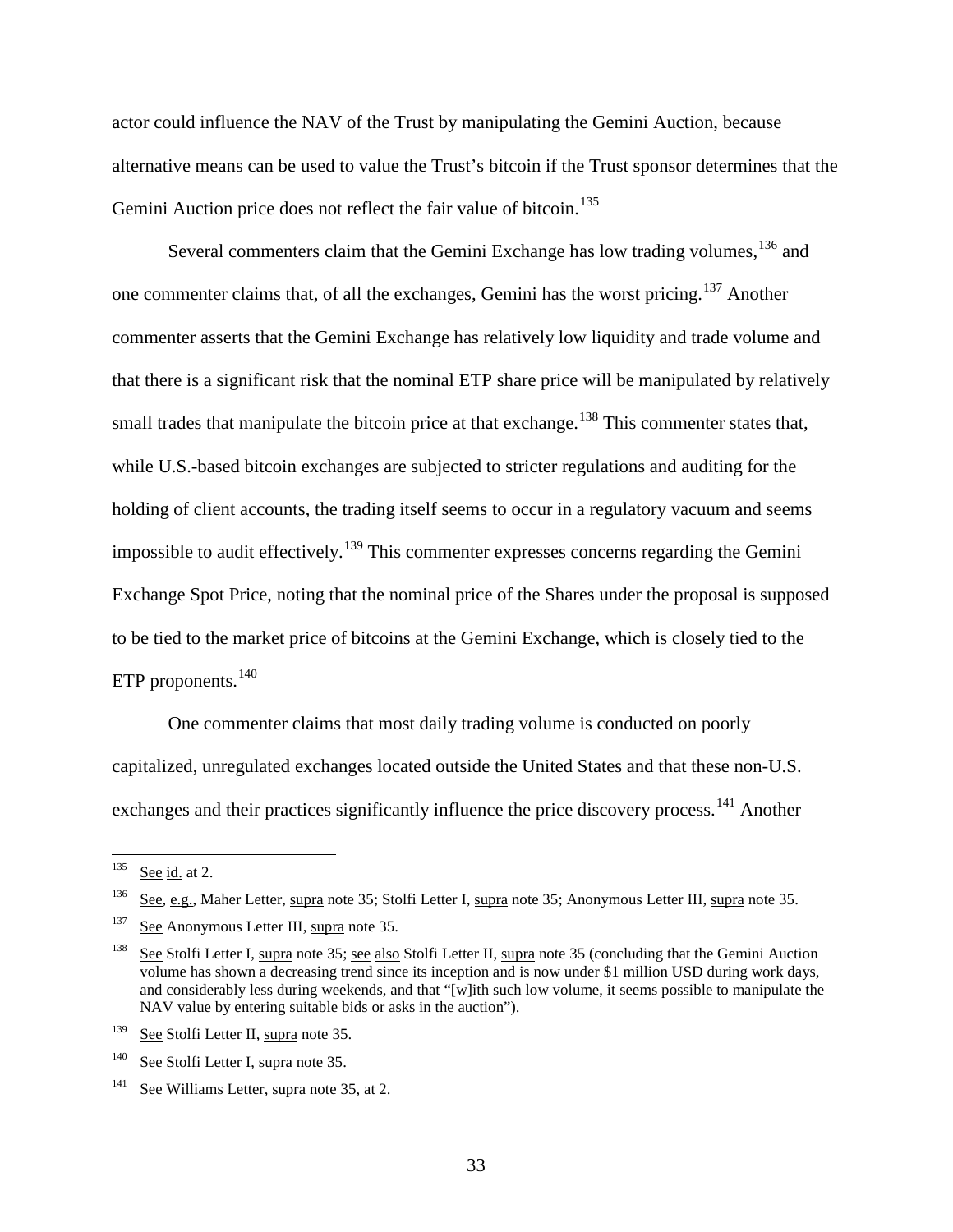actor could influence the NAV of the Trust by manipulating the Gemini Auction, because alternative means can be used to value the Trust's bitcoin if the Trust sponsor determines that the Gemini Auction price does not reflect the fair value of bitcoin.[135]

Several commenters claim that the Gemini Exchange has low trading volumes,[136] and one commenter claims that, of all the exchanges, Gemini has the worst pricing.[137] Another commenter asserts that the Gemini Exchange has relatively low liquidity and trade volume and that there is a significant risk that the nominal ETP share price will be manipulated by relatively small trades that manipulate the bitcoin price at that exchange.[138] This commenter states that, while U.S.-based bitcoin exchanges are subjected to stricter regulations and auditing for the holding of client accounts, the trading itself seems to occur in a regulatory vacuum and seems impossible to audit effectively.[139] This commenter expresses concerns regarding the Gemini Exchange Spot Price, noting that the nominal price of the Shares under the proposal is supposed to be tied to the market price of bitcoins at the Gemini Exchange, which is closely tied to the ETP proponents.[140]

One commenter claims that most daily trading volume is conducted on poorly capitalized, unregulated exchanges located outside the United States and that these non-U.S. exchanges and their practices significantly influence the price discovery process.[141] Another

---

[135] See id. at 2.

[136] See, e.g., Maher Letter, supra note 35; Stolfi Letter I, supra note 35; Anonymous Letter III, supra note 35.

[137] See Anonymous Letter III, supra note 35.

[138] See Stolfi Letter I, supra note 35; see also Stolfi Letter II, supra note 35 (concluding that the Gemini Auction volume has shown a decreasing trend since its inception and is now under $1 million USD during work days, and considerably less during weekends, and that "[w]ith such low volume, it seems possible to manipulate the NAV value by entering suitable bids or asks in the auction").

[139] See Stolfi Letter II, supra note 35.

[140] See Stolfi Letter I, supra note 35.

[141] See Williams Letter, supra note 35, at 2.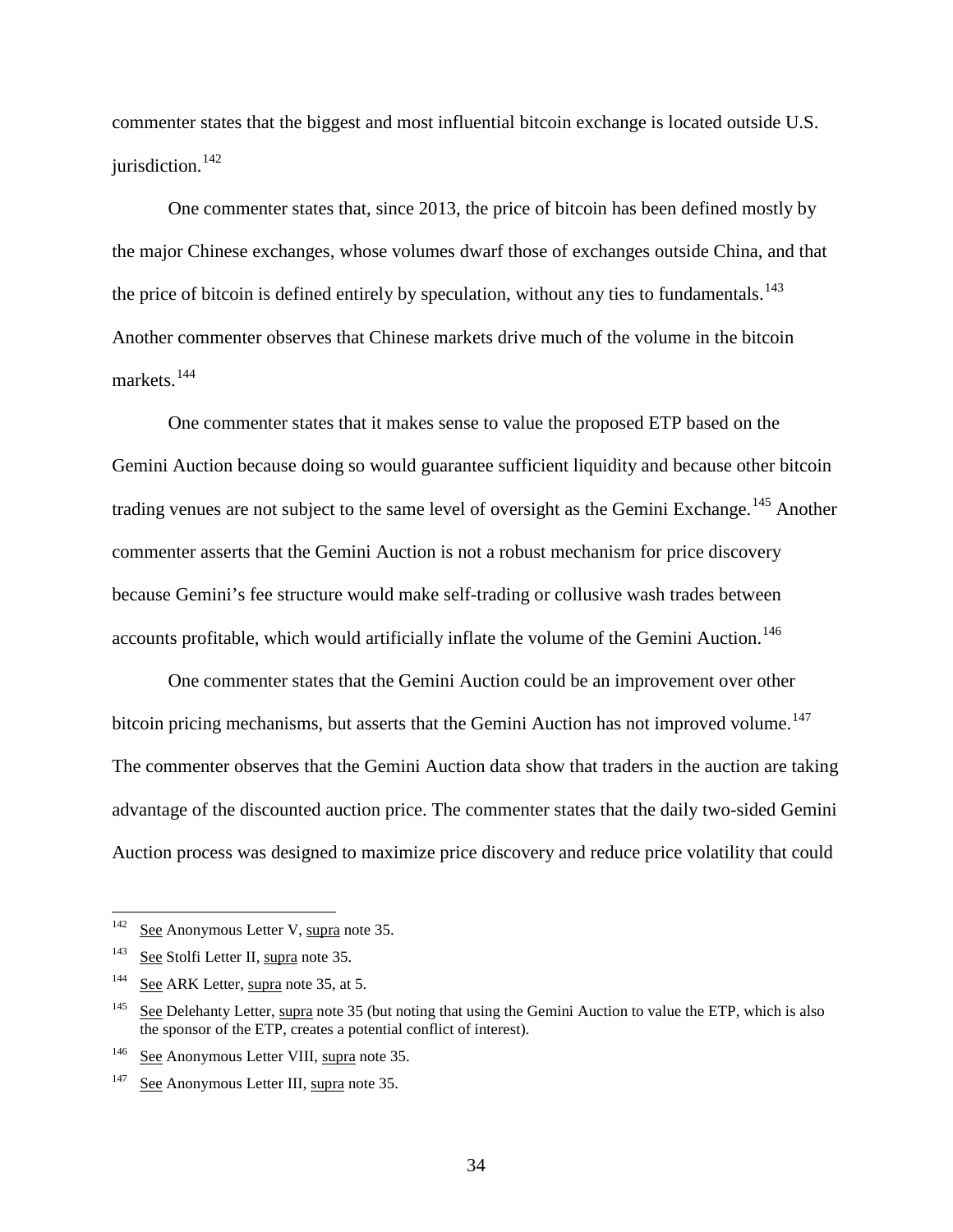commenter states that the biggest and most influential bitcoin exchange is located outside U.S. jurisdiction.[142]

One commenter states that, since 2013, the price of bitcoin has been defined mostly by the major Chinese exchanges, whose volumes dwarf those of exchanges outside China, and that the price of bitcoin is defined entirely by speculation, without any ties to fundamentals.[143] Another commenter observes that Chinese markets drive much of the volume in the bitcoin markets.[144]

One commenter states that it makes sense to value the proposed ETP based on the Gemini Auction because doing so would guarantee sufficient liquidity and because other bitcoin trading venues are not subject to the same level of oversight as the Gemini Exchange.[145] Another commenter asserts that the Gemini Auction is not a robust mechanism for price discovery because Gemini's fee structure would make self-trading or collusive wash trades between accounts profitable, which would artificially inflate the volume of the Gemini Auction.[146]

One commenter states that the Gemini Auction could be an improvement over other bitcoin pricing mechanisms, but asserts that the Gemini Auction has not improved volume.[147] The commenter observes that the Gemini Auction data show that traders in the auction are taking advantage of the discounted auction price. The commenter states that the daily two-sided Gemini Auction process was designed to maximize price discovery and reduce price volatility that could

---

[142] See Anonymous Letter V, supra note 35.

[143] See Stolfi Letter II, supra note 35.

[144] See ARK Letter, supra note 35, at 5.

[145] See Delehanty Letter, supra note 35 (but noting that using the Gemini Auction to value the ETP, which is also the sponsor of the ETP, creates a potential conflict of interest).

[146] See Anonymous Letter VIII, supra note 35.

[147] See Anonymous Letter III, supra note 35.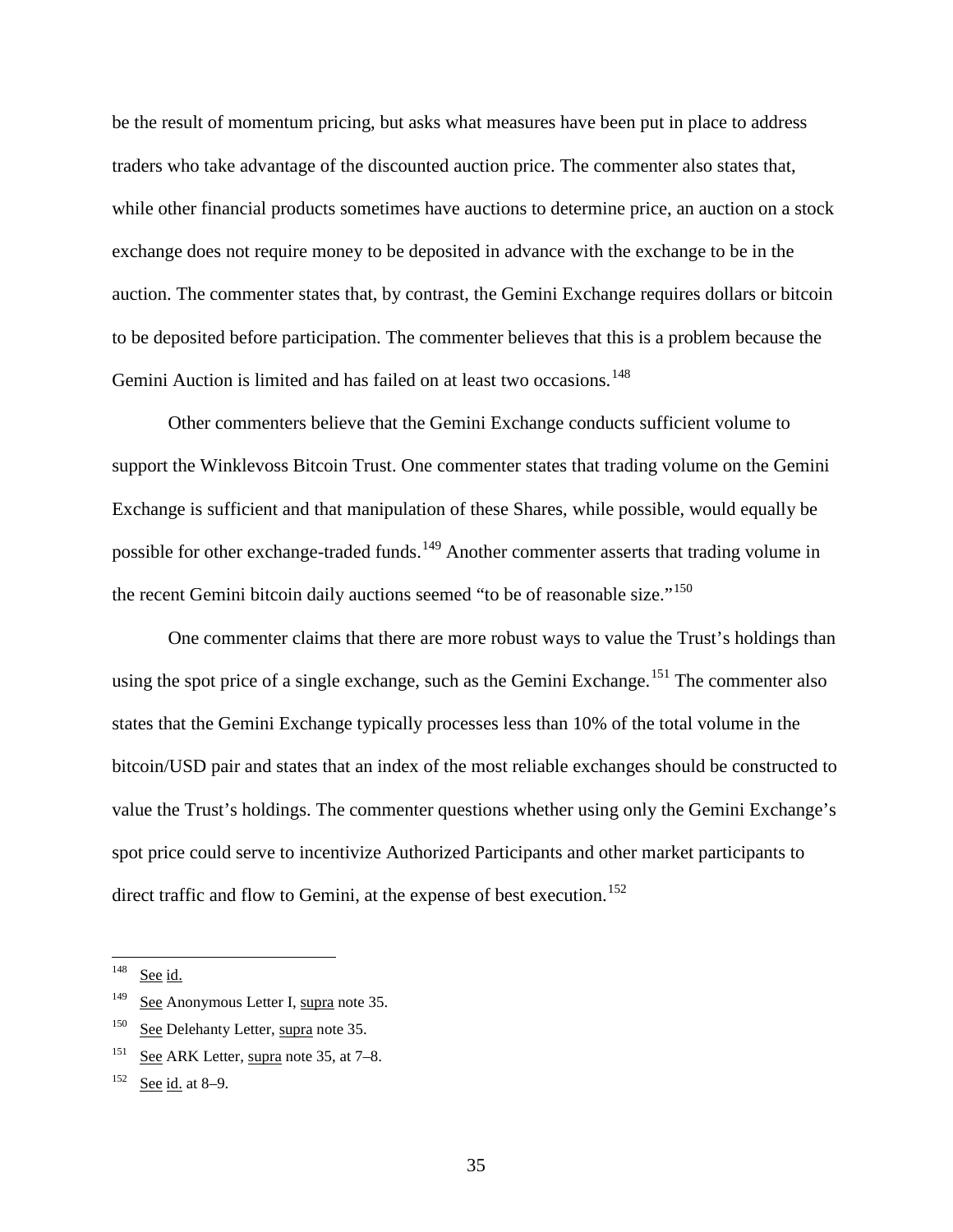be the result of momentum pricing, but asks what measures have been put in place to address traders who take advantage of the discounted auction price. The commenter also states that, while other financial products sometimes have auctions to determine price, an auction on a stock exchange does not require money to be deposited in advance with the exchange to be in the auction. The commenter states that, by contrast, the Gemini Exchange requires dollars or bitcoin to be deposited before participation. The commenter believes that this is a problem because the Gemini Auction is limited and has failed on at least two occasions.[148]

Other commenters believe that the Gemini Exchange conducts sufficient volume to support the Winklevoss Bitcoin Trust. One commenter states that trading volume on the Gemini Exchange is sufficient and that manipulation of these Shares, while possible, would equally be possible for other exchange-traded funds.[149] Another commenter asserts that trading volume in the recent Gemini bitcoin daily auctions seemed "to be of reasonable size."[150]

One commenter claims that there are more robust ways to value the Trust's holdings than using the spot price of a single exchange, such as the Gemini Exchange.[151] The commenter also states that the Gemini Exchange typically processes less than 10% of the total volume in the bitcoin/USD pair and states that an index of the most reliable exchanges should be constructed to value the Trust's holdings. The commenter questions whether using only the Gemini Exchange's spot price could serve to incentivize Authorized Participants and other market participants to direct traffic and flow to Gemini, at the expense of best execution.[152]

---

[148] See id.

[149] See Anonymous Letter I, supra note 35.

[150] See Delehanty Letter, supra note 35.

[151] See ARK Letter, supra note 35, at 7–8.

[152] See id. at 8–9.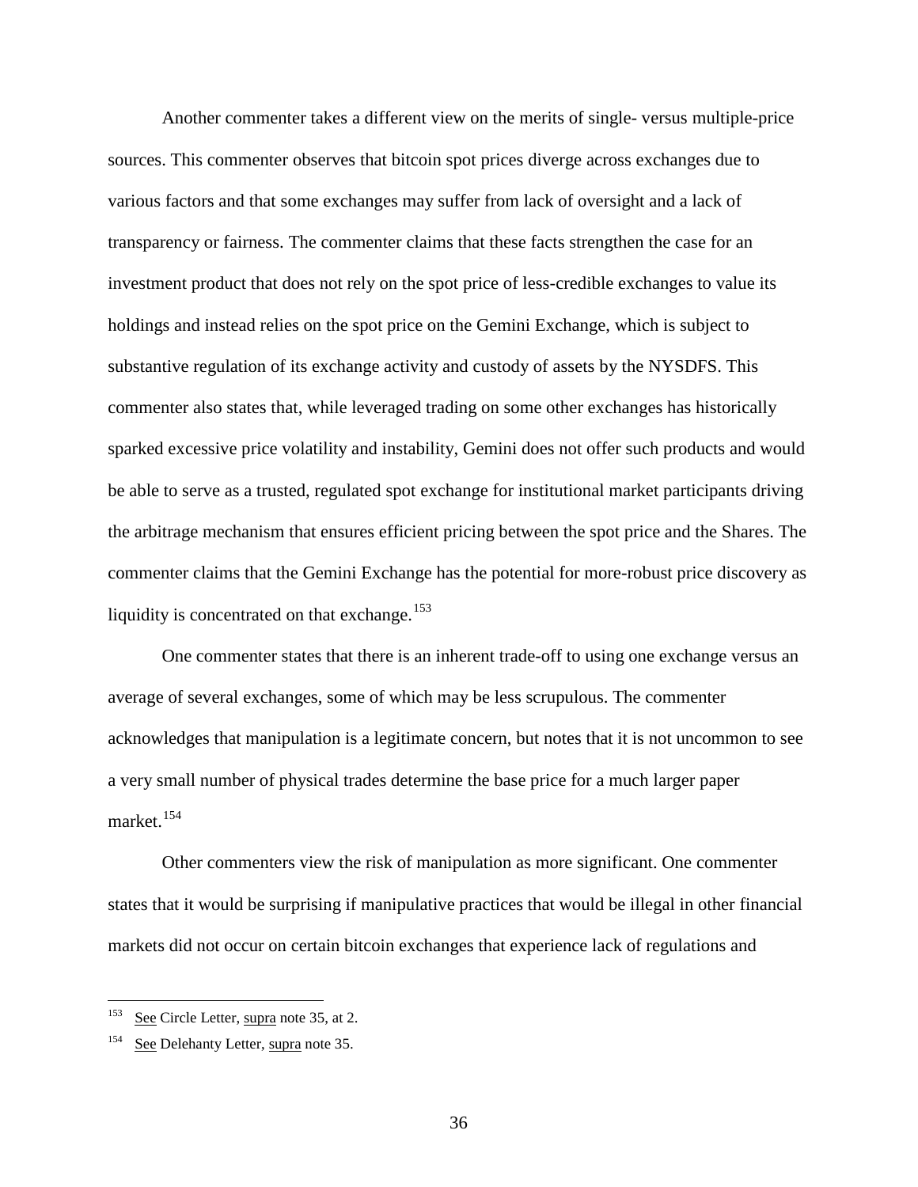Another commenter takes a different view on the merits of single- versus multiple-price sources. This commenter observes that bitcoin spot prices diverge across exchanges due to various factors and that some exchanges may suffer from lack of oversight and a lack of transparency or fairness. The commenter claims that these facts strengthen the case for an investment product that does not rely on the spot price of less-credible exchanges to value its holdings and instead relies on the spot price on the Gemini Exchange, which is subject to substantive regulation of its exchange activity and custody of assets by the NYSDFS. This commenter also states that, while leveraged trading on some other exchanges has historically sparked excessive price volatility and instability, Gemini does not offer such products and would be able to serve as a trusted, regulated spot exchange for institutional market participants driving the arbitrage mechanism that ensures efficient pricing between the spot price and the Shares. The commenter claims that the Gemini Exchange has the potential for more-robust price discovery as liquidity is concentrated on that exchange.[153]

One commenter states that there is an inherent trade-off to using one exchange versus an average of several exchanges, some of which may be less scrupulous. The commenter acknowledges that manipulation is a legitimate concern, but notes that it is not uncommon to see a very small number of physical trades determine the base price for a much larger paper market.[154]

Other commenters view the risk of manipulation as more significant. One commenter states that it would be surprising if manipulative practices that would be illegal in other financial markets did not occur on certain bitcoin exchanges that experience lack of regulations and

---

[153] See Circle Letter, supra note 35, at 2.

[154] See Delehanty Letter, supra note 35.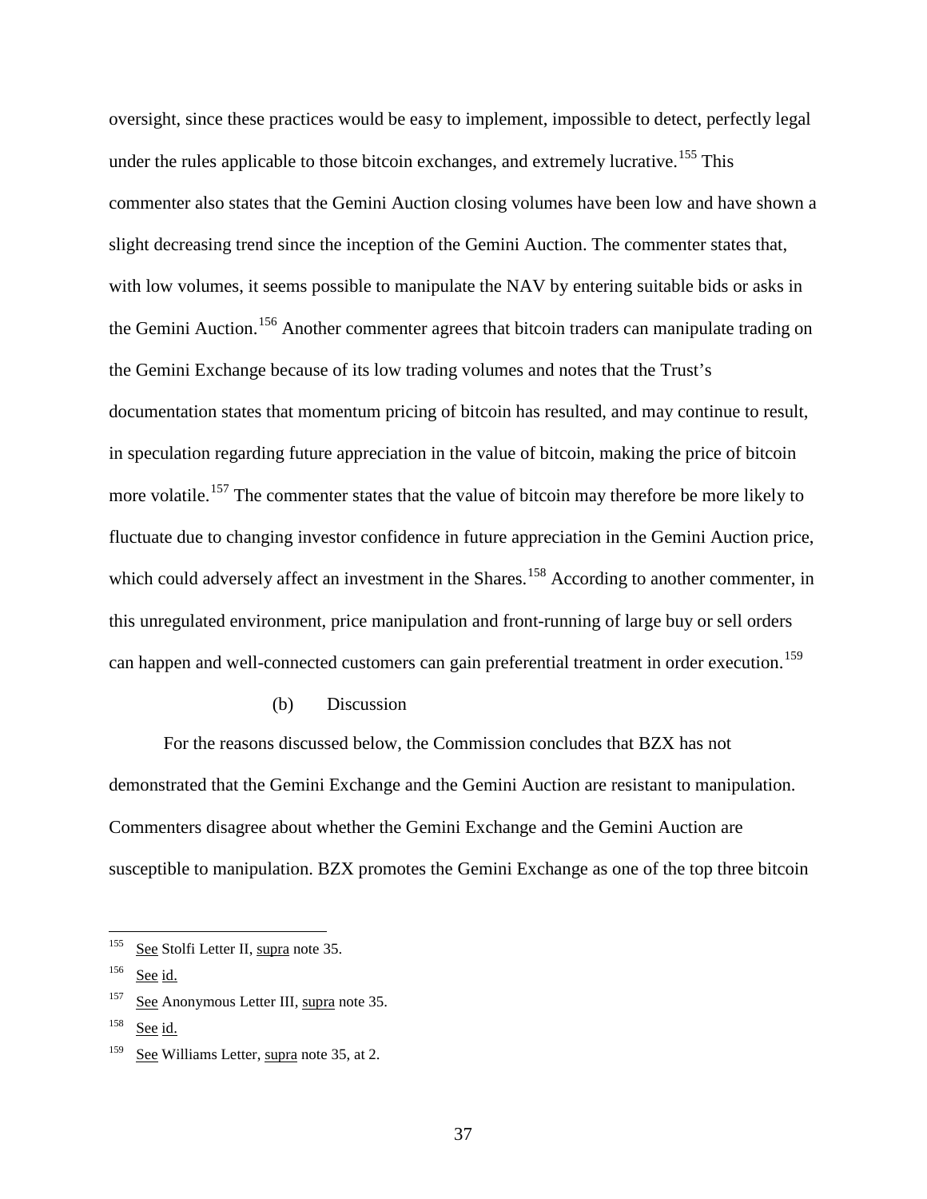oversight, since these practices would be easy to implement, impossible to detect, perfectly legal under the rules applicable to those bitcoin exchanges, and extremely lucrative.[155] This commenter also states that the Gemini Auction closing volumes have been low and have shown a slight decreasing trend since the inception of the Gemini Auction. The commenter states that, with low volumes, it seems possible to manipulate the NAV by entering suitable bids or asks in the Gemini Auction.[156] Another commenter agrees that bitcoin traders can manipulate trading on the Gemini Exchange because of its low trading volumes and notes that the Trust's documentation states that momentum pricing of bitcoin has resulted, and may continue to result, in speculation regarding future appreciation in the value of bitcoin, making the price of bitcoin more volatile.[157] The commenter states that the value of bitcoin may therefore be more likely to fluctuate due to changing investor confidence in future appreciation in the Gemini Auction price, which could adversely affect an investment in the Shares.[158] According to another commenter, in this unregulated environment, price manipulation and front-running of large buy or sell orders can happen and well-connected customers can gain preferential treatment in order execution.[159]

(b) Discussion

For the reasons discussed below, the Commission concludes that BZX has not demonstrated that the Gemini Exchange and the Gemini Auction are resistant to manipulation. Commenters disagree about whether the Gemini Exchange and the Gemini Auction are susceptible to manipulation. BZX promotes the Gemini Exchange as one of the top three bitcoin

---

[155] See Stolfi Letter II, supra note 35.

[156] See id.

[157] See Anonymous Letter III, supra note 35.

[158] See id.

[159] See Williams Letter, supra note 35, at 2.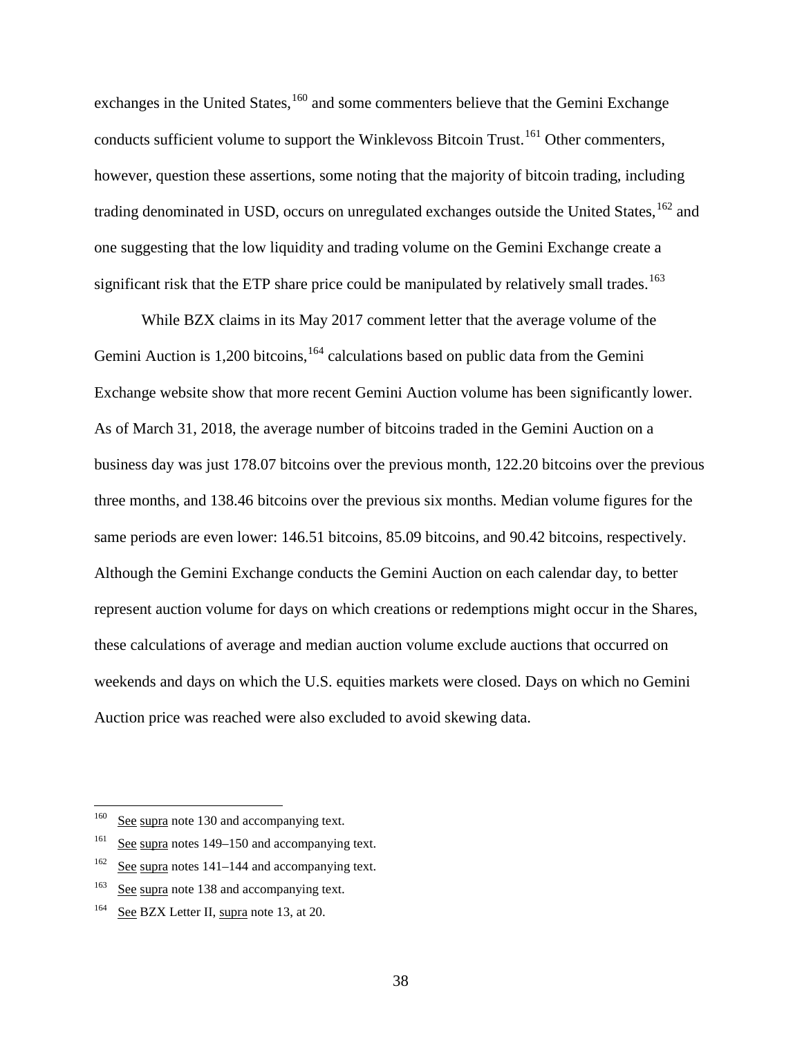exchanges in the United States,[160] and some commenters believe that the Gemini Exchange conducts sufficient volume to support the Winklevoss Bitcoin Trust.[161] Other commenters, however, question these assertions, some noting that the majority of bitcoin trading, including trading denominated in USD, occurs on unregulated exchanges outside the United States,[162] and one suggesting that the low liquidity and trading volume on the Gemini Exchange create a significant risk that the ETP share price could be manipulated by relatively small trades.[163]

While BZX claims in its May 2017 comment letter that the average volume of the Gemini Auction is 1,200 bitcoins,[164] calculations based on public data from the Gemini Exchange website show that more recent Gemini Auction volume has been significantly lower. As of March 31, 2018, the average number of bitcoins traded in the Gemini Auction on a business day was just 178.07 bitcoins over the previous month, 122.20 bitcoins over the previous three months, and 138.46 bitcoins over the previous six months. Median volume figures for the same periods are even lower: 146.51 bitcoins, 85.09 bitcoins, and 90.42 bitcoins, respectively. Although the Gemini Exchange conducts the Gemini Auction on each calendar day, to better represent auction volume for days on which creations or redemptions might occur in the Shares, these calculations of average and median auction volume exclude auctions that occurred on weekends and days on which the U.S. equities markets were closed. Days on which no Gemini Auction price was reached were also excluded to avoid skewing data.

---

[160] See supra note 130 and accompanying text.

[161] See supra notes 149–150 and accompanying text.

[162] See supra notes 141–144 and accompanying text.

[163] See supra note 138 and accompanying text.

[164] See BZX Letter II, supra note 13, at 20.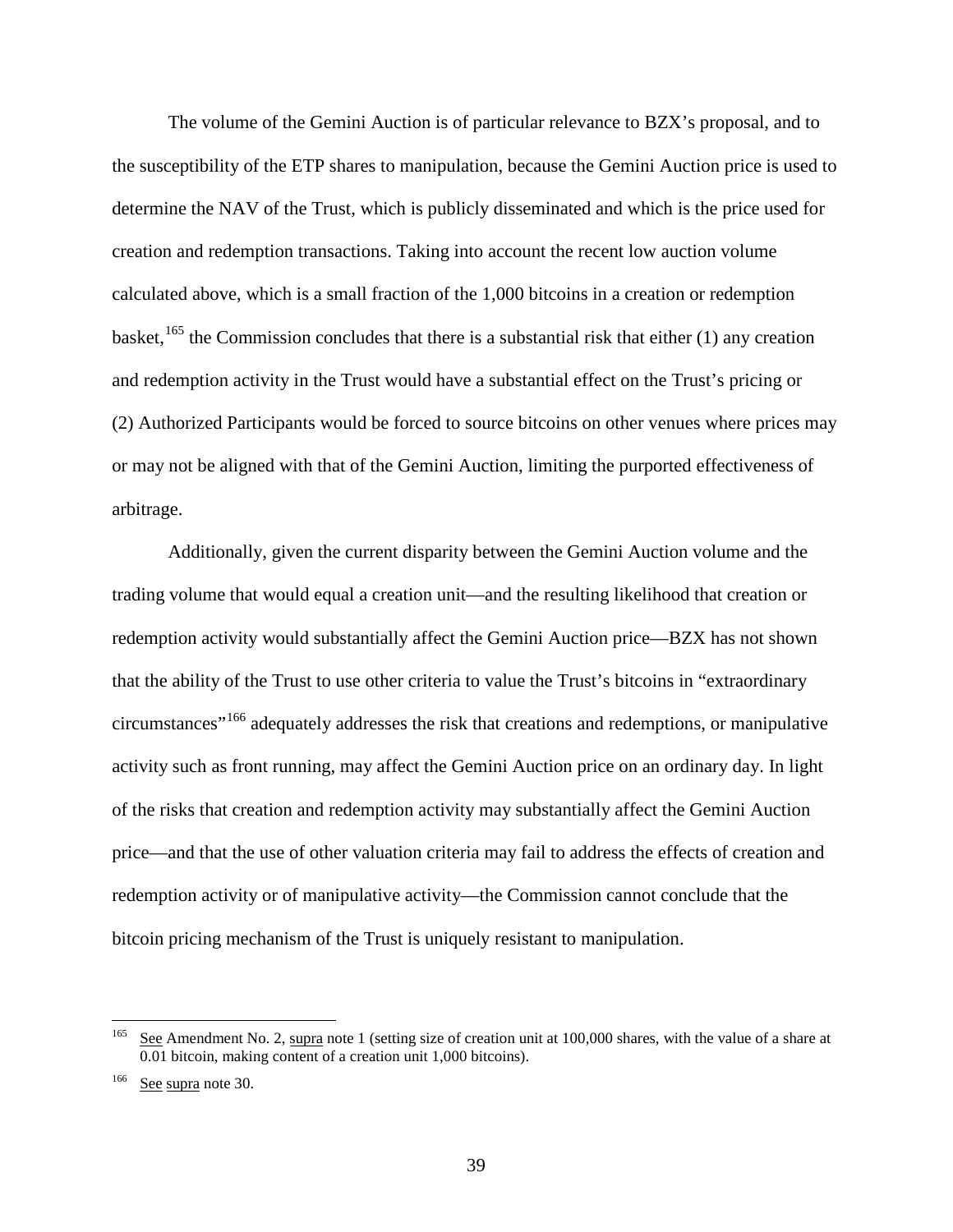The volume of the Gemini Auction is of particular relevance to BZX's proposal, and to the susceptibility of the ETP shares to manipulation, because the Gemini Auction price is used to determine the NAV of the Trust, which is publicly disseminated and which is the price used for creation and redemption transactions. Taking into account the recent low auction volume calculated above, which is a small fraction of the 1,000 bitcoins in a creation or redemption basket,[165] the Commission concludes that there is a substantial risk that either (1) any creation and redemption activity in the Trust would have a substantial effect on the Trust's pricing or (2) Authorized Participants would be forced to source bitcoins on other venues where prices may or may not be aligned with that of the Gemini Auction, limiting the purported effectiveness of arbitrage.

Additionally, given the current disparity between the Gemini Auction volume and the trading volume that would equal a creation unit—and the resulting likelihood that creation or redemption activity would substantially affect the Gemini Auction price—BZX has not shown that the ability of the Trust to use other criteria to value the Trust's bitcoins in "extraordinary circumstances"[166] adequately addresses the risk that creations and redemptions, or manipulative activity such as front running, may affect the Gemini Auction price on an ordinary day. In light of the risks that creation and redemption activity may substantially affect the Gemini Auction price—and that the use of other valuation criteria may fail to address the effects of creation and redemption activity or of manipulative activity—the Commission cannot conclude that the bitcoin pricing mechanism of the Trust is uniquely resistant to manipulation.

---

[165] See Amendment No. 2, supra note 1 (setting size of creation unit at 100,000 shares, with the value of a share at 0.01 bitcoin, making content of a creation unit 1,000 bitcoins).

[166] See supra note 30.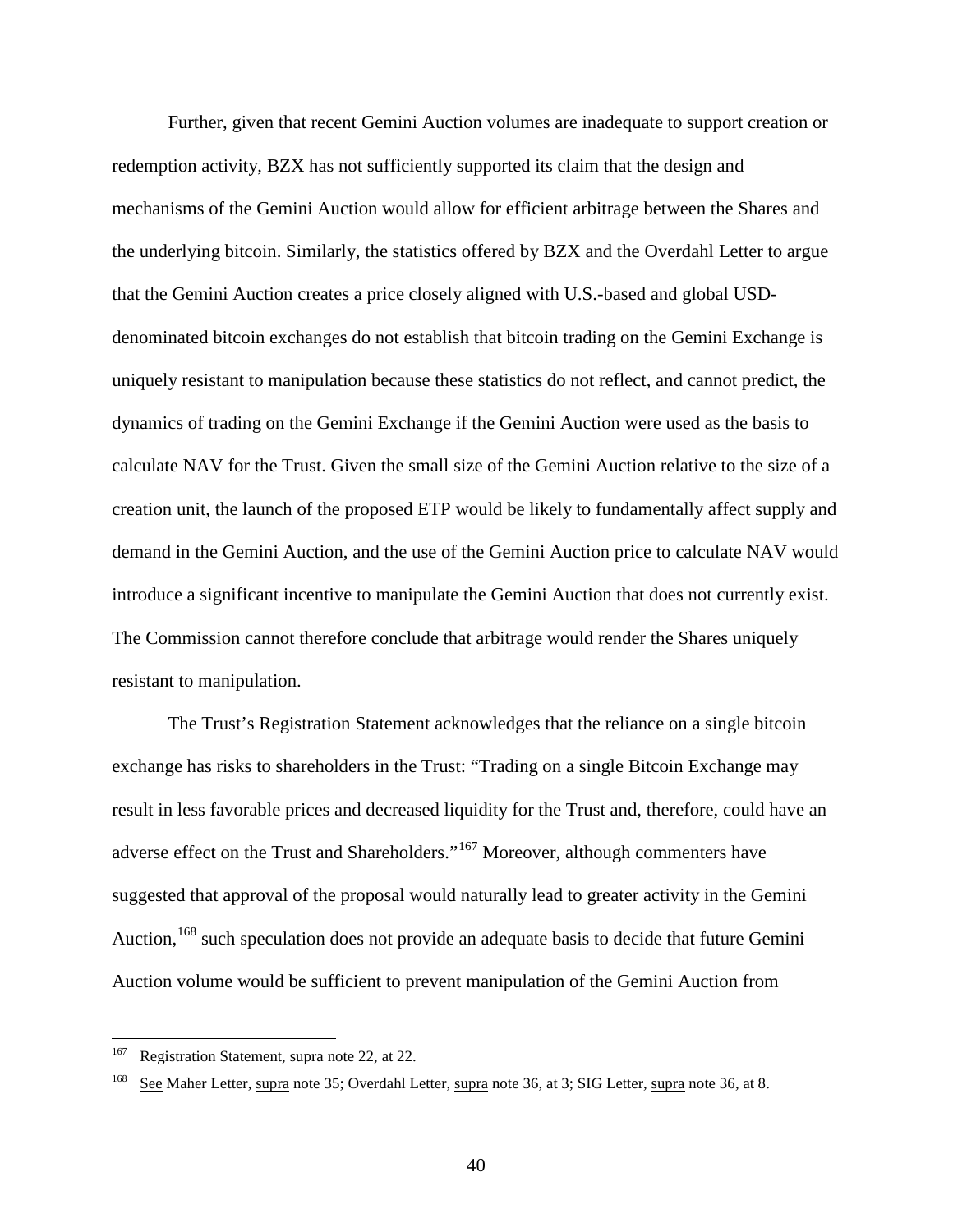Further, given that recent Gemini Auction volumes are inadequate to support creation or redemption activity, BZX has not sufficiently supported its claim that the design and mechanisms of the Gemini Auction would allow for efficient arbitrage between the Shares and the underlying bitcoin. Similarly, the statistics offered by BZX and the Overdahl Letter to argue that the Gemini Auction creates a price closely aligned with U.S.-based and global USD-denominated bitcoin exchanges do not establish that bitcoin trading on the Gemini Exchange is uniquely resistant to manipulation because these statistics do not reflect, and cannot predict, the dynamics of trading on the Gemini Exchange if the Gemini Auction were used as the basis to calculate NAV for the Trust. Given the small size of the Gemini Auction relative to the size of a creation unit, the launch of the proposed ETP would be likely to fundamentally affect supply and demand in the Gemini Auction, and the use of the Gemini Auction price to calculate NAV would introduce a significant incentive to manipulate the Gemini Auction that does not currently exist. The Commission cannot therefore conclude that arbitrage would render the Shares uniquely resistant to manipulation.

The Trust's Registration Statement acknowledges that the reliance on a single bitcoin exchange has risks to shareholders in the Trust: "Trading on a single Bitcoin Exchange may result in less favorable prices and decreased liquidity for the Trust and, therefore, could have an adverse effect on the Trust and Shareholders."[167] Moreover, although commenters have suggested that approval of the proposal would naturally lead to greater activity in the Gemini Auction,[168] such speculation does not provide an adequate basis to decide that future Gemini Auction volume would be sufficient to prevent manipulation of the Gemini Auction from

---

[167] Registration Statement, supra note 22, at 22.

[168] See Maher Letter, supra note 35; Overdahl Letter, supra note 36, at 3; SIG Letter, supra note 36, at 8.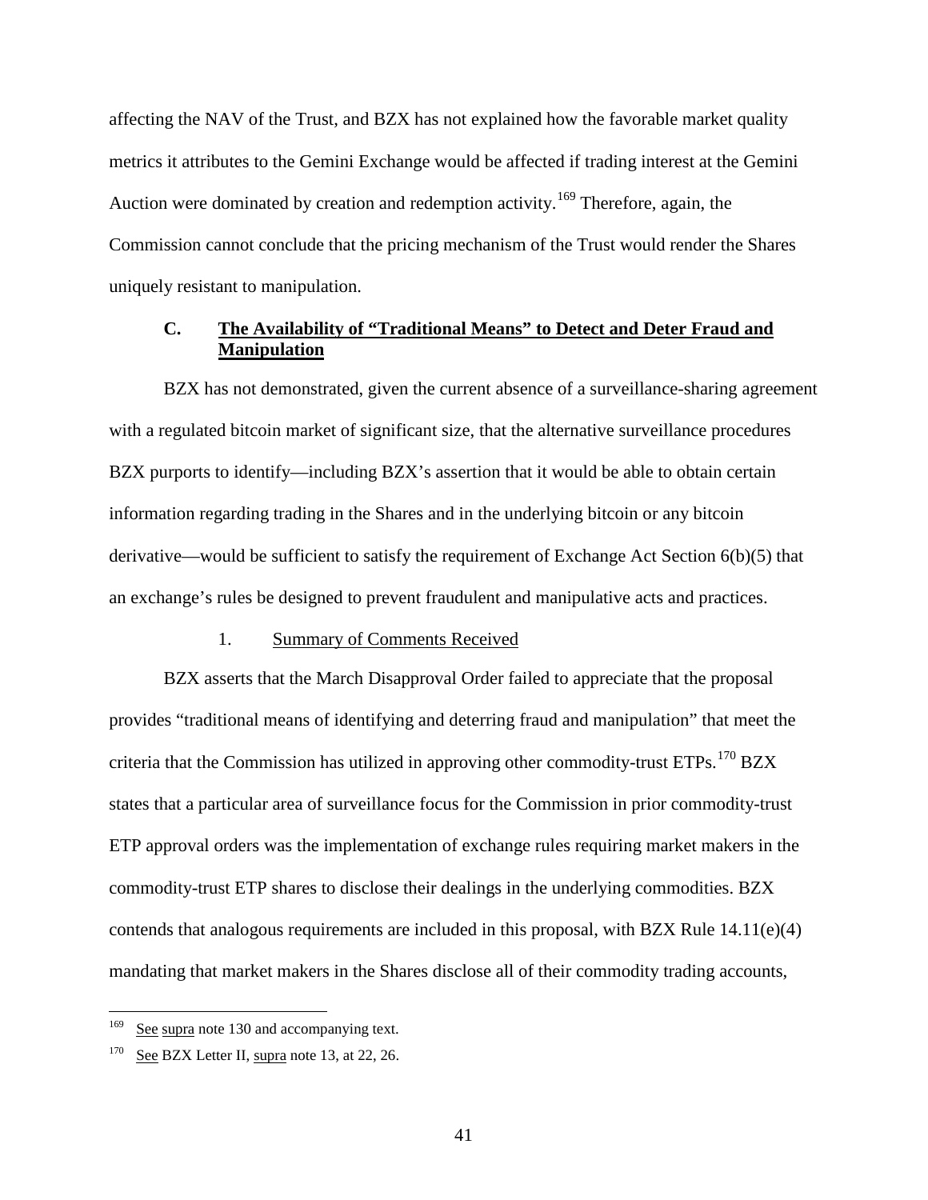affecting the NAV of the Trust, and BZX has not explained how the favorable market quality metrics it attributes to the Gemini Exchange would be affected if trading interest at the Gemini Auction were dominated by creation and redemption activity.[169] Therefore, again, the Commission cannot conclude that the pricing mechanism of the Trust would render the Shares uniquely resistant to manipulation.

### C. The Availability of "Traditional Means" to Detect and Deter Fraud and Manipulation

BZX has not demonstrated, given the current absence of a surveillance-sharing agreement with a regulated bitcoin market of significant size, that the alternative surveillance procedures BZX purports to identify—including BZX's assertion that it would be able to obtain certain information regarding trading in the Shares and in the underlying bitcoin or any bitcoin derivative—would be sufficient to satisfy the requirement of Exchange Act Section 6(b)(5) that an exchange's rules be designed to prevent fraudulent and manipulative acts and practices.

#### 1. Summary of Comments Received

BZX asserts that the March Disapproval Order failed to appreciate that the proposal provides "traditional means of identifying and deterring fraud and manipulation" that meet the criteria that the Commission has utilized in approving other commodity-trust ETPs.[170] BZX states that a particular area of surveillance focus for the Commission in prior commodity-trust ETP approval orders was the implementation of exchange rules requiring market makers in the commodity-trust ETP shares to disclose their dealings in the underlying commodities. BZX contends that analogous requirements are included in this proposal, with BZX Rule 14.11(e)(4) mandating that market makers in the Shares disclose all of their commodity trading accounts,

---

[169] See supra note 130 and accompanying text.

[170] See BZX Letter II, supra note 13, at 22, 26.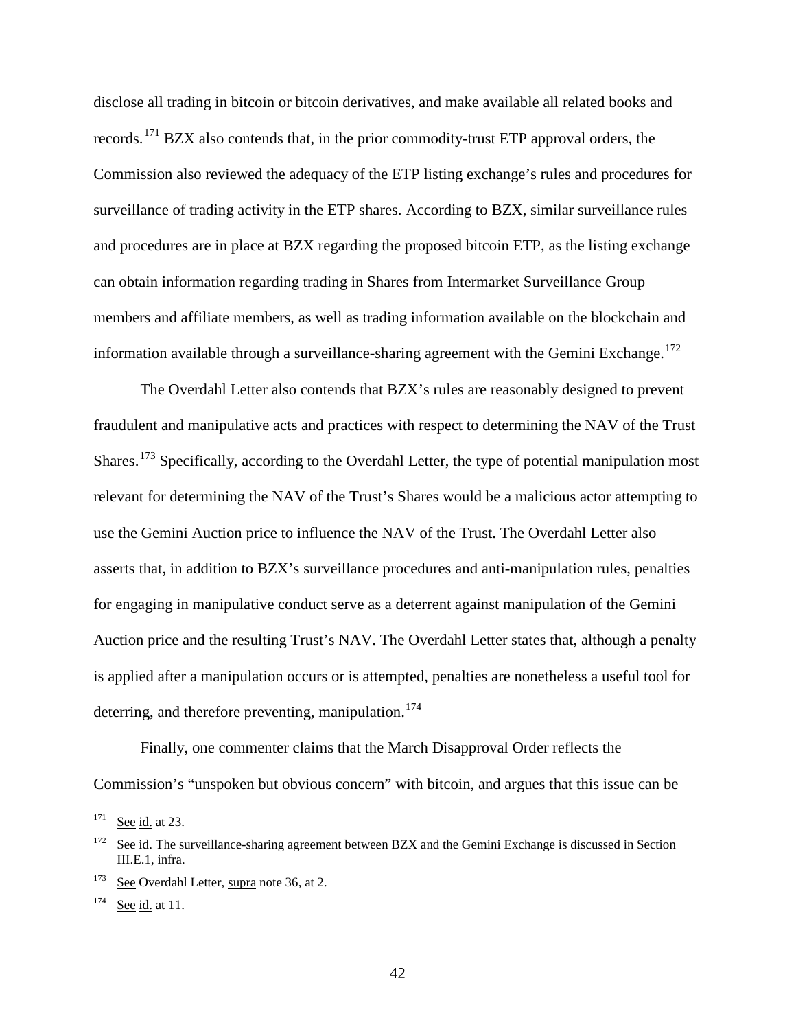disclose all trading in bitcoin or bitcoin derivatives, and make available all related books and records.[171] BZX also contends that, in the prior commodity-trust ETP approval orders, the Commission also reviewed the adequacy of the ETP listing exchange's rules and procedures for surveillance of trading activity in the ETP shares. According to BZX, similar surveillance rules and procedures are in place at BZX regarding the proposed bitcoin ETP, as the listing exchange can obtain information regarding trading in Shares from Intermarket Surveillance Group members and affiliate members, as well as trading information available on the blockchain and information available through a surveillance-sharing agreement with the Gemini Exchange.[172]

The Overdahl Letter also contends that BZX's rules are reasonably designed to prevent fraudulent and manipulative acts and practices with respect to determining the NAV of the Trust Shares.[173] Specifically, according to the Overdahl Letter, the type of potential manipulation most relevant for determining the NAV of the Trust's Shares would be a malicious actor attempting to use the Gemini Auction price to influence the NAV of the Trust. The Overdahl Letter also asserts that, in addition to BZX's surveillance procedures and anti-manipulation rules, penalties for engaging in manipulative conduct serve as a deterrent against manipulation of the Gemini Auction price and the resulting Trust's NAV. The Overdahl Letter states that, although a penalty is applied after a manipulation occurs or is attempted, penalties are nonetheless a useful tool for deterring, and therefore preventing, manipulation.[174]

Finally, one commenter claims that the March Disapproval Order reflects the Commission's "unspoken but obvious concern" with bitcoin, and argues that this issue can be

---

[171] See id. at 23.

[172] See id. The surveillance-sharing agreement between BZX and the Gemini Exchange is discussed in Section III.E.1, infra.

[173] See Overdahl Letter, supra note 36, at 2.

[174] See id. at 11.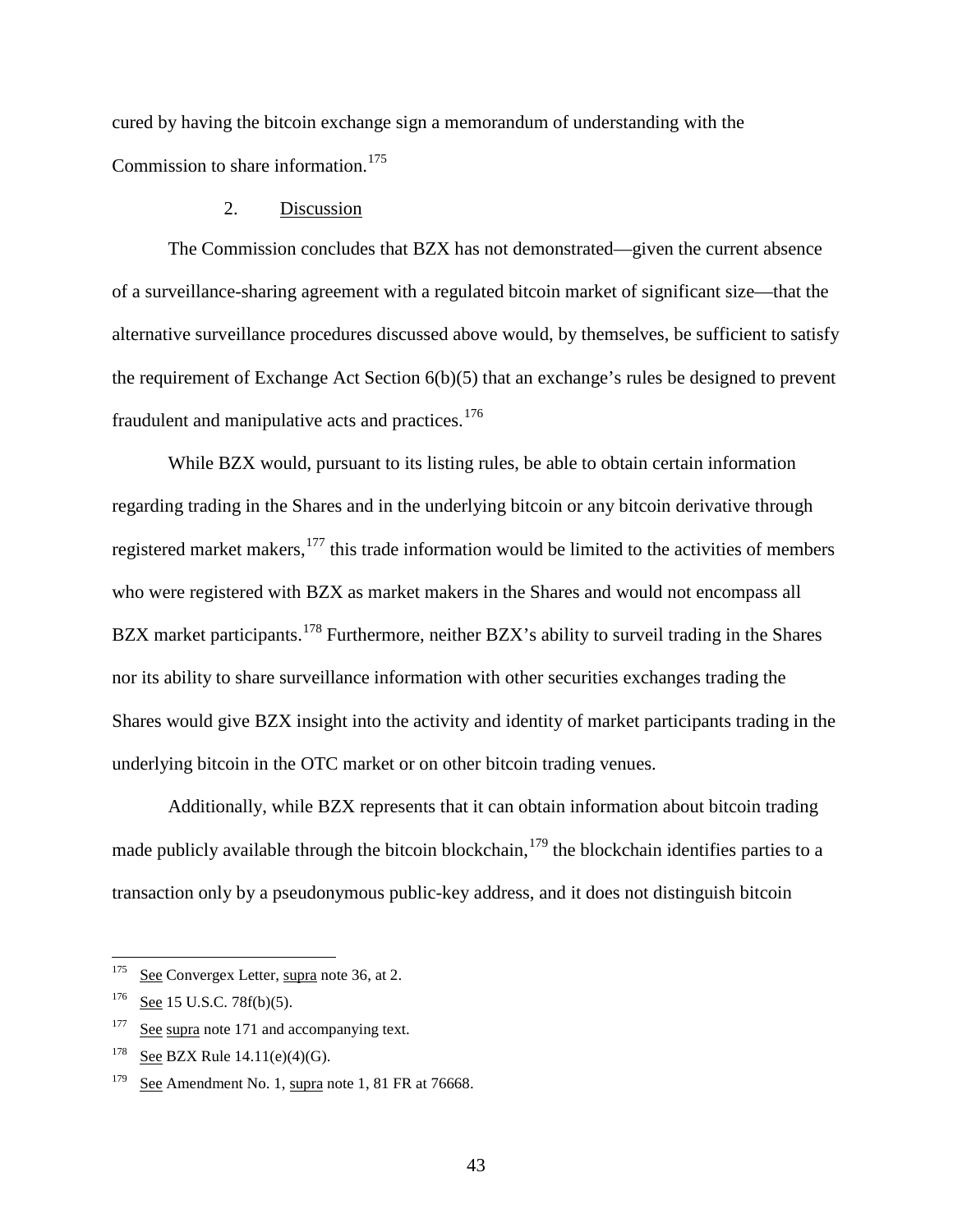cured by having the bitcoin exchange sign a memorandum of understanding with the Commission to share information.[175]

### 2. Discussion

The Commission concludes that BZX has not demonstrated—given the current absence of a surveillance-sharing agreement with a regulated bitcoin market of significant size—that the alternative surveillance procedures discussed above would, by themselves, be sufficient to satisfy the requirement of Exchange Act Section 6(b)(5) that an exchange's rules be designed to prevent fraudulent and manipulative acts and practices.[176]

While BZX would, pursuant to its listing rules, be able to obtain certain information regarding trading in the Shares and in the underlying bitcoin or any bitcoin derivative through registered market makers,[177] this trade information would be limited to the activities of members who were registered with BZX as market makers in the Shares and would not encompass all BZX market participants.[178] Furthermore, neither BZX's ability to surveil trading in the Shares nor its ability to share surveillance information with other securities exchanges trading the Shares would give BZX insight into the activity and identity of market participants trading in the underlying bitcoin in the OTC market or on other bitcoin trading venues.

Additionally, while BZX represents that it can obtain information about bitcoin trading made publicly available through the bitcoin blockchain,[179] the blockchain identifies parties to a transaction only by a pseudonymous public-key address, and it does not distinguish bitcoin

---

[175] See Convergex Letter, supra note 36, at 2.

[176] See 15 U.S.C. 78f(b)(5).

[177] See supra note 171 and accompanying text.

[178] See BZX Rule 14.11(e)(4)(G).

[179] See Amendment No. 1, supra note 1, 81 FR at 76668.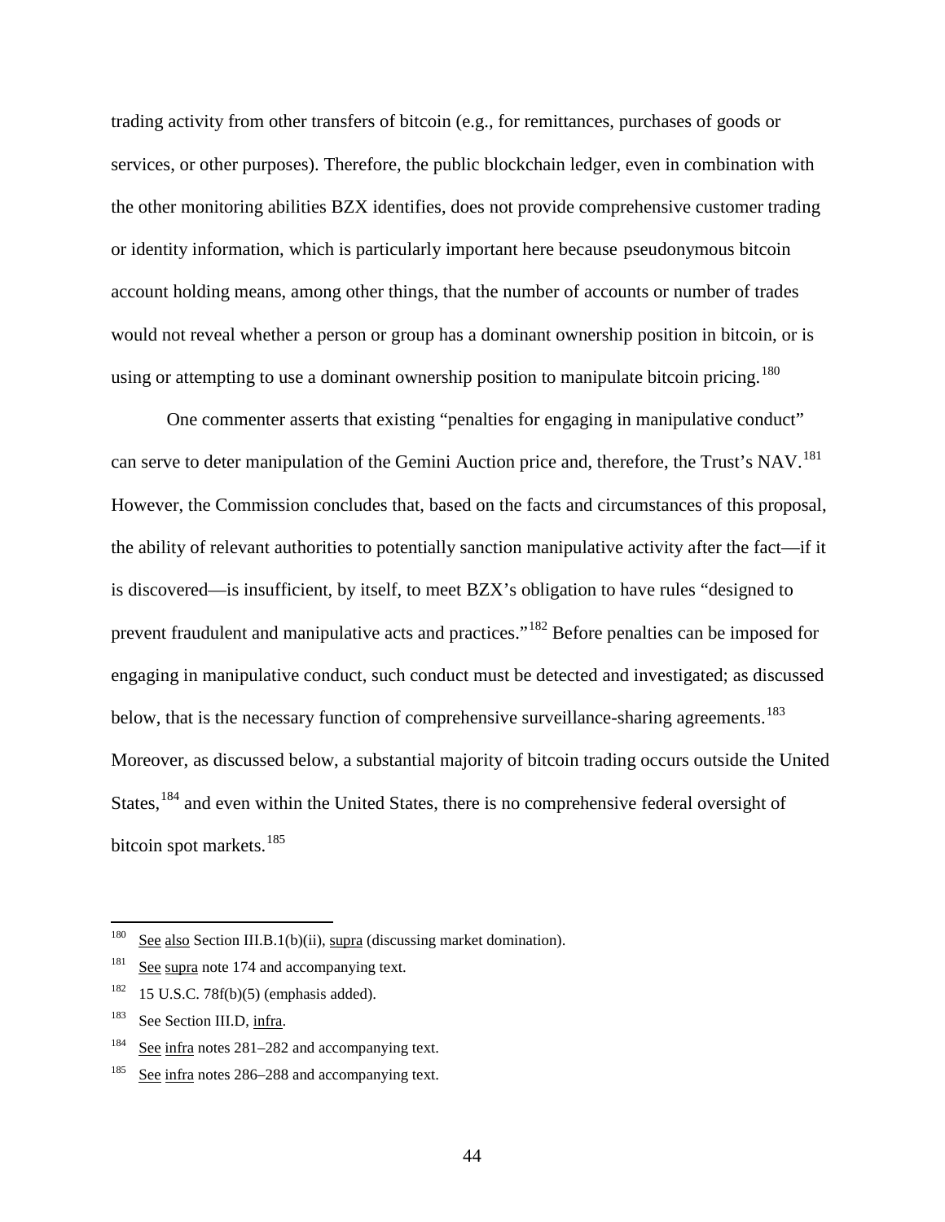trading activity from other transfers of bitcoin (e.g., for remittances, purchases of goods or services, or other purposes). Therefore, the public blockchain ledger, even in combination with the other monitoring abilities BZX identifies, does not provide comprehensive customer trading or identity information, which is particularly important here because pseudonymous bitcoin account holding means, among other things, that the number of accounts or number of trades would not reveal whether a person or group has a dominant ownership position in bitcoin, or is using or attempting to use a dominant ownership position to manipulate bitcoin pricing.[180]

One commenter asserts that existing "penalties for engaging in manipulative conduct" can serve to deter manipulation of the Gemini Auction price and, therefore, the Trust's NAV.[181] However, the Commission concludes that, based on the facts and circumstances of this proposal, the ability of relevant authorities to potentially sanction manipulative activity after the fact—if it is discovered—is insufficient, by itself, to meet BZX's obligation to have rules "designed to prevent fraudulent and manipulative acts and practices."[182] Before penalties can be imposed for engaging in manipulative conduct, such conduct must be detected and investigated; as discussed below, that is the necessary function of comprehensive surveillance-sharing agreements.[183] Moreover, as discussed below, a substantial majority of bitcoin trading occurs outside the United States,[184] and even within the United States, there is no comprehensive federal oversight of bitcoin spot markets.[185]

---

[180] See also Section III.B.1(b)(ii), supra (discussing market domination).

[181] See supra note 174 and accompanying text.

[182] 15 U.S.C. 78f(b)(5) (emphasis added).

[183] See Section III.D, infra.

[184] See infra notes 281–282 and accompanying text.

[185] See infra notes 286–288 and accompanying text.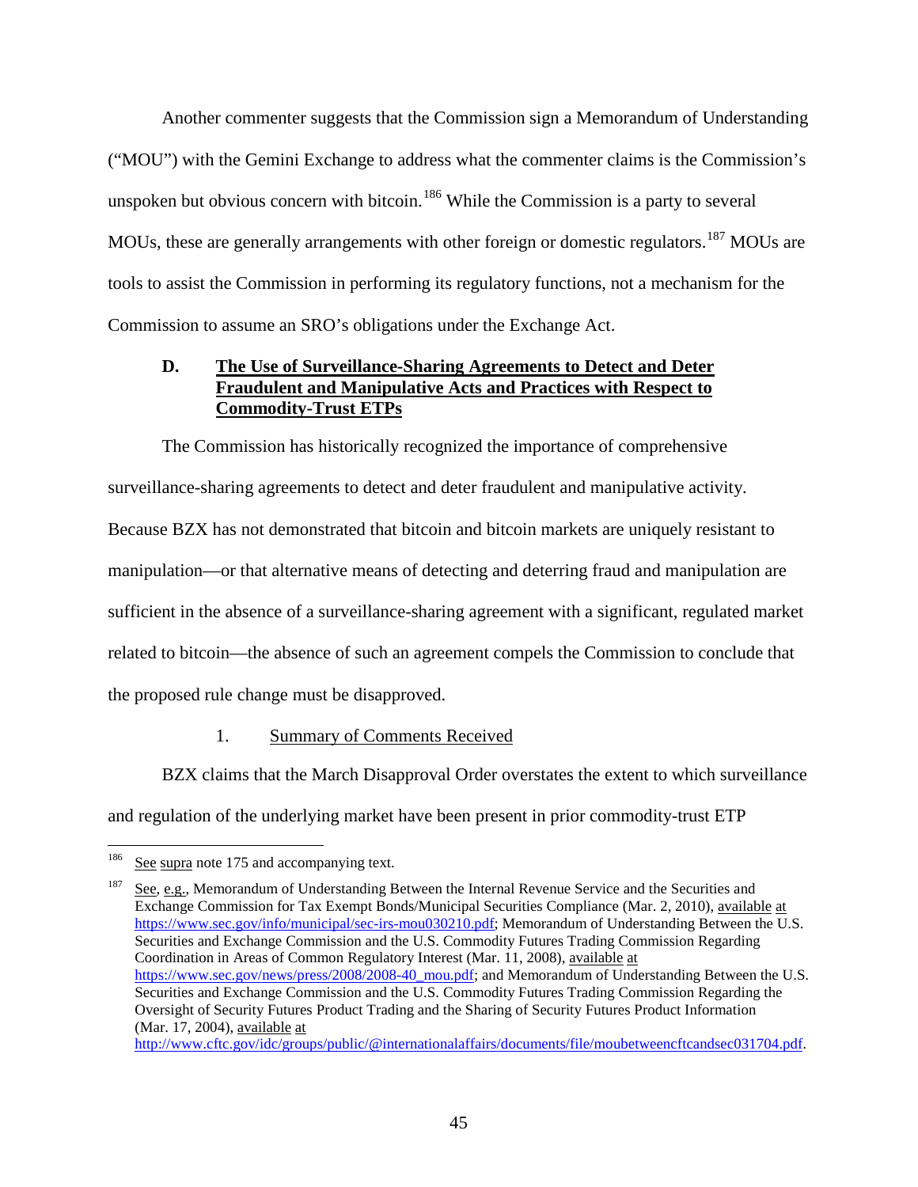Another commenter suggests that the Commission sign a Memorandum of Understanding ("MOU") with the Gemini Exchange to address what the commenter claims is the Commission's unspoken but obvious concern with bitcoin.[186] While the Commission is a party to several MOUs, these are generally arrangements with other foreign or domestic regulators.[187] MOUs are tools to assist the Commission in performing its regulatory functions, not a mechanism for the Commission to assume an SRO's obligations under the Exchange Act.

### D. The Use of Surveillance-Sharing Agreements to Detect and Deter Fraudulent and Manipulative Acts and Practices with Respect to Commodity-Trust ETPs

The Commission has historically recognized the importance of comprehensive surveillance-sharing agreements to detect and deter fraudulent and manipulative activity. Because BZX has not demonstrated that bitcoin and bitcoin markets are uniquely resistant to manipulation—or that alternative means of detecting and deterring fraud and manipulation are sufficient in the absence of a surveillance-sharing agreement with a significant, regulated market related to bitcoin—the absence of such an agreement compels the Commission to conclude that the proposed rule change must be disapproved.

#### 1. Summary of Comments Received

BZX claims that the March Disapproval Order overstates the extent to which surveillance and regulation of the underlying market have been present in prior commodity-trust ETP

---

[186] See supra note 175 and accompanying text.

[187] See, e.g., Memorandum of Understanding Between the Internal Revenue Service and the Securities and Exchange Commission for Tax Exempt Bonds/Municipal Securities Compliance (Mar. 2, 2010), available at https://www.sec.gov/info/municipal/sec-irs-mou030210.pdf; Memorandum of Understanding Between the U.S. Securities and Exchange Commission and the U.S. Commodity Futures Trading Commission Regarding Coordination in Areas of Common Regulatory Interest (Mar. 11, 2008), available at https://www.sec.gov/news/press/2008/2008-40_mou.pdf; and Memorandum of Understanding Between the U.S. Securities and Exchange Commission and the U.S. Commodity Futures Trading Commission Regarding the Oversight of Security Futures Product Trading and the Sharing of Security Futures Product Information (Mar. 17, 2004), available at http://www.cftc.gov/idc/groups/public/@internationalaffairs/documents/file/moubetweencftcandsec031704.pdf.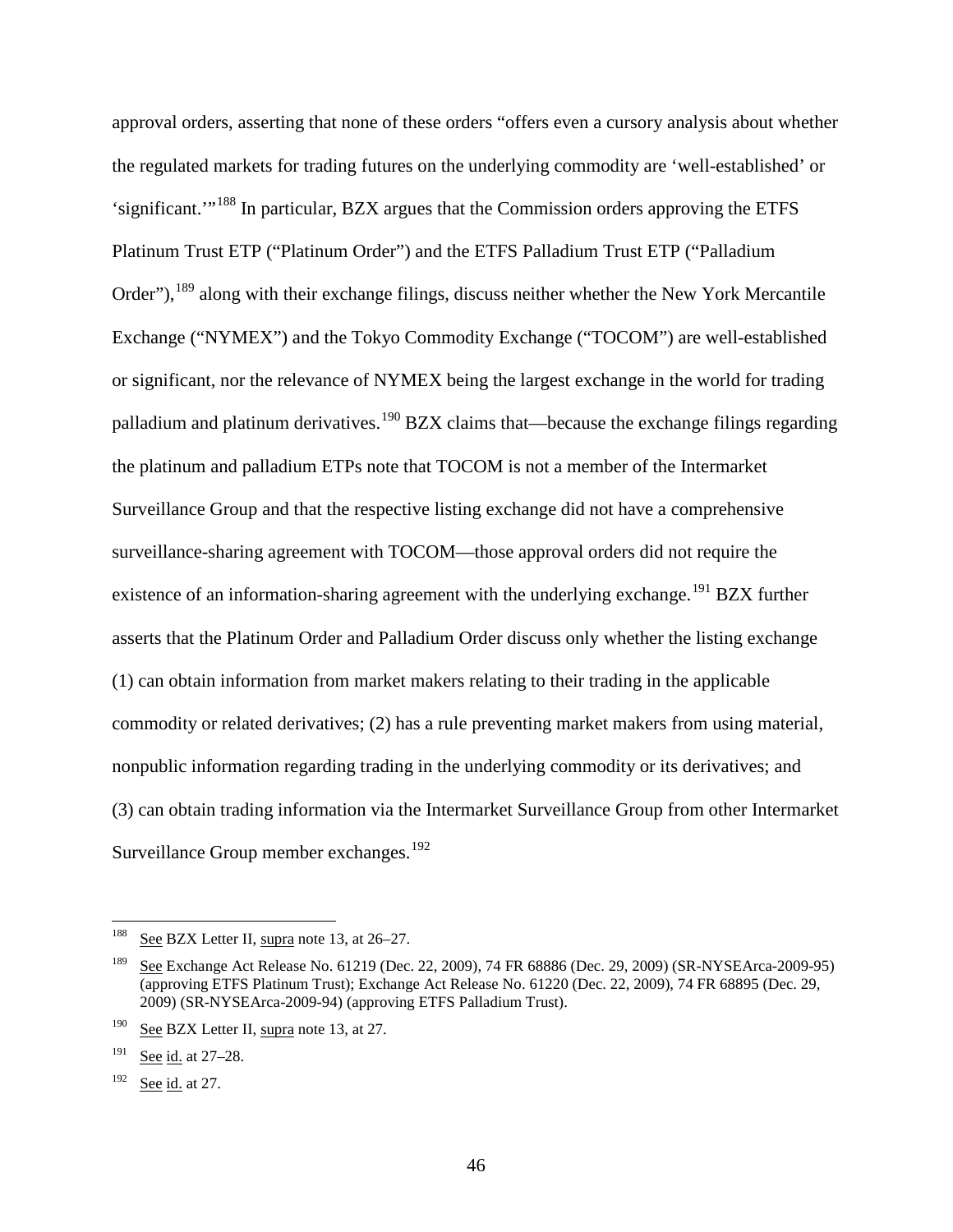approval orders, asserting that none of these orders "offers even a cursory analysis about whether the regulated markets for trading futures on the underlying commodity are 'well-established' or 'significant.'"[188] In particular, BZX argues that the Commission orders approving the ETFS Platinum Trust ETP ("Platinum Order") and the ETFS Palladium Trust ETP ("Palladium Order"),[189] along with their exchange filings, discuss neither whether the New York Mercantile Exchange ("NYMEX") and the Tokyo Commodity Exchange ("TOCOM") are well-established or significant, nor the relevance of NYMEX being the largest exchange in the world for trading palladium and platinum derivatives.[190] BZX claims that—because the exchange filings regarding the platinum and palladium ETPs note that TOCOM is not a member of the Intermarket Surveillance Group and that the respective listing exchange did not have a comprehensive surveillance-sharing agreement with TOCOM—those approval orders did not require the existence of an information-sharing agreement with the underlying exchange.[191] BZX further asserts that the Platinum Order and Palladium Order discuss only whether the listing exchange (1) can obtain information from market makers relating to their trading in the applicable commodity or related derivatives; (2) has a rule preventing market makers from using material, nonpublic information regarding trading in the underlying commodity or its derivatives; and (3) can obtain trading information via the Intermarket Surveillance Group from other Intermarket Surveillance Group member exchanges.[192]

---

[188] See BZX Letter II, supra note 13, at 26–27.

[189] See Exchange Act Release No. 61219 (Dec. 22, 2009), 74 FR 68886 (Dec. 29, 2009) (SR-NYSEArca-2009-95) (approving ETFS Platinum Trust); Exchange Act Release No. 61220 (Dec. 22, 2009), 74 FR 68895 (Dec. 29, 2009) (SR-NYSEArca-2009-94) (approving ETFS Palladium Trust).

[190] See BZX Letter II, supra note 13, at 27.

[191] See id. at 27–28.

[192] See id. at 27.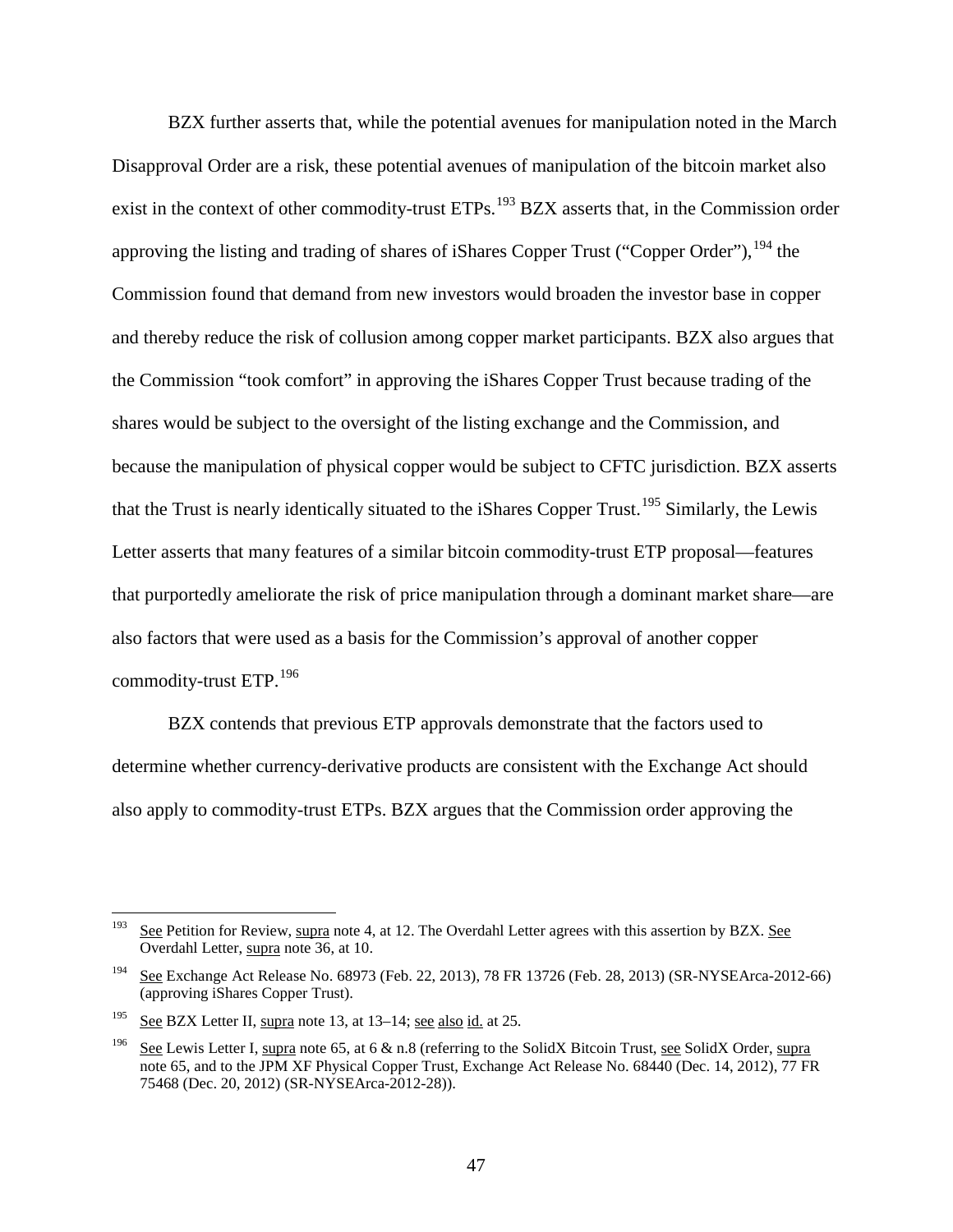BZX further asserts that, while the potential avenues for manipulation noted in the March Disapproval Order are a risk, these potential avenues of manipulation of the bitcoin market also exist in the context of other commodity-trust ETPs.[193] BZX asserts that, in the Commission order approving the listing and trading of shares of iShares Copper Trust ("Copper Order"),[194] the Commission found that demand from new investors would broaden the investor base in copper and thereby reduce the risk of collusion among copper market participants. BZX also argues that the Commission "took comfort" in approving the iShares Copper Trust because trading of the shares would be subject to the oversight of the listing exchange and the Commission, and because the manipulation of physical copper would be subject to CFTC jurisdiction. BZX asserts that the Trust is nearly identically situated to the iShares Copper Trust.[195] Similarly, the Lewis Letter asserts that many features of a similar bitcoin commodity-trust ETP proposal—features that purportedly ameliorate the risk of price manipulation through a dominant market share—are also factors that were used as a basis for the Commission's approval of another copper commodity-trust ETP.[196]

BZX contends that previous ETP approvals demonstrate that the factors used to determine whether currency-derivative products are consistent with the Exchange Act should also apply to commodity-trust ETPs. BZX argues that the Commission order approving the

---

[193] See Petition for Review, supra note 4, at 12. The Overdahl Letter agrees with this assertion by BZX. See Overdahl Letter, supra note 36, at 10.

[194] See Exchange Act Release No. 68973 (Feb. 22, 2013), 78 FR 13726 (Feb. 28, 2013) (SR-NYSEArca-2012-66) (approving iShares Copper Trust).

[195] See BZX Letter II, supra note 13, at 13–14; see also id. at 25.

[196] See Lewis Letter I, supra note 65, at 6 & n.8 (referring to the SolidX Bitcoin Trust, see SolidX Order, supra note 65, and to the JPM XF Physical Copper Trust, Exchange Act Release No. 68440 (Dec. 14, 2012), 77 FR 75468 (Dec. 20, 2012) (SR-NYSEArca-2012-28)).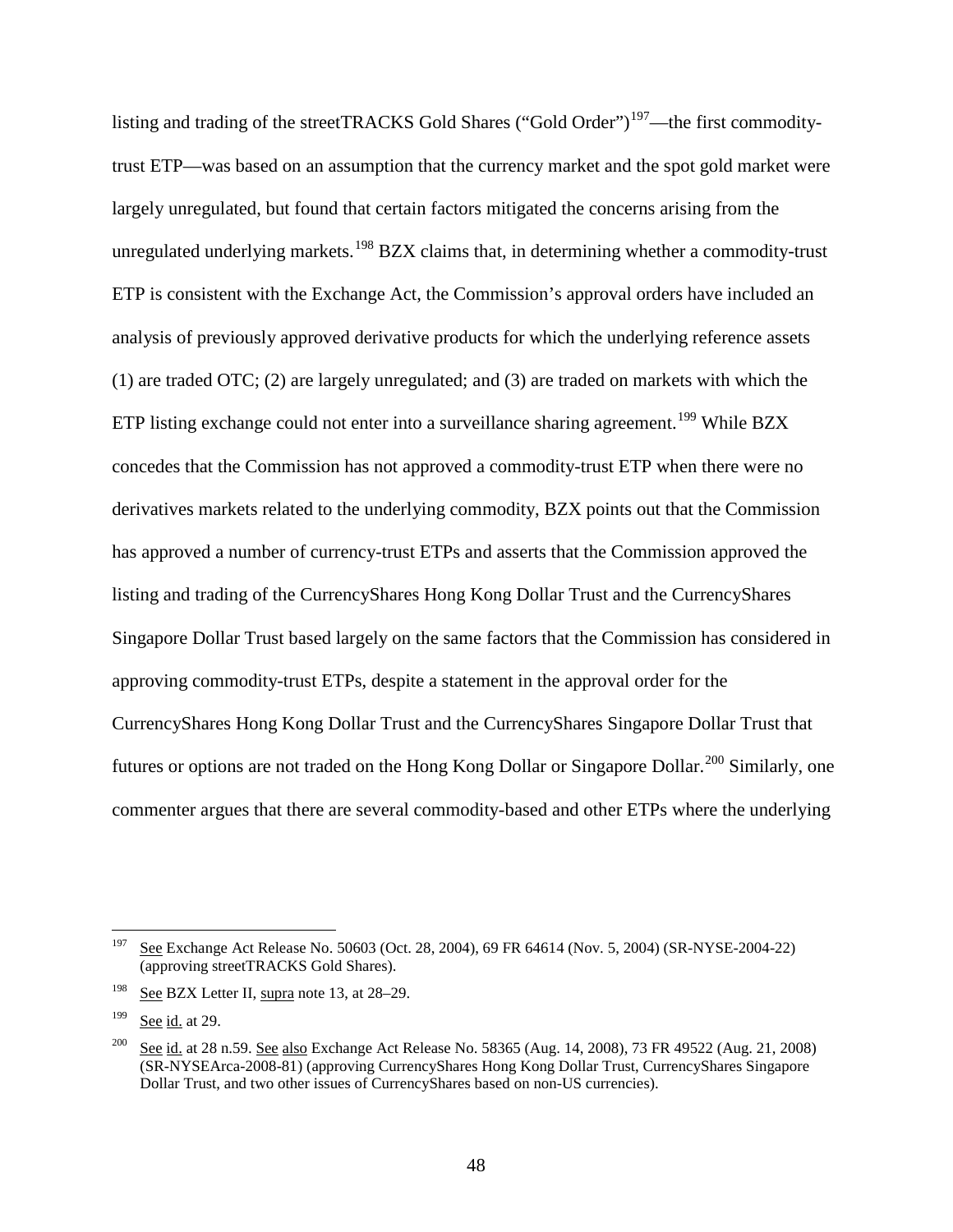listing and trading of the streetTRACKS Gold Shares ("Gold Order")[197]—the first commodity-trust ETP—was based on an assumption that the currency market and the spot gold market were largely unregulated, but found that certain factors mitigated the concerns arising from the unregulated underlying markets.[198] BZX claims that, in determining whether a commodity-trust ETP is consistent with the Exchange Act, the Commission's approval orders have included an analysis of previously approved derivative products for which the underlying reference assets (1) are traded OTC; (2) are largely unregulated; and (3) are traded on markets with which the ETP listing exchange could not enter into a surveillance sharing agreement.[199] While BZX concedes that the Commission has not approved a commodity-trust ETP when there were no derivatives markets related to the underlying commodity, BZX points out that the Commission has approved a number of currency-trust ETPs and asserts that the Commission approved the listing and trading of the CurrencyShares Hong Kong Dollar Trust and the CurrencyShares Singapore Dollar Trust based largely on the same factors that the Commission has considered in approving commodity-trust ETPs, despite a statement in the approval order for the CurrencyShares Hong Kong Dollar Trust and the CurrencyShares Singapore Dollar Trust that futures or options are not traded on the Hong Kong Dollar or Singapore Dollar.[200] Similarly, one commenter argues that there are several commodity-based and other ETPs where the underlying

---

[197] See Exchange Act Release No. 50603 (Oct. 28, 2004), 69 FR 64614 (Nov. 5, 2004) (SR-NYSE-2004-22) (approving streetTRACKS Gold Shares).

[198] See BZX Letter II, supra note 13, at 28–29.

[199] See id. at 29.

[200] See id. at 28 n.59. See also Exchange Act Release No. 58365 (Aug. 14, 2008), 73 FR 49522 (Aug. 21, 2008) (SR-NYSEArca-2008-81) (approving CurrencyShares Hong Kong Dollar Trust, CurrencyShares Singapore Dollar Trust, and two other issues of CurrencyShares based on non-US currencies).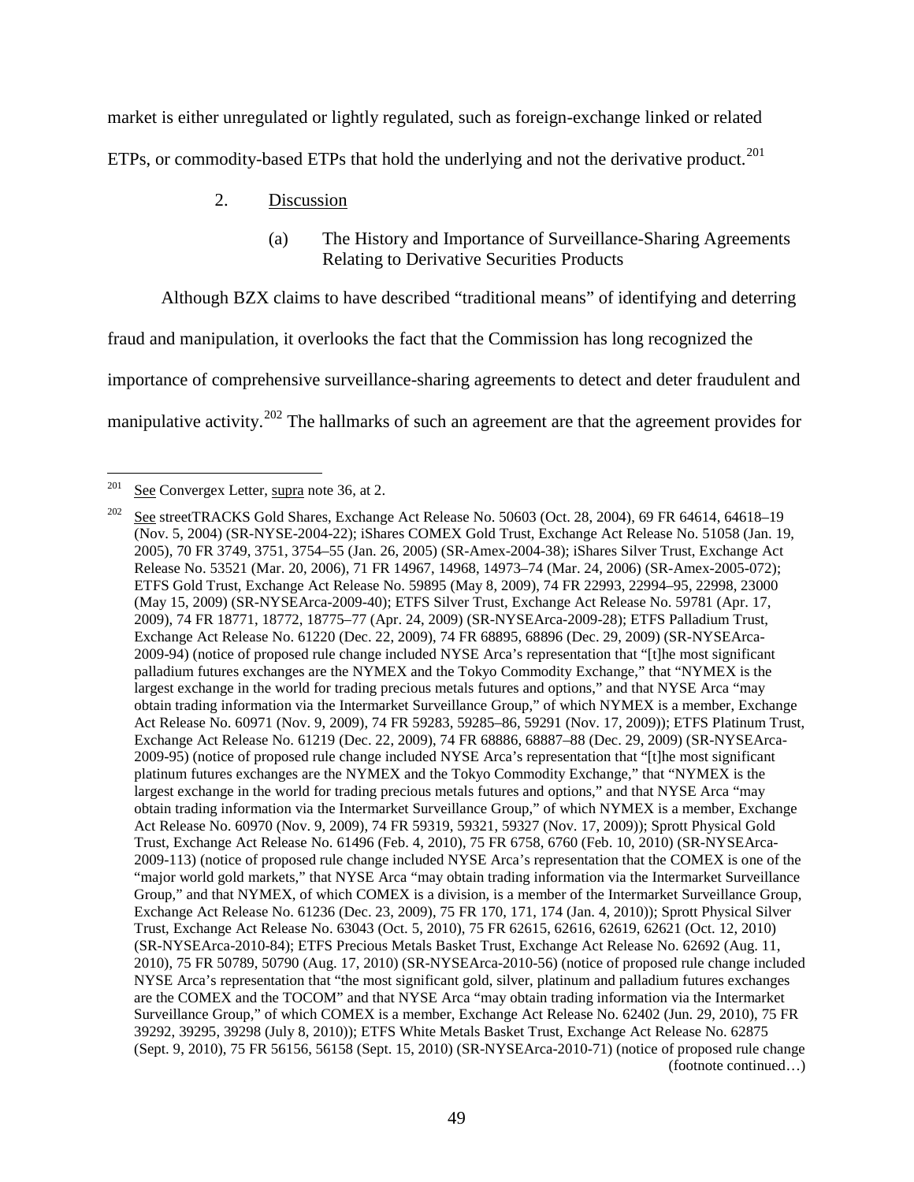market is either unregulated or lightly regulated, such as foreign-exchange linked or related ETPs, or commodity-based ETPs that hold the underlying and not the derivative product.[201]

2. Discussion

(a) The History and Importance of Surveillance-Sharing Agreements Relating to Derivative Securities Products

Although BZX claims to have described "traditional means" of identifying and deterring fraud and manipulation, it overlooks the fact that the Commission has long recognized the importance of comprehensive surveillance-sharing agreements to detect and deter fraudulent and manipulative activity.[202] The hallmarks of such an agreement are that the agreement provides for

---

[201] See Convergex Letter, supra note 36, at 2.

[202] See streetTRACKS Gold Shares, Exchange Act Release No. 50603 (Oct. 28, 2004), 69 FR 64614, 64618–19 (Nov. 5, 2004) (SR-NYSE-2004-22); iShares COMEX Gold Trust, Exchange Act Release No. 51058 (Jan. 19, 2005), 70 FR 3749, 3751, 3754–55 (Jan. 26, 2005) (SR-Amex-2004-38); iShares Silver Trust, Exchange Act Release No. 53521 (Mar. 20, 2006), 71 FR 14967, 14968, 14973–74 (Mar. 24, 2006) (SR-Amex-2005-072); ETFS Gold Trust, Exchange Act Release No. 59895 (May 8, 2009), 74 FR 22993, 22994–95, 22998, 23000 (May 15, 2009) (SR-NYSEArca-2009-40); ETFS Silver Trust, Exchange Act Release No. 59781 (Apr. 17, 2009), 74 FR 18771, 18772, 18775–77 (Apr. 24, 2009) (SR-NYSEArca-2009-28); ETFS Palladium Trust, Exchange Act Release No. 61220 (Dec. 22, 2009), 74 FR 68895, 68896 (Dec. 29, 2009) (SR-NYSEArca-2009-94) (notice of proposed rule change included NYSE Arca's representation that "[t]he most significant palladium futures exchanges are the NYMEX and the Tokyo Commodity Exchange," that "NYMEX is the largest exchange in the world for trading precious metals futures and options," and that NYSE Arca "may obtain trading information via the Intermarket Surveillance Group," of which NYMEX is a member, Exchange Act Release No. 60971 (Nov. 9, 2009), 74 FR 59283, 59285–86, 59291 (Nov. 17, 2009)); ETFS Platinum Trust, Exchange Act Release No. 61219 (Dec. 22, 2009), 74 FR 68886, 68887–88 (Dec. 29, 2009) (SR-NYSEArca-2009-95) (notice of proposed rule change included NYSE Arca's representation that "[t]he most significant platinum futures exchanges are the NYMEX and the Tokyo Commodity Exchange," that "NYMEX is the largest exchange in the world for trading precious metals futures and options," and that NYSE Arca "may obtain trading information via the Intermarket Surveillance Group," of which NYMEX is a member, Exchange Act Release No. 60970 (Nov. 9, 2009), 74 FR 59319, 59321, 59327 (Nov. 17, 2009)); Sprott Physical Gold Trust, Exchange Act Release No. 61496 (Feb. 4, 2010), 75 FR 6758, 6760 (Feb. 10, 2010) (SR-NYSEArca-2009-113) (notice of proposed rule change included NYSE Arca's representation that the COMEX is one of the "major world gold markets," that NYSE Arca "may obtain trading information via the Intermarket Surveillance Group," and that NYMEX, of which COMEX is a division, is a member of the Intermarket Surveillance Group, Exchange Act Release No. 61236 (Dec. 23, 2009), 75 FR 170, 171, 174 (Jan. 4, 2010)); Sprott Physical Silver Trust, Exchange Act Release No. 63043 (Oct. 5, 2010), 75 FR 62615, 62616, 62619, 62621 (Oct. 12, 2010) (SR-NYSEArca-2010-84); ETFS Precious Metals Basket Trust, Exchange Act Release No. 62692 (Aug. 11, 2010), 75 FR 50789, 50790 (Aug. 17, 2010) (SR-NYSEArca-2010-56) (notice of proposed rule change included NYSE Arca's representation that "the most significant gold, silver, platinum and palladium futures exchanges are the COMEX and the TOCOM" and that NYSE Arca "may obtain trading information via the Intermarket Surveillance Group," of which COMEX is a member, Exchange Act Release No. 62402 (Jun. 29, 2010), 75 FR 39292, 39295, 39298 (July 8, 2010)); ETFS White Metals Basket Trust, Exchange Act Release No. 62875 (Sept. 9, 2010), 75 FR 56156, 56158 (Sept. 15, 2010) (SR-NYSEArca-2010-71) (notice of proposed rule change (footnote continued…)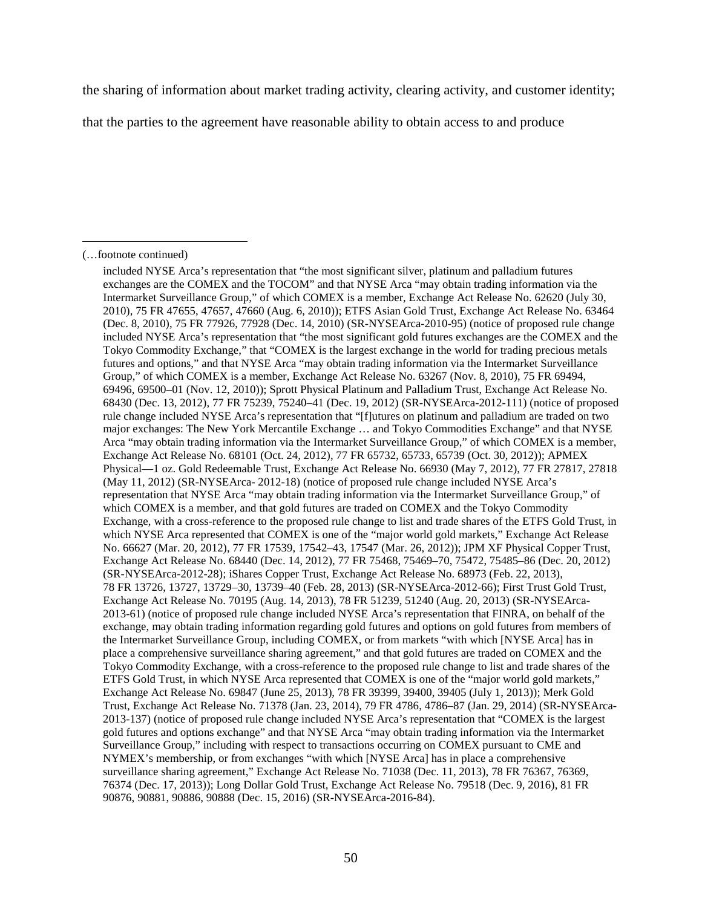the sharing of information about market trading activity, clearing activity, and customer identity; that the parties to the agreement have reasonable ability to obtain access to and produce

---

(…footnote continued)

included NYSE Arca's representation that "the most significant silver, platinum and palladium futures exchanges are the COMEX and the TOCOM" and that NYSE Arca "may obtain trading information via the Intermarket Surveillance Group," of which COMEX is a member, Exchange Act Release No. 62620 (July 30, 2010), 75 FR 47655, 47657, 47660 (Aug. 6, 2010)); ETFS Asian Gold Trust, Exchange Act Release No. 63464 (Dec. 8, 2010), 75 FR 77926, 77928 (Dec. 14, 2010) (SR-NYSEArca-2010-95) (notice of proposed rule change included NYSE Arca's representation that "the most significant gold futures exchanges are the COMEX and the Tokyo Commodity Exchange," that "COMEX is the largest exchange in the world for trading precious metals futures and options," and that NYSE Arca "may obtain trading information via the Intermarket Surveillance Group," of which COMEX is a member, Exchange Act Release No. 63267 (Nov. 8, 2010), 75 FR 69494, 69496, 69500–01 (Nov. 12, 2010)); Sprott Physical Platinum and Palladium Trust, Exchange Act Release No. 68430 (Dec. 13, 2012), 77 FR 75239, 75240–41 (Dec. 19, 2012) (SR-NYSEArca-2012-111) (notice of proposed rule change included NYSE Arca's representation that "[f]utures on platinum and palladium are traded on two major exchanges: The New York Mercantile Exchange … and Tokyo Commodities Exchange" and that NYSE Arca "may obtain trading information via the Intermarket Surveillance Group," of which COMEX is a member, Exchange Act Release No. 68101 (Oct. 24, 2012), 77 FR 65732, 65733, 65739 (Oct. 30, 2012)); APMEX Physical—1 oz. Gold Redeemable Trust, Exchange Act Release No. 66930 (May 7, 2012), 77 FR 27817, 27818 (May 11, 2012) (SR-NYSEArca- 2012-18) (notice of proposed rule change included NYSE Arca's representation that NYSE Arca "may obtain trading information via the Intermarket Surveillance Group," of which COMEX is a member, and that gold futures are traded on COMEX and the Tokyo Commodity Exchange, with a cross-reference to the proposed rule change to list and trade shares of the ETFS Gold Trust, in which NYSE Arca represented that COMEX is one of the "major world gold markets," Exchange Act Release No. 66627 (Mar. 20, 2012), 77 FR 17539, 17542–43, 17547 (Mar. 26, 2012)); JPM XF Physical Copper Trust, Exchange Act Release No. 68440 (Dec. 14, 2012), 77 FR 75468, 75469–70, 75472, 75485–86 (Dec. 20, 2012) (SR-NYSEArca-2012-28); iShares Copper Trust, Exchange Act Release No. 68973 (Feb. 22, 2013), 78 FR 13726, 13727, 13729–30, 13739–40 (Feb. 28, 2013) (SR-NYSEArca-2012-66); First Trust Gold Trust, Exchange Act Release No. 70195 (Aug. 14, 2013), 78 FR 51239, 51240 (Aug. 20, 2013) (SR-NYSEArca-2013-61) (notice of proposed rule change included NYSE Arca's representation that FINRA, on behalf of the exchange, may obtain trading information regarding gold futures and options on gold futures from members of the Intermarket Surveillance Group, including COMEX, or from markets "with which [NYSE Arca] has in place a comprehensive surveillance sharing agreement," and that gold futures are traded on COMEX and the Tokyo Commodity Exchange, with a cross-reference to the proposed rule change to list and trade shares of the ETFS Gold Trust, in which NYSE Arca represented that COMEX is one of the "major world gold markets," Exchange Act Release No. 69847 (June 25, 2013), 78 FR 39399, 39400, 39405 (July 1, 2013)); Merk Gold Trust, Exchange Act Release No. 71378 (Jan. 23, 2014), 79 FR 4786, 4786–87 (Jan. 29, 2014) (SR-NYSEArca-2013-137) (notice of proposed rule change included NYSE Arca's representation that "COMEX is the largest gold futures and options exchange" and that NYSE Arca "may obtain trading information via the Intermarket Surveillance Group," including with respect to transactions occurring on COMEX pursuant to CME and NYMEX's membership, or from exchanges "with which [NYSE Arca] has in place a comprehensive surveillance sharing agreement," Exchange Act Release No. 71038 (Dec. 11, 2013), 78 FR 76367, 76369, 76374 (Dec. 17, 2013)); Long Dollar Gold Trust, Exchange Act Release No. 79518 (Dec. 9, 2016), 81 FR 90876, 90881, 90886, 90888 (Dec. 15, 2016) (SR-NYSEArca-2016-84).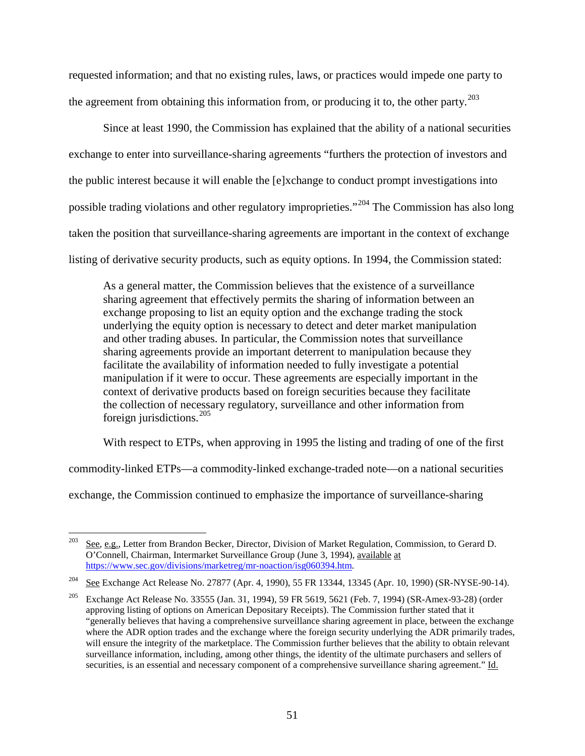requested information; and that no existing rules, laws, or practices would impede one party to the agreement from obtaining this information from, or producing it to, the other party.[203]

Since at least 1990, the Commission has explained that the ability of a national securities exchange to enter into surveillance-sharing agreements "furthers the protection of investors and the public interest because it will enable the [e]xchange to conduct prompt investigations into possible trading violations and other regulatory improprieties."[204] The Commission has also long taken the position that surveillance-sharing agreements are important in the context of exchange listing of derivative security products, such as equity options. In 1994, the Commission stated:

> As a general matter, the Commission believes that the existence of a surveillance sharing agreement that effectively permits the sharing of information between an exchange proposing to list an equity option and the exchange trading the stock underlying the equity option is necessary to detect and deter market manipulation and other trading abuses. In particular, the Commission notes that surveillance sharing agreements provide an important deterrent to manipulation because they facilitate the availability of information needed to fully investigate a potential manipulation if it were to occur. These agreements are especially important in the context of derivative products based on foreign securities because they facilitate the collection of necessary regulatory, surveillance and other information from foreign jurisdictions.[205]

With respect to ETPs, when approving in 1995 the listing and trading of one of the first commodity-linked ETPs—a commodity-linked exchange-traded note—on a national securities exchange, the Commission continued to emphasize the importance of surveillance-sharing

---

[203] See, e.g., Letter from Brandon Becker, Director, Division of Market Regulation, Commission, to Gerard D. O'Connell, Chairman, Intermarket Surveillance Group (June 3, 1994), available at https://www.sec.gov/divisions/marketreg/mr-noaction/isg060394.htm.

[204] See Exchange Act Release No. 27877 (Apr. 4, 1990), 55 FR 13344, 13345 (Apr. 10, 1990) (SR-NYSE-90-14).

[205] Exchange Act Release No. 33555 (Jan. 31, 1994), 59 FR 5619, 5621 (Feb. 7, 1994) (SR-Amex-93-28) (order approving listing of options on American Depositary Receipts). The Commission further stated that it "generally believes that having a comprehensive surveillance sharing agreement in place, between the exchange where the ADR option trades and the exchange where the foreign security underlying the ADR primarily trades, will ensure the integrity of the marketplace. The Commission further believes that the ability to obtain relevant surveillance information, including, among other things, the identity of the ultimate purchasers and sellers of securities, is an essential and necessary component of a comprehensive surveillance sharing agreement." Id.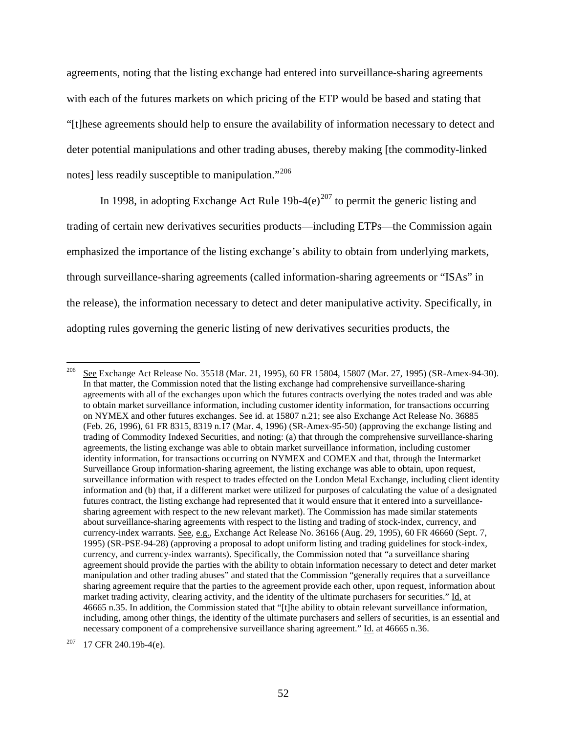agreements, noting that the listing exchange had entered into surveillance-sharing agreements with each of the futures markets on which pricing of the ETP would be based and stating that "[t]hese agreements should help to ensure the availability of information necessary to detect and deter potential manipulations and other trading abuses, thereby making [the commodity-linked notes] less readily susceptible to manipulation."[206]

In 1998, in adopting Exchange Act Rule 19b-4(e)[207] to permit the generic listing and trading of certain new derivatives securities products—including ETPs—the Commission again emphasized the importance of the listing exchange's ability to obtain from underlying markets, through surveillance-sharing agreements (called information-sharing agreements or "ISAs" in the release), the information necessary to detect and deter manipulative activity. Specifically, in adopting rules governing the generic listing of new derivatives securities products, the

---

[206] See Exchange Act Release No. 35518 (Mar. 21, 1995), 60 FR 15804, 15807 (Mar. 27, 1995) (SR-Amex-94-30). In that matter, the Commission noted that the listing exchange had comprehensive surveillance-sharing agreements with all of the exchanges upon which the futures contracts overlying the notes traded and was able to obtain market surveillance information, including customer identity information, for transactions occurring on NYMEX and other futures exchanges. See id. at 15807 n.21; see also Exchange Act Release No. 36885 (Feb. 26, 1996), 61 FR 8315, 8319 n.17 (Mar. 4, 1996) (SR-Amex-95-50) (approving the exchange listing and trading of Commodity Indexed Securities, and noting: (a) that through the comprehensive surveillance-sharing agreements, the listing exchange was able to obtain market surveillance information, including customer identity information, for transactions occurring on NYMEX and COMEX and that, through the Intermarket Surveillance Group information-sharing agreement, the listing exchange was able to obtain, upon request, surveillance information with respect to trades effected on the London Metal Exchange, including client identity information and (b) that, if a different market were utilized for purposes of calculating the value of a designated futures contract, the listing exchange had represented that it would ensure that it entered into a surveillance-sharing agreement with respect to the new relevant market). The Commission has made similar statements about surveillance-sharing agreements with respect to the listing and trading of stock-index, currency, and currency-index warrants. See, e.g., Exchange Act Release No. 36166 (Aug. 29, 1995), 60 FR 46660 (Sept. 7, 1995) (SR-PSE-94-28) (approving a proposal to adopt uniform listing and trading guidelines for stock-index, currency, and currency-index warrants). Specifically, the Commission noted that "a surveillance sharing agreement should provide the parties with the ability to obtain information necessary to detect and deter market manipulation and other trading abuses" and stated that the Commission "generally requires that a surveillance sharing agreement require that the parties to the agreement provide each other, upon request, information about market trading activity, clearing activity, and the identity of the ultimate purchasers for securities." Id. at 46665 n.35. In addition, the Commission stated that "[t]he ability to obtain relevant surveillance information, including, among other things, the identity of the ultimate purchasers and sellers of securities, is an essential and necessary component of a comprehensive surveillance sharing agreement." Id. at 46665 n.36.

[207] 17 CFR 240.19b-4(e).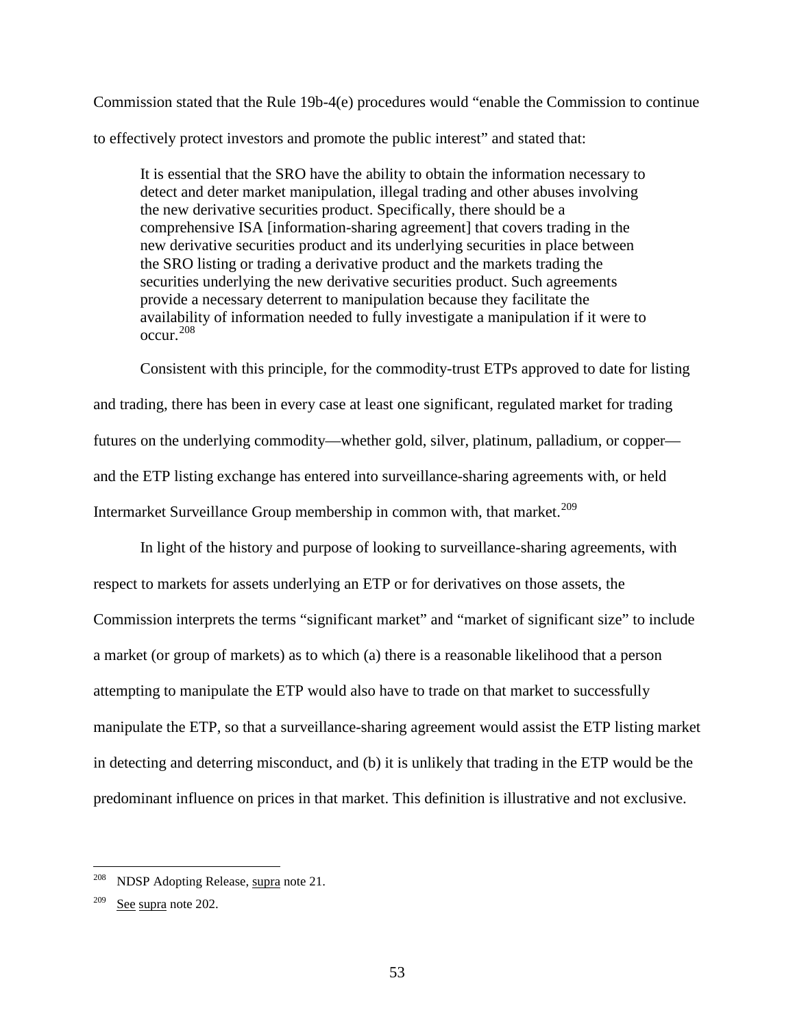Commission stated that the Rule 19b-4(e) procedures would "enable the Commission to continue to effectively protect investors and promote the public interest" and stated that:

> It is essential that the SRO have the ability to obtain the information necessary to detect and deter market manipulation, illegal trading and other abuses involving the new derivative securities product. Specifically, there should be a comprehensive ISA [information-sharing agreement] that covers trading in the new derivative securities product and its underlying securities in place between the SRO listing or trading a derivative product and the markets trading the securities underlying the new derivative securities product. Such agreements provide a necessary deterrent to manipulation because they facilitate the availability of information needed to fully investigate a manipulation if it were to occur.[208]

Consistent with this principle, for the commodity-trust ETPs approved to date for listing and trading, there has been in every case at least one significant, regulated market for trading futures on the underlying commodity—whether gold, silver, platinum, palladium, or copper—and the ETP listing exchange has entered into surveillance-sharing agreements with, or held Intermarket Surveillance Group membership in common with, that market.[209]

In light of the history and purpose of looking to surveillance-sharing agreements, with respect to markets for assets underlying an ETP or for derivatives on those assets, the Commission interprets the terms "significant market" and "market of significant size" to include a market (or group of markets) as to which (a) there is a reasonable likelihood that a person attempting to manipulate the ETP would also have to trade on that market to successfully manipulate the ETP, so that a surveillance-sharing agreement would assist the ETP listing market in detecting and deterring misconduct, and (b) it is unlikely that trading in the ETP would be the predominant influence on prices in that market. This definition is illustrative and not exclusive.

---

[208] NDSP Adopting Release, supra note 21.

[209] See supra note 202.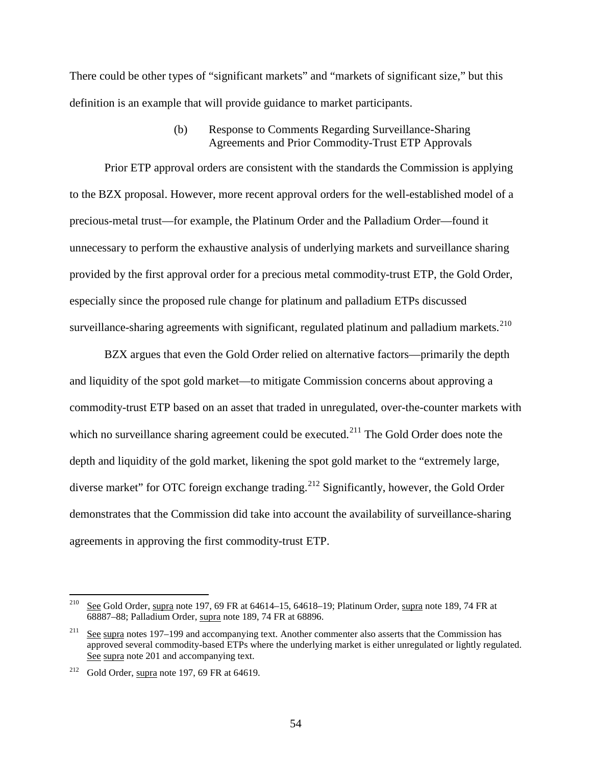There could be other types of "significant markets" and "markets of significant size," but this definition is an example that will provide guidance to market participants.

#### (b) Response to Comments Regarding Surveillance-Sharing Agreements and Prior Commodity-Trust ETP Approvals

Prior ETP approval orders are consistent with the standards the Commission is applying to the BZX proposal. However, more recent approval orders for the well-established model of a precious-metal trust—for example, the Platinum Order and the Palladium Order—found it unnecessary to perform the exhaustive analysis of underlying markets and surveillance sharing provided by the first approval order for a precious metal commodity-trust ETP, the Gold Order, especially since the proposed rule change for platinum and palladium ETPs discussed surveillance-sharing agreements with significant, regulated platinum and palladium markets.[210]

BZX argues that even the Gold Order relied on alternative factors—primarily the depth and liquidity of the spot gold market—to mitigate Commission concerns about approving a commodity-trust ETP based on an asset that traded in unregulated, over-the-counter markets with which no surveillance sharing agreement could be executed.[211] The Gold Order does note the depth and liquidity of the gold market, likening the spot gold market to the "extremely large, diverse market" for OTC foreign exchange trading.[212] Significantly, however, the Gold Order demonstrates that the Commission did take into account the availability of surveillance-sharing agreements in approving the first commodity-trust ETP.

---

[210] See Gold Order, supra note 197, 69 FR at 64614–15, 64618–19; Platinum Order, supra note 189, 74 FR at 68887–88; Palladium Order, supra note 189, 74 FR at 68896.

[211] See supra notes 197–199 and accompanying text. Another commenter also asserts that the Commission has approved several commodity-based ETPs where the underlying market is either unregulated or lightly regulated. See supra note 201 and accompanying text.

[212] Gold Order, supra note 197, 69 FR at 64619.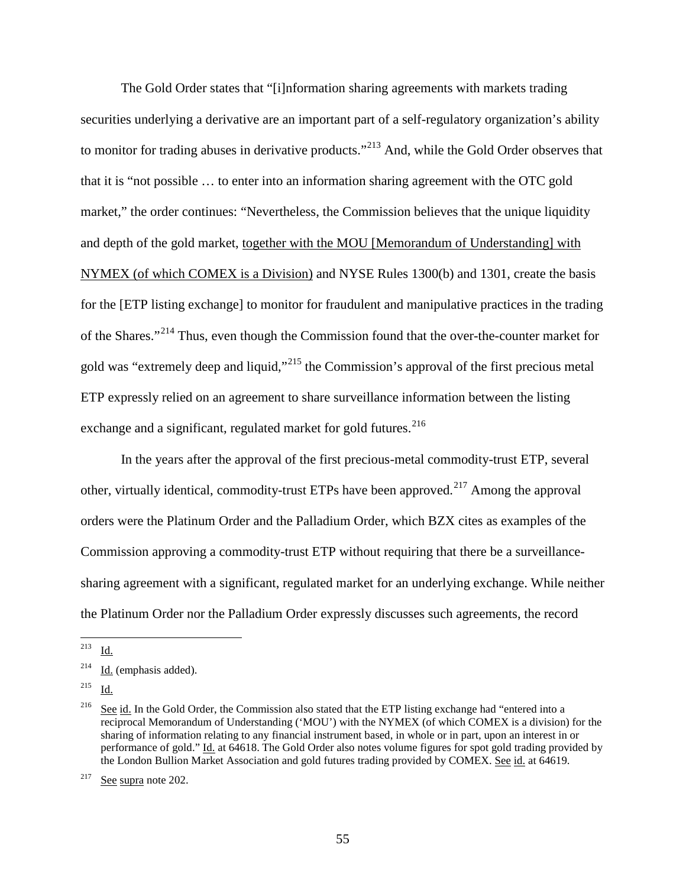The Gold Order states that "[i]nformation sharing agreements with markets trading securities underlying a derivative are an important part of a self-regulatory organization's ability to monitor for trading abuses in derivative products."[213] And, while the Gold Order observes that that it is "not possible … to enter into an information sharing agreement with the OTC gold market," the order continues: "Nevertheless, the Commission believes that the unique liquidity and depth of the gold market, <u>together with the MOU [Memorandum of Understanding] with NYMEX (of which COMEX is a Division)</u> and NYSE Rules 1300(b) and 1301, create the basis for the [ETP listing exchange] to monitor for fraudulent and manipulative practices in the trading of the Shares."[214] Thus, even though the Commission found that the over-the-counter market for gold was "extremely deep and liquid,"[215] the Commission's approval of the first precious metal ETP expressly relied on an agreement to share surveillance information between the listing exchange and a significant, regulated market for gold futures.[216]

In the years after the approval of the first precious-metal commodity-trust ETP, several other, virtually identical, commodity-trust ETPs have been approved.[217] Among the approval orders were the Platinum Order and the Palladium Order, which BZX cites as examples of the Commission approving a commodity-trust ETP without requiring that there be a surveillance-sharing agreement with a significant, regulated market for an underlying exchange. While neither the Platinum Order nor the Palladium Order expressly discusses such agreements, the record

---

[213] <u>Id.</u>

[214] <u>Id.</u> (emphasis added).

[215] <u>Id.</u>

[216] <u>See</u> <u>id.</u> In the Gold Order, the Commission also stated that the ETP listing exchange had "entered into a reciprocal Memorandum of Understanding ('MOU') with the NYMEX (of which COMEX is a division) for the sharing of information relating to any financial instrument based, in whole or in part, upon an interest in or performance of gold." <u>Id.</u> at 64618. The Gold Order also notes volume figures for spot gold trading provided by the London Bullion Market Association and gold futures trading provided by COMEX. <u>See</u> <u>id.</u> at 64619.

[217] <u>See</u> <u>supra</u> note 202.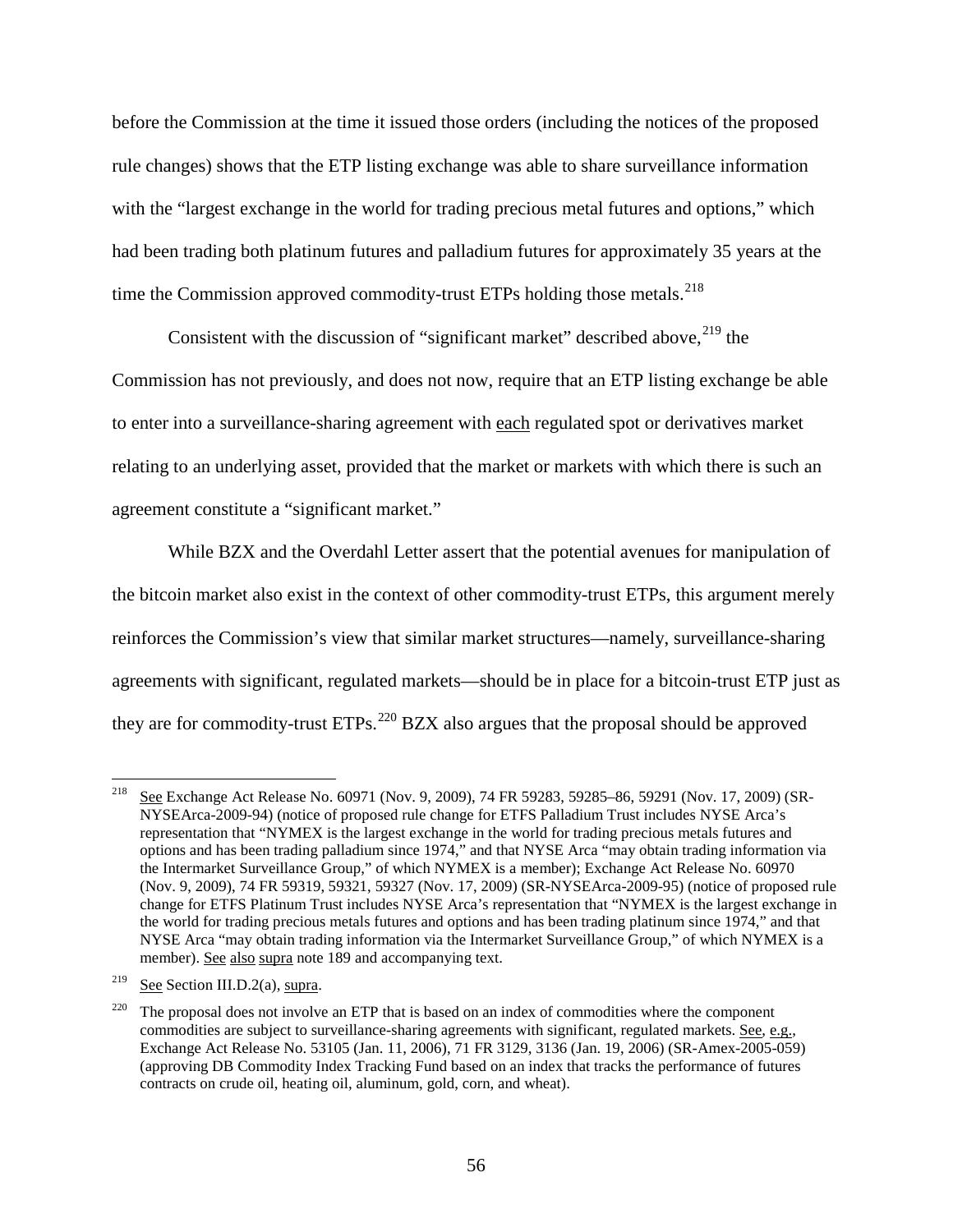before the Commission at the time it issued those orders (including the notices of the proposed rule changes) shows that the ETP listing exchange was able to share surveillance information with the "largest exchange in the world for trading precious metal futures and options," which had been trading both platinum futures and palladium futures for approximately 35 years at the time the Commission approved commodity-trust ETPs holding those metals.[218]

Consistent with the discussion of "significant market" described above,[219] the Commission has not previously, and does not now, require that an ETP listing exchange be able to enter into a surveillance-sharing agreement with each regulated spot or derivatives market relating to an underlying asset, provided that the market or markets with which there is such an agreement constitute a "significant market."

While BZX and the Overdahl Letter assert that the potential avenues for manipulation of the bitcoin market also exist in the context of other commodity-trust ETPs, this argument merely reinforces the Commission's view that similar market structures—namely, surveillance-sharing agreements with significant, regulated markets—should be in place for a bitcoin-trust ETP just as they are for commodity-trust ETPs.[220] BZX also argues that the proposal should be approved

---

[218] See Exchange Act Release No. 60971 (Nov. 9, 2009), 74 FR 59283, 59285–86, 59291 (Nov. 17, 2009) (SR-NYSEArca-2009-94) (notice of proposed rule change for ETFS Palladium Trust includes NYSE Arca's representation that "NYMEX is the largest exchange in the world for trading precious metals futures and options and has been trading palladium since 1974," and that NYSE Arca "may obtain trading information via the Intermarket Surveillance Group," of which NYMEX is a member); Exchange Act Release No. 60970 (Nov. 9, 2009), 74 FR 59319, 59321, 59327 (Nov. 17, 2009) (SR-NYSEArca-2009-95) (notice of proposed rule change for ETFS Platinum Trust includes NYSE Arca's representation that "NYMEX is the largest exchange in the world for trading precious metals futures and options and has been trading platinum since 1974," and that NYSE Arca "may obtain trading information via the Intermarket Surveillance Group," of which NYMEX is a member). See also supra note 189 and accompanying text.

[219] See Section III.D.2(a), supra.

[220] The proposal does not involve an ETP that is based on an index of commodities where the component commodities are subject to surveillance-sharing agreements with significant, regulated markets. See, e.g., Exchange Act Release No. 53105 (Jan. 11, 2006), 71 FR 3129, 3136 (Jan. 19, 2006) (SR-Amex-2005-059) (approving DB Commodity Index Tracking Fund based on an index that tracks the performance of futures contracts on crude oil, heating oil, aluminum, gold, corn, and wheat).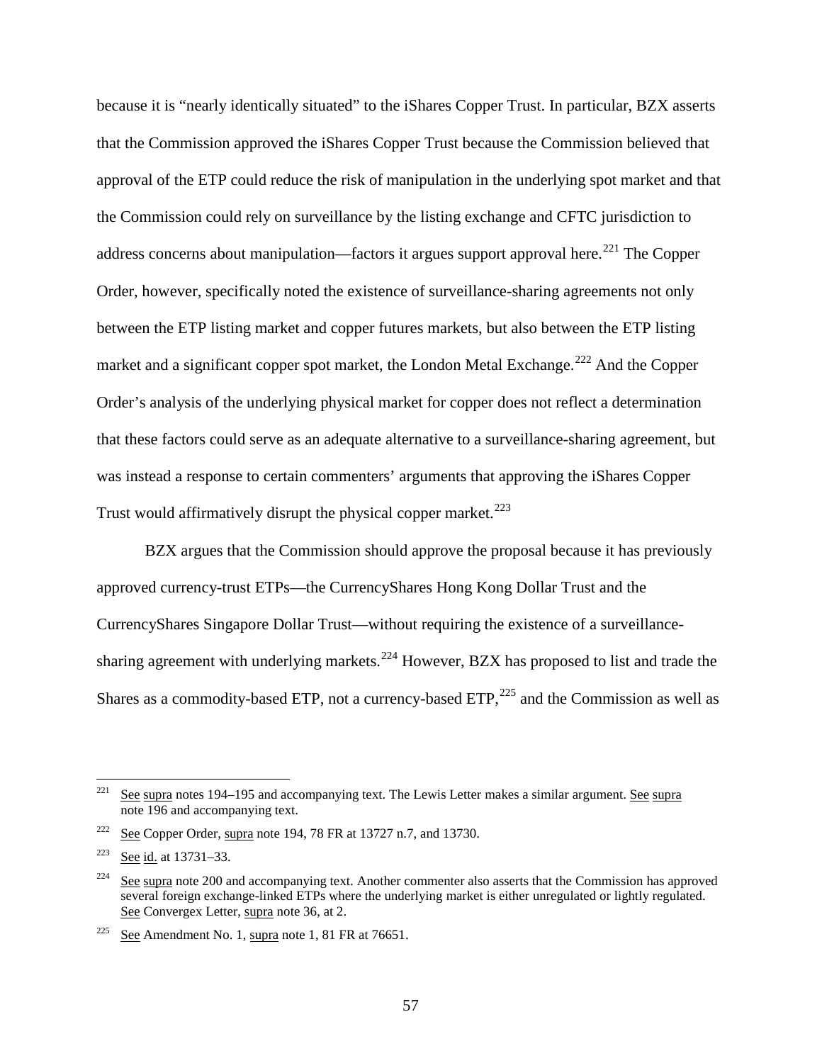because it is "nearly identically situated" to the iShares Copper Trust. In particular, BZX asserts that the Commission approved the iShares Copper Trust because the Commission believed that approval of the ETP could reduce the risk of manipulation in the underlying spot market and that the Commission could rely on surveillance by the listing exchange and CFTC jurisdiction to address concerns about manipulation—factors it argues support approval here.[221] The Copper Order, however, specifically noted the existence of surveillance-sharing agreements not only between the ETP listing market and copper futures markets, but also between the ETP listing market and a significant copper spot market, the London Metal Exchange.[222] And the Copper Order's analysis of the underlying physical market for copper does not reflect a determination that these factors could serve as an adequate alternative to a surveillance-sharing agreement, but was instead a response to certain commenters' arguments that approving the iShares Copper Trust would affirmatively disrupt the physical copper market.[223]

BZX argues that the Commission should approve the proposal because it has previously approved currency-trust ETPs—the CurrencyShares Hong Kong Dollar Trust and the CurrencyShares Singapore Dollar Trust—without requiring the existence of a surveillance-sharing agreement with underlying markets.[224] However, BZX has proposed to list and trade the Shares as a commodity-based ETP, not a currency-based ETP,[225] and the Commission as well as

---

[221] See supra notes 194–195 and accompanying text. The Lewis Letter makes a similar argument. See supra note 196 and accompanying text.

[222] See Copper Order, supra note 194, 78 FR at 13727 n.7, and 13730.

[223] See id. at 13731–33.

[224] See supra note 200 and accompanying text. Another commenter also asserts that the Commission has approved several foreign exchange-linked ETPs where the underlying market is either unregulated or lightly regulated. See Convergex Letter, supra note 36, at 2.

[225] See Amendment No. 1, supra note 1, 81 FR at 76651.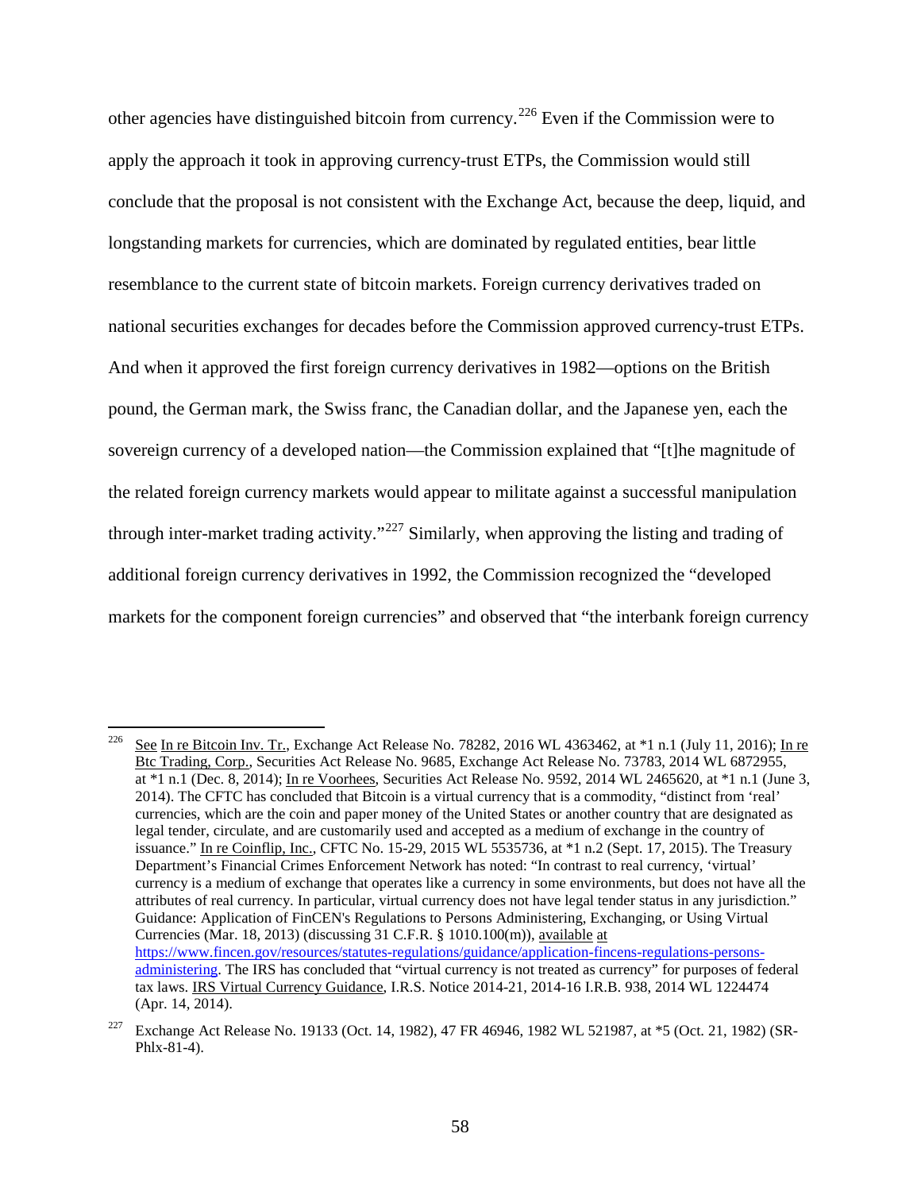other agencies have distinguished bitcoin from currency.[226] Even if the Commission were to apply the approach it took in approving currency-trust ETPs, the Commission would still conclude that the proposal is not consistent with the Exchange Act, because the deep, liquid, and longstanding markets for currencies, which are dominated by regulated entities, bear little resemblance to the current state of bitcoin markets. Foreign currency derivatives traded on national securities exchanges for decades before the Commission approved currency-trust ETPs. And when it approved the first foreign currency derivatives in 1982—options on the British pound, the German mark, the Swiss franc, the Canadian dollar, and the Japanese yen, each the sovereign currency of a developed nation—the Commission explained that "[t]he magnitude of the related foreign currency markets would appear to militate against a successful manipulation through inter-market trading activity."[227] Similarly, when approving the listing and trading of additional foreign currency derivatives in 1992, the Commission recognized the "developed markets for the component foreign currencies" and observed that "the interbank foreign currency

---

[226] See In re Bitcoin Inv. Tr., Exchange Act Release No. 78282, 2016 WL 4363462, at *1 n.1 (July 11, 2016); In re Btc Trading, Corp., Securities Act Release No. 9685, Exchange Act Release No. 73783, 2014 WL 6872955, at *1 n.1 (Dec. 8, 2014); In re Voorhees, Securities Act Release No. 9592, 2014 WL 2465620, at *1 n.1 (June 3, 2014). The CFTC has concluded that Bitcoin is a virtual currency that is a commodity, "distinct from 'real' currencies, which are the coin and paper money of the United States or another country that are designated as legal tender, circulate, and are customarily used and accepted as a medium of exchange in the country of issuance." In re Coinflip, Inc., CFTC No. 15-29, 2015 WL 5535736, at *1 n.2 (Sept. 17, 2015). The Treasury Department's Financial Crimes Enforcement Network has noted: "In contrast to real currency, 'virtual' currency is a medium of exchange that operates like a currency in some environments, but does not have all the attributes of real currency. In particular, virtual currency does not have legal tender status in any jurisdiction." Guidance: Application of FinCEN's Regulations to Persons Administering, Exchanging, or Using Virtual Currencies (Mar. 18, 2013) (discussing 31 C.F.R. § 1010.100(m)), available at https://www.fincen.gov/resources/statutes-regulations/guidance/application-fincens-regulations-persons-administering. The IRS has concluded that "virtual currency is not treated as currency" for purposes of federal tax laws. IRS Virtual Currency Guidance, I.R.S. Notice 2014-21, 2014-16 I.R.B. 938, 2014 WL 1224474 (Apr. 14, 2014).

[227] Exchange Act Release No. 19133 (Oct. 14, 1982), 47 FR 46946, 1982 WL 521987, at *5 (Oct. 21, 1982) (SR-Phlx-81-4).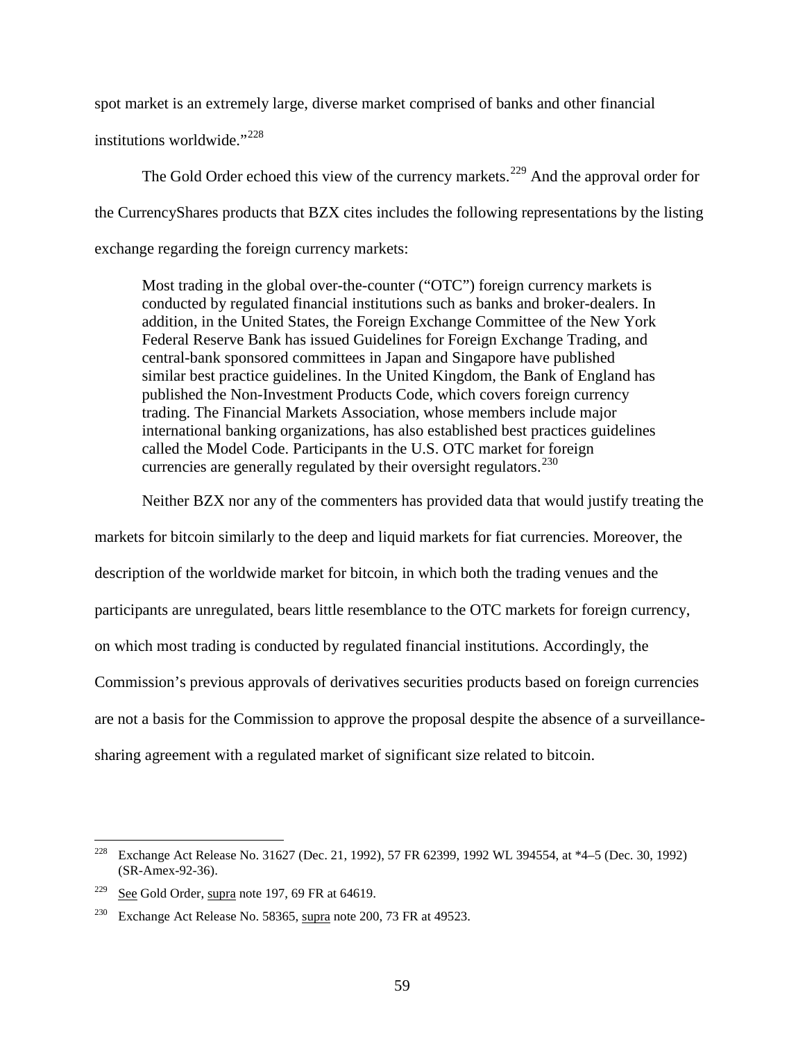spot market is an extremely large, diverse market comprised of banks and other financial institutions worldwide."[228]

The Gold Order echoed this view of the currency markets.[229] And the approval order for the CurrencyShares products that BZX cites includes the following representations by the listing exchange regarding the foreign currency markets:

> Most trading in the global over-the-counter ("OTC") foreign currency markets is conducted by regulated financial institutions such as banks and broker-dealers. In addition, in the United States, the Foreign Exchange Committee of the New York Federal Reserve Bank has issued Guidelines for Foreign Exchange Trading, and central-bank sponsored committees in Japan and Singapore have published similar best practice guidelines. In the United Kingdom, the Bank of England has published the Non-Investment Products Code, which covers foreign currency trading. The Financial Markets Association, whose members include major international banking organizations, has also established best practices guidelines called the Model Code. Participants in the U.S. OTC market for foreign currencies are generally regulated by their oversight regulators.[230]

Neither BZX nor any of the commenters has provided data that would justify treating the markets for bitcoin similarly to the deep and liquid markets for fiat currencies. Moreover, the description of the worldwide market for bitcoin, in which both the trading venues and the participants are unregulated, bears little resemblance to the OTC markets for foreign currency, on which most trading is conducted by regulated financial institutions. Accordingly, the Commission's previous approvals of derivatives securities products based on foreign currencies are not a basis for the Commission to approve the proposal despite the absence of a surveillance-sharing agreement with a regulated market of significant size related to bitcoin.

---

[228] Exchange Act Release No. 31627 (Dec. 21, 1992), 57 FR 62399, 1992 WL 394554, at *4–5 (Dec. 30, 1992) (SR-Amex-92-36).

[229] See Gold Order, supra note 197, 69 FR at 64619.

[230] Exchange Act Release No. 58365, supra note 200, 73 FR at 49523.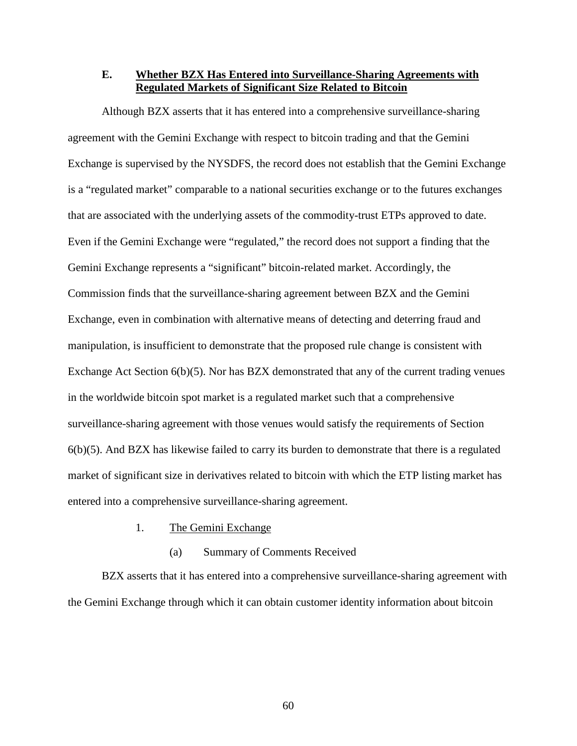### E. <u>Whether BZX Has Entered into Surveillance-Sharing Agreements with Regulated Markets of Significant Size Related to Bitcoin</u>

Although BZX asserts that it has entered into a comprehensive surveillance-sharing agreement with the Gemini Exchange with respect to bitcoin trading and that the Gemini Exchange is supervised by the NYSDFS, the record does not establish that the Gemini Exchange is a "regulated market" comparable to a national securities exchange or to the futures exchanges that are associated with the underlying assets of the commodity-trust ETPs approved to date. Even if the Gemini Exchange were "regulated," the record does not support a finding that the Gemini Exchange represents a "significant" bitcoin-related market. Accordingly, the Commission finds that the surveillance-sharing agreement between BZX and the Gemini Exchange, even in combination with alternative means of detecting and deterring fraud and manipulation, is insufficient to demonstrate that the proposed rule change is consistent with Exchange Act Section 6(b)(5). Nor has BZX demonstrated that any of the current trading venues in the worldwide bitcoin spot market is a regulated market such that a comprehensive surveillance-sharing agreement with those venues would satisfy the requirements of Section 6(b)(5). And BZX has likewise failed to carry its burden to demonstrate that there is a regulated market of significant size in derivatives related to bitcoin with which the ETP listing market has entered into a comprehensive surveillance-sharing agreement.

1. <u>The Gemini Exchange</u>

(a) Summary of Comments Received

BZX asserts that it has entered into a comprehensive surveillance-sharing agreement with the Gemini Exchange through which it can obtain customer identity information about bitcoin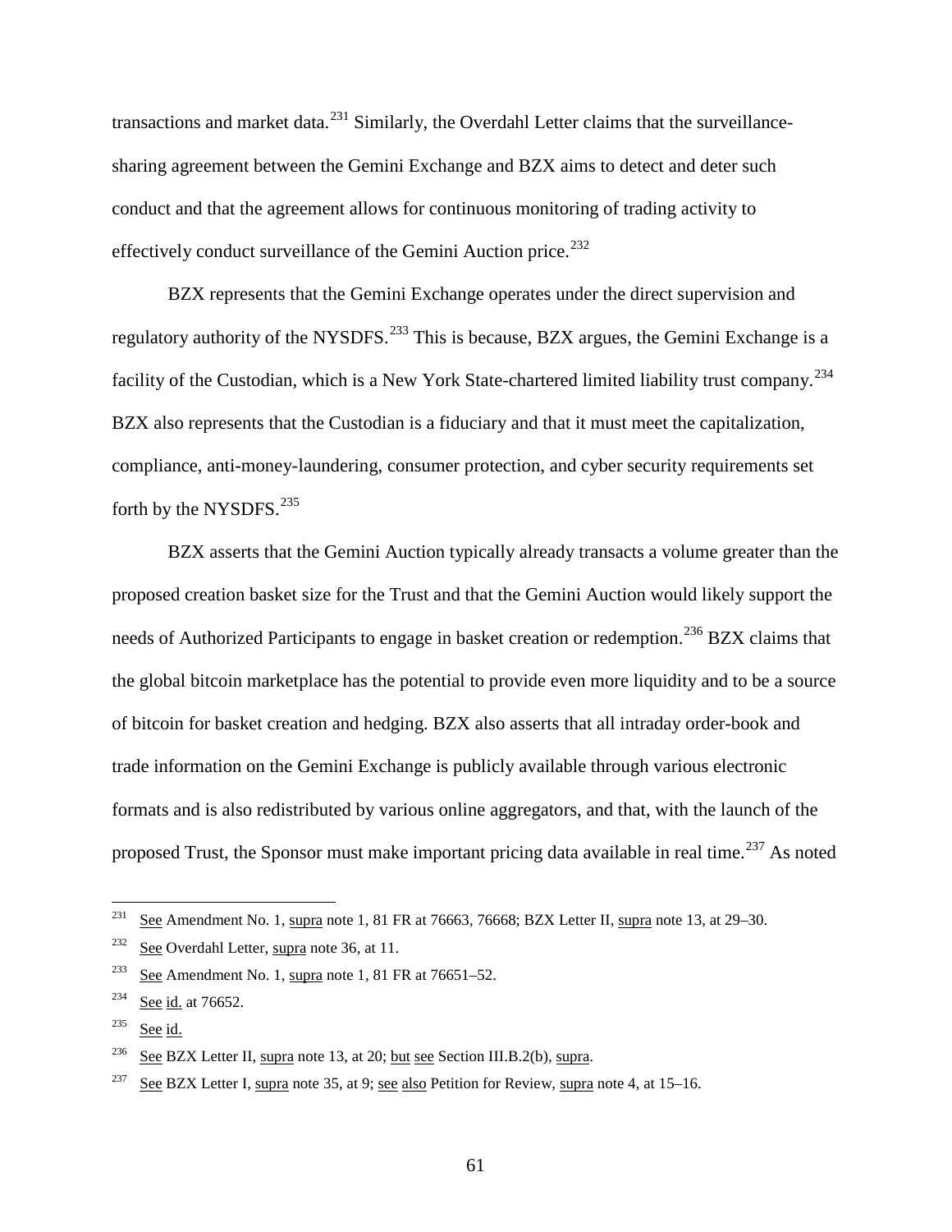transactions and market data.[231] Similarly, the Overdahl Letter claims that the surveillance-sharing agreement between the Gemini Exchange and BZX aims to detect and deter such conduct and that the agreement allows for continuous monitoring of trading activity to effectively conduct surveillance of the Gemini Auction price.[232]

BZX represents that the Gemini Exchange operates under the direct supervision and regulatory authority of the NYSDFS.[233] This is because, BZX argues, the Gemini Exchange is a facility of the Custodian, which is a New York State-chartered limited liability trust company.[234] BZX also represents that the Custodian is a fiduciary and that it must meet the capitalization, compliance, anti-money-laundering, consumer protection, and cyber security requirements set forth by the NYSDFS.[235]

BZX asserts that the Gemini Auction typically already transacts a volume greater than the proposed creation basket size for the Trust and that the Gemini Auction would likely support the needs of Authorized Participants to engage in basket creation or redemption.[236] BZX claims that the global bitcoin marketplace has the potential to provide even more liquidity and to be a source of bitcoin for basket creation and hedging. BZX also asserts that all intraday order-book and trade information on the Gemini Exchange is publicly available through various electronic formats and is also redistributed by various online aggregators, and that, with the launch of the proposed Trust, the Sponsor must make important pricing data available in real time.[237] As noted

---

[231] See Amendment No. 1, supra note 1, 81 FR at 76663, 76668; BZX Letter II, supra note 13, at 29–30.

[232] See Overdahl Letter, supra note 36, at 11.

[233] See Amendment No. 1, supra note 1, 81 FR at 76651–52.

[234] See id. at 76652.

[235] See id.

[236] See BZX Letter II, supra note 13, at 20; but see Section III.B.2(b), supra.

[237] See BZX Letter I, supra note 35, at 9; see also Petition for Review, supra note 4, at 15–16.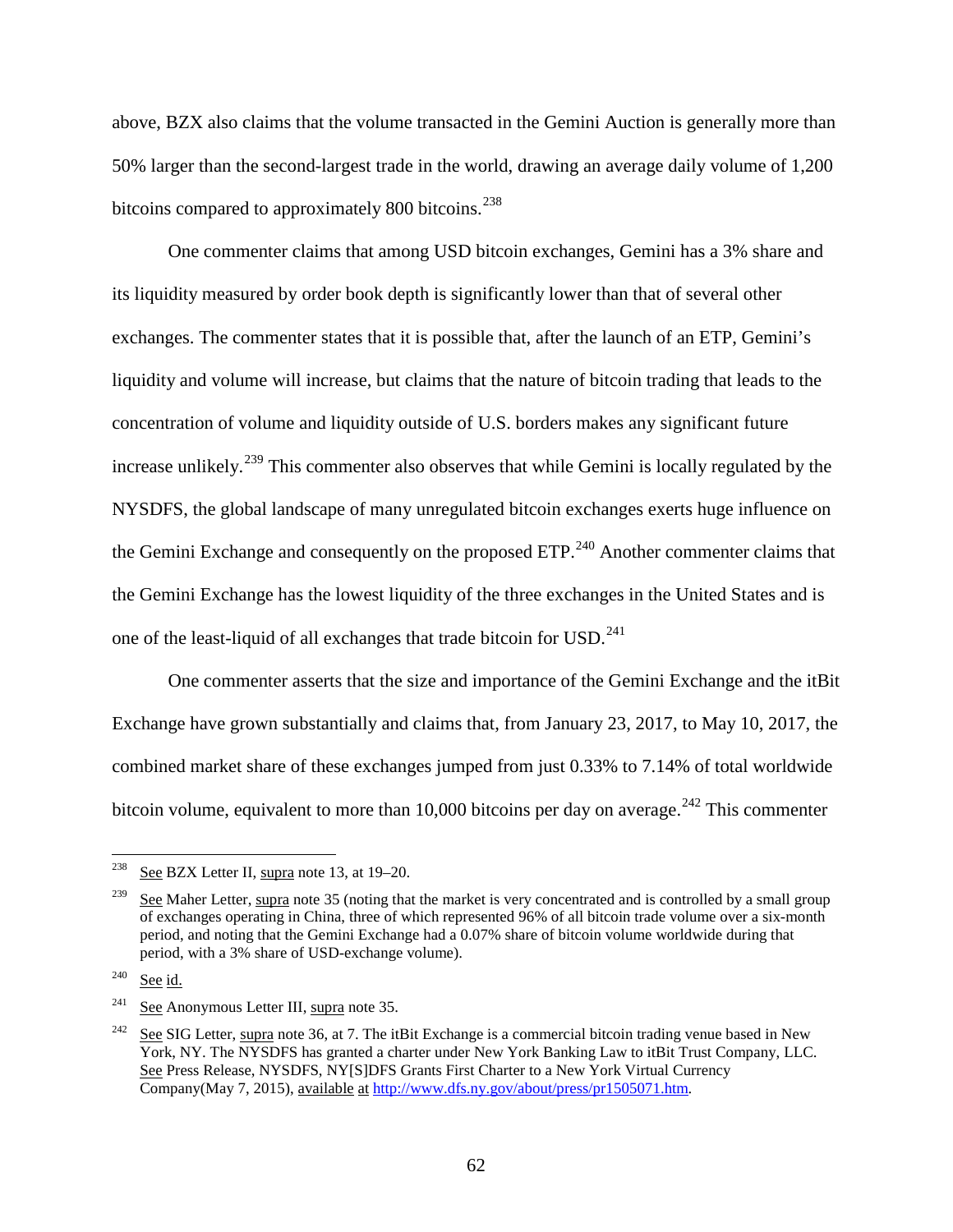above, BZX also claims that the volume transacted in the Gemini Auction is generally more than 50% larger than the second-largest trade in the world, drawing an average daily volume of 1,200 bitcoins compared to approximately 800 bitcoins.[238]

One commenter claims that among USD bitcoin exchanges, Gemini has a 3% share and its liquidity measured by order book depth is significantly lower than that of several other exchanges. The commenter states that it is possible that, after the launch of an ETP, Gemini's liquidity and volume will increase, but claims that the nature of bitcoin trading that leads to the concentration of volume and liquidity outside of U.S. borders makes any significant future increase unlikely.[239] This commenter also observes that while Gemini is locally regulated by the NYSDFS, the global landscape of many unregulated bitcoin exchanges exerts huge influence on the Gemini Exchange and consequently on the proposed ETP.[240] Another commenter claims that the Gemini Exchange has the lowest liquidity of the three exchanges in the United States and is one of the least-liquid of all exchanges that trade bitcoin for USD.[241]

One commenter asserts that the size and importance of the Gemini Exchange and the itBit Exchange have grown substantially and claims that, from January 23, 2017, to May 10, 2017, the combined market share of these exchanges jumped from just 0.33% to 7.14% of total worldwide bitcoin volume, equivalent to more than 10,000 bitcoins per day on average.[242] This commenter

---

[238] See BZX Letter II, supra note 13, at 19–20.

[239] See Maher Letter, supra note 35 (noting that the market is very concentrated and is controlled by a small group of exchanges operating in China, three of which represented 96% of all bitcoin trade volume over a six-month period, and noting that the Gemini Exchange had a 0.07% share of bitcoin volume worldwide during that period, with a 3% share of USD-exchange volume).

[240] See id.

[241] See Anonymous Letter III, supra note 35.

[242] See SIG Letter, supra note 36, at 7. The itBit Exchange is a commercial bitcoin trading venue based in New York, NY. The NYSDFS has granted a charter under New York Banking Law to itBit Trust Company, LLC. See Press Release, NYSDFS, NY[S]DFS Grants First Charter to a New York Virtual Currency Company(May 7, 2015), available at http://www.dfs.ny.gov/about/press/pr1505071.htm.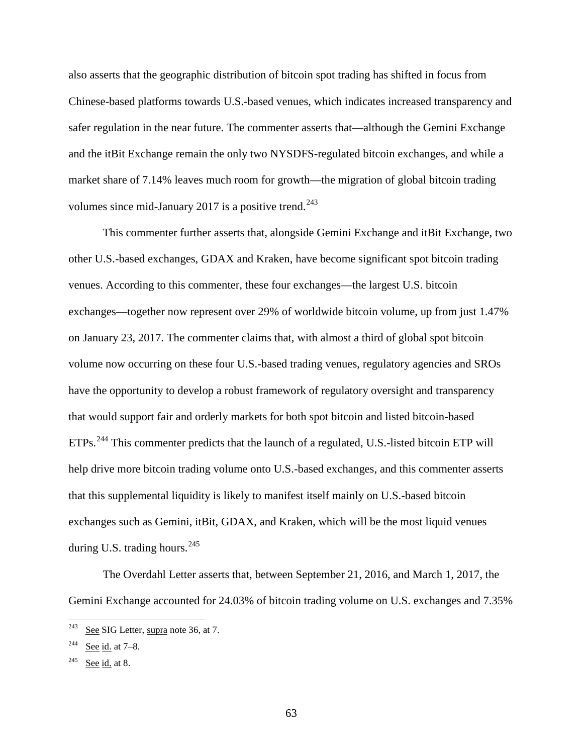also asserts that the geographic distribution of bitcoin spot trading has shifted in focus from Chinese-based platforms towards U.S.-based venues, which indicates increased transparency and safer regulation in the near future. The commenter asserts that—although the Gemini Exchange and the itBit Exchange remain the only two NYSDFS-regulated bitcoin exchanges, and while a market share of 7.14% leaves much room for growth—the migration of global bitcoin trading volumes since mid-January 2017 is a positive trend.[243]

This commenter further asserts that, alongside Gemini Exchange and itBit Exchange, two other U.S.-based exchanges, GDAX and Kraken, have become significant spot bitcoin trading venues. According to this commenter, these four exchanges—the largest U.S. bitcoin exchanges—together now represent over 29% of worldwide bitcoin volume, up from just 1.47% on January 23, 2017. The commenter claims that, with almost a third of global spot bitcoin volume now occurring on these four U.S.-based trading venues, regulatory agencies and SROs have the opportunity to develop a robust framework of regulatory oversight and transparency that would support fair and orderly markets for both spot bitcoin and listed bitcoin-based ETPs.[244] This commenter predicts that the launch of a regulated, U.S.-listed bitcoin ETP will help drive more bitcoin trading volume onto U.S.-based exchanges, and this commenter asserts that this supplemental liquidity is likely to manifest itself mainly on U.S.-based bitcoin exchanges such as Gemini, itBit, GDAX, and Kraken, which will be the most liquid venues during U.S. trading hours.[245]

The Overdahl Letter asserts that, between September 21, 2016, and March 1, 2017, the Gemini Exchange accounted for 24.03% of bitcoin trading volume on U.S. exchanges and 7.35%

---

[243] See SIG Letter, supra note 36, at 7.

[244] See id. at 7–8.

[245] See id. at 8.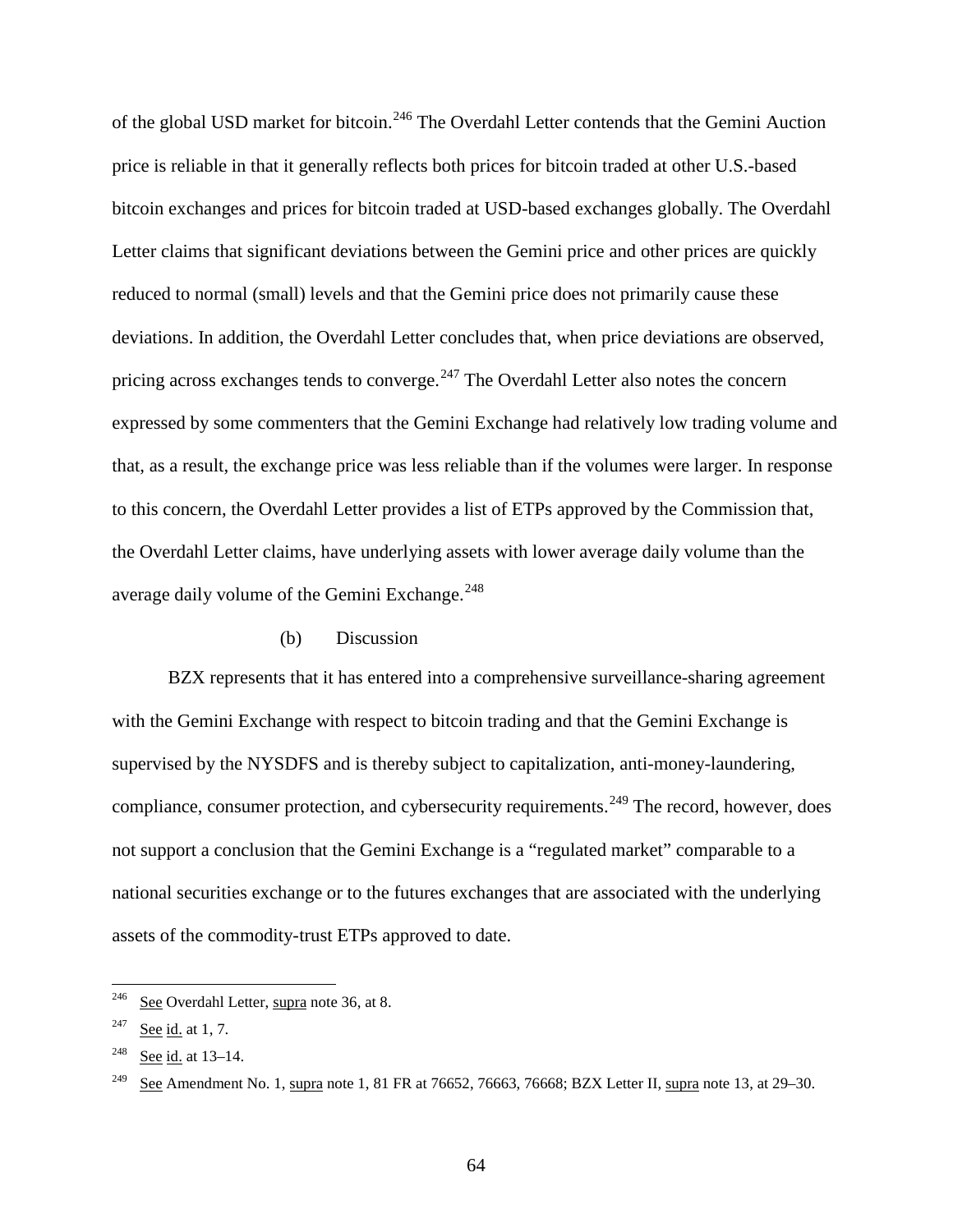of the global USD market for bitcoin.[246] The Overdahl Letter contends that the Gemini Auction price is reliable in that it generally reflects both prices for bitcoin traded at other U.S.-based bitcoin exchanges and prices for bitcoin traded at USD-based exchanges globally. The Overdahl Letter claims that significant deviations between the Gemini price and other prices are quickly reduced to normal (small) levels and that the Gemini price does not primarily cause these deviations. In addition, the Overdahl Letter concludes that, when price deviations are observed, pricing across exchanges tends to converge.[247] The Overdahl Letter also notes the concern expressed by some commenters that the Gemini Exchange had relatively low trading volume and that, as a result, the exchange price was less reliable than if the volumes were larger. In response to this concern, the Overdahl Letter provides a list of ETPs approved by the Commission that, the Overdahl Letter claims, have underlying assets with lower average daily volume than the average daily volume of the Gemini Exchange.[248]

(b) Discussion

BZX represents that it has entered into a comprehensive surveillance-sharing agreement with the Gemini Exchange with respect to bitcoin trading and that the Gemini Exchange is supervised by the NYSDFS and is thereby subject to capitalization, anti-money-laundering, compliance, consumer protection, and cybersecurity requirements.[249] The record, however, does not support a conclusion that the Gemini Exchange is a "regulated market" comparable to a national securities exchange or to the futures exchanges that are associated with the underlying assets of the commodity-trust ETPs approved to date.

---

[246] See Overdahl Letter, supra note 36, at 8.

[247] See id. at 1, 7.

[248] See id. at 13–14.

[249] See Amendment No. 1, supra note 1, 81 FR at 76652, 76663, 76668; BZX Letter II, supra note 13, at 29–30.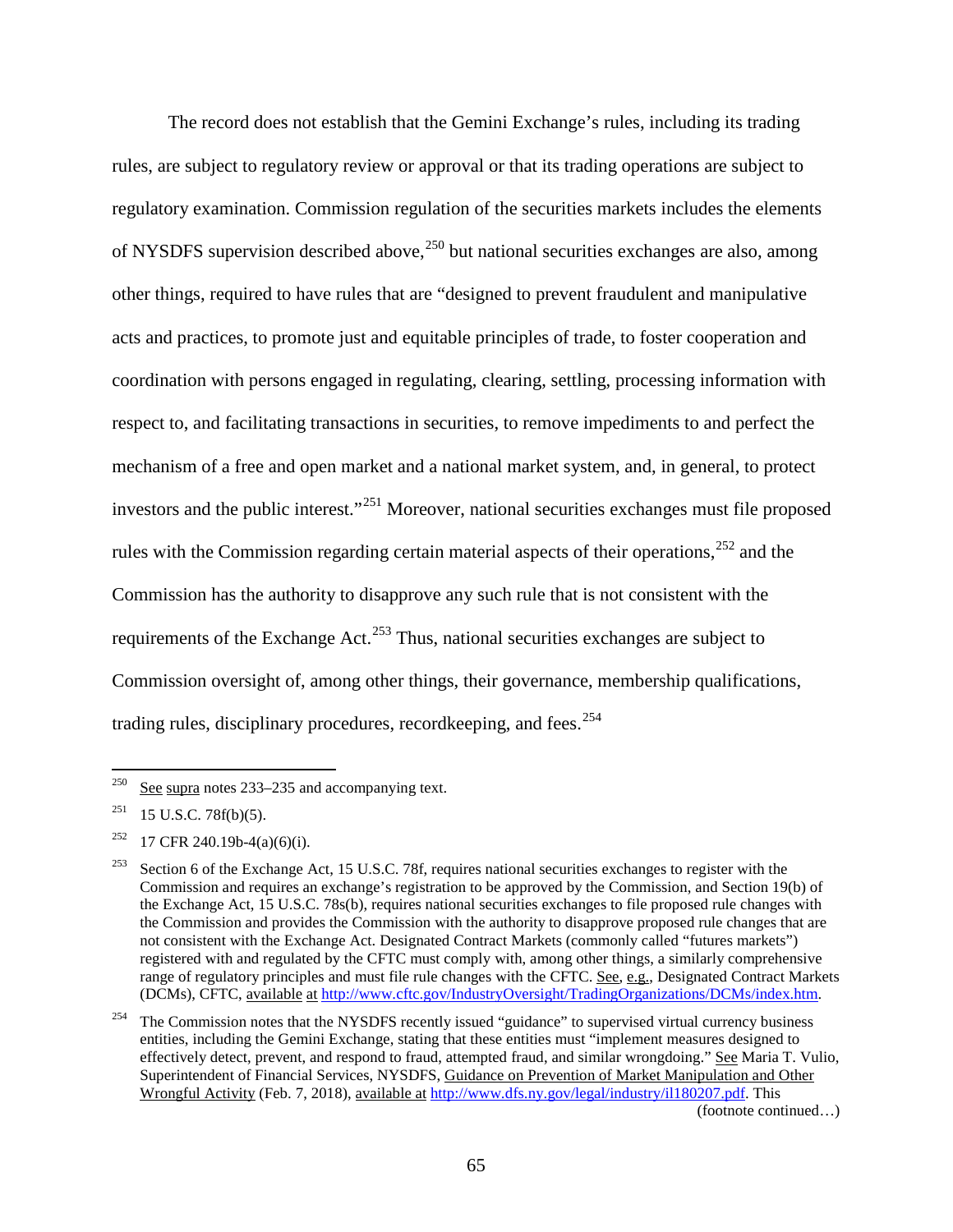The record does not establish that the Gemini Exchange's rules, including its trading rules, are subject to regulatory review or approval or that its trading operations are subject to regulatory examination. Commission regulation of the securities markets includes the elements of NYSDFS supervision described above,[250] but national securities exchanges are also, among other things, required to have rules that are "designed to prevent fraudulent and manipulative acts and practices, to promote just and equitable principles of trade, to foster cooperation and coordination with persons engaged in regulating, clearing, settling, processing information with respect to, and facilitating transactions in securities, to remove impediments to and perfect the mechanism of a free and open market and a national market system, and, in general, to protect investors and the public interest."[251] Moreover, national securities exchanges must file proposed rules with the Commission regarding certain material aspects of their operations,[252] and the Commission has the authority to disapprove any such rule that is not consistent with the requirements of the Exchange Act.[253] Thus, national securities exchanges are subject to Commission oversight of, among other things, their governance, membership qualifications, trading rules, disciplinary procedures, recordkeeping, and fees.[254]

---

[250] See supra notes 233–235 and accompanying text.

[251] 15 U.S.C. 78f(b)(5).

[252] 17 CFR 240.19b-4(a)(6)(i).

[253] Section 6 of the Exchange Act, 15 U.S.C. 78f, requires national securities exchanges to register with the Commission and requires an exchange's registration to be approved by the Commission, and Section 19(b) of the Exchange Act, 15 U.S.C. 78s(b), requires national securities exchanges to file proposed rule changes with the Commission and provides the Commission with the authority to disapprove proposed rule changes that are not consistent with the Exchange Act. Designated Contract Markets (commonly called "futures markets") registered with and regulated by the CFTC must comply with, among other things, a similarly comprehensive range of regulatory principles and must file rule changes with the CFTC. See, e.g., Designated Contract Markets (DCMs), CFTC, available at http://www.cftc.gov/IndustryOversight/TradingOrganizations/DCMs/index.htm.

[254] The Commission notes that the NYSDFS recently issued "guidance" to supervised virtual currency business entities, including the Gemini Exchange, stating that these entities must "implement measures designed to effectively detect, prevent, and respond to fraud, attempted fraud, and similar wrongdoing." See Maria T. Vulio, Superintendent of Financial Services, NYSDFS, Guidance on Prevention of Market Manipulation and Other Wrongful Activity (Feb. 7, 2018), available at http://www.dfs.ny.gov/legal/industry/il180207.pdf. This

(footnote continued…)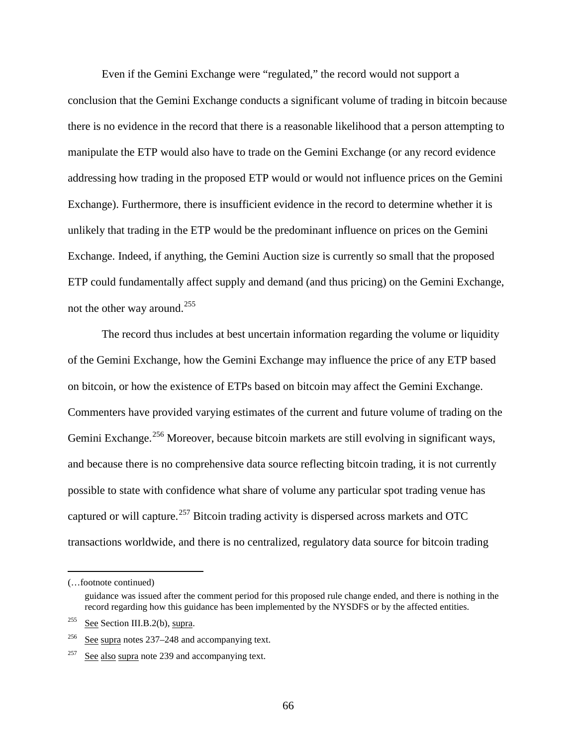Even if the Gemini Exchange were "regulated," the record would not support a conclusion that the Gemini Exchange conducts a significant volume of trading in bitcoin because there is no evidence in the record that there is a reasonable likelihood that a person attempting to manipulate the ETP would also have to trade on the Gemini Exchange (or any record evidence addressing how trading in the proposed ETP would or would not influence prices on the Gemini Exchange). Furthermore, there is insufficient evidence in the record to determine whether it is unlikely that trading in the ETP would be the predominant influence on prices on the Gemini Exchange. Indeed, if anything, the Gemini Auction size is currently so small that the proposed ETP could fundamentally affect supply and demand (and thus pricing) on the Gemini Exchange, not the other way around.[255]

The record thus includes at best uncertain information regarding the volume or liquidity of the Gemini Exchange, how the Gemini Exchange may influence the price of any ETP based on bitcoin, or how the existence of ETPs based on bitcoin may affect the Gemini Exchange. Commenters have provided varying estimates of the current and future volume of trading on the Gemini Exchange.[256] Moreover, because bitcoin markets are still evolving in significant ways, and because there is no comprehensive data source reflecting bitcoin trading, it is not currently possible to state with confidence what share of volume any particular spot trading venue has captured or will capture.[257] Bitcoin trading activity is dispersed across markets and OTC transactions worldwide, and there is no centralized, regulatory data source for bitcoin trading

---

(…footnote continued)

guidance was issued after the comment period for this proposed rule change ended, and there is nothing in the record regarding how this guidance has been implemented by the NYSDFS or by the affected entities.

[255] See Section III.B.2(b), supra.

[256] See supra notes 237–248 and accompanying text.

[257] See also supra note 239 and accompanying text.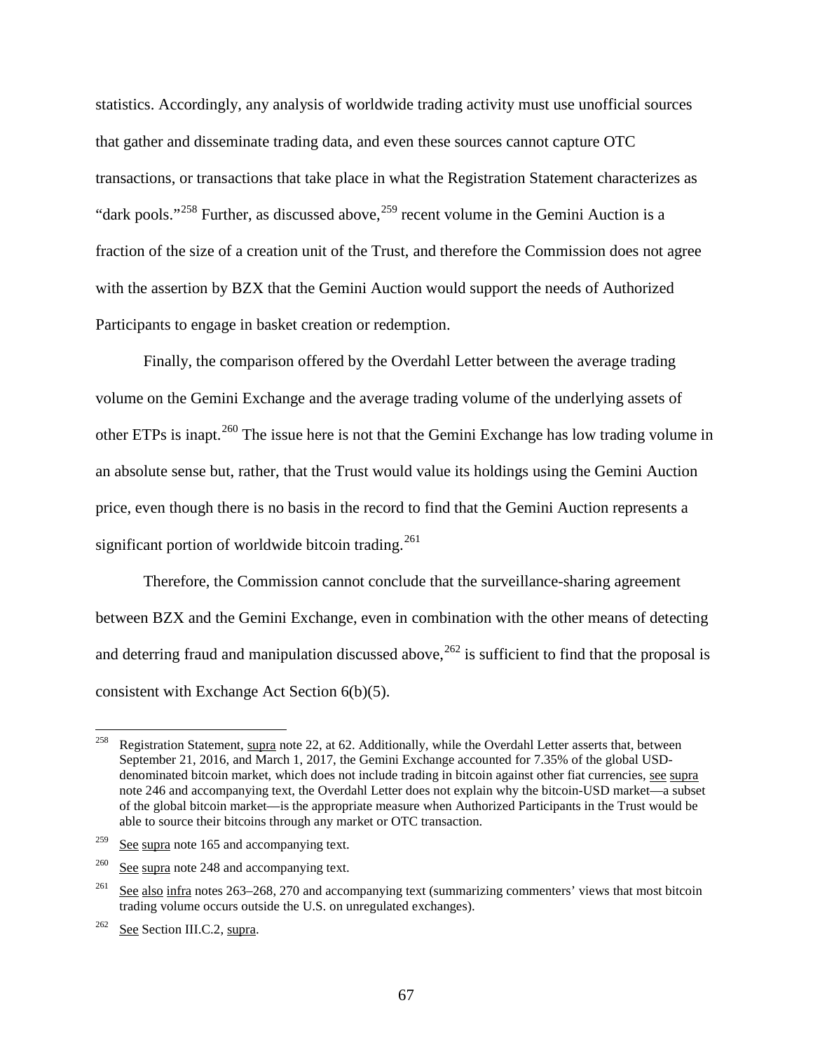statistics. Accordingly, any analysis of worldwide trading activity must use unofficial sources that gather and disseminate trading data, and even these sources cannot capture OTC transactions, or transactions that take place in what the Registration Statement characterizes as "dark pools."[258] Further, as discussed above,[259] recent volume in the Gemini Auction is a fraction of the size of a creation unit of the Trust, and therefore the Commission does not agree with the assertion by BZX that the Gemini Auction would support the needs of Authorized Participants to engage in basket creation or redemption.

Finally, the comparison offered by the Overdahl Letter between the average trading volume on the Gemini Exchange and the average trading volume of the underlying assets of other ETPs is inapt.[260] The issue here is not that the Gemini Exchange has low trading volume in an absolute sense but, rather, that the Trust would value its holdings using the Gemini Auction price, even though there is no basis in the record to find that the Gemini Auction represents a significant portion of worldwide bitcoin trading.[261]

Therefore, the Commission cannot conclude that the surveillance-sharing agreement between BZX and the Gemini Exchange, even in combination with the other means of detecting and deterring fraud and manipulation discussed above,[262] is sufficient to find that the proposal is consistent with Exchange Act Section 6(b)(5).

---

[258] Registration Statement, supra note 22, at 62. Additionally, while the Overdahl Letter asserts that, between September 21, 2016, and March 1, 2017, the Gemini Exchange accounted for 7.35% of the global USD-denominated bitcoin market, which does not include trading in bitcoin against other fiat currencies, see supra note 246 and accompanying text, the Overdahl Letter does not explain why the bitcoin-USD market—a subset of the global bitcoin market—is the appropriate measure when Authorized Participants in the Trust would be able to source their bitcoins through any market or OTC transaction.

[259] See supra note 165 and accompanying text.

[260] See supra note 248 and accompanying text.

[261] See also infra notes 263–268, 270 and accompanying text (summarizing commenters' views that most bitcoin trading volume occurs outside the U.S. on unregulated exchanges).

[262] See Section III.C.2, supra.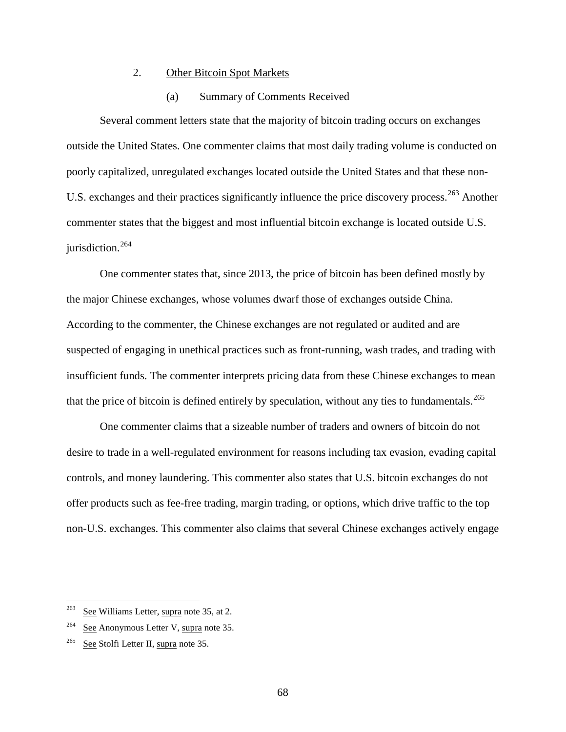## 2. Other Bitcoin Spot Markets

### (a) Summary of Comments Received

Several comment letters state that the majority of bitcoin trading occurs on exchanges outside the United States. One commenter claims that most daily trading volume is conducted on poorly capitalized, unregulated exchanges located outside the United States and that these non-U.S. exchanges and their practices significantly influence the price discovery process.[263] Another commenter states that the biggest and most influential bitcoin exchange is located outside U.S. jurisdiction.[264]

One commenter states that, since 2013, the price of bitcoin has been defined mostly by the major Chinese exchanges, whose volumes dwarf those of exchanges outside China. According to the commenter, the Chinese exchanges are not regulated or audited and are suspected of engaging in unethical practices such as front-running, wash trades, and trading with insufficient funds. The commenter interprets pricing data from these Chinese exchanges to mean that the price of bitcoin is defined entirely by speculation, without any ties to fundamentals.[265]

One commenter claims that a sizeable number of traders and owners of bitcoin do not desire to trade in a well-regulated environment for reasons including tax evasion, evading capital controls, and money laundering. This commenter also states that U.S. bitcoin exchanges do not offer products such as fee-free trading, margin trading, or options, which drive traffic to the top non-U.S. exchanges. This commenter also claims that several Chinese exchanges actively engage

---

[263] See Williams Letter, supra note 35, at 2.

[264] See Anonymous Letter V, supra note 35.

[265] See Stolfi Letter II, supra note 35.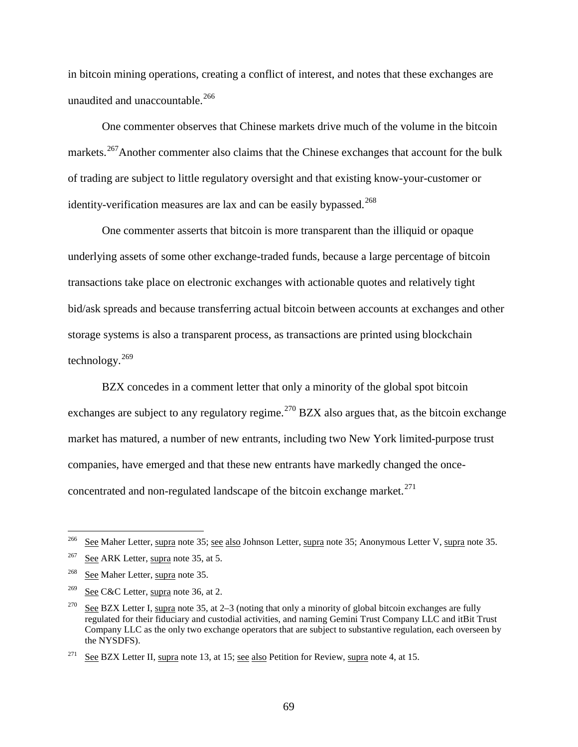in bitcoin mining operations, creating a conflict of interest, and notes that these exchanges are unaudited and unaccountable.[266]

One commenter observes that Chinese markets drive much of the volume in the bitcoin markets.[267] Another commenter also claims that the Chinese exchanges that account for the bulk of trading are subject to little regulatory oversight and that existing know-your-customer or identity-verification measures are lax and can be easily bypassed.[268]

One commenter asserts that bitcoin is more transparent than the illiquid or opaque underlying assets of some other exchange-traded funds, because a large percentage of bitcoin transactions take place on electronic exchanges with actionable quotes and relatively tight bid/ask spreads and because transferring actual bitcoin between accounts at exchanges and other storage systems is also a transparent process, as transactions are printed using blockchain technology.[269]

BZX concedes in a comment letter that only a minority of the global spot bitcoin exchanges are subject to any regulatory regime.[270] BZX also argues that, as the bitcoin exchange market has matured, a number of new entrants, including two New York limited-purpose trust companies, have emerged and that these new entrants have markedly changed the once-concentrated and non-regulated landscape of the bitcoin exchange market.[271]

---

[266] See Maher Letter, supra note 35; see also Johnson Letter, supra note 35; Anonymous Letter V, supra note 35.

[267] See ARK Letter, supra note 35, at 5.

[268] See Maher Letter, supra note 35.

[269] See C&C Letter, supra note 36, at 2.

[270] See BZX Letter I, supra note 35, at 2–3 (noting that only a minority of global bitcoin exchanges are fully regulated for their fiduciary and custodial activities, and naming Gemini Trust Company LLC and itBit Trust Company LLC as the only two exchange operators that are subject to substantive regulation, each overseen by the NYSDFS).

[271] See BZX Letter II, supra note 13, at 15; see also Petition for Review, supra note 4, at 15.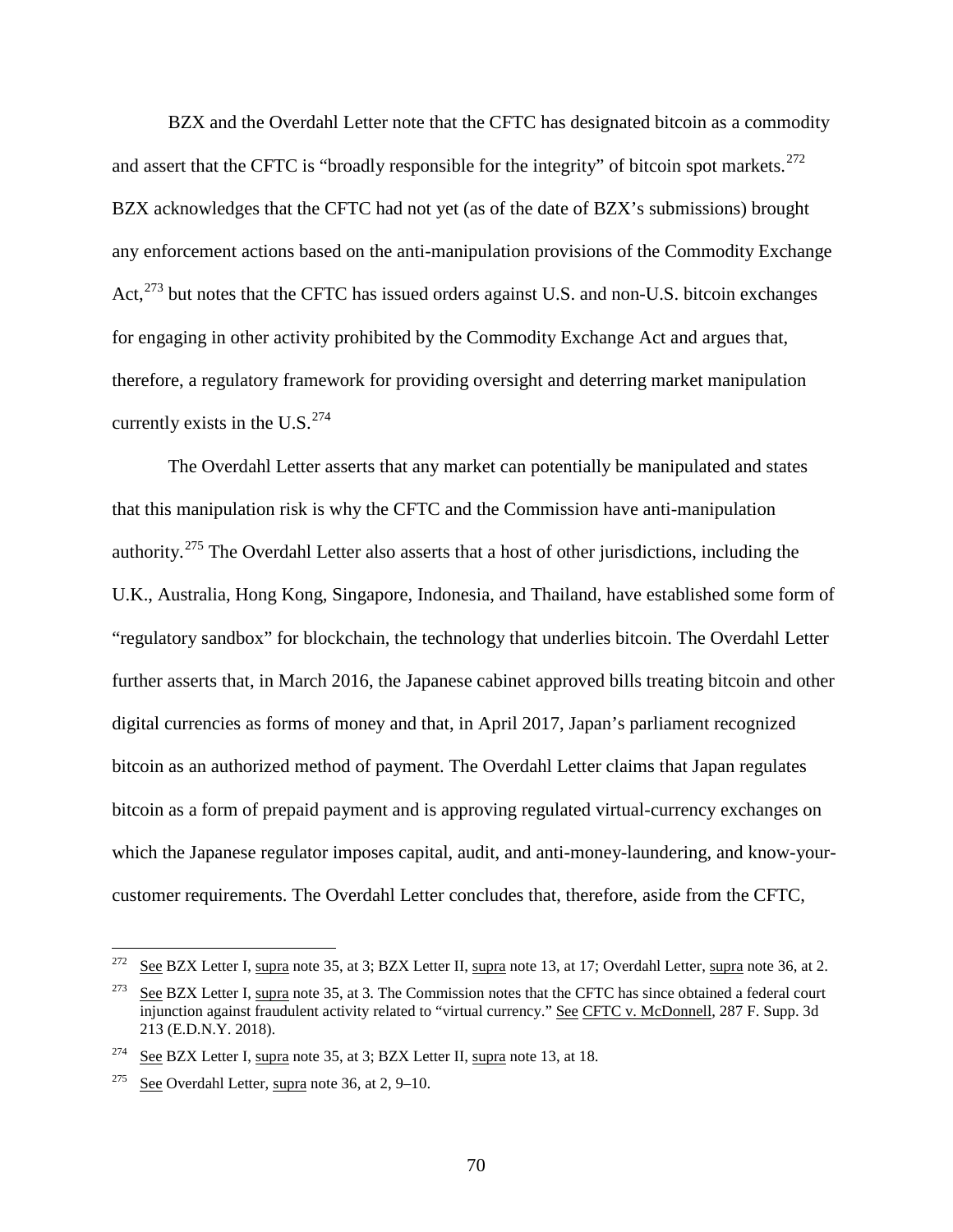BZX and the Overdahl Letter note that the CFTC has designated bitcoin as a commodity and assert that the CFTC is "broadly responsible for the integrity" of bitcoin spot markets.[272] BZX acknowledges that the CFTC had not yet (as of the date of BZX's submissions) brought any enforcement actions based on the anti-manipulation provisions of the Commodity Exchange Act,[273] but notes that the CFTC has issued orders against U.S. and non-U.S. bitcoin exchanges for engaging in other activity prohibited by the Commodity Exchange Act and argues that, therefore, a regulatory framework for providing oversight and deterring market manipulation currently exists in the U.S.[274]

The Overdahl Letter asserts that any market can potentially be manipulated and states that this manipulation risk is why the CFTC and the Commission have anti-manipulation authority.[275] The Overdahl Letter also asserts that a host of other jurisdictions, including the U.K., Australia, Hong Kong, Singapore, Indonesia, and Thailand, have established some form of "regulatory sandbox" for blockchain, the technology that underlies bitcoin. The Overdahl Letter further asserts that, in March 2016, the Japanese cabinet approved bills treating bitcoin and other digital currencies as forms of money and that, in April 2017, Japan's parliament recognized bitcoin as an authorized method of payment. The Overdahl Letter claims that Japan regulates bitcoin as a form of prepaid payment and is approving regulated virtual-currency exchanges on which the Japanese regulator imposes capital, audit, and anti-money-laundering, and know-your-customer requirements. The Overdahl Letter concludes that, therefore, aside from the CFTC,

---

[272] See BZX Letter I, supra note 35, at 3; BZX Letter II, supra note 13, at 17; Overdahl Letter, supra note 36, at 2.

[273] See BZX Letter I, supra note 35, at 3. The Commission notes that the CFTC has since obtained a federal court injunction against fraudulent activity related to "virtual currency." See CFTC v. McDonnell, 287 F. Supp. 3d 213 (E.D.N.Y. 2018).

[274] See BZX Letter I, supra note 35, at 3; BZX Letter II, supra note 13, at 18.

[275] See Overdahl Letter, supra note 36, at 2, 9–10.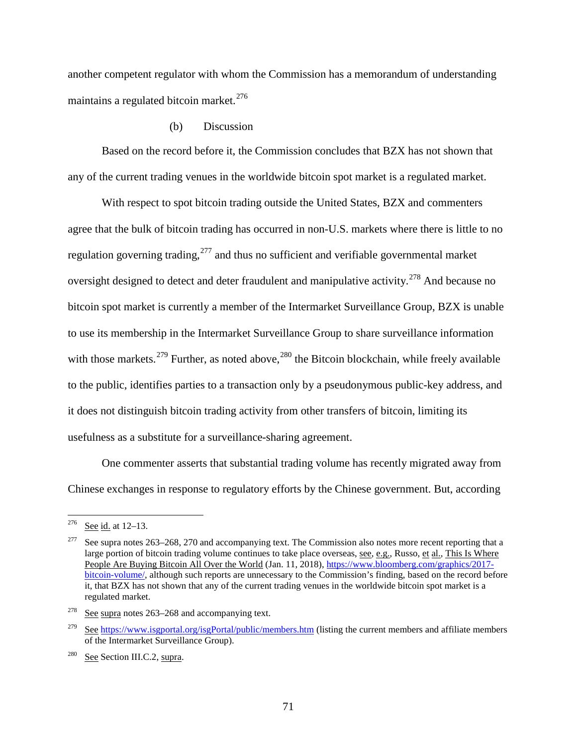another competent regulator with whom the Commission has a memorandum of understanding maintains a regulated bitcoin market.[276]

(b) Discussion

Based on the record before it, the Commission concludes that BZX has not shown that any of the current trading venues in the worldwide bitcoin spot market is a regulated market.

With respect to spot bitcoin trading outside the United States, BZX and commenters agree that the bulk of bitcoin trading has occurred in non-U.S. markets where there is little to no regulation governing trading,[277] and thus no sufficient and verifiable governmental market oversight designed to detect and deter fraudulent and manipulative activity.[278] And because no bitcoin spot market is currently a member of the Intermarket Surveillance Group, BZX is unable to use its membership in the Intermarket Surveillance Group to share surveillance information with those markets.[279] Further, as noted above,[280] the Bitcoin blockchain, while freely available to the public, identifies parties to a transaction only by a pseudonymous public-key address, and it does not distinguish bitcoin trading activity from other transfers of bitcoin, limiting its usefulness as a substitute for a surveillance-sharing agreement.

One commenter asserts that substantial trading volume has recently migrated away from Chinese exchanges in response to regulatory efforts by the Chinese government. But, according

---

[276] See id. at 12–13.

[277] See supra notes 263–268, 270 and accompanying text. The Commission also notes more recent reporting that a large portion of bitcoin trading volume continues to take place overseas, see, e.g., Russo, et al., This Is Where People Are Buying Bitcoin All Over the World (Jan. 11, 2018), https://www.bloomberg.com/graphics/2017-bitcoin-volume/, although such reports are unnecessary to the Commission's finding, based on the record before it, that BZX has not shown that any of the current trading venues in the worldwide bitcoin spot market is a regulated market.

[278] See supra notes 263–268 and accompanying text.

[279] See https://www.isgportal.org/isgPortal/public/members.htm (listing the current members and affiliate members of the Intermarket Surveillance Group).

[280] See Section III.C.2, supra.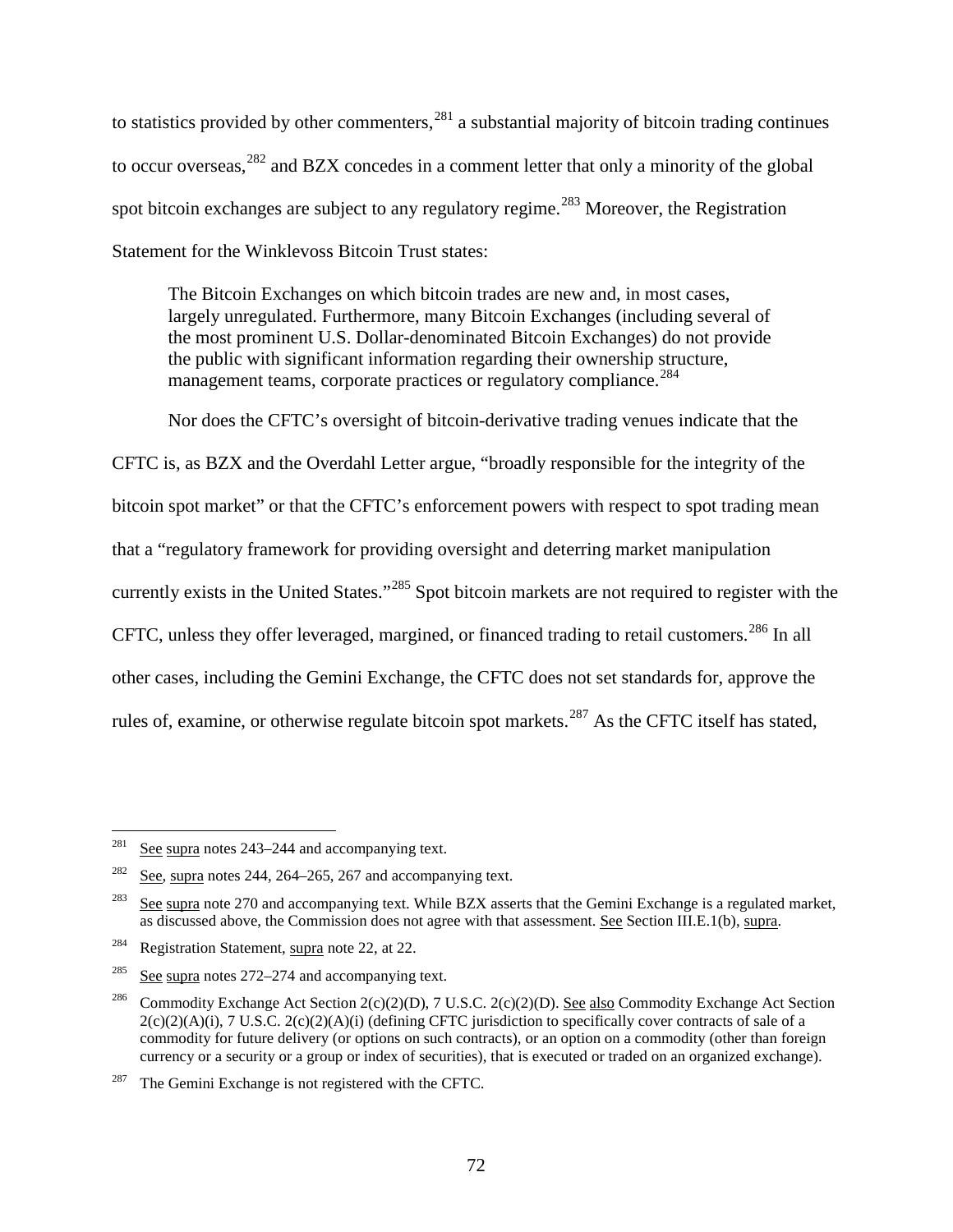to statistics provided by other commenters,[281] a substantial majority of bitcoin trading continues to occur overseas,[282] and BZX concedes in a comment letter that only a minority of the global spot bitcoin exchanges are subject to any regulatory regime.[283] Moreover, the Registration Statement for the Winklevoss Bitcoin Trust states:

> The Bitcoin Exchanges on which bitcoin trades are new and, in most cases, largely unregulated. Furthermore, many Bitcoin Exchanges (including several of the most prominent U.S. Dollar-denominated Bitcoin Exchanges) do not provide the public with significant information regarding their ownership structure, management teams, corporate practices or regulatory compliance.[284]

Nor does the CFTC's oversight of bitcoin-derivative trading venues indicate that the CFTC is, as BZX and the Overdahl Letter argue, "broadly responsible for the integrity of the bitcoin spot market" or that the CFTC's enforcement powers with respect to spot trading mean that a "regulatory framework for providing oversight and deterring market manipulation currently exists in the United States."[285] Spot bitcoin markets are not required to register with the CFTC, unless they offer leveraged, margined, or financed trading to retail customers.[286] In all other cases, including the Gemini Exchange, the CFTC does not set standards for, approve the rules of, examine, or otherwise regulate bitcoin spot markets.[287] As the CFTC itself has stated,

---

[281] See supra notes 243–244 and accompanying text.

[282] See, supra notes 244, 264–265, 267 and accompanying text.

[283] See supra note 270 and accompanying text. While BZX asserts that the Gemini Exchange is a regulated market, as discussed above, the Commission does not agree with that assessment. See Section III.E.1(b), supra.

[284] Registration Statement, supra note 22, at 22.

[285] See supra notes 272–274 and accompanying text.

[286] Commodity Exchange Act Section 2(c)(2)(D), 7 U.S.C. 2(c)(2)(D). See also Commodity Exchange Act Section 2(c)(2)(A)(i), 7 U.S.C. 2(c)(2)(A)(i) (defining CFTC jurisdiction to specifically cover contracts of sale of a commodity for future delivery (or options on such contracts), or an option on a commodity (other than foreign currency or a security or a group or index of securities), that is executed or traded on an organized exchange).

[287] The Gemini Exchange is not registered with the CFTC.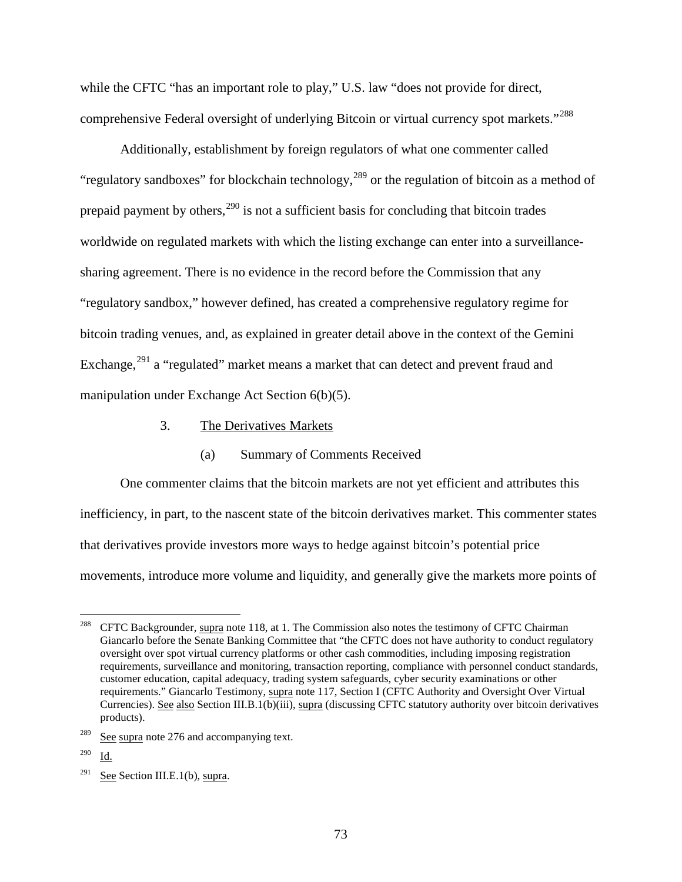while the CFTC "has an important role to play," U.S. law "does not provide for direct, comprehensive Federal oversight of underlying Bitcoin or virtual currency spot markets."[288]

Additionally, establishment by foreign regulators of what one commenter called "regulatory sandboxes" for blockchain technology,[289] or the regulation of bitcoin as a method of prepaid payment by others,[290] is not a sufficient basis for concluding that bitcoin trades worldwide on regulated markets with which the listing exchange can enter into a surveillance-sharing agreement. There is no evidence in the record before the Commission that any "regulatory sandbox," however defined, has created a comprehensive regulatory regime for bitcoin trading venues, and, as explained in greater detail above in the context of the Gemini Exchange,[291] a "regulated" market means a market that can detect and prevent fraud and manipulation under Exchange Act Section 6(b)(5).

### 3. The Derivatives Markets

#### (a) Summary of Comments Received

One commenter claims that the bitcoin markets are not yet efficient and attributes this inefficiency, in part, to the nascent state of the bitcoin derivatives market. This commenter states that derivatives provide investors more ways to hedge against bitcoin's potential price movements, introduce more volume and liquidity, and generally give the markets more points of

---

[288] CFTC Backgrounder, supra note 118, at 1. The Commission also notes the testimony of CFTC Chairman Giancarlo before the Senate Banking Committee that "the CFTC does not have authority to conduct regulatory oversight over spot virtual currency platforms or other cash commodities, including imposing registration requirements, surveillance and monitoring, transaction reporting, compliance with personnel conduct standards, customer education, capital adequacy, trading system safeguards, cyber security examinations or other requirements." Giancarlo Testimony, supra note 117, Section I (CFTC Authority and Oversight Over Virtual Currencies). See also Section III.B.1(b)(iii), supra (discussing CFTC statutory authority over bitcoin derivatives products).

[289] See supra note 276 and accompanying text.

[290] Id.

[291] See Section III.E.1(b), supra.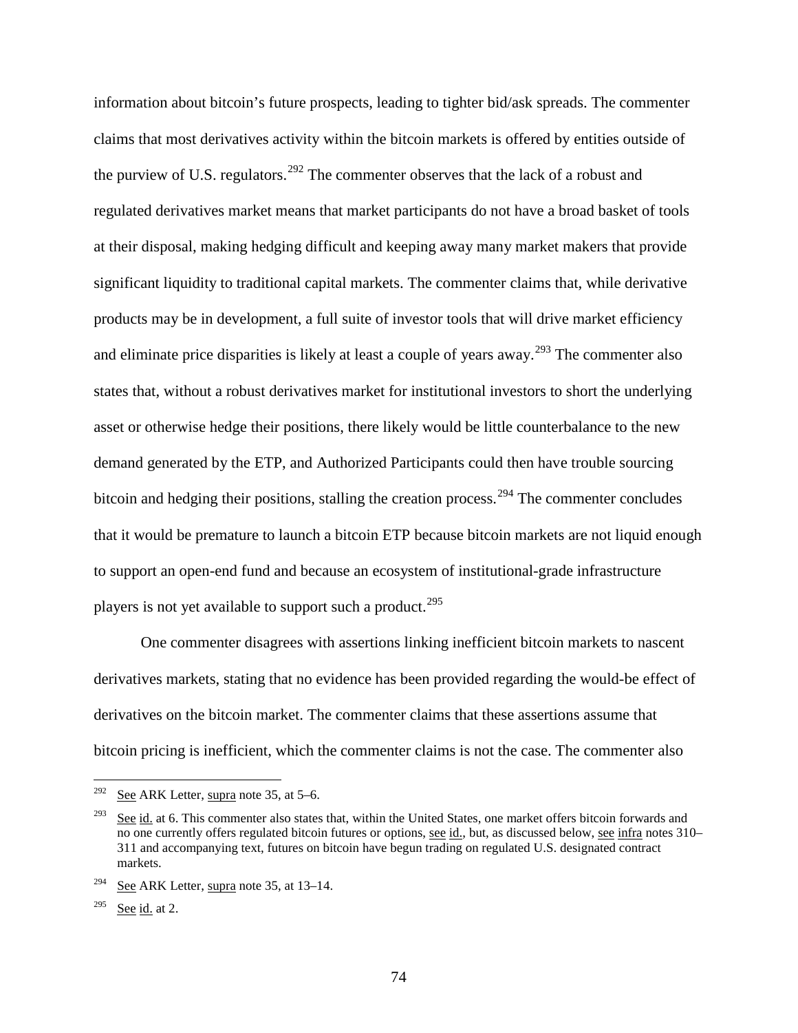information about bitcoin's future prospects, leading to tighter bid/ask spreads. The commenter claims that most derivatives activity within the bitcoin markets is offered by entities outside of the purview of U.S. regulators.[292] The commenter observes that the lack of a robust and regulated derivatives market means that market participants do not have a broad basket of tools at their disposal, making hedging difficult and keeping away many market makers that provide significant liquidity to traditional capital markets. The commenter claims that, while derivative products may be in development, a full suite of investor tools that will drive market efficiency and eliminate price disparities is likely at least a couple of years away.[293] The commenter also states that, without a robust derivatives market for institutional investors to short the underlying asset or otherwise hedge their positions, there likely would be little counterbalance to the new demand generated by the ETP, and Authorized Participants could then have trouble sourcing bitcoin and hedging their positions, stalling the creation process.[294] The commenter concludes that it would be premature to launch a bitcoin ETP because bitcoin markets are not liquid enough to support an open-end fund and because an ecosystem of institutional-grade infrastructure players is not yet available to support such a product.[295]

One commenter disagrees with assertions linking inefficient bitcoin markets to nascent derivatives markets, stating that no evidence has been provided regarding the would-be effect of derivatives on the bitcoin market. The commenter claims that these assertions assume that bitcoin pricing is inefficient, which the commenter claims is not the case. The commenter also

---

[292] See ARK Letter, supra note 35, at 5–6.

[293] See id. at 6. This commenter also states that, within the United States, one market offers bitcoin forwards and no one currently offers regulated bitcoin futures or options, see id., but, as discussed below, see infra notes 310–311 and accompanying text, futures on bitcoin have begun trading on regulated U.S. designated contract markets.

[294] See ARK Letter, supra note 35, at 13–14.

[295] See id. at 2.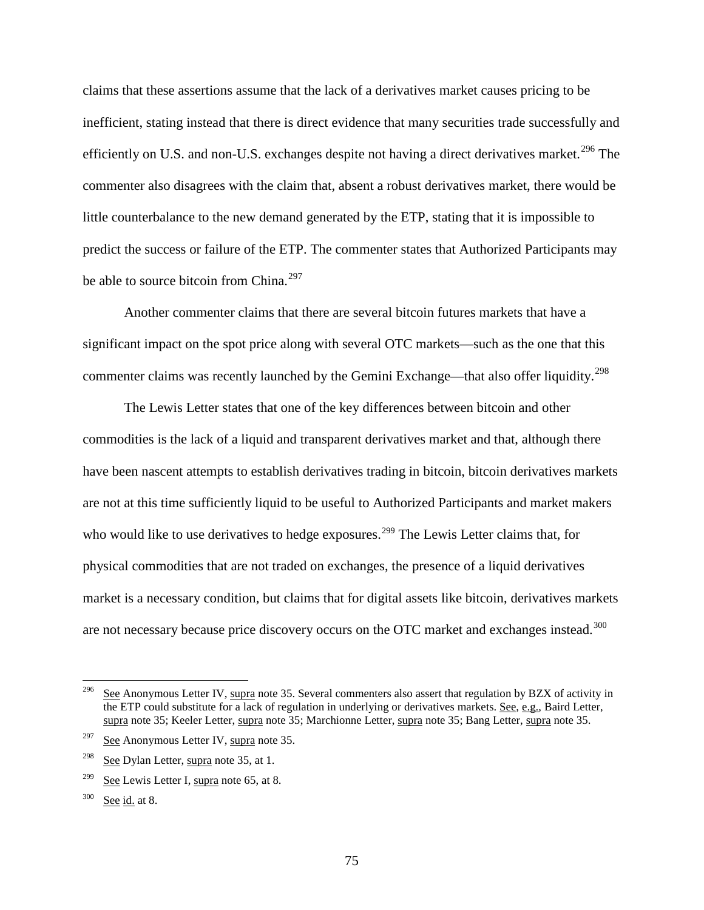claims that these assertions assume that the lack of a derivatives market causes pricing to be inefficient, stating instead that there is direct evidence that many securities trade successfully and efficiently on U.S. and non-U.S. exchanges despite not having a direct derivatives market.[296] The commenter also disagrees with the claim that, absent a robust derivatives market, there would be little counterbalance to the new demand generated by the ETP, stating that it is impossible to predict the success or failure of the ETP. The commenter states that Authorized Participants may be able to source bitcoin from China.[297]

Another commenter claims that there are several bitcoin futures markets that have a significant impact on the spot price along with several OTC markets—such as the one that this commenter claims was recently launched by the Gemini Exchange—that also offer liquidity.[298]

The Lewis Letter states that one of the key differences between bitcoin and other commodities is the lack of a liquid and transparent derivatives market and that, although there have been nascent attempts to establish derivatives trading in bitcoin, bitcoin derivatives markets are not at this time sufficiently liquid to be useful to Authorized Participants and market makers who would like to use derivatives to hedge exposures.[299] The Lewis Letter claims that, for physical commodities that are not traded on exchanges, the presence of a liquid derivatives market is a necessary condition, but claims that for digital assets like bitcoin, derivatives markets are not necessary because price discovery occurs on the OTC market and exchanges instead.[300]

---

[296] See Anonymous Letter IV, supra note 35. Several commenters also assert that regulation by BZX of activity in the ETP could substitute for a lack of regulation in underlying or derivatives markets. See, e.g., Baird Letter, supra note 35; Keeler Letter, supra note 35; Marchionne Letter, supra note 35; Bang Letter, supra note 35.

[297] See Anonymous Letter IV, supra note 35.

[298] See Dylan Letter, supra note 35, at 1.

[299] See Lewis Letter I, supra note 65, at 8.

[300] See id. at 8.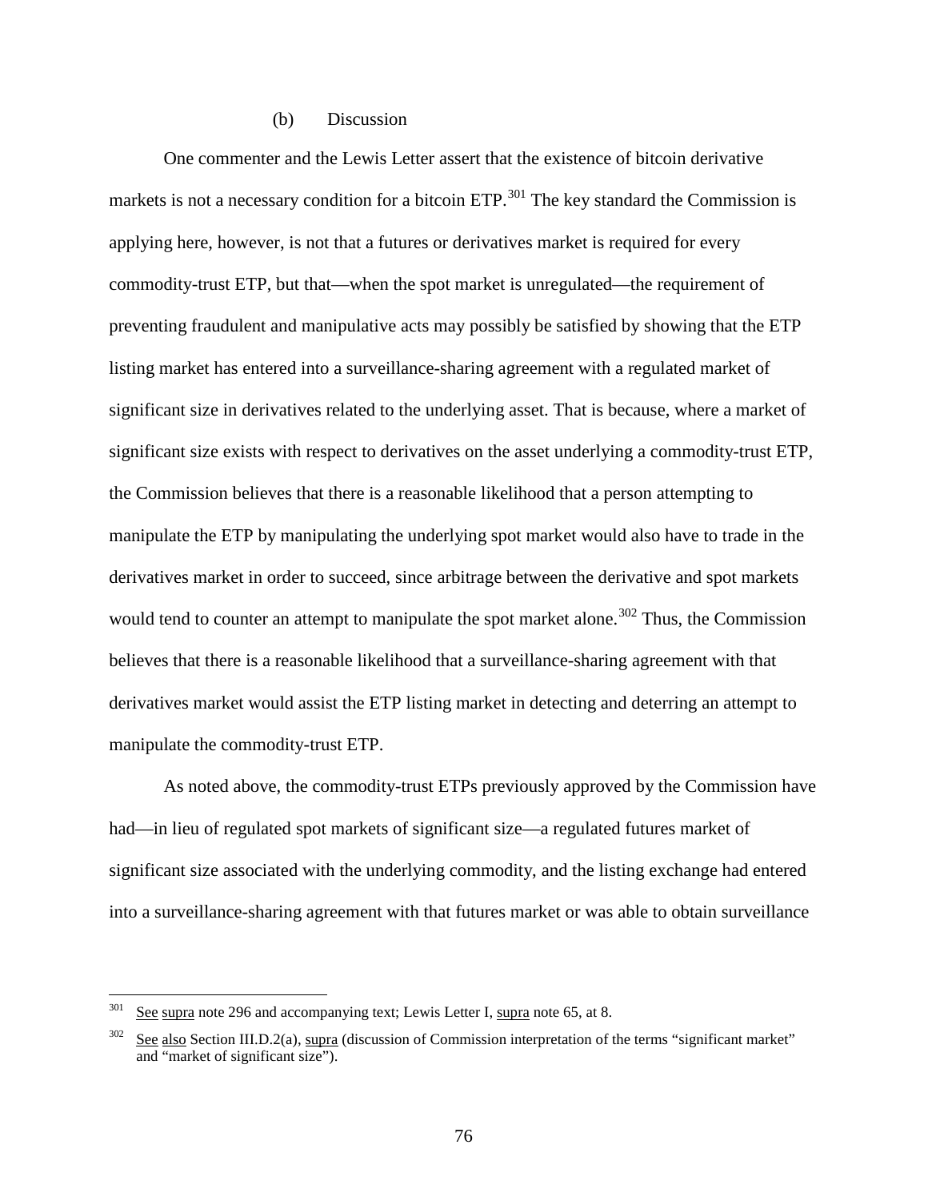(b) Discussion

One commenter and the Lewis Letter assert that the existence of bitcoin derivative markets is not a necessary condition for a bitcoin ETP.[301] The key standard the Commission is applying here, however, is not that a futures or derivatives market is required for every commodity-trust ETP, but that—when the spot market is unregulated—the requirement of preventing fraudulent and manipulative acts may possibly be satisfied by showing that the ETP listing market has entered into a surveillance-sharing agreement with a regulated market of significant size in derivatives related to the underlying asset. That is because, where a market of significant size exists with respect to derivatives on the asset underlying a commodity-trust ETP, the Commission believes that there is a reasonable likelihood that a person attempting to manipulate the ETP by manipulating the underlying spot market would also have to trade in the derivatives market in order to succeed, since arbitrage between the derivative and spot markets would tend to counter an attempt to manipulate the spot market alone.[302] Thus, the Commission believes that there is a reasonable likelihood that a surveillance-sharing agreement with that derivatives market would assist the ETP listing market in detecting and deterring an attempt to manipulate the commodity-trust ETP.

As noted above, the commodity-trust ETPs previously approved by the Commission have had—in lieu of regulated spot markets of significant size—a regulated futures market of significant size associated with the underlying commodity, and the listing exchange had entered into a surveillance-sharing agreement with that futures market or was able to obtain surveillance

---

[301] See supra note 296 and accompanying text; Lewis Letter I, supra note 65, at 8.

[302] See also Section III.D.2(a), supra (discussion of Commission interpretation of the terms "significant market" and "market of significant size").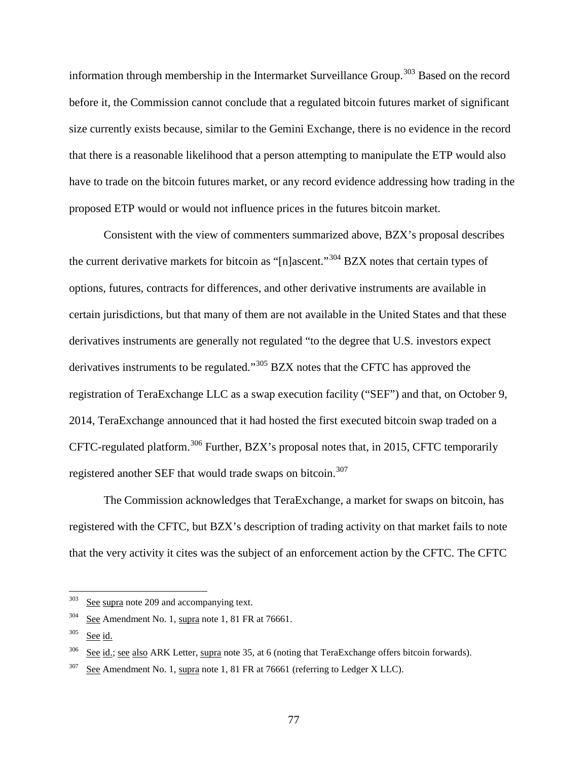information through membership in the Intermarket Surveillance Group.[303] Based on the record before it, the Commission cannot conclude that a regulated bitcoin futures market of significant size currently exists because, similar to the Gemini Exchange, there is no evidence in the record that there is a reasonable likelihood that a person attempting to manipulate the ETP would also have to trade on the bitcoin futures market, or any record evidence addressing how trading in the proposed ETP would or would not influence prices in the futures bitcoin market.

Consistent with the view of commenters summarized above, BZX's proposal describes the current derivative markets for bitcoin as "[n]ascent."[304] BZX notes that certain types of options, futures, contracts for differences, and other derivative instruments are available in certain jurisdictions, but that many of them are not available in the United States and that these derivatives instruments are generally not regulated "to the degree that U.S. investors expect derivatives instruments to be regulated."[305] BZX notes that the CFTC has approved the registration of TeraExchange LLC as a swap execution facility ("SEF") and that, on October 9, 2014, TeraExchange announced that it had hosted the first executed bitcoin swap traded on a CFTC-regulated platform.[306] Further, BZX's proposal notes that, in 2015, CFTC temporarily registered another SEF that would trade swaps on bitcoin.[307]

The Commission acknowledges that TeraExchange, a market for swaps on bitcoin, has registered with the CFTC, but BZX's description of trading activity on that market fails to note that the very activity it cites was the subject of an enforcement action by the CFTC. The CFTC

---

[303] See supra note 209 and accompanying text.

[304] See Amendment No. 1, supra note 1, 81 FR at 76661.

[305] See id.

[306] See id.; see also ARK Letter, supra note 35, at 6 (noting that TeraExchange offers bitcoin forwards).

[307] See Amendment No. 1, supra note 1, 81 FR at 76661 (referring to Ledger X LLC).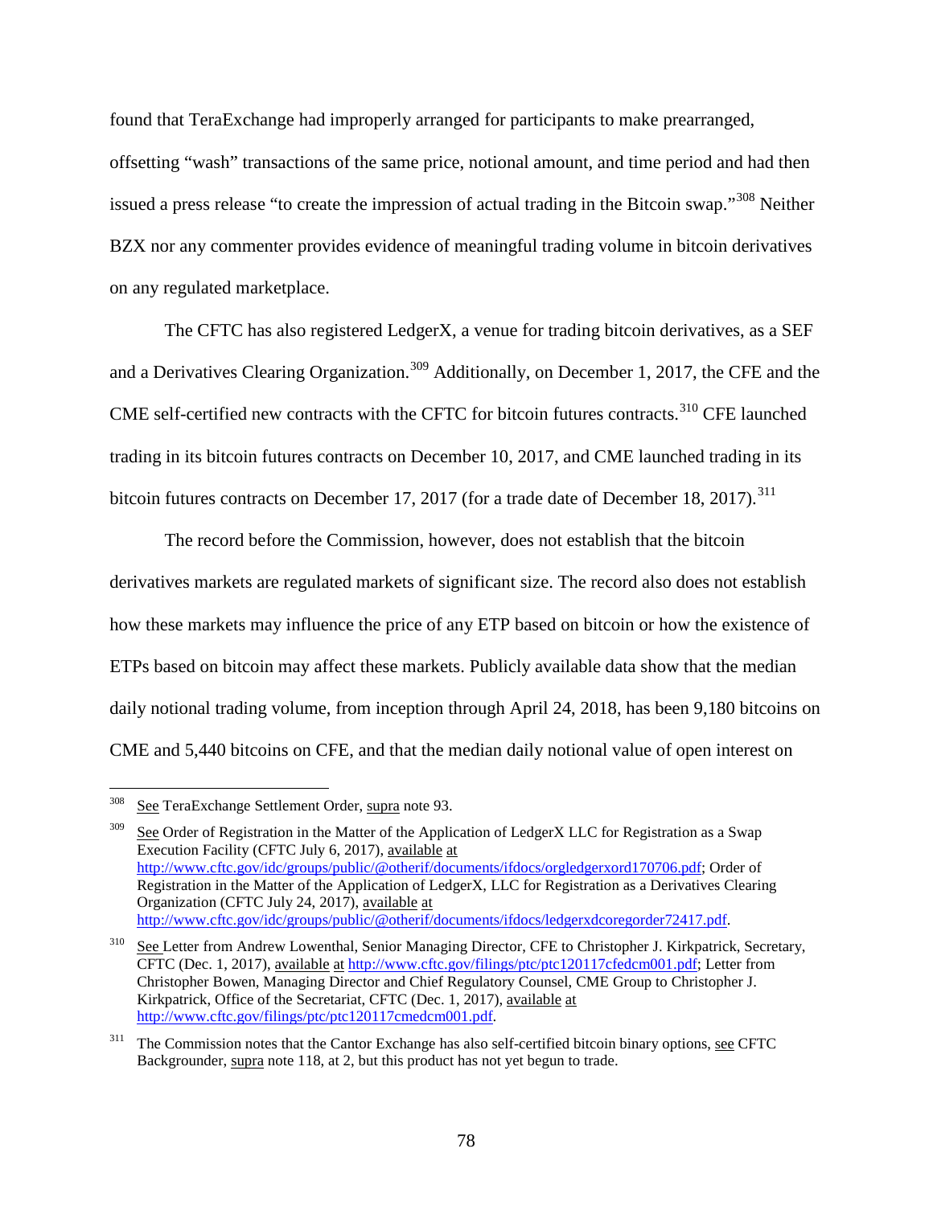found that TeraExchange had improperly arranged for participants to make prearranged, offsetting "wash" transactions of the same price, notional amount, and time period and had then issued a press release "to create the impression of actual trading in the Bitcoin swap."[308] Neither BZX nor any commenter provides evidence of meaningful trading volume in bitcoin derivatives on any regulated marketplace.

The CFTC has also registered LedgerX, a venue for trading bitcoin derivatives, as a SEF and a Derivatives Clearing Organization.[309] Additionally, on December 1, 2017, the CFE and the CME self-certified new contracts with the CFTC for bitcoin futures contracts.[310] CFE launched trading in its bitcoin futures contracts on December 10, 2017, and CME launched trading in its bitcoin futures contracts on December 17, 2017 (for a trade date of December 18, 2017).[311]

The record before the Commission, however, does not establish that the bitcoin derivatives markets are regulated markets of significant size. The record also does not establish how these markets may influence the price of any ETP based on bitcoin or how the existence of ETPs based on bitcoin may affect these markets. Publicly available data show that the median daily notional trading volume, from inception through April 24, 2018, has been 9,180 bitcoins on CME and 5,440 bitcoins on CFE, and that the median daily notional value of open interest on

---

[308] See TeraExchange Settlement Order, supra note 93.

[309] See Order of Registration in the Matter of the Application of LedgerX LLC for Registration as a Swap Execution Facility (CFTC July 6, 2017), available at http://www.cftc.gov/idc/groups/public/@otherif/documents/ifdocs/orgledgerxord170706.pdf; Order of Registration in the Matter of the Application of LedgerX, LLC for Registration as a Derivatives Clearing Organization (CFTC July 24, 2017), available at http://www.cftc.gov/idc/groups/public/@otherif/documents/ifdocs/ledgerxdcoregorder72417.pdf.

[310] See Letter from Andrew Lowenthal, Senior Managing Director, CFE to Christopher J. Kirkpatrick, Secretary, CFTC (Dec. 1, 2017), available at http://www.cftc.gov/filings/ptc/ptc120117cfedcm001.pdf; Letter from Christopher Bowen, Managing Director and Chief Regulatory Counsel, CME Group to Christopher J. Kirkpatrick, Office of the Secretariat, CFTC (Dec. 1, 2017), available at http://www.cftc.gov/filings/ptc/ptc120117cmedcm001.pdf.

[311] The Commission notes that the Cantor Exchange has also self-certified bitcoin binary options, see CFTC Backgrounder, supra note 118, at 2, but this product has not yet begun to trade.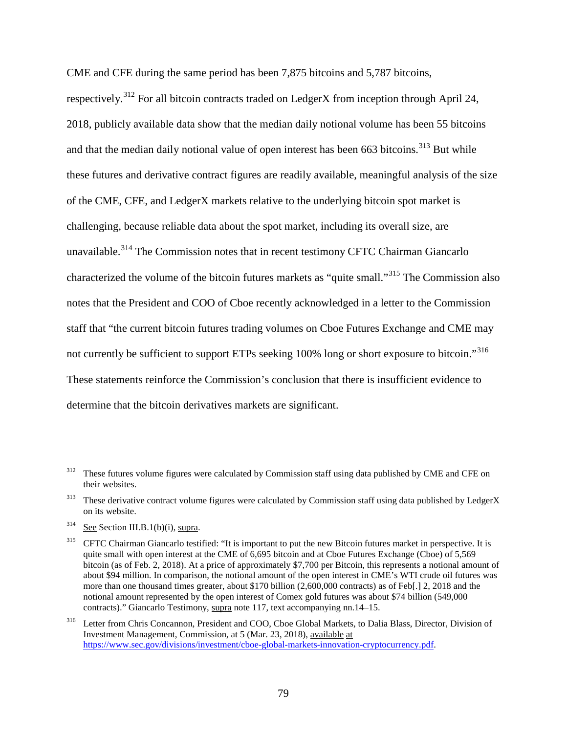CME and CFE during the same period has been 7,875 bitcoins and 5,787 bitcoins, respectively.[312] For all bitcoin contracts traded on LedgerX from inception through April 24, 2018, publicly available data show that the median daily notional volume has been 55 bitcoins and that the median daily notional value of open interest has been 663 bitcoins.[313] But while these futures and derivative contract figures are readily available, meaningful analysis of the size of the CME, CFE, and LedgerX markets relative to the underlying bitcoin spot market is challenging, because reliable data about the spot market, including its overall size, are unavailable.[314] The Commission notes that in recent testimony CFTC Chairman Giancarlo characterized the volume of the bitcoin futures markets as "quite small."[315] The Commission also notes that the President and COO of Cboe recently acknowledged in a letter to the Commission staff that "the current bitcoin futures trading volumes on Cboe Futures Exchange and CME may not currently be sufficient to support ETPs seeking 100% long or short exposure to bitcoin."[316] These statements reinforce the Commission's conclusion that there is insufficient evidence to determine that the bitcoin derivatives markets are significant.

---

[312] These futures volume figures were calculated by Commission staff using data published by CME and CFE on their websites.

[313] These derivative contract volume figures were calculated by Commission staff using data published by LedgerX on its website.

[314] See Section III.B.1(b)(i), supra.

[315] CFTC Chairman Giancarlo testified: "It is important to put the new Bitcoin futures market in perspective. It is quite small with open interest at the CME of 6,695 bitcoin and at Cboe Futures Exchange (Cboe) of 5,569 bitcoin (as of Feb. 2, 2018). At a price of approximately $7,700 per Bitcoin, this represents a notional amount of about $94 million. In comparison, the notional amount of the open interest in CME's WTI crude oil futures was more than one thousand times greater, about $170 billion (2,600,000 contracts) as of Feb[.] 2, 2018 and the notional amount represented by the open interest of Comex gold futures was about $74 billion (549,000 contracts)." Giancarlo Testimony, supra note 117, text accompanying nn.14–15.

[316] Letter from Chris Concannon, President and COO, Cboe Global Markets, to Dalia Blass, Director, Division of Investment Management, Commission, at 5 (Mar. 23, 2018), available at https://www.sec.gov/divisions/investment/cboe-global-markets-innovation-cryptocurrency.pdf.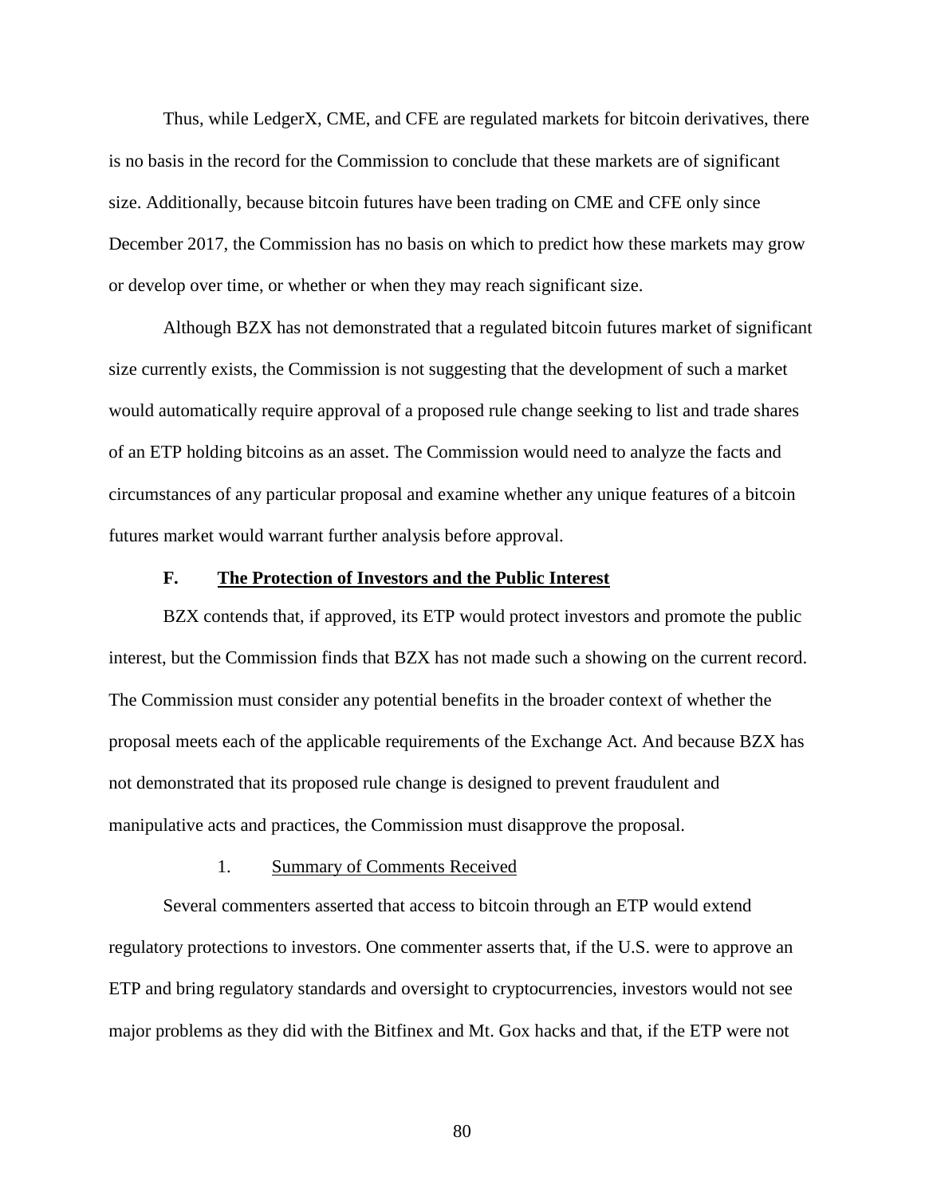Thus, while LedgerX, CME, and CFE are regulated markets for bitcoin derivatives, there is no basis in the record for the Commission to conclude that these markets are of significant size. Additionally, because bitcoin futures have been trading on CME and CFE only since December 2017, the Commission has no basis on which to predict how these markets may grow or develop over time, or whether or when they may reach significant size.

Although BZX has not demonstrated that a regulated bitcoin futures market of significant size currently exists, the Commission is not suggesting that the development of such a market would automatically require approval of a proposed rule change seeking to list and trade shares of an ETP holding bitcoins as an asset. The Commission would need to analyze the facts and circumstances of any particular proposal and examine whether any unique features of a bitcoin futures market would warrant further analysis before approval.

### F. The Protection of Investors and the Public Interest

BZX contends that, if approved, its ETP would protect investors and promote the public interest, but the Commission finds that BZX has not made such a showing on the current record. The Commission must consider any potential benefits in the broader context of whether the proposal meets each of the applicable requirements of the Exchange Act. And because BZX has not demonstrated that its proposed rule change is designed to prevent fraudulent and manipulative acts and practices, the Commission must disapprove the proposal.

#### 1. Summary of Comments Received

Several commenters asserted that access to bitcoin through an ETP would extend regulatory protections to investors. One commenter asserts that, if the U.S. were to approve an ETP and bring regulatory standards and oversight to cryptocurrencies, investors would not see major problems as they did with the Bitfinex and Mt. Gox hacks and that, if the ETP were not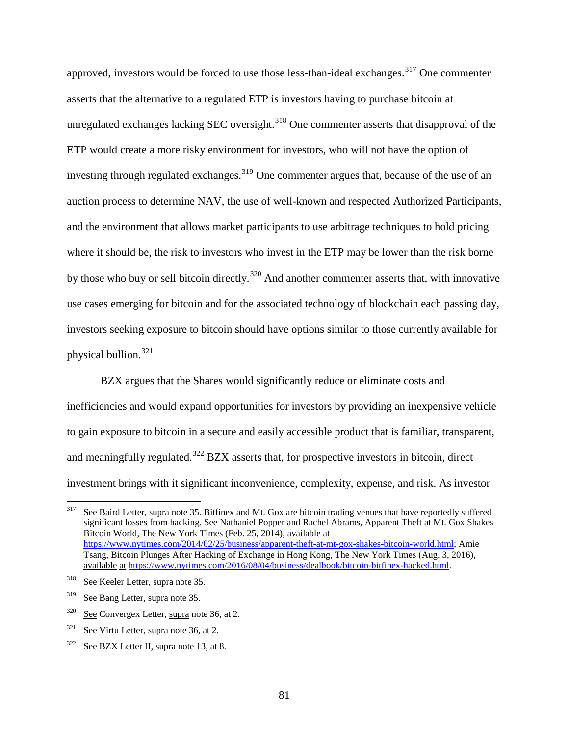approved, investors would be forced to use those less-than-ideal exchanges.[317] One commenter asserts that the alternative to a regulated ETP is investors having to purchase bitcoin at unregulated exchanges lacking SEC oversight.[318] One commenter asserts that disapproval of the ETP would create a more risky environment for investors, who will not have the option of investing through regulated exchanges.[319] One commenter argues that, because of the use of an auction process to determine NAV, the use of well-known and respected Authorized Participants, and the environment that allows market participants to use arbitrage techniques to hold pricing where it should be, the risk to investors who invest in the ETP may be lower than the risk borne by those who buy or sell bitcoin directly.[320] And another commenter asserts that, with innovative use cases emerging for bitcoin and for the associated technology of blockchain each passing day, investors seeking exposure to bitcoin should have options similar to those currently available for physical bullion.[321]

BZX argues that the Shares would significantly reduce or eliminate costs and inefficiencies and would expand opportunities for investors by providing an inexpensive vehicle to gain exposure to bitcoin in a secure and easily accessible product that is familiar, transparent, and meaningfully regulated.[322] BZX asserts that, for prospective investors in bitcoin, direct investment brings with it significant inconvenience, complexity, expense, and risk. As investor

---

[317] See Baird Letter, supra note 35. Bitfinex and Mt. Gox are bitcoin trading venues that have reportedly suffered significant losses from hacking. See Nathaniel Popper and Rachel Abrams, Apparent Theft at Mt. Gox Shakes Bitcoin World, The New York Times (Feb. 25, 2014), available at https://www.nytimes.com/2014/02/25/business/apparent-theft-at-mt-gox-shakes-bitcoin-world.html; Amie Tsang, Bitcoin Plunges After Hacking of Exchange in Hong Kong, The New York Times (Aug. 3, 2016), available at https://www.nytimes.com/2016/08/04/business/dealbook/bitcoin-bitfinex-hacked.html.

[318] See Keeler Letter, supra note 35.

[319] See Bang Letter, supra note 35.

[320] See Convergex Letter, supra note 36, at 2.

[321] See Virtu Letter, supra note 36, at 2.

[322] See BZX Letter II, supra note 13, at 8.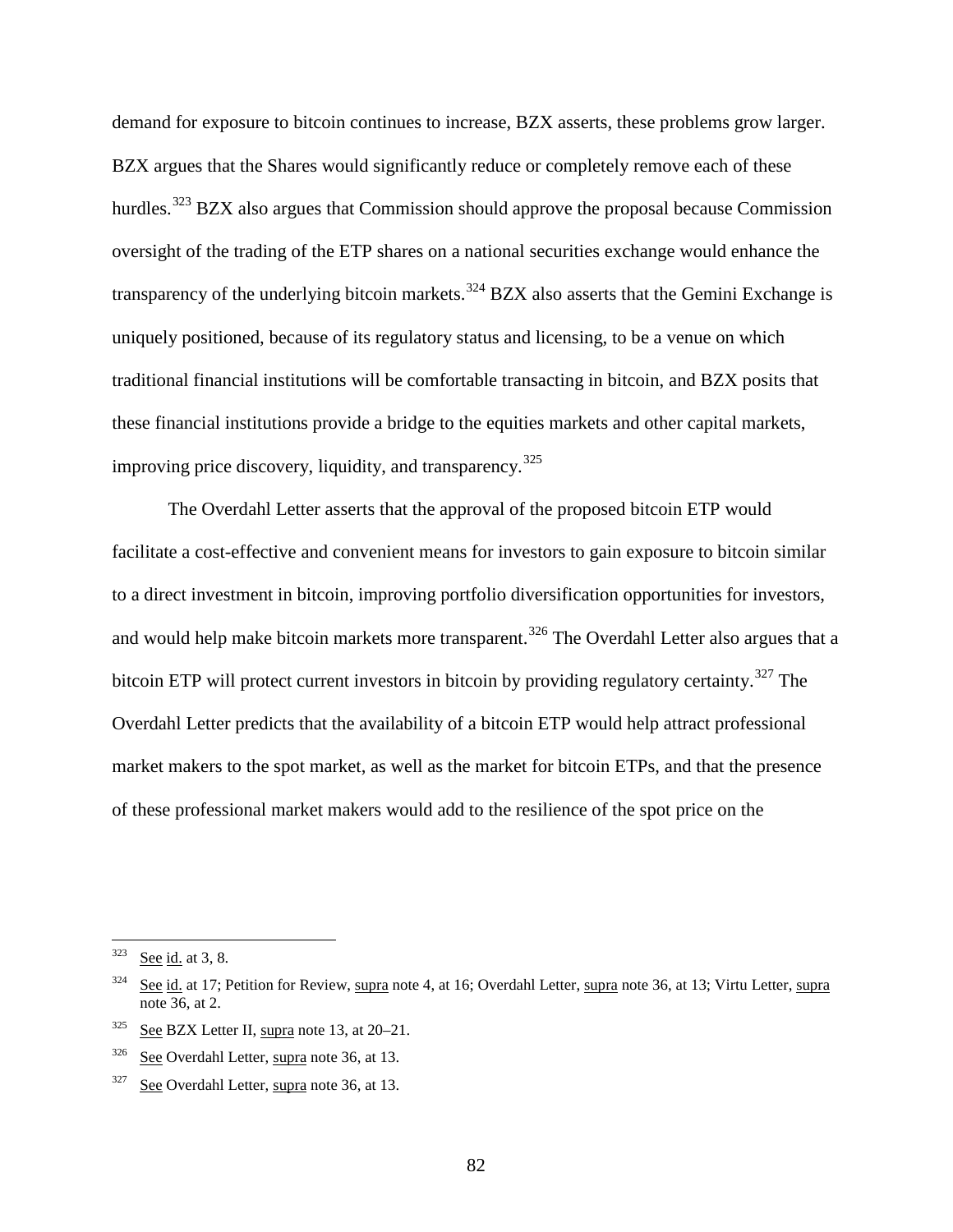demand for exposure to bitcoin continues to increase, BZX asserts, these problems grow larger. BZX argues that the Shares would significantly reduce or completely remove each of these hurdles.[323] BZX also argues that Commission should approve the proposal because Commission oversight of the trading of the ETP shares on a national securities exchange would enhance the transparency of the underlying bitcoin markets.[324] BZX also asserts that the Gemini Exchange is uniquely positioned, because of its regulatory status and licensing, to be a venue on which traditional financial institutions will be comfortable transacting in bitcoin, and BZX posits that these financial institutions provide a bridge to the equities markets and other capital markets, improving price discovery, liquidity, and transparency.[325]

The Overdahl Letter asserts that the approval of the proposed bitcoin ETP would facilitate a cost-effective and convenient means for investors to gain exposure to bitcoin similar to a direct investment in bitcoin, improving portfolio diversification opportunities for investors, and would help make bitcoin markets more transparent.[326] The Overdahl Letter also argues that a bitcoin ETP will protect current investors in bitcoin by providing regulatory certainty.[327] The Overdahl Letter predicts that the availability of a bitcoin ETP would help attract professional market makers to the spot market, as well as the market for bitcoin ETPs, and that the presence of these professional market makers would add to the resilience of the spot price on the

---

[323] See id. at 3, 8.

[324] See id. at 17; Petition for Review, supra note 4, at 16; Overdahl Letter, supra note 36, at 13; Virtu Letter, supra note 36, at 2.

[325] See BZX Letter II, supra note 13, at 20–21.

[326] See Overdahl Letter, supra note 36, at 13.

[327] See Overdahl Letter, supra note 36, at 13.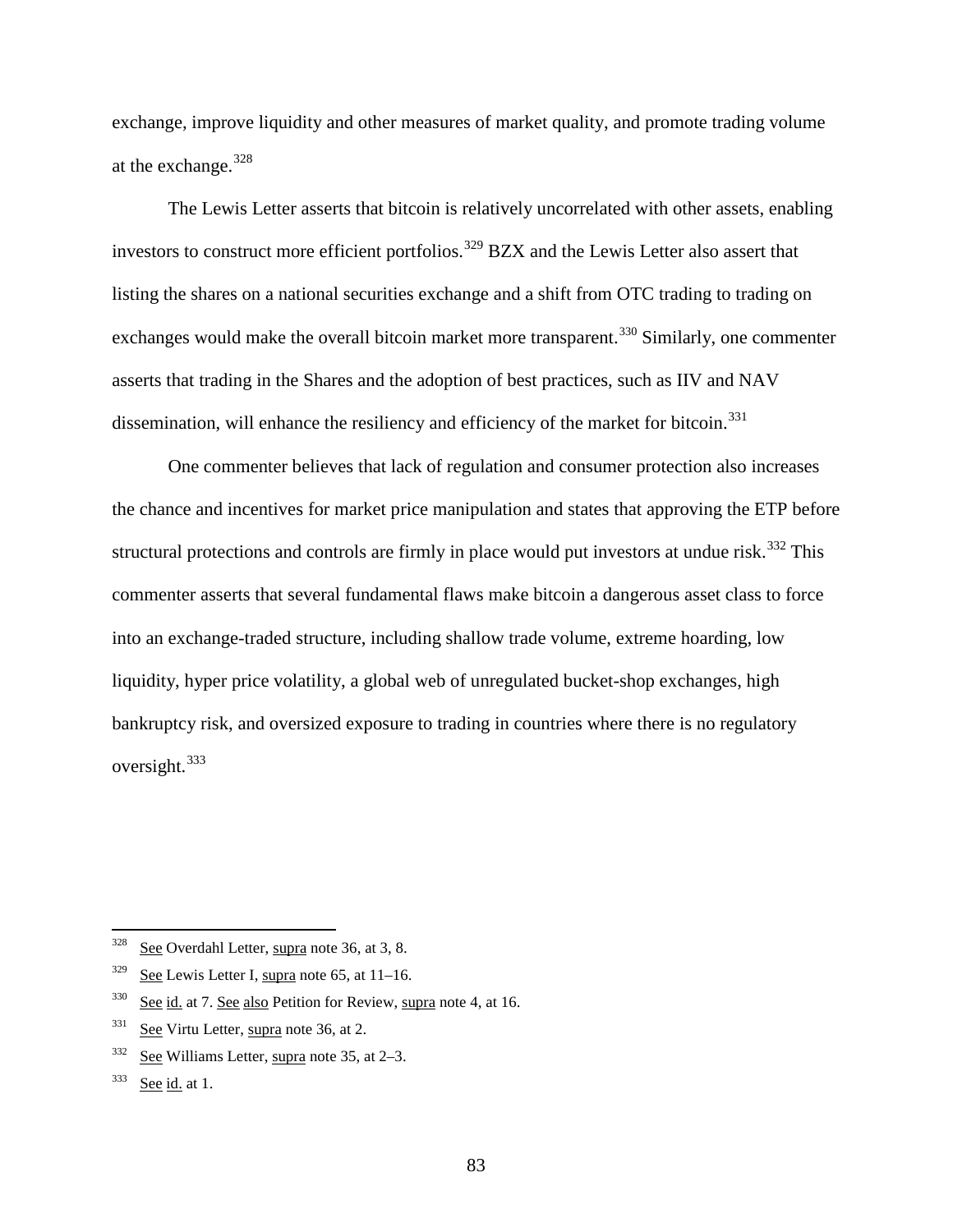exchange, improve liquidity and other measures of market quality, and promote trading volume at the exchange.[328]

The Lewis Letter asserts that bitcoin is relatively uncorrelated with other assets, enabling investors to construct more efficient portfolios.[329] BZX and the Lewis Letter also assert that listing the shares on a national securities exchange and a shift from OTC trading to trading on exchanges would make the overall bitcoin market more transparent.[330] Similarly, one commenter asserts that trading in the Shares and the adoption of best practices, such as IIV and NAV dissemination, will enhance the resiliency and efficiency of the market for bitcoin.[331]

One commenter believes that lack of regulation and consumer protection also increases the chance and incentives for market price manipulation and states that approving the ETP before structural protections and controls are firmly in place would put investors at undue risk.[332] This commenter asserts that several fundamental flaws make bitcoin a dangerous asset class to force into an exchange-traded structure, including shallow trade volume, extreme hoarding, low liquidity, hyper price volatility, a global web of unregulated bucket-shop exchanges, high bankruptcy risk, and oversized exposure to trading in countries where there is no regulatory oversight.[333]

---

[328] See Overdahl Letter, supra note 36, at 3, 8.

[329] See Lewis Letter I, supra note 65, at 11–16.

[330] See id. at 7. See also Petition for Review, supra note 4, at 16.

[331] See Virtu Letter, supra note 36, at 2.

[332] See Williams Letter, supra note 35, at 2–3.

[333] See id. at 1.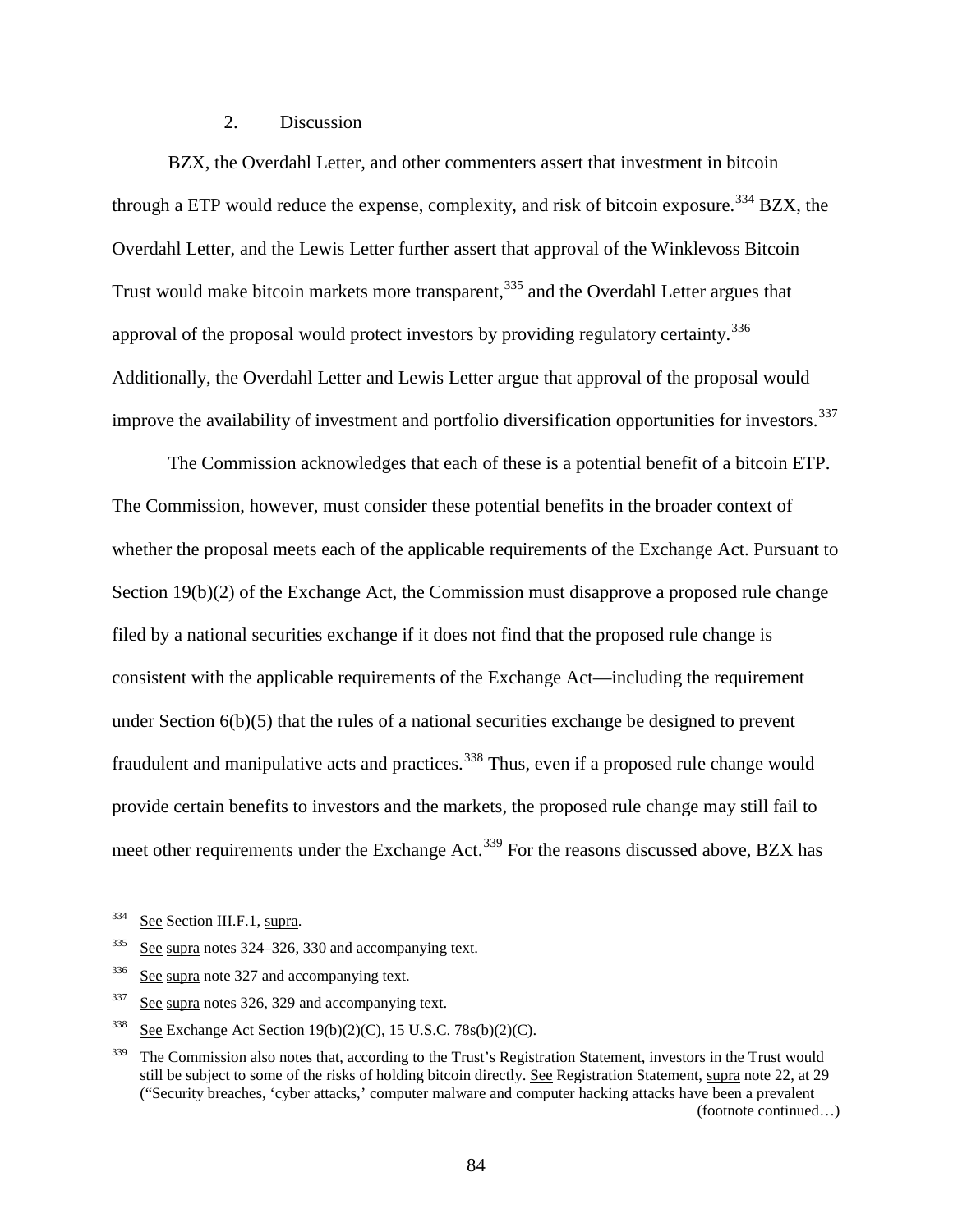2. Discussion

BZX, the Overdahl Letter, and other commenters assert that investment in bitcoin through a ETP would reduce the expense, complexity, and risk of bitcoin exposure.[334] BZX, the Overdahl Letter, and the Lewis Letter further assert that approval of the Winklevoss Bitcoin Trust would make bitcoin markets more transparent,[335] and the Overdahl Letter argues that approval of the proposal would protect investors by providing regulatory certainty.[336] Additionally, the Overdahl Letter and Lewis Letter argue that approval of the proposal would improve the availability of investment and portfolio diversification opportunities for investors.[337]

The Commission acknowledges that each of these is a potential benefit of a bitcoin ETP. The Commission, however, must consider these potential benefits in the broader context of whether the proposal meets each of the applicable requirements of the Exchange Act. Pursuant to Section 19(b)(2) of the Exchange Act, the Commission must disapprove a proposed rule change filed by a national securities exchange if it does not find that the proposed rule change is consistent with the applicable requirements of the Exchange Act—including the requirement under Section 6(b)(5) that the rules of a national securities exchange be designed to prevent fraudulent and manipulative acts and practices.[338] Thus, even if a proposed rule change would provide certain benefits to investors and the markets, the proposed rule change may still fail to meet other requirements under the Exchange Act.[339] For the reasons discussed above, BZX has

---

[334] See Section III.F.1, supra.

[335] See supra notes 324–326, 330 and accompanying text.

[336] See supra note 327 and accompanying text.

[337] See supra notes 326, 329 and accompanying text.

[338] See Exchange Act Section 19(b)(2)(C), 15 U.S.C. 78s(b)(2)(C).

[339] The Commission also notes that, according to the Trust's Registration Statement, investors in the Trust would still be subject to some of the risks of holding bitcoin directly. See Registration Statement, supra note 22, at 29 ("Security breaches, 'cyber attacks,' computer malware and computer hacking attacks have been a prevalent

(footnote continued…)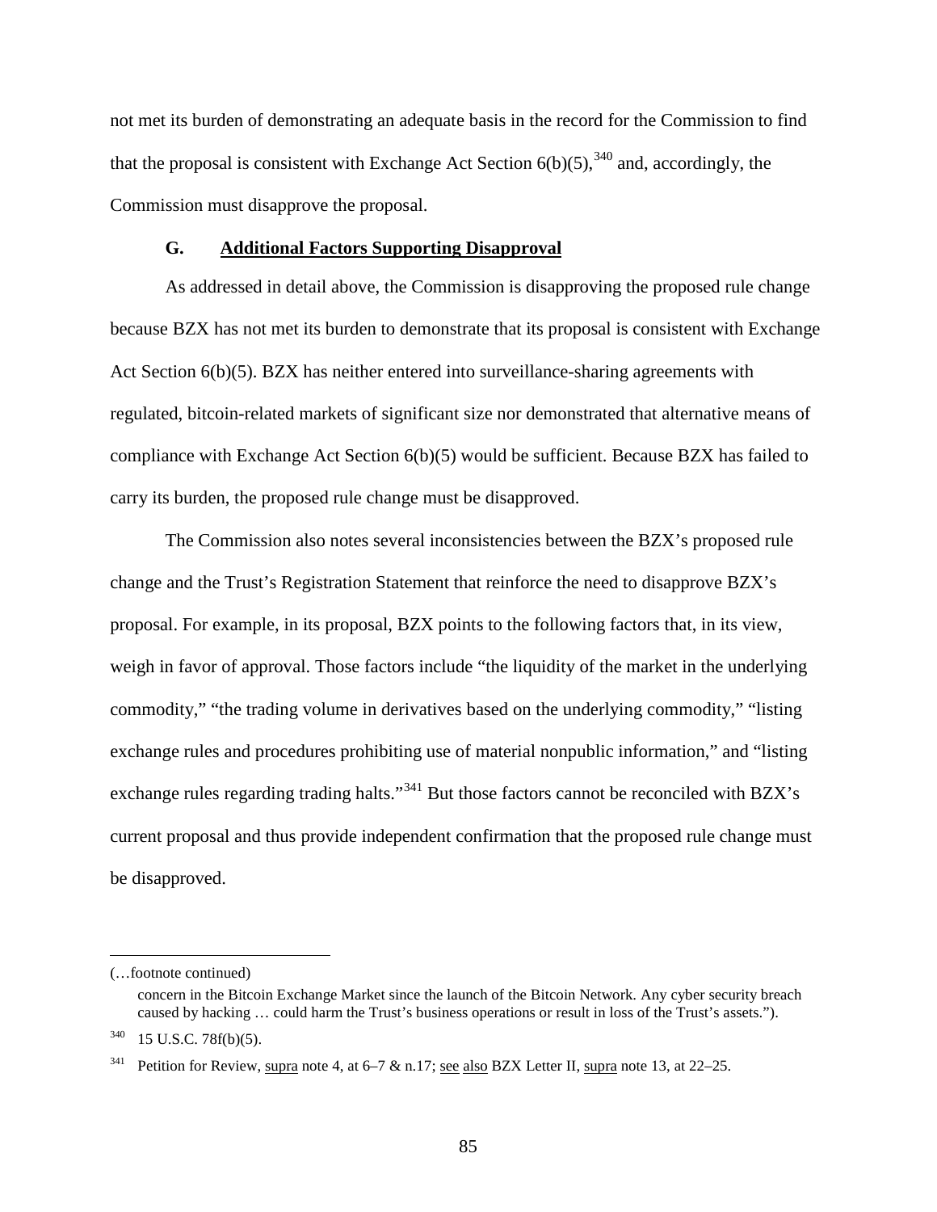not met its burden of demonstrating an adequate basis in the record for the Commission to find that the proposal is consistent with Exchange Act Section 6(b)(5),[340] and, accordingly, the Commission must disapprove the proposal.

### G. Additional Factors Supporting Disapproval

As addressed in detail above, the Commission is disapproving the proposed rule change because BZX has not met its burden to demonstrate that its proposal is consistent with Exchange Act Section 6(b)(5). BZX has neither entered into surveillance-sharing agreements with regulated, bitcoin-related markets of significant size nor demonstrated that alternative means of compliance with Exchange Act Section 6(b)(5) would be sufficient. Because BZX has failed to carry its burden, the proposed rule change must be disapproved.

The Commission also notes several inconsistencies between the BZX's proposed rule change and the Trust's Registration Statement that reinforce the need to disapprove BZX's proposal. For example, in its proposal, BZX points to the following factors that, in its view, weigh in favor of approval. Those factors include "the liquidity of the market in the underlying commodity," "the trading volume in derivatives based on the underlying commodity," "listing exchange rules and procedures prohibiting use of material nonpublic information," and "listing exchange rules regarding trading halts."[341] But those factors cannot be reconciled with BZX's current proposal and thus provide independent confirmation that the proposed rule change must be disapproved.

---

(…footnote continued)

concern in the Bitcoin Exchange Market since the launch of the Bitcoin Network. Any cyber security breach caused by hacking … could harm the Trust's business operations or result in loss of the Trust's assets.").

[340] 15 U.S.C. 78f(b)(5).

[341] Petition for Review, supra note 4, at 6–7 & n.17; see also BZX Letter II, supra note 13, at 22–25.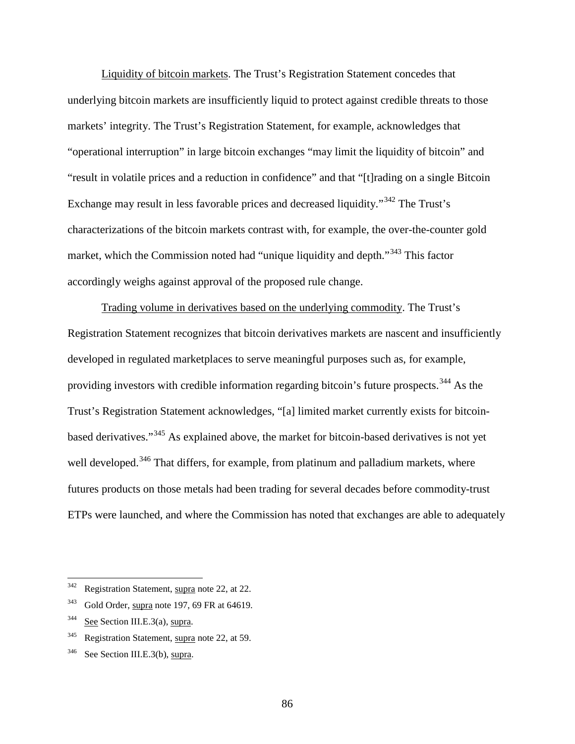Liquidity of bitcoin markets. The Trust's Registration Statement concedes that underlying bitcoin markets are insufficiently liquid to protect against credible threats to those markets' integrity. The Trust's Registration Statement, for example, acknowledges that "operational interruption" in large bitcoin exchanges "may limit the liquidity of bitcoin" and "result in volatile prices and a reduction in confidence" and that "[t]rading on a single Bitcoin Exchange may result in less favorable prices and decreased liquidity."[342] The Trust's characterizations of the bitcoin markets contrast with, for example, the over-the-counter gold market, which the Commission noted had "unique liquidity and depth."[343] This factor accordingly weighs against approval of the proposed rule change.

Trading volume in derivatives based on the underlying commodity. The Trust's Registration Statement recognizes that bitcoin derivatives markets are nascent and insufficiently developed in regulated marketplaces to serve meaningful purposes such as, for example, providing investors with credible information regarding bitcoin's future prospects.[344] As the Trust's Registration Statement acknowledges, "[a] limited market currently exists for bitcoin-based derivatives."[345] As explained above, the market for bitcoin-based derivatives is not yet well developed.[346] That differs, for example, from platinum and palladium markets, where futures products on those metals had been trading for several decades before commodity-trust ETPs were launched, and where the Commission has noted that exchanges are able to adequately

---

[342] Registration Statement, supra note 22, at 22.

[343] Gold Order, supra note 197, 69 FR at 64619.

[344] See Section III.E.3(a), supra.

[345] Registration Statement, supra note 22, at 59.

[346] See Section III.E.3(b), supra.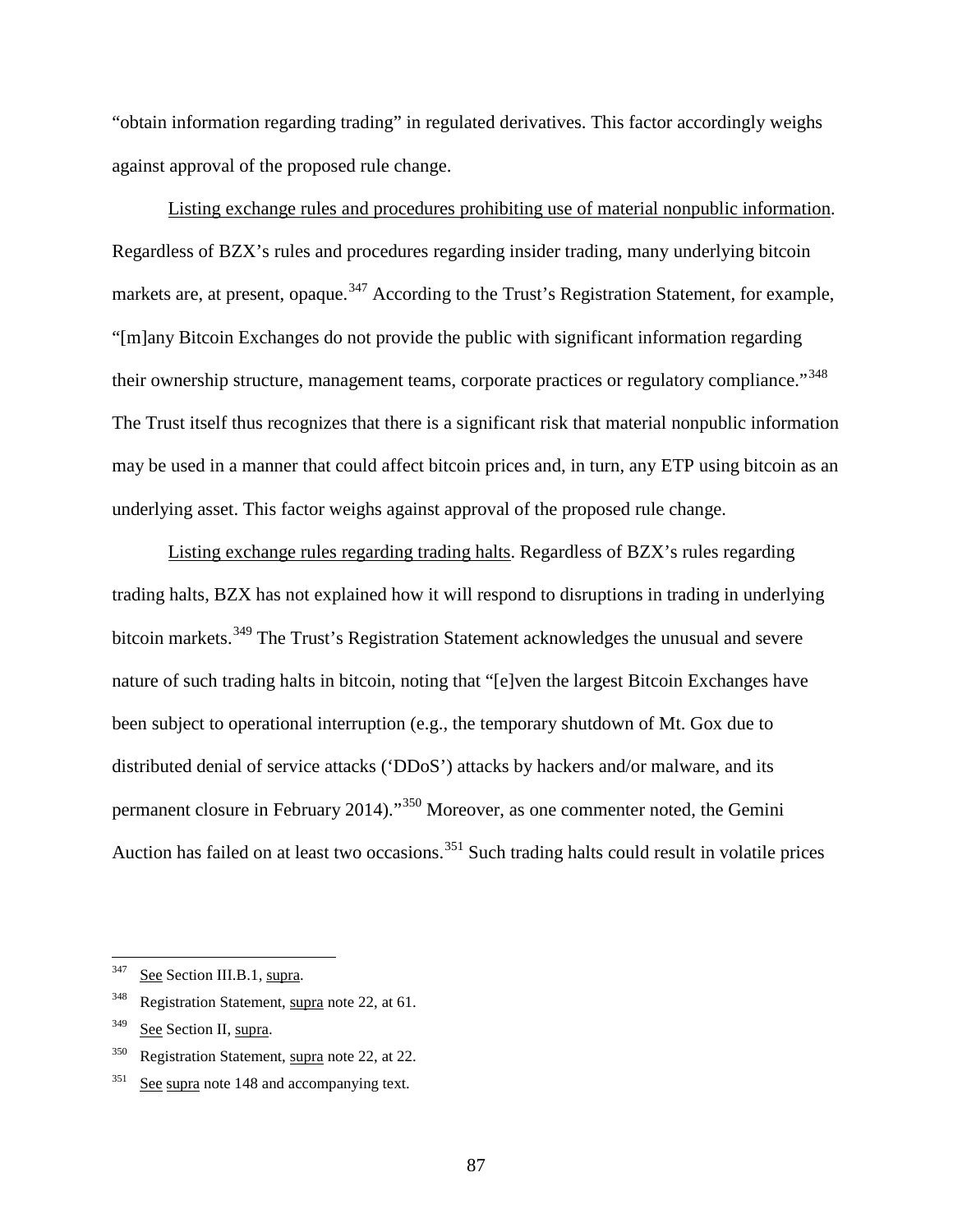"obtain information regarding trading" in regulated derivatives. This factor accordingly weighs against approval of the proposed rule change.

Listing exchange rules and procedures prohibiting use of material nonpublic information. Regardless of BZX's rules and procedures regarding insider trading, many underlying bitcoin markets are, at present, opaque.[347] According to the Trust's Registration Statement, for example, "[m]any Bitcoin Exchanges do not provide the public with significant information regarding their ownership structure, management teams, corporate practices or regulatory compliance."[348] The Trust itself thus recognizes that there is a significant risk that material nonpublic information may be used in a manner that could affect bitcoin prices and, in turn, any ETP using bitcoin as an underlying asset. This factor weighs against approval of the proposed rule change.

Listing exchange rules regarding trading halts. Regardless of BZX's rules regarding trading halts, BZX has not explained how it will respond to disruptions in trading in underlying bitcoin markets.[349] The Trust's Registration Statement acknowledges the unusual and severe nature of such trading halts in bitcoin, noting that "[e]ven the largest Bitcoin Exchanges have been subject to operational interruption (e.g., the temporary shutdown of Mt. Gox due to distributed denial of service attacks ('DDoS') attacks by hackers and/or malware, and its permanent closure in February 2014)."[350] Moreover, as one commenter noted, the Gemini Auction has failed on at least two occasions.[351] Such trading halts could result in volatile prices

---

[347] See Section III.B.1, supra.

[348] Registration Statement, supra note 22, at 61.

[349] See Section II, supra.

[350] Registration Statement, supra note 22, at 22.

[351] See supra note 148 and accompanying text.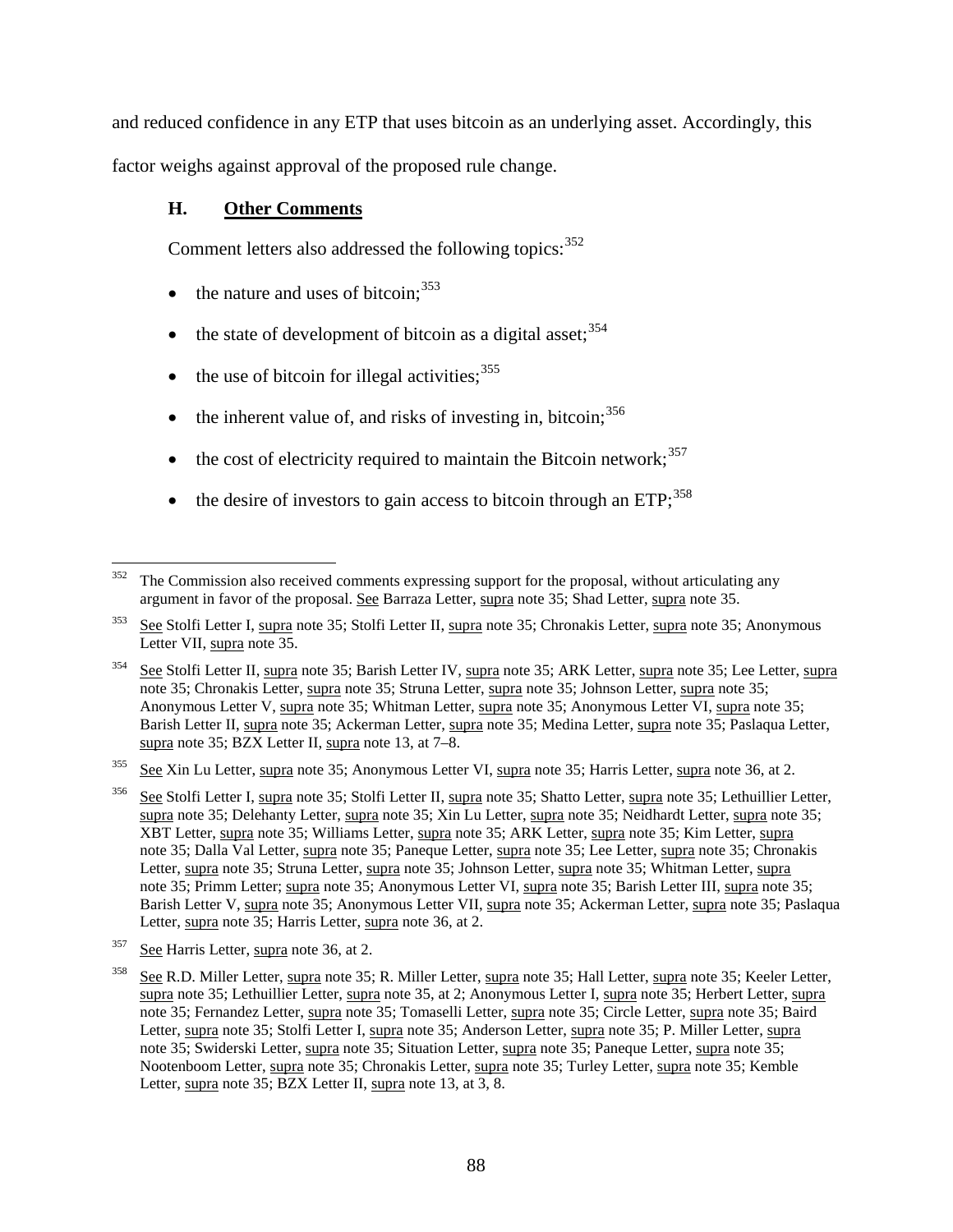and reduced confidence in any ETP that uses bitcoin as an underlying asset. Accordingly, this factor weighs against approval of the proposed rule change.

### H. Other Comments

Comment letters also addressed the following topics:[352]

- the nature and uses of bitcoin;[353]
- the state of development of bitcoin as a digital asset;[354]
- the use of bitcoin for illegal activities;[355]
- the inherent value of, and risks of investing in, bitcoin;[356]
- the cost of electricity required to maintain the Bitcoin network;[357]
- the desire of investors to gain access to bitcoin through an ETP;[358]

---

[352] The Commission also received comments expressing support for the proposal, without articulating any argument in favor of the proposal. See Barraza Letter, supra note 35; Shad Letter, supra note 35.

[353] See Stolfi Letter I, supra note 35; Stolfi Letter II, supra note 35; Chronakis Letter, supra note 35; Anonymous Letter VII, supra note 35.

[354] See Stolfi Letter II, supra note 35; Barish Letter IV, supra note 35; ARK Letter, supra note 35; Lee Letter, supra note 35; Chronakis Letter, supra note 35; Struna Letter, supra note 35; Johnson Letter, supra note 35; Anonymous Letter V, supra note 35; Whitman Letter, supra note 35; Anonymous Letter VI, supra note 35; Barish Letter II, supra note 35; Ackerman Letter, supra note 35; Medina Letter, supra note 35; Paslaqua Letter, supra note 35; BZX Letter II, supra note 13, at 7–8.

[355] See Xin Lu Letter, supra note 35; Anonymous Letter VI, supra note 35; Harris Letter, supra note 36, at 2.

[356] See Stolfi Letter I, supra note 35; Stolfi Letter II, supra note 35; Shatto Letter, supra note 35; Lethuillier Letter, supra note 35; Delehanty Letter, supra note 35; Xin Lu Letter, supra note 35; Neidhardt Letter, supra note 35; XBT Letter, supra note 35; Williams Letter, supra note 35; ARK Letter, supra note 35; Kim Letter, supra note 35; Dalla Val Letter, supra note 35; Paneque Letter, supra note 35; Lee Letter, supra note 35; Chronakis Letter, supra note 35; Struna Letter, supra note 35; Johnson Letter, supra note 35; Whitman Letter, supra note 35; Primm Letter; supra note 35; Anonymous Letter VI, supra note 35; Barish Letter III, supra note 35; Barish Letter V, supra note 35; Anonymous Letter VII, supra note 35; Ackerman Letter, supra note 35; Paslaqua Letter, supra note 35; Harris Letter, supra note 36, at 2.

[357] See Harris Letter, supra note 36, at 2.

[358] See R.D. Miller Letter, supra note 35; R. Miller Letter, supra note 35; Hall Letter, supra note 35; Keeler Letter, supra note 35; Lethuillier Letter, supra note 35, at 2; Anonymous Letter I, supra note 35; Herbert Letter, supra note 35; Fernandez Letter, supra note 35; Tomaselli Letter, supra note 35; Circle Letter, supra note 35; Baird Letter, supra note 35; Stolfi Letter I, supra note 35; Anderson Letter, supra note 35; P. Miller Letter, supra note 35; Swiderski Letter, supra note 35; Situation Letter, supra note 35; Paneque Letter, supra note 35; Nootenboom Letter, supra note 35; Chronakis Letter, supra note 35; Turley Letter, supra note 35; Kemble Letter, supra note 35; BZX Letter II, supra note 13, at 3, 8.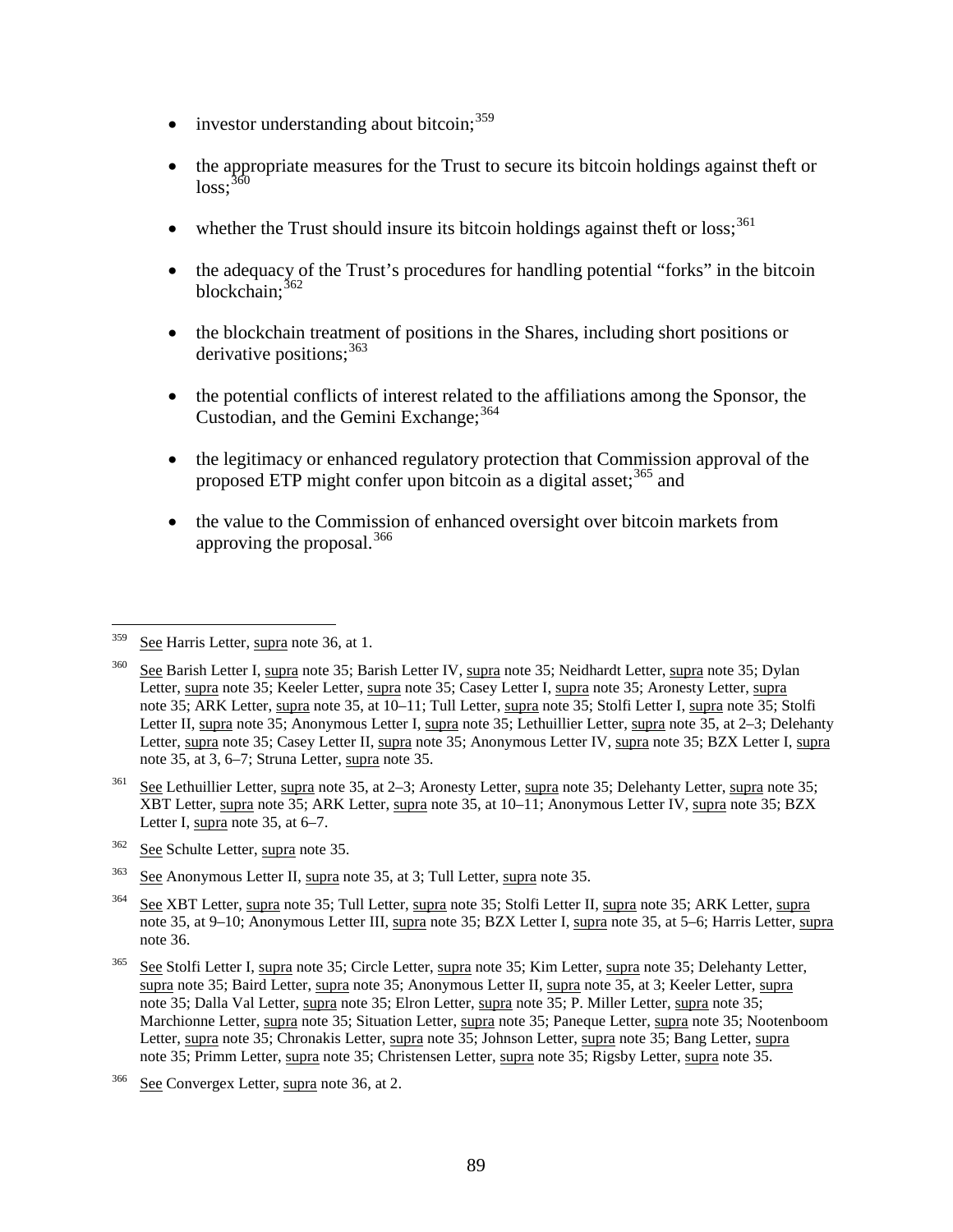- investor understanding about bitcoin;[359]

- the appropriate measures for the Trust to secure its bitcoin holdings against theft or loss;[360]

- whether the Trust should insure its bitcoin holdings against theft or loss;[361]

- the adequacy of the Trust's procedures for handling potential "forks" in the bitcoin blockchain;[362]

- the blockchain treatment of positions in the Shares, including short positions or derivative positions;[363]

- the potential conflicts of interest related to the affiliations among the Sponsor, the Custodian, and the Gemini Exchange;[364]

- the legitimacy or enhanced regulatory protection that Commission approval of the proposed ETP might confer upon bitcoin as a digital asset;[365] and

- the value to the Commission of enhanced oversight over bitcoin markets from approving the proposal.[366]

---

[359] See Harris Letter, supra note 36, at 1.

[360] See Barish Letter I, supra note 35; Barish Letter IV, supra note 35; Neidhardt Letter, supra note 35; Dylan Letter, supra note 35; Keeler Letter, supra note 35; Casey Letter I, supra note 35; Aronesty Letter, supra note 35; ARK Letter, supra note 35, at 10–11; Tull Letter, supra note 35; Stolfi Letter I, supra note 35; Stolfi Letter II, supra note 35; Anonymous Letter I, supra note 35; Lethuillier Letter, supra note 35, at 2–3; Delehanty Letter, supra note 35; Casey Letter II, supra note 35; Anonymous Letter IV, supra note 35; BZX Letter I, supra note 35, at 3, 6–7; Struna Letter, supra note 35.

[361] See Lethuillier Letter, supra note 35, at 2–3; Aronesty Letter, supra note 35; Delehanty Letter, supra note 35; XBT Letter, supra note 35; ARK Letter, supra note 35, at 10–11; Anonymous Letter IV, supra note 35; BZX Letter I, supra note 35, at 6–7.

[362] See Schulte Letter, supra note 35.

[363] See Anonymous Letter II, supra note 35, at 3; Tull Letter, supra note 35.

[364] See XBT Letter, supra note 35; Tull Letter, supra note 35; Stolfi Letter II, supra note 35; ARK Letter, supra note 35, at 9–10; Anonymous Letter III, supra note 35; BZX Letter I, supra note 35, at 5–6; Harris Letter, supra note 36.

[365] See Stolfi Letter I, supra note 35; Circle Letter, supra note 35; Kim Letter, supra note 35; Delehanty Letter, supra note 35; Baird Letter, supra note 35; Anonymous Letter II, supra note 35, at 3; Keeler Letter, supra note 35; Dalla Val Letter, supra note 35; Elron Letter, supra note 35; P. Miller Letter, supra note 35; Marchionne Letter, supra note 35; Situation Letter, supra note 35; Paneque Letter, supra note 35; Nootenboom Letter, supra note 35; Chronakis Letter, supra note 35; Johnson Letter, supra note 35; Bang Letter, supra note 35; Primm Letter, supra note 35; Christensen Letter, supra note 35; Rigsby Letter, supra note 35.

[366] See Convergex Letter, supra note 36, at 2.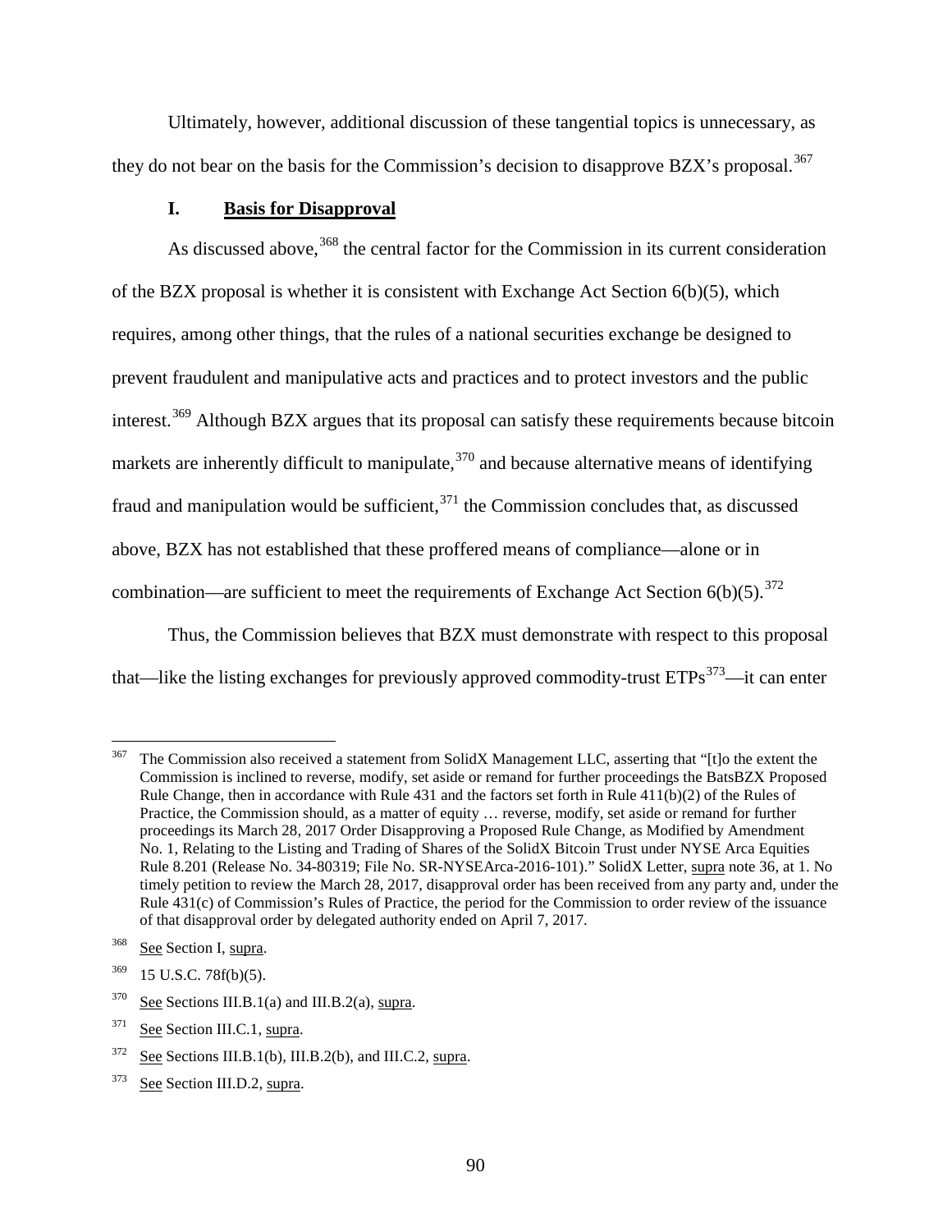Ultimately, however, additional discussion of these tangential topics is unnecessary, as they do not bear on the basis for the Commission's decision to disapprove BZX's proposal.[367]

### I. Basis for Disapproval

As discussed above,[368] the central factor for the Commission in its current consideration of the BZX proposal is whether it is consistent with Exchange Act Section 6(b)(5), which requires, among other things, that the rules of a national securities exchange be designed to prevent fraudulent and manipulative acts and practices and to protect investors and the public interest.[369] Although BZX argues that its proposal can satisfy these requirements because bitcoin markets are inherently difficult to manipulate,[370] and because alternative means of identifying fraud and manipulation would be sufficient,[371] the Commission concludes that, as discussed above, BZX has not established that these proffered means of compliance—alone or in combination—are sufficient to meet the requirements of Exchange Act Section 6(b)(5).[372]

Thus, the Commission believes that BZX must demonstrate with respect to this proposal that—like the listing exchanges for previously approved commodity-trust ETPs[373]—it can enter

---

[367] The Commission also received a statement from SolidX Management LLC, asserting that "[t]o the extent the Commission is inclined to reverse, modify, set aside or remand for further proceedings the BatsBZX Proposed Rule Change, then in accordance with Rule 431 and the factors set forth in Rule 411(b)(2) of the Rules of Practice, the Commission should, as a matter of equity … reverse, modify, set aside or remand for further proceedings its March 28, 2017 Order Disapproving a Proposed Rule Change, as Modified by Amendment No. 1, Relating to the Listing and Trading of Shares of the SolidX Bitcoin Trust under NYSE Arca Equities Rule 8.201 (Release No. 34-80319; File No. SR-NYSEArca-2016-101)." SolidX Letter, supra note 36, at 1. No timely petition to review the March 28, 2017, disapproval order has been received from any party and, under the Rule 431(c) of Commission's Rules of Practice, the period for the Commission to order review of the issuance of that disapproval order by delegated authority ended on April 7, 2017.

[368] See Section I, supra.

[369] 15 U.S.C. 78f(b)(5).

[370] See Sections III.B.1(a) and III.B.2(a), supra.

[371] See Section III.C.1, supra.

[372] See Sections III.B.1(b), III.B.2(b), and III.C.2, supra.

[373] See Section III.D.2, supra.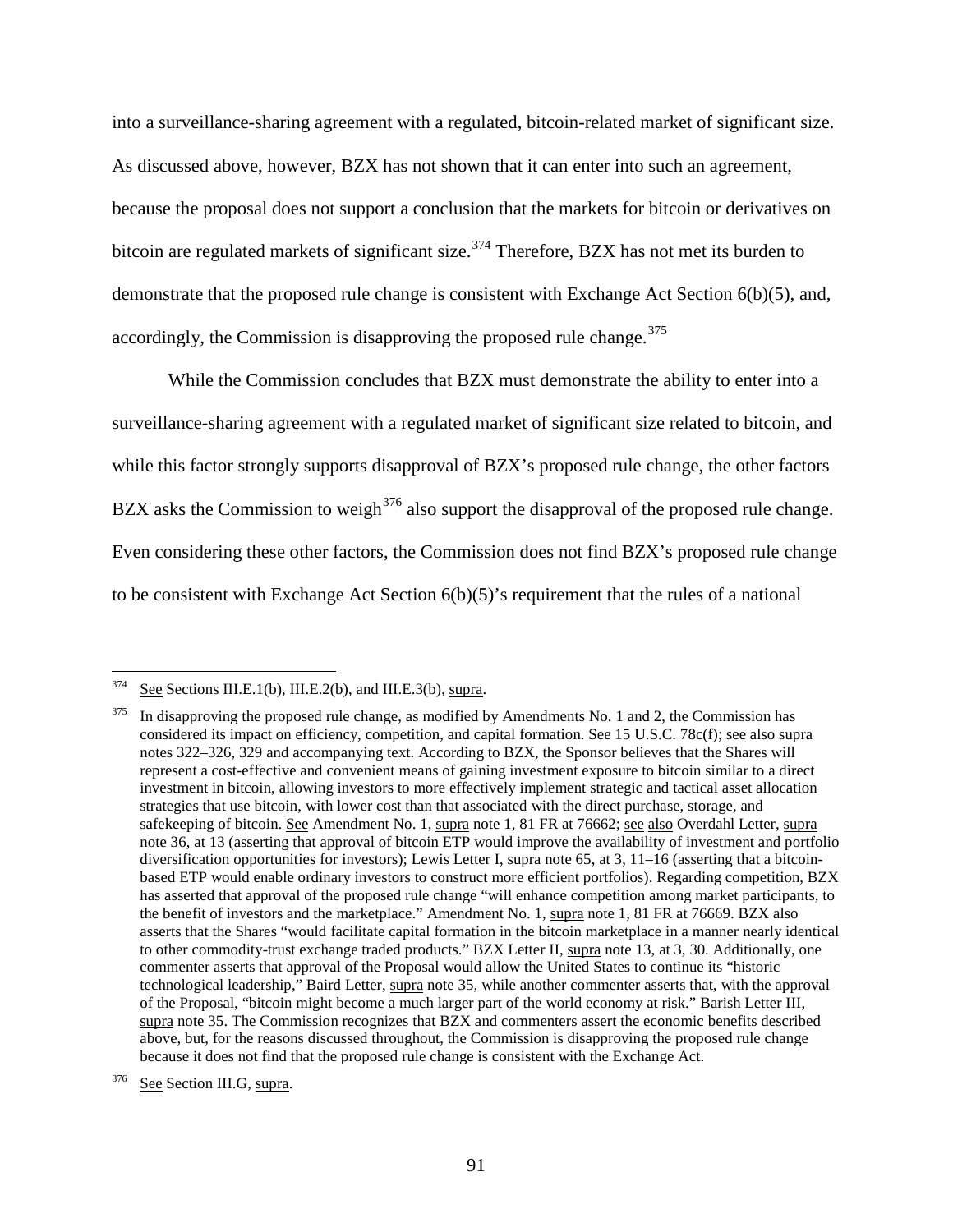into a surveillance-sharing agreement with a regulated, bitcoin-related market of significant size. As discussed above, however, BZX has not shown that it can enter into such an agreement, because the proposal does not support a conclusion that the markets for bitcoin or derivatives on bitcoin are regulated markets of significant size.[374] Therefore, BZX has not met its burden to demonstrate that the proposed rule change is consistent with Exchange Act Section 6(b)(5), and, accordingly, the Commission is disapproving the proposed rule change.[375]

While the Commission concludes that BZX must demonstrate the ability to enter into a surveillance-sharing agreement with a regulated market of significant size related to bitcoin, and while this factor strongly supports disapproval of BZX's proposed rule change, the other factors BZX asks the Commission to weigh[376] also support the disapproval of the proposed rule change. Even considering these other factors, the Commission does not find BZX's proposed rule change to be consistent with Exchange Act Section 6(b)(5)'s requirement that the rules of a national

---

[374] See Sections III.E.1(b), III.E.2(b), and III.E.3(b), supra.

[375] In disapproving the proposed rule change, as modified by Amendments No. 1 and 2, the Commission has considered its impact on efficiency, competition, and capital formation. See 15 U.S.C. 78c(f); see also supra notes 322–326, 329 and accompanying text. According to BZX, the Sponsor believes that the Shares will represent a cost-effective and convenient means of gaining investment exposure to bitcoin similar to a direct investment in bitcoin, allowing investors to more effectively implement strategic and tactical asset allocation strategies that use bitcoin, with lower cost than that associated with the direct purchase, storage, and safekeeping of bitcoin. See Amendment No. 1, supra note 1, 81 FR at 76662; see also Overdahl Letter, supra note 36, at 13 (asserting that approval of bitcoin ETP would improve the availability of investment and portfolio diversification opportunities for investors); Lewis Letter I, supra note 65, at 3, 11–16 (asserting that a bitcoin-based ETP would enable ordinary investors to construct more efficient portfolios). Regarding competition, BZX has asserted that approval of the proposed rule change "will enhance competition among market participants, to the benefit of investors and the marketplace." Amendment No. 1, supra note 1, 81 FR at 76669. BZX also asserts that the Shares "would facilitate capital formation in the bitcoin marketplace in a manner nearly identical to other commodity-trust exchange traded products." BZX Letter II, supra note 13, at 3, 30. Additionally, one commenter asserts that approval of the Proposal would allow the United States to continue its "historic technological leadership," Baird Letter, supra note 35, while another commenter asserts that, with the approval of the Proposal, "bitcoin might become a much larger part of the world economy at risk." Barish Letter III, supra note 35. The Commission recognizes that BZX and commenters assert the economic benefits described above, but, for the reasons discussed throughout, the Commission is disapproving the proposed rule change because it does not find that the proposed rule change is consistent with the Exchange Act.

[376] See Section III.G, supra.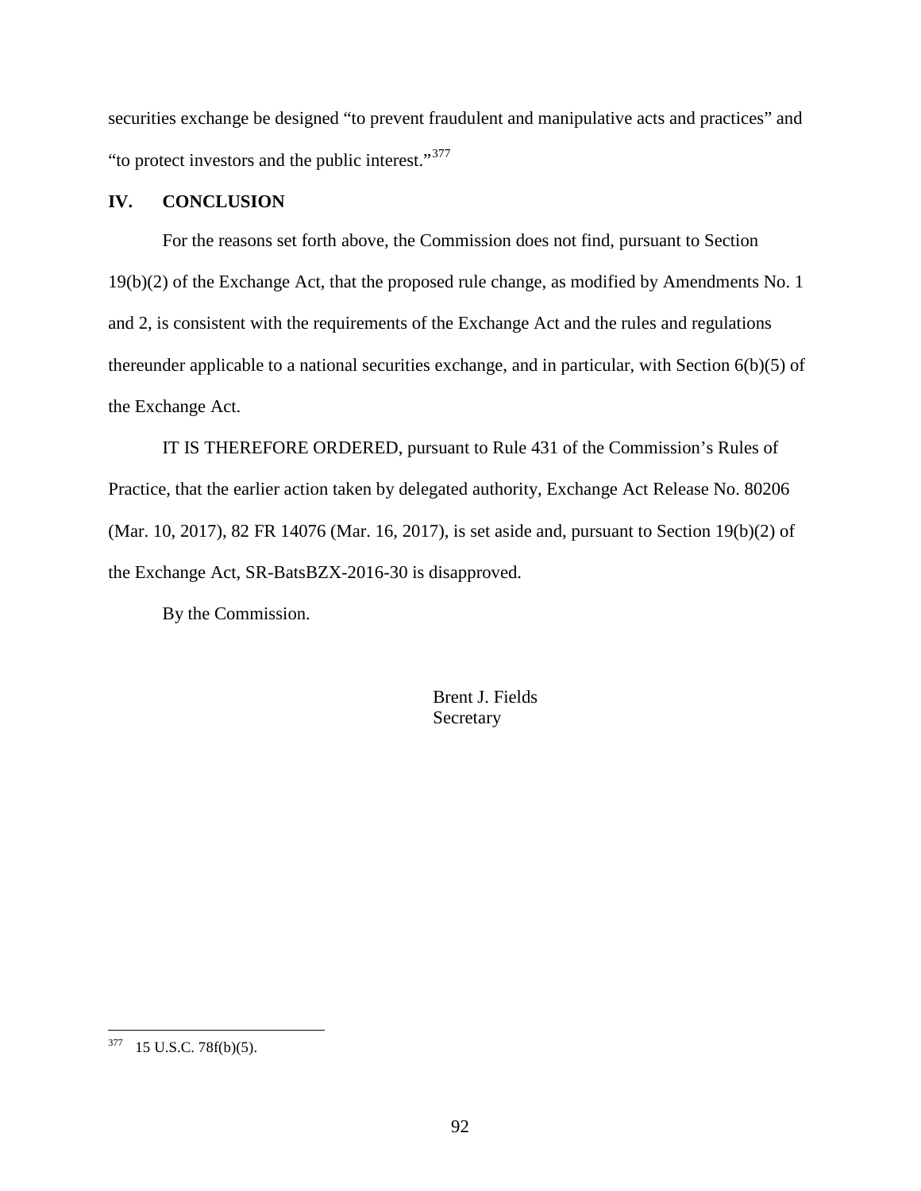securities exchange be designed "to prevent fraudulent and manipulative acts and practices" and "to protect investors and the public interest."[377]

## IV. CONCLUSION

For the reasons set forth above, the Commission does not find, pursuant to Section 19(b)(2) of the Exchange Act, that the proposed rule change, as modified by Amendments No. 1 and 2, is consistent with the requirements of the Exchange Act and the rules and regulations thereunder applicable to a national securities exchange, and in particular, with Section 6(b)(5) of the Exchange Act.

IT IS THEREFORE ORDERED, pursuant to Rule 431 of the Commission's Rules of Practice, that the earlier action taken by delegated authority, Exchange Act Release No. 80206 (Mar. 10, 2017), 82 FR 14076 (Mar. 16, 2017), is set aside and, pursuant to Section 19(b)(2) of the Exchange Act, SR-BatsBZX-2016-30 is disapproved.

By the Commission.

Brent J. Fields
Secretary

---

[377] 15 U.S.C. 78f(b)(5).